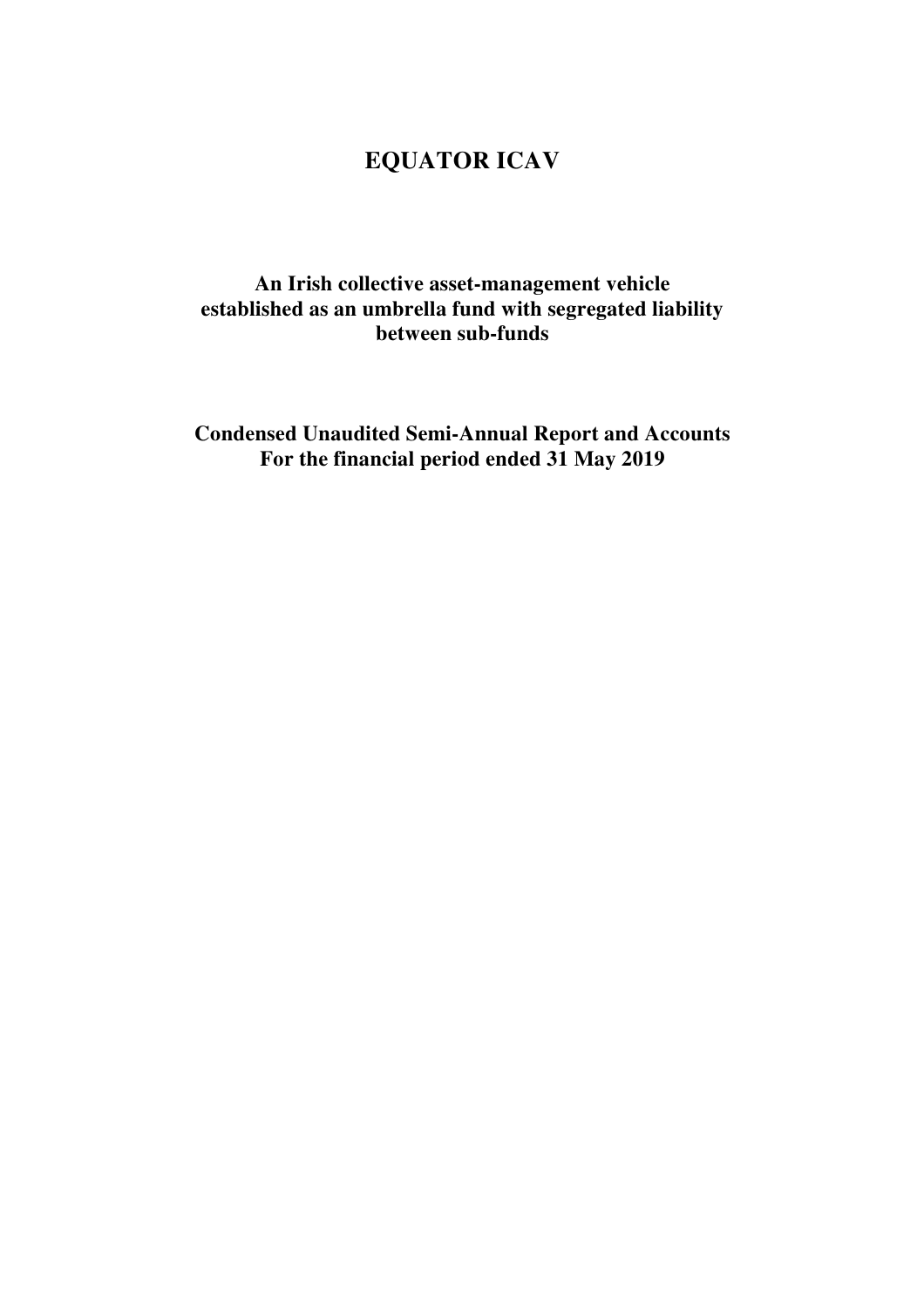# EQUATOR ICAV

**An Irish collective asset-management vehicle established as an umbrella fund with segregated liability between sub-funds**

**Condensed Unaudited Semi-Annual Report and Accounts For the financial period ended 31 May 2019**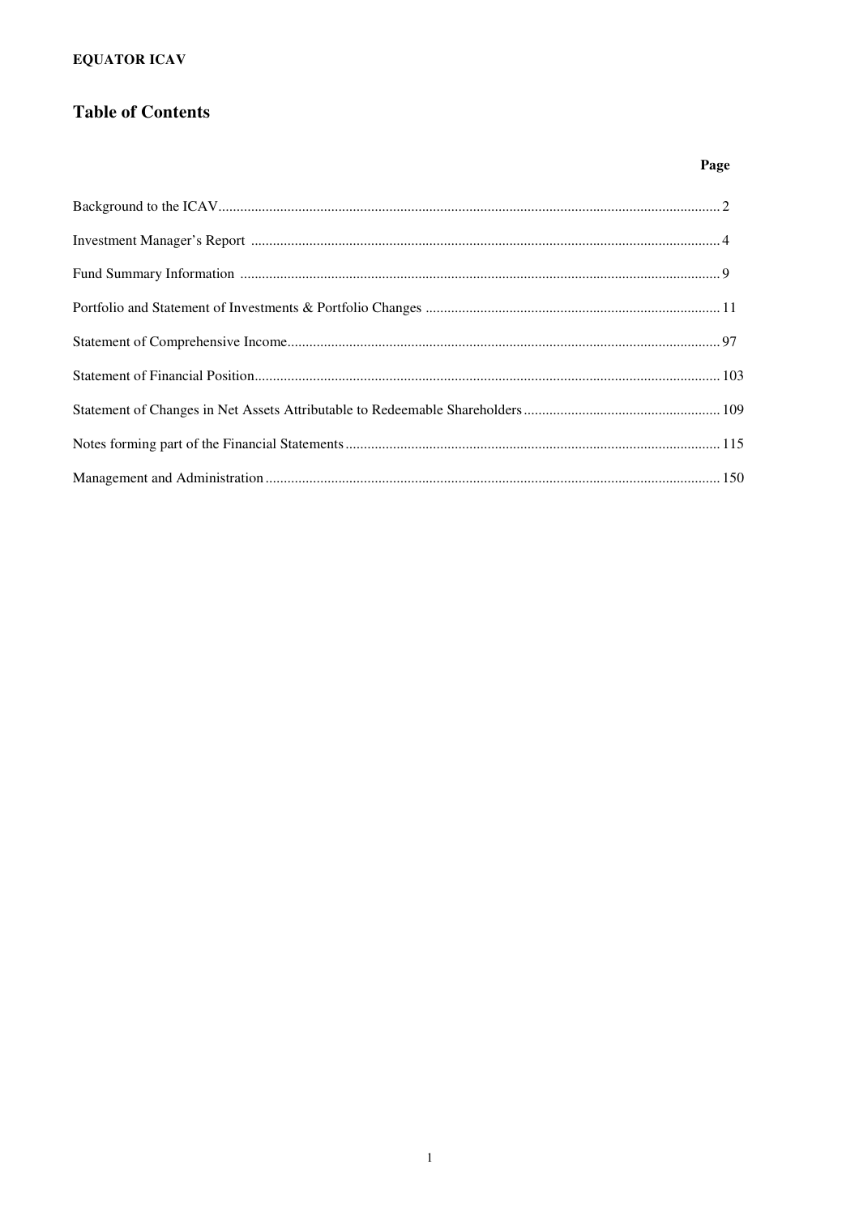**EQUATOR ICAV**

# Table of Contents

| | Page |
|---|---|
| Background to the ICAV | 2 |
| Investment Manager's Report | 4 |
| Fund Summary Information | 9 |
| Portfolio and Statement of Investments & Portfolio Changes | 11 |
| Statement of Comprehensive Income | 97 |
| Statement of Financial Position | 103 |
| Statement of Changes in Net Assets Attributable to Redeemable Shareholders | 109 |
| Notes forming part of the Financial Statements | 115 |
| Management and Administration | 150 |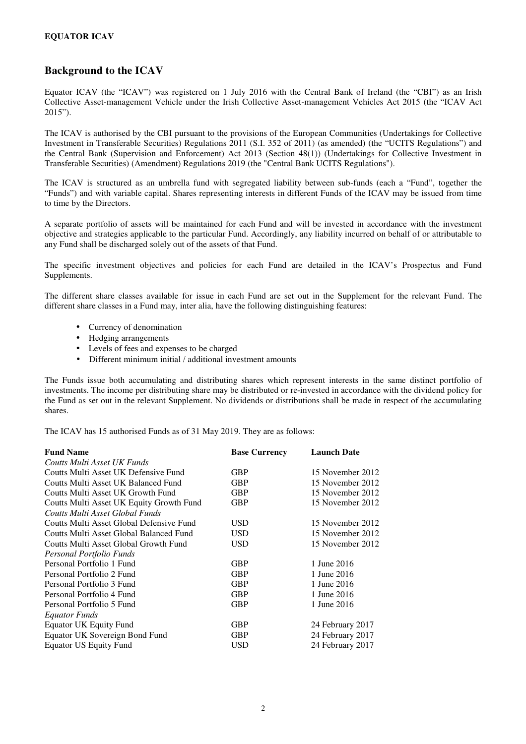## Background to the ICAV

Equator ICAV (the "ICAV") was registered on 1 July 2016 with the Central Bank of Ireland (the "CBI") as an Irish Collective Asset-management Vehicle under the Irish Collective Asset-management Vehicles Act 2015 (the "ICAV Act 2015").

The ICAV is authorised by the CBI pursuant to the provisions of the European Communities (Undertakings for Collective Investment in Transferable Securities) Regulations 2011 (S.I. 352 of 2011) (as amended) (the "UCITS Regulations") and the Central Bank (Supervision and Enforcement) Act 2013 (Section 48(1)) (Undertakings for Collective Investment in Transferable Securities) (Amendment) Regulations 2019 (the "Central Bank UCITS Regulations").

The ICAV is structured as an umbrella fund with segregated liability between sub-funds (each a "Fund", together the "Funds") and with variable capital. Shares representing interests in different Funds of the ICAV may be issued from time to time by the Directors.

A separate portfolio of assets will be maintained for each Fund and will be invested in accordance with the investment objective and strategies applicable to the particular Fund. Accordingly, any liability incurred on behalf of or attributable to any Fund shall be discharged solely out of the assets of that Fund.

The specific investment objectives and policies for each Fund are detailed in the ICAV's Prospectus and Fund Supplements.

The different share classes available for issue in each Fund are set out in the Supplement for the relevant Fund. The different share classes in a Fund may, inter alia, have the following distinguishing features:

- Currency of denomination
- Hedging arrangements
- Levels of fees and expenses to be charged
- Different minimum initial / additional investment amounts

The Funds issue both accumulating and distributing shares which represent interests in the same distinct portfolio of investments. The income per distributing share may be distributed or re-invested in accordance with the dividend policy for the Fund as set out in the relevant Supplement. No dividends or distributions shall be made in respect of the accumulating shares.

The ICAV has 15 authorised Funds as of 31 May 2019. They are as follows:

| Fund Name | Base Currency | Launch Date |
|---|---|---|
| *Coutts Multi Asset UK Funds* | | |
| Coutts Multi Asset UK Defensive Fund | GBP | 15 November 2012 |
| Coutts Multi Asset UK Balanced Fund | GBP | 15 November 2012 |
| Coutts Multi Asset UK Growth Fund | GBP | 15 November 2012 |
| Coutts Multi Asset UK Equity Growth Fund | GBP | 15 November 2012 |
| *Coutts Multi Asset Global Funds* | | |
| Coutts Multi Asset Global Defensive Fund | USD | 15 November 2012 |
| Coutts Multi Asset Global Balanced Fund | USD | 15 November 2012 |
| Coutts Multi Asset Global Growth Fund | USD | 15 November 2012 |
| *Personal Portfolio Funds* | | |
| Personal Portfolio 1 Fund | GBP | 1 June 2016 |
| Personal Portfolio 2 Fund | GBP | 1 June 2016 |
| Personal Portfolio 3 Fund | GBP | 1 June 2016 |
| Personal Portfolio 4 Fund | GBP | 1 June 2016 |
| Personal Portfolio 5 Fund | GBP | 1 June 2016 |
| *Equator Funds* | | |
| Equator UK Equity Fund | GBP | 24 February 2017 |
| Equator UK Sovereign Bond Fund | GBP | 24 February 2017 |
| Equator US Equity Fund | USD | 24 February 2017 |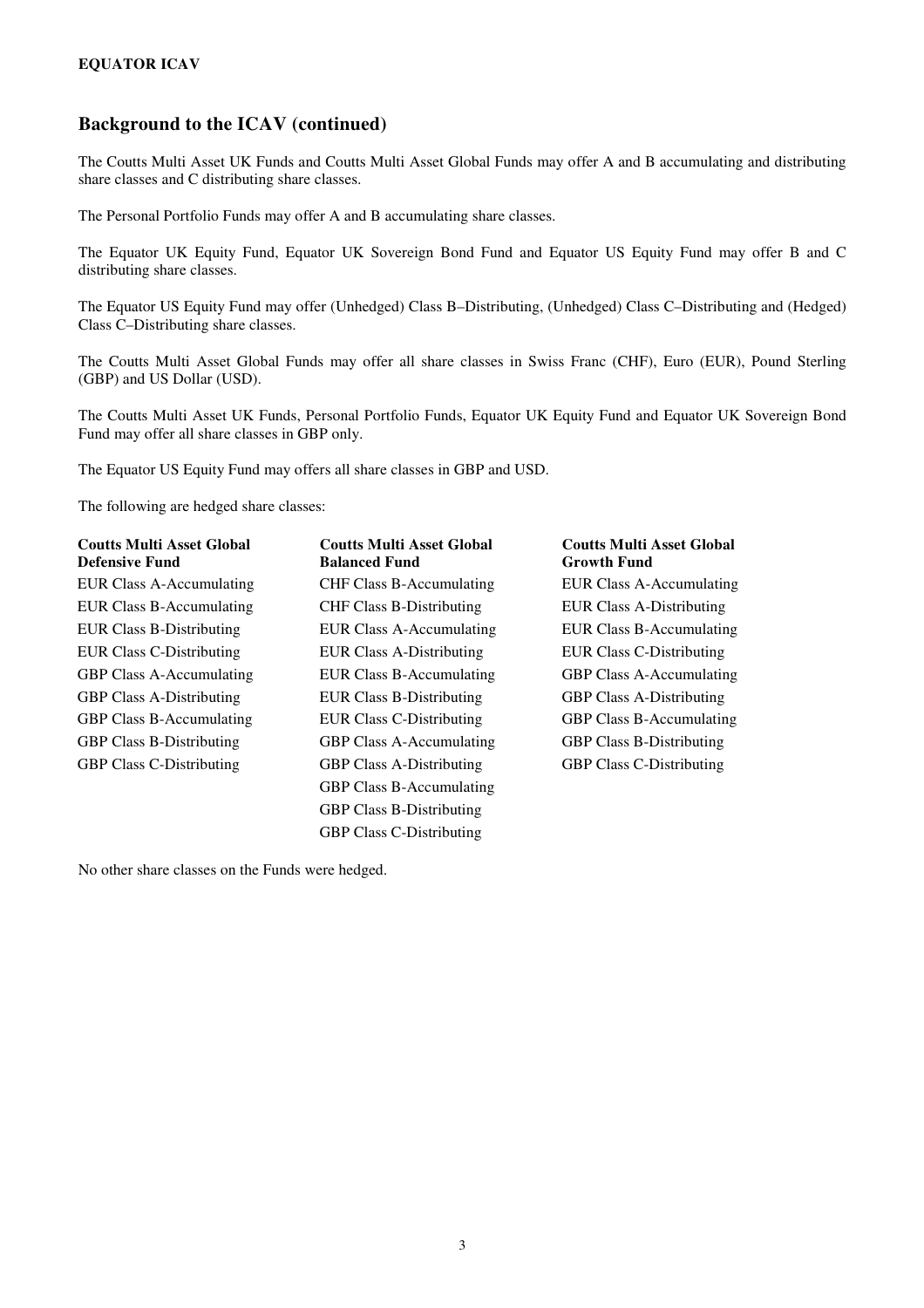## Background to the ICAV (continued)

The Coutts Multi Asset UK Funds and Coutts Multi Asset Global Funds may offer A and B accumulating and distributing share classes and C distributing share classes.

The Personal Portfolio Funds may offer A and B accumulating share classes.

The Equator UK Equity Fund, Equator UK Sovereign Bond Fund and Equator US Equity Fund may offer B and C distributing share classes.

The Equator US Equity Fund may offer (Unhedged) Class B–Distributing, (Unhedged) Class C–Distributing and (Hedged) Class C–Distributing share classes.

The Coutts Multi Asset Global Funds may offer all share classes in Swiss Franc (CHF), Euro (EUR), Pound Sterling (GBP) and US Dollar (USD).

The Coutts Multi Asset UK Funds, Personal Portfolio Funds, Equator UK Equity Fund and Equator UK Sovereign Bond Fund may offer all share classes in GBP only.

The Equator US Equity Fund may offers all share classes in GBP and USD.

The following are hedged share classes:

| Coutts Multi Asset Global Defensive Fund | Coutts Multi Asset Global Balanced Fund | Coutts Multi Asset Global Growth Fund |
|---|---|---|
| EUR Class A-Accumulating | CHF Class B-Accumulating | EUR Class A-Accumulating |
| EUR Class B-Accumulating | CHF Class B-Distributing | EUR Class A-Distributing |
| EUR Class B-Distributing | EUR Class A-Accumulating | EUR Class B-Accumulating |
| EUR Class C-Distributing | EUR Class A-Distributing | EUR Class C-Distributing |
| GBP Class A-Accumulating | EUR Class B-Accumulating | GBP Class A-Accumulating |
| GBP Class A-Distributing | EUR Class B-Distributing | GBP Class A-Distributing |
| GBP Class B-Accumulating | EUR Class C-Distributing | GBP Class B-Accumulating |
| GBP Class B-Distributing | GBP Class A-Accumulating | GBP Class B-Distributing |
| GBP Class C-Distributing | GBP Class A-Distributing | GBP Class C-Distributing |
| | GBP Class B-Accumulating | |
| | GBP Class B-Distributing | |
| | GBP Class C-Distributing | |

No other share classes on the Funds were hedged.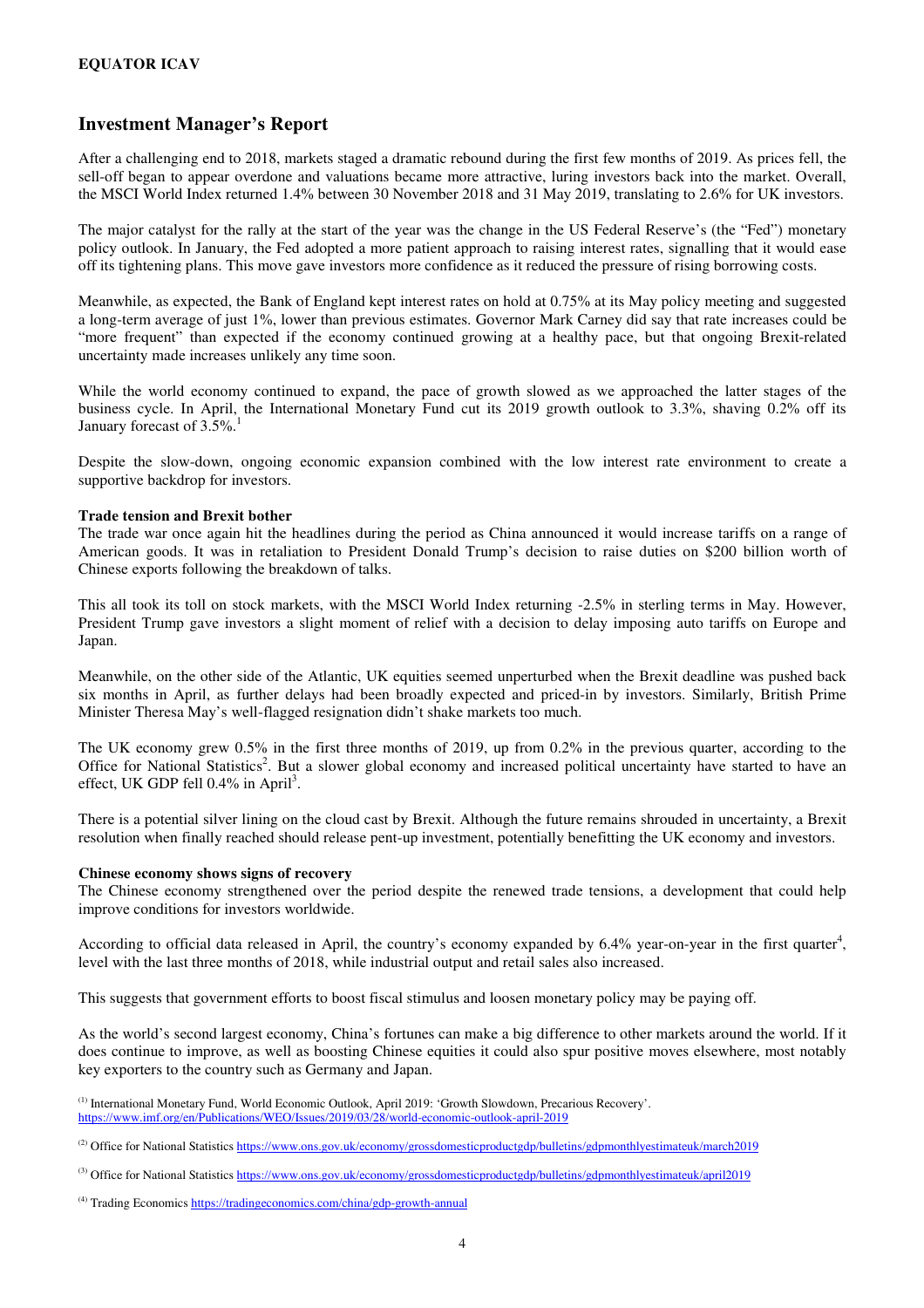## Investment Manager's Report

After a challenging end to 2018, markets staged a dramatic rebound during the first few months of 2019. As prices fell, the sell-off began to appear overdone and valuations became more attractive, luring investors back into the market. Overall, the MSCI World Index returned 1.4% between 30 November 2018 and 31 May 2019, translating to 2.6% for UK investors.

The major catalyst for the rally at the start of the year was the change in the US Federal Reserve's (the "Fed") monetary policy outlook. In January, the Fed adopted a more patient approach to raising interest rates, signalling that it would ease off its tightening plans. This move gave investors more confidence as it reduced the pressure of rising borrowing costs.

Meanwhile, as expected, the Bank of England kept interest rates on hold at 0.75% at its May policy meeting and suggested a long-term average of just 1%, lower than previous estimates. Governor Mark Carney did say that rate increases could be "more frequent" than expected if the economy continued growing at a healthy pace, but that ongoing Brexit-related uncertainty made increases unlikely any time soon.

While the world economy continued to expand, the pace of growth slowed as we approached the latter stages of the business cycle. In April, the International Monetary Fund cut its 2019 growth outlook to 3.3%, shaving 0.2% off its January forecast of 3.5%.[1]

Despite the slow-down, ongoing economic expansion combined with the low interest rate environment to create a supportive backdrop for investors.

**Trade tension and Brexit bother**

The trade war once again hit the headlines during the period as China announced it would increase tariffs on a range of American goods. It was in retaliation to President Donald Trump's decision to raise duties on $200 billion worth of Chinese exports following the breakdown of talks.

This all took its toll on stock markets, with the MSCI World Index returning -2.5% in sterling terms in May. However, President Trump gave investors a slight moment of relief with a decision to delay imposing auto tariffs on Europe and Japan.

Meanwhile, on the other side of the Atlantic, UK equities seemed unperturbed when the Brexit deadline was pushed back six months in April, as further delays had been broadly expected and priced-in by investors. Similarly, British Prime Minister Theresa May's well-flagged resignation didn't shake markets too much.

The UK economy grew 0.5% in the first three months of 2019, up from 0.2% in the previous quarter, according to the Office for National Statistics[2]. But a slower global economy and increased political uncertainty have started to have an effect, UK GDP fell 0.4% in April[3].

There is a potential silver lining on the cloud cast by Brexit. Although the future remains shrouded in uncertainty, a Brexit resolution when finally reached should release pent-up investment, potentially benefitting the UK economy and investors.

**Chinese economy shows signs of recovery**

The Chinese economy strengthened over the period despite the renewed trade tensions, a development that could help improve conditions for investors worldwide.

According to official data released in April, the country's economy expanded by 6.4% year-on-year in the first quarter[4], level with the last three months of 2018, while industrial output and retail sales also increased.

This suggests that government efforts to boost fiscal stimulus and loosen monetary policy may be paying off.

As the world's second largest economy, China's fortunes can make a big difference to other markets around the world. If it does continue to improve, as well as boosting Chinese equities it could also spur positive moves elsewhere, most notably key exporters to the country such as Germany and Japan.

(1) International Monetary Fund, World Economic Outlook, April 2019: 'Growth Slowdown, Precarious Recovery'. https://www.imf.org/en/Publications/WEO/Issues/2019/03/28/world-economic-outlook-april-2019

(2) Office for National Statistics https://www.ons.gov.uk/economy/grossdomesticproductgdp/bulletins/gdpmonthlyestimateuk/march2019

(3) Office for National Statistics https://www.ons.gov.uk/economy/grossdomesticproductgdp/bulletins/gdpmonthlyestimateuk/april2019

(4) Trading Economics https://tradingeconomics.com/china/gdp-growth-annual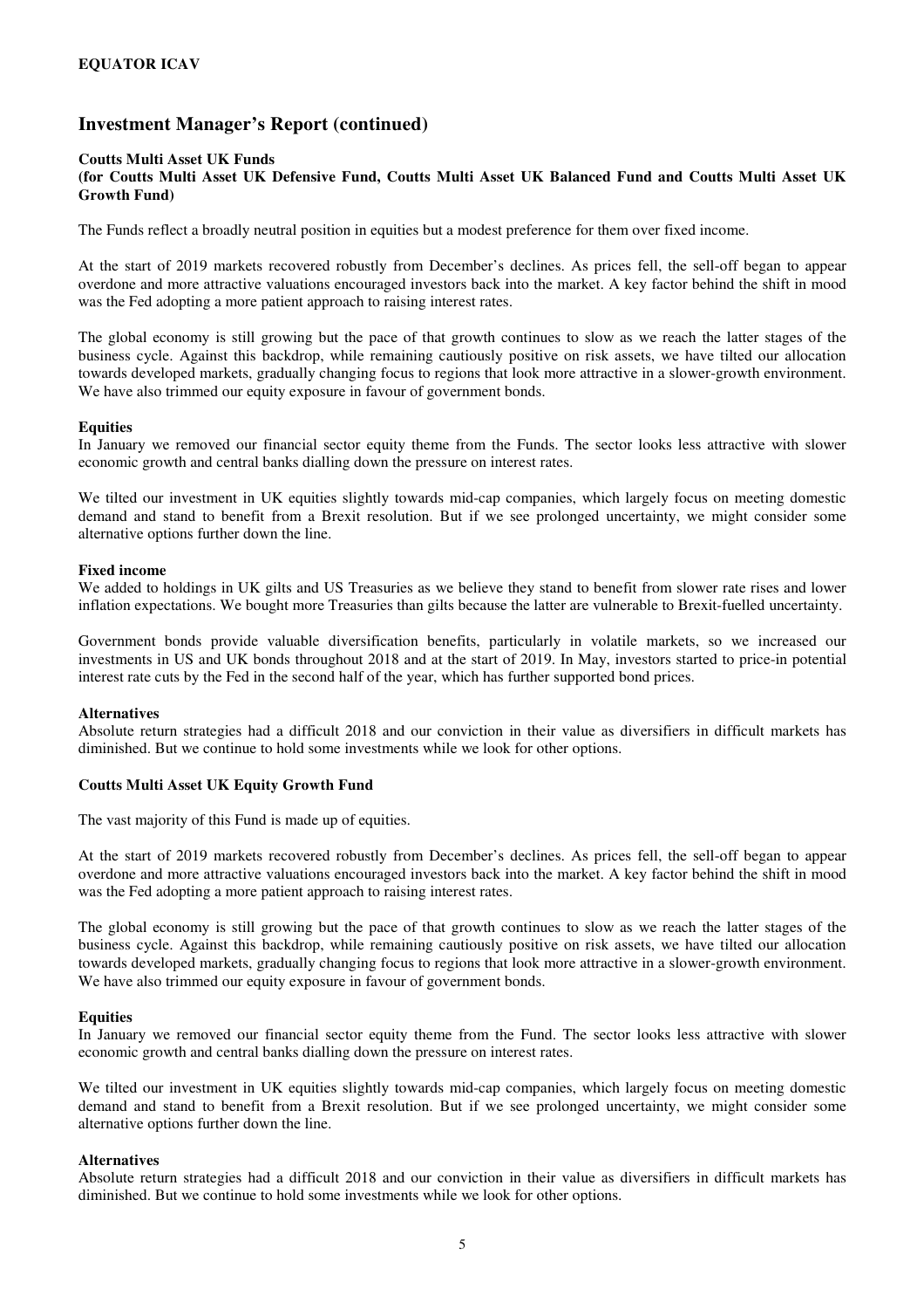## Investment Manager's Report (continued)

**Coutts Multi Asset UK Funds**
**(for Coutts Multi Asset UK Defensive Fund, Coutts Multi Asset UK Balanced Fund and Coutts Multi Asset UK Growth Fund)**

The Funds reflect a broadly neutral position in equities but a modest preference for them over fixed income.

At the start of 2019 markets recovered robustly from December's declines. As prices fell, the sell-off began to appear overdone and more attractive valuations encouraged investors back into the market. A key factor behind the shift in mood was the Fed adopting a more patient approach to raising interest rates.

The global economy is still growing but the pace of that growth continues to slow as we reach the latter stages of the business cycle. Against this backdrop, while remaining cautiously positive on risk assets, we have tilted our allocation towards developed markets, gradually changing focus to regions that look more attractive in a slower-growth environment. We have also trimmed our equity exposure in favour of government bonds.

**Equities**
In January we removed our financial sector equity theme from the Funds. The sector looks less attractive with slower economic growth and central banks dialling down the pressure on interest rates.

We tilted our investment in UK equities slightly towards mid-cap companies, which largely focus on meeting domestic demand and stand to benefit from a Brexit resolution. But if we see prolonged uncertainty, we might consider some alternative options further down the line.

**Fixed income**
We added to holdings in UK gilts and US Treasuries as we believe they stand to benefit from slower rate rises and lower inflation expectations. We bought more Treasuries than gilts because the latter are vulnerable to Brexit-fuelled uncertainty.

Government bonds provide valuable diversification benefits, particularly in volatile markets, so we increased our investments in US and UK bonds throughout 2018 and at the start of 2019. In May, investors started to price-in potential interest rate cuts by the Fed in the second half of the year, which has further supported bond prices.

**Alternatives**
Absolute return strategies had a difficult 2018 and our conviction in their value as diversifiers in difficult markets has diminished. But we continue to hold some investments while we look for other options.

**Coutts Multi Asset UK Equity Growth Fund**

The vast majority of this Fund is made up of equities.

At the start of 2019 markets recovered robustly from December's declines. As prices fell, the sell-off began to appear overdone and more attractive valuations encouraged investors back into the market. A key factor behind the shift in mood was the Fed adopting a more patient approach to raising interest rates.

The global economy is still growing but the pace of that growth continues to slow as we reach the latter stages of the business cycle. Against this backdrop, while remaining cautiously positive on risk assets, we have tilted our allocation towards developed markets, gradually changing focus to regions that look more attractive in a slower-growth environment. We have also trimmed our equity exposure in favour of government bonds.

**Equities**
In January we removed our financial sector equity theme from the Fund. The sector looks less attractive with slower economic growth and central banks dialling down the pressure on interest rates.

We tilted our investment in UK equities slightly towards mid-cap companies, which largely focus on meeting domestic demand and stand to benefit from a Brexit resolution. But if we see prolonged uncertainty, we might consider some alternative options further down the line.

**Alternatives**
Absolute return strategies had a difficult 2018 and our conviction in their value as diversifiers in difficult markets has diminished. But we continue to hold some investments while we look for other options.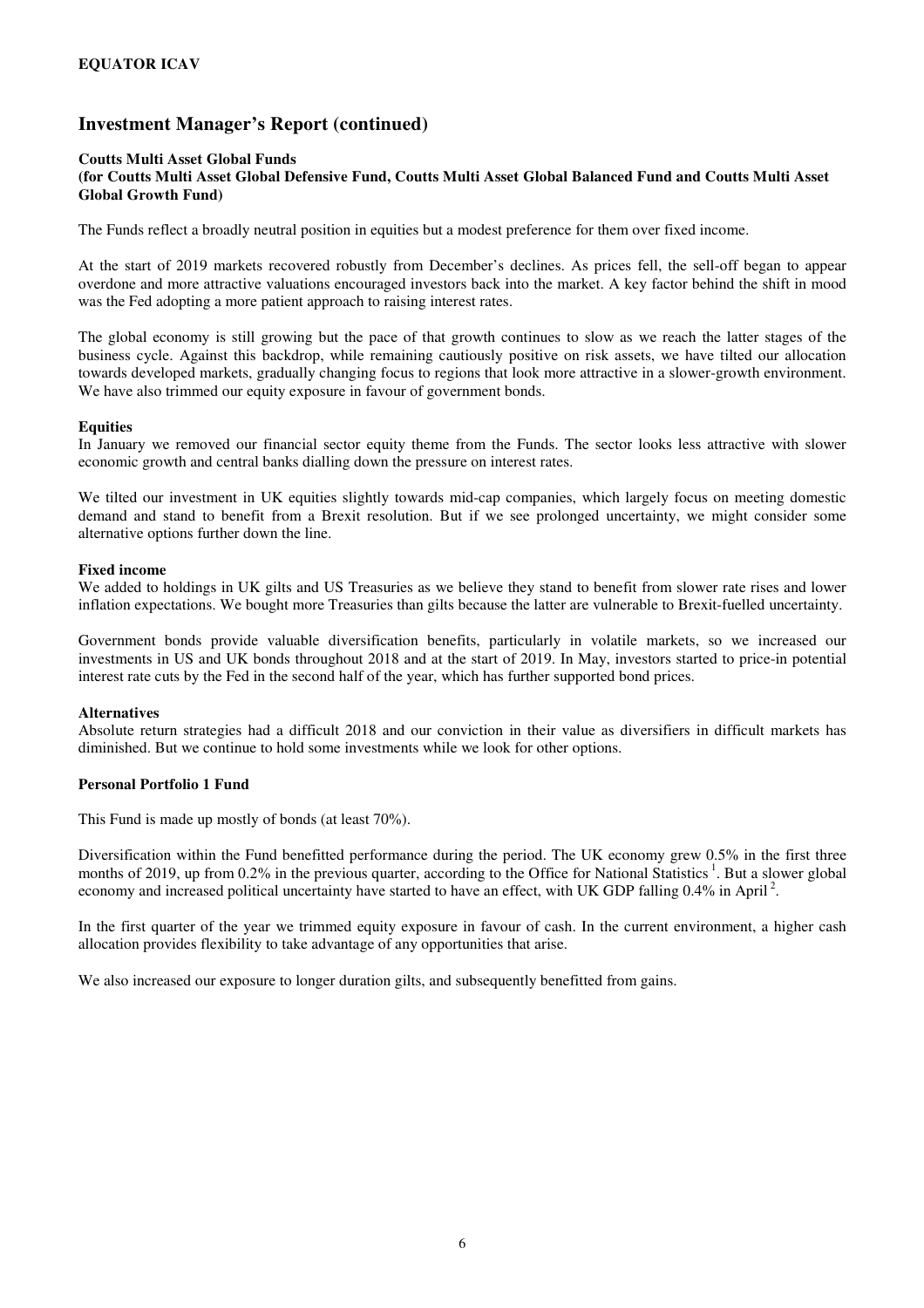## Investment Manager's Report (continued)

**Coutts Multi Asset Global Funds**
**(for Coutts Multi Asset Global Defensive Fund, Coutts Multi Asset Global Balanced Fund and Coutts Multi Asset Global Growth Fund)**

The Funds reflect a broadly neutral position in equities but a modest preference for them over fixed income.

At the start of 2019 markets recovered robustly from December's declines. As prices fell, the sell-off began to appear overdone and more attractive valuations encouraged investors back into the market. A key factor behind the shift in mood was the Fed adopting a more patient approach to raising interest rates.

The global economy is still growing but the pace of that growth continues to slow as we reach the latter stages of the business cycle. Against this backdrop, while remaining cautiously positive on risk assets, we have tilted our allocation towards developed markets, gradually changing focus to regions that look more attractive in a slower-growth environment. We have also trimmed our equity exposure in favour of government bonds.

**Equities**
In January we removed our financial sector equity theme from the Funds. The sector looks less attractive with slower economic growth and central banks dialling down the pressure on interest rates.

We tilted our investment in UK equities slightly towards mid-cap companies, which largely focus on meeting domestic demand and stand to benefit from a Brexit resolution. But if we see prolonged uncertainty, we might consider some alternative options further down the line.

**Fixed income**
We added to holdings in UK gilts and US Treasuries as we believe they stand to benefit from slower rate rises and lower inflation expectations. We bought more Treasuries than gilts because the latter are vulnerable to Brexit-fuelled uncertainty.

Government bonds provide valuable diversification benefits, particularly in volatile markets, so we increased our investments in US and UK bonds throughout 2018 and at the start of 2019. In May, investors started to price-in potential interest rate cuts by the Fed in the second half of the year, which has further supported bond prices.

**Alternatives**
Absolute return strategies had a difficult 2018 and our conviction in their value as diversifiers in difficult markets has diminished. But we continue to hold some investments while we look for other options.

**Personal Portfolio 1 Fund**

This Fund is made up mostly of bonds (at least 70%).

Diversification within the Fund benefitted performance during the period. The UK economy grew 0.5% in the first three months of 2019, up from 0.2% in the previous quarter, according to the Office for National Statistics [1]. But a slower global economy and increased political uncertainty have started to have an effect, with UK GDP falling 0.4% in April [2].

In the first quarter of the year we trimmed equity exposure in favour of cash. In the current environment, a higher cash allocation provides flexibility to take advantage of any opportunities that arise.

We also increased our exposure to longer duration gilts, and subsequently benefitted from gains.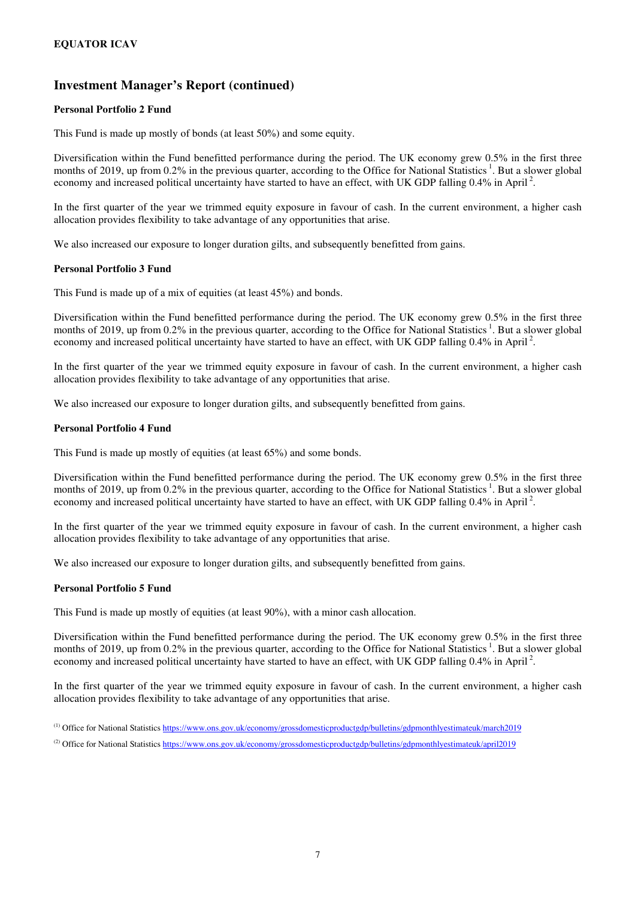## Investment Manager's Report (continued)

**Personal Portfolio 2 Fund**

This Fund is made up mostly of bonds (at least 50%) and some equity.

Diversification within the Fund benefitted performance during the period. The UK economy grew 0.5% in the first three months of 2019, up from 0.2% in the previous quarter, according to the Office for National Statistics [1]. But a slower global economy and increased political uncertainty have started to have an effect, with UK GDP falling 0.4% in April [2].

In the first quarter of the year we trimmed equity exposure in favour of cash. In the current environment, a higher cash allocation provides flexibility to take advantage of any opportunities that arise.

We also increased our exposure to longer duration gilts, and subsequently benefitted from gains.

**Personal Portfolio 3 Fund**

This Fund is made up of a mix of equities (at least 45%) and bonds.

Diversification within the Fund benefitted performance during the period. The UK economy grew 0.5% in the first three months of 2019, up from 0.2% in the previous quarter, according to the Office for National Statistics [1]. But a slower global economy and increased political uncertainty have started to have an effect, with UK GDP falling 0.4% in April [2].

In the first quarter of the year we trimmed equity exposure in favour of cash. In the current environment, a higher cash allocation provides flexibility to take advantage of any opportunities that arise.

We also increased our exposure to longer duration gilts, and subsequently benefitted from gains.

**Personal Portfolio 4 Fund**

This Fund is made up mostly of equities (at least 65%) and some bonds.

Diversification within the Fund benefitted performance during the period. The UK economy grew 0.5% in the first three months of 2019, up from 0.2% in the previous quarter, according to the Office for National Statistics [1]. But a slower global economy and increased political uncertainty have started to have an effect, with UK GDP falling 0.4% in April [2].

In the first quarter of the year we trimmed equity exposure in favour of cash. In the current environment, a higher cash allocation provides flexibility to take advantage of any opportunities that arise.

We also increased our exposure to longer duration gilts, and subsequently benefitted from gains.

**Personal Portfolio 5 Fund**

This Fund is made up mostly of equities (at least 90%), with a minor cash allocation.

Diversification within the Fund benefitted performance during the period. The UK economy grew 0.5% in the first three months of 2019, up from 0.2% in the previous quarter, according to the Office for National Statistics [1]. But a slower global economy and increased political uncertainty have started to have an effect, with UK GDP falling 0.4% in April [2].

In the first quarter of the year we trimmed equity exposure in favour of cash. In the current environment, a higher cash allocation provides flexibility to take advantage of any opportunities that arise.

(1) Office for National Statistics https://www.ons.gov.uk/economy/grossdomesticproductgdp/bulletins/gdpmonthlyestimateuk/march2019

(2) Office for National Statistics https://www.ons.gov.uk/economy/grossdomesticproductgdp/bulletins/gdpmonthlyestimateuk/april2019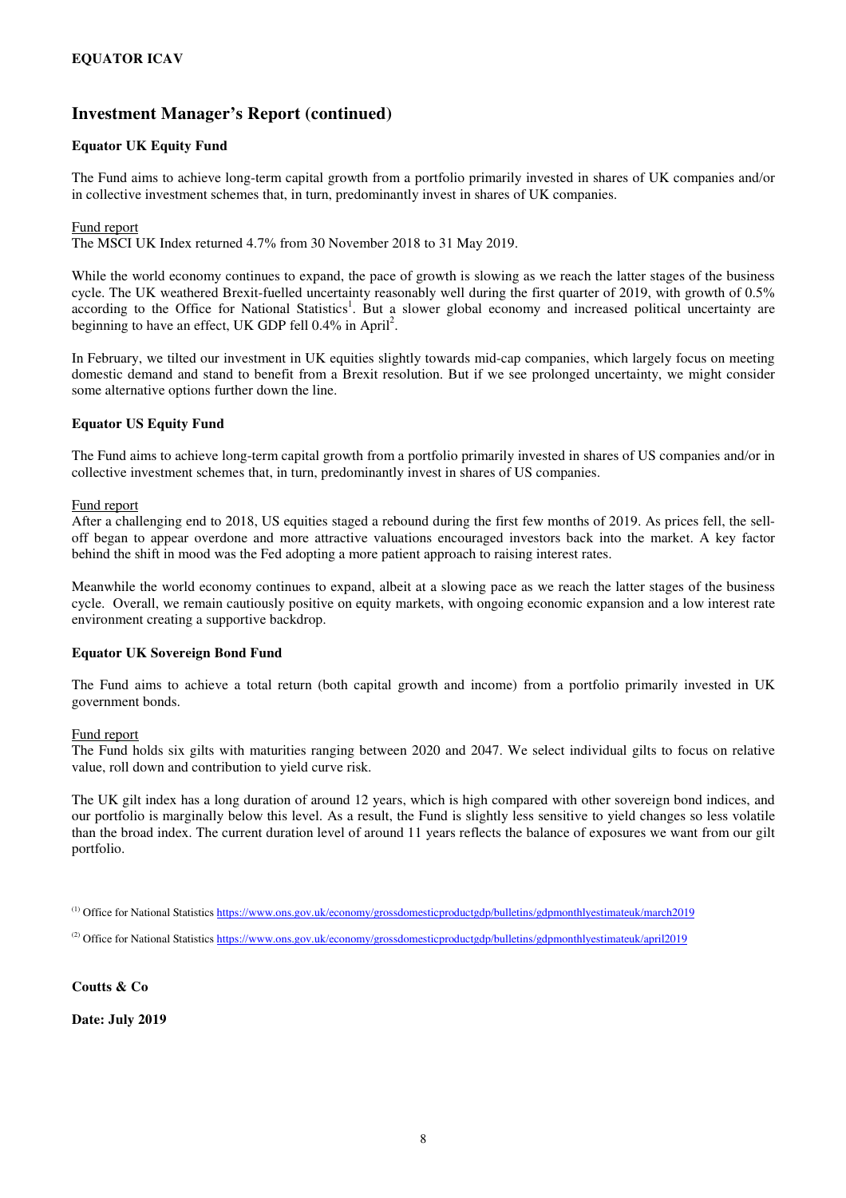## Investment Manager's Report (continued)

### Equator UK Equity Fund

The Fund aims to achieve long-term capital growth from a portfolio primarily invested in shares of UK companies and/or in collective investment schemes that, in turn, predominantly invest in shares of UK companies.

Fund report

The MSCI UK Index returned 4.7% from 30 November 2018 to 31 May 2019.

While the world economy continues to expand, the pace of growth is slowing as we reach the latter stages of the business cycle. The UK weathered Brexit-fuelled uncertainty reasonably well during the first quarter of 2019, with growth of 0.5% according to the Office for National Statistics[1]. But a slower global economy and increased political uncertainty are beginning to have an effect, UK GDP fell 0.4% in April[2].

In February, we tilted our investment in UK equities slightly towards mid-cap companies, which largely focus on meeting domestic demand and stand to benefit from a Brexit resolution. But if we see prolonged uncertainty, we might consider some alternative options further down the line.

### Equator US Equity Fund

The Fund aims to achieve long-term capital growth from a portfolio primarily invested in shares of US companies and/or in collective investment schemes that, in turn, predominantly invest in shares of US companies.

Fund report

After a challenging end to 2018, US equities staged a rebound during the first few months of 2019. As prices fell, the sell-off began to appear overdone and more attractive valuations encouraged investors back into the market. A key factor behind the shift in mood was the Fed adopting a more patient approach to raising interest rates.

Meanwhile the world economy continues to expand, albeit at a slowing pace as we reach the latter stages of the business cycle. Overall, we remain cautiously positive on equity markets, with ongoing economic expansion and a low interest rate environment creating a supportive backdrop.

### Equator UK Sovereign Bond Fund

The Fund aims to achieve a total return (both capital growth and income) from a portfolio primarily invested in UK government bonds.

Fund report

The Fund holds six gilts with maturities ranging between 2020 and 2047. We select individual gilts to focus on relative value, roll down and contribution to yield curve risk.

The UK gilt index has a long duration of around 12 years, which is high compared with other sovereign bond indices, and our portfolio is marginally below this level. As a result, the Fund is slightly less sensitive to yield changes so less volatile than the broad index. The current duration level of around 11 years reflects the balance of exposures we want from our gilt portfolio.

(1) Office for National Statistics https://www.ons.gov.uk/economy/grossdomesticproductgdp/bulletins/gdpmonthlyestimateuk/march2019

(2) Office for National Statistics https://www.ons.gov.uk/economy/grossdomesticproductgdp/bulletins/gdpmonthlyestimateuk/april2019

**Coutts & Co**

**Date: July 2019**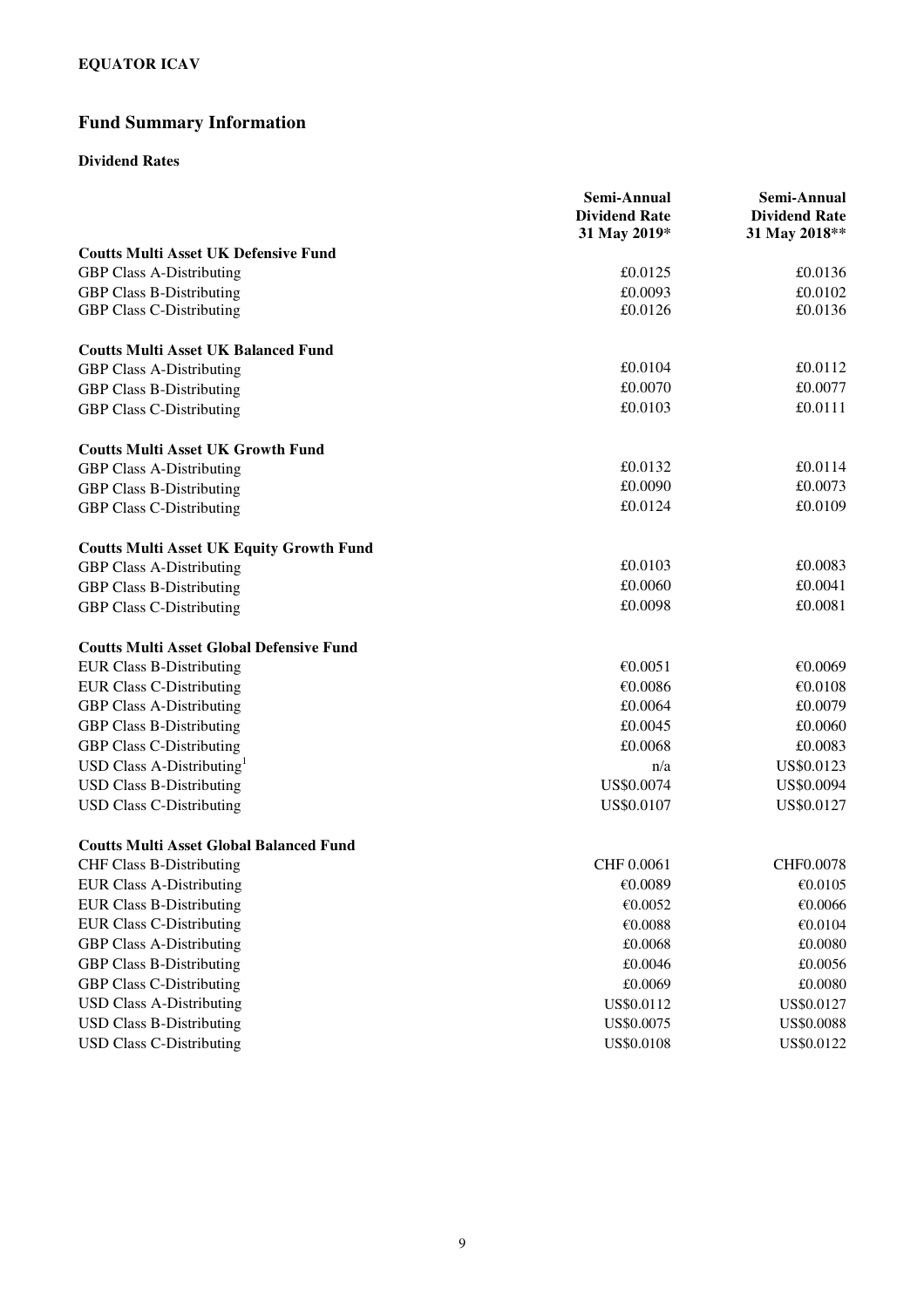**EQUATOR ICAV**

## Fund Summary Information

### Dividend Rates

| | Semi-Annual Dividend Rate 31 May 2019* | Semi-Annual Dividend Rate 31 May 2018** |
|---|---|---|
| **Coutts Multi Asset UK Defensive Fund** | | |
| GBP Class A-Distributing | £0.0125 | £0.0136 |
| GBP Class B-Distributing | £0.0093 | £0.0102 |
| GBP Class C-Distributing | £0.0126 | £0.0136 |
| | | |
| **Coutts Multi Asset UK Balanced Fund** | | |
| GBP Class A-Distributing | £0.0104 | £0.0112 |
| GBP Class B-Distributing | £0.0070 | £0.0077 |
| GBP Class C-Distributing | £0.0103 | £0.0111 |
| | | |
| **Coutts Multi Asset UK Growth Fund** | | |
| GBP Class A-Distributing | £0.0132 | £0.0114 |
| GBP Class B-Distributing | £0.0090 | £0.0073 |
| GBP Class C-Distributing | £0.0124 | £0.0109 |
| | | |
| **Coutts Multi Asset UK Equity Growth Fund** | | |
| GBP Class A-Distributing | £0.0103 | £0.0083 |
| GBP Class B-Distributing | £0.0060 | £0.0041 |
| GBP Class C-Distributing | £0.0098 | £0.0081 |
| | | |
| **Coutts Multi Asset Global Defensive Fund** | | |
| EUR Class B-Distributing | €0.0051 | €0.0069 |
| EUR Class C-Distributing | €0.0086 | €0.0108 |
| GBP Class A-Distributing | £0.0064 | £0.0079 |
| GBP Class B-Distributing | £0.0045 | £0.0060 |
| GBP Class C-Distributing | £0.0068 | £0.0083 |
| USD Class A-Distributing[1] | n/a | US$0.0123 |
| USD Class B-Distributing | US$0.0074 | US$0.0094 |
| USD Class C-Distributing | US$0.0107 | US$0.0127 |
| | | |
| **Coutts Multi Asset Global Balanced Fund** | | |
| CHF Class B-Distributing | CHF 0.0061 | CHF0.0078 |
| EUR Class A-Distributing | €0.0089 | €0.0105 |
| EUR Class B-Distributing | €0.0052 | €0.0066 |
| EUR Class C-Distributing | €0.0088 | €0.0104 |
| GBP Class A-Distributing | £0.0068 | £0.0080 |
| GBP Class B-Distributing | £0.0046 | £0.0056 |
| GBP Class C-Distributing | £0.0069 | £0.0080 |
| USD Class A-Distributing | US$0.0112 | US$0.0127 |
| USD Class B-Distributing | US$0.0075 | US$0.0088 |
| USD Class C-Distributing | US$0.0108 | US$0.0122 |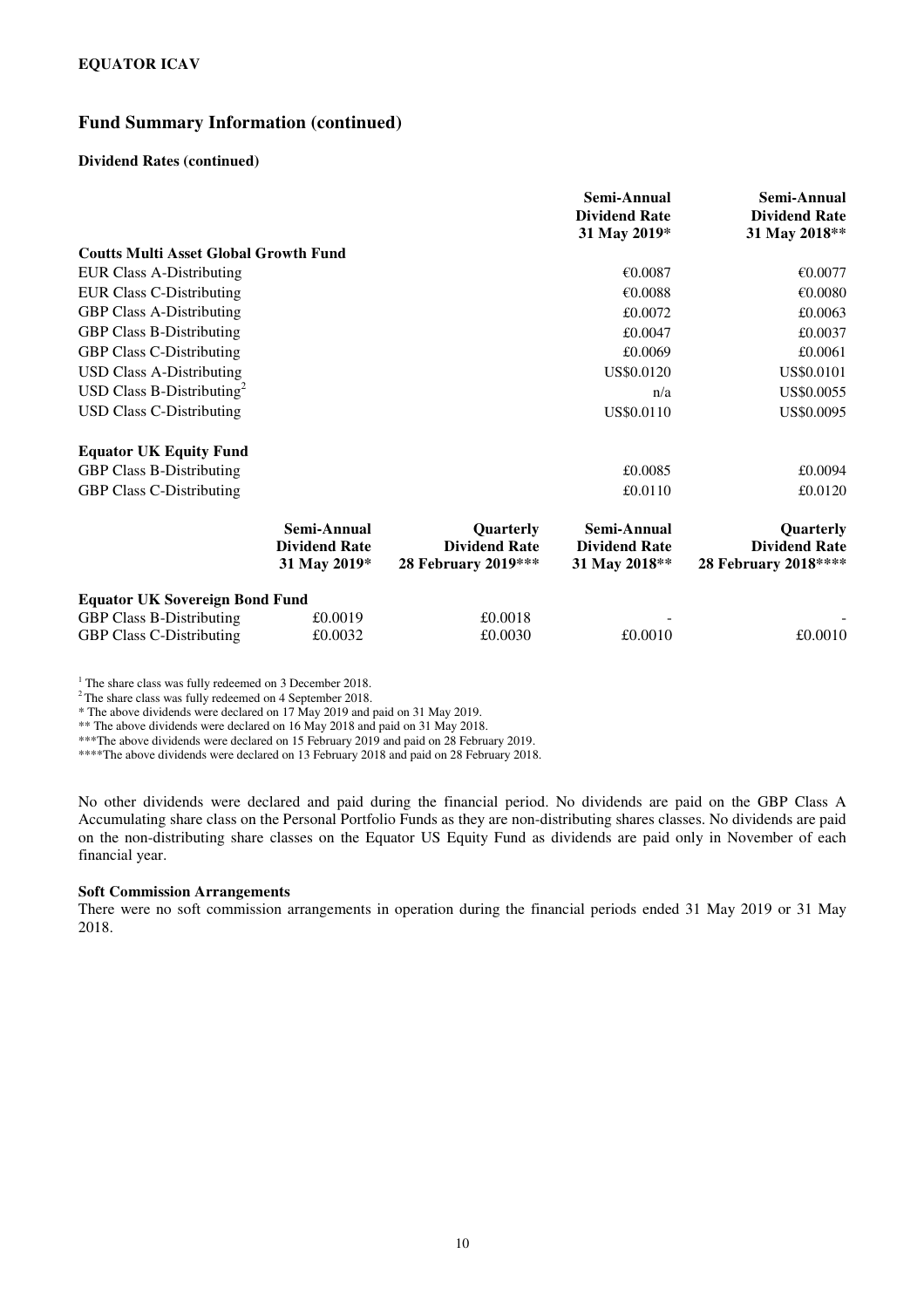## Fund Summary Information (continued)

### Dividend Rates (continued)

| | Semi-Annual Dividend Rate 31 May 2019* | Semi-Annual Dividend Rate 31 May 2018** |
|---|---|---|
| **Coutts Multi Asset Global Growth Fund** | | |
| EUR Class A-Distributing | €0.0087 | €0.0077 |
| EUR Class C-Distributing | €0.0088 | €0.0080 |
| GBP Class A-Distributing | £0.0072 | £0.0063 |
| GBP Class B-Distributing | £0.0047 | £0.0037 |
| GBP Class C-Distributing | £0.0069 | £0.0061 |
| USD Class A-Distributing | US$0.0120 | US$0.0101 |
| USD Class B-Distributing[2] | n/a | US$0.0055 |
| USD Class C-Distributing | US$0.0110 | US$0.0095 |
| | | |
| **Equator UK Equity Fund** | | |
| GBP Class B-Distributing | £0.0085 | £0.0094 |
| GBP Class C-Distributing | £0.0110 | £0.0120 |

| | Semi-Annual Dividend Rate 31 May 2019* | Quarterly Dividend Rate 28 February 2019*** | Semi-Annual Dividend Rate 31 May 2018** | Quarterly Dividend Rate 28 February 2018**** |
|---|---|---|---|---|
| **Equator UK Sovereign Bond Fund** | | | | |
| GBP Class B-Distributing | £0.0019 | £0.0018 | - | - |
| GBP Class C-Distributing | £0.0032 | £0.0030 | £0.0010 | £0.0010 |

[1] The share class was fully redeemed on 3 December 2018.
[2] The share class was fully redeemed on 4 September 2018.
* The above dividends were declared on 17 May 2019 and paid on 31 May 2019.
** The above dividends were declared on 16 May 2018 and paid on 31 May 2018.
***The above dividends were declared on 15 February 2019 and paid on 28 February 2019.
****The above dividends were declared on 13 February 2018 and paid on 28 February 2018.

No other dividends were declared and paid during the financial period. No dividends are paid on the GBP Class A Accumulating share class on the Personal Portfolio Funds as they are non-distributing shares classes. No dividends are paid on the non-distributing share classes on the Equator US Equity Fund as dividends are paid only in November of each financial year.

### Soft Commission Arrangements

There were no soft commission arrangements in operation during the financial periods ended 31 May 2019 or 31 May 2018.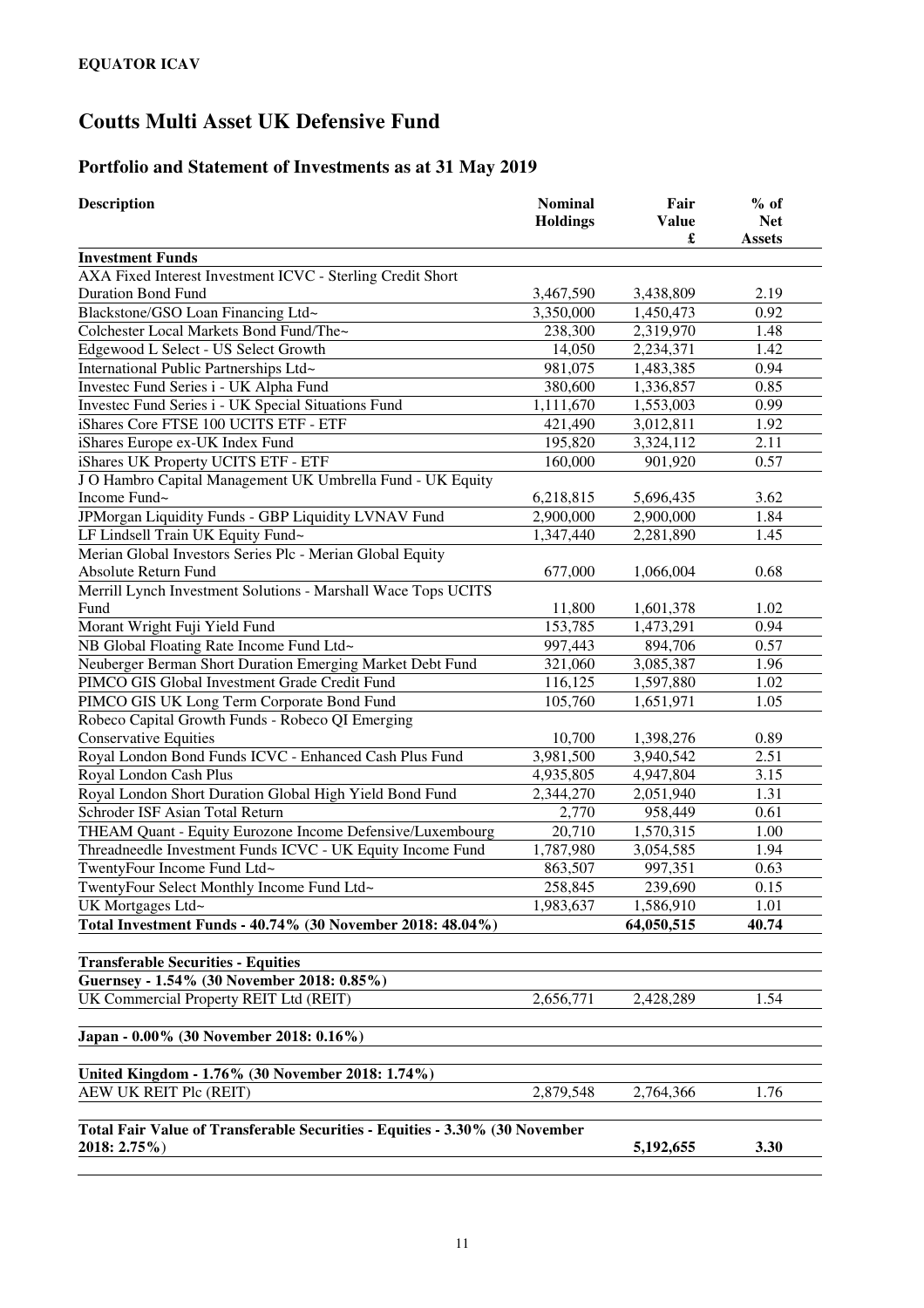**EQUATOR ICAV**

# Coutts Multi Asset UK Defensive Fund

## Portfolio and Statement of Investments as at 31 May 2019

| Description | Nominal Holdings | Fair Value £ | % of Net Assets |
|---|---|---|---|
| **Investment Funds** | | | |
| AXA Fixed Interest Investment ICVC - Sterling Credit Short Duration Bond Fund | 3,467,590 | 3,438,809 | 2.19 |
| Blackstone/GSO Loan Financing Ltd~ | 3,350,000 | 1,450,473 | 0.92 |
| Colchester Local Markets Bond Fund/The~ | 238,300 | 2,319,970 | 1.48 |
| Edgewood L Select - US Select Growth | 14,050 | 2,234,371 | 1.42 |
| International Public Partnerships Ltd~ | 981,075 | 1,483,385 | 0.94 |
| Investec Fund Series i - UK Alpha Fund | 380,600 | 1,336,857 | 0.85 |
| Investec Fund Series i - UK Special Situations Fund | 1,111,670 | 1,553,003 | 0.99 |
| iShares Core FTSE 100 UCITS ETF - ETF | 421,490 | 3,012,811 | 1.92 |
| iShares Europe ex-UK Index Fund | 195,820 | 3,324,112 | 2.11 |
| iShares UK Property UCITS ETF - ETF | 160,000 | 901,920 | 0.57 |
| J O Hambro Capital Management UK Umbrella Fund - UK Equity Income Fund~ | 6,218,815 | 5,696,435 | 3.62 |
| JPMorgan Liquidity Funds - GBP Liquidity LVNAV Fund | 2,900,000 | 2,900,000 | 1.84 |
| LF Lindsell Train UK Equity Fund~ | 1,347,440 | 2,281,890 | 1.45 |
| Merian Global Investors Series Plc - Merian Global Equity Absolute Return Fund | 677,000 | 1,066,004 | 0.68 |
| Merrill Lynch Investment Solutions - Marshall Wace Tops UCITS Fund | 11,800 | 1,601,378 | 1.02 |
| Morant Wright Fuji Yield Fund | 153,785 | 1,473,291 | 0.94 |
| NB Global Floating Rate Income Fund Ltd~ | 997,443 | 894,706 | 0.57 |
| Neuberger Berman Short Duration Emerging Market Debt Fund | 321,060 | 3,085,387 | 1.96 |
| PIMCO GIS Global Investment Grade Credit Fund | 116,125 | 1,597,880 | 1.02 |
| PIMCO GIS UK Long Term Corporate Bond Fund | 105,760 | 1,651,971 | 1.05 |
| Robeco Capital Growth Funds - Robeco QI Emerging Conservative Equities | 10,700 | 1,398,276 | 0.89 |
| Royal London Bond Funds ICVC - Enhanced Cash Plus Fund | 3,981,500 | 3,940,542 | 2.51 |
| Royal London Cash Plus | 4,935,805 | 4,947,804 | 3.15 |
| Royal London Short Duration Global High Yield Bond Fund | 2,344,270 | 2,051,940 | 1.31 |
| Schroder ISF Asian Total Return | 2,770 | 958,449 | 0.61 |
| THEAM Quant - Equity Eurozone Income Defensive/Luxembourg | 20,710 | 1,570,315 | 1.00 |
| Threadneedle Investment Funds ICVC - UK Equity Income Fund | 1,787,980 | 3,054,585 | 1.94 |
| TwentyFour Income Fund Ltd~ | 863,507 | 997,351 | 0.63 |
| TwentyFour Select Monthly Income Fund Ltd~ | 258,845 | 239,690 | 0.15 |
| UK Mortgages Ltd~ | 1,983,637 | 1,586,910 | 1.01 |
| **Total Investment Funds - 40.74% (30 November 2018: 48.04%)** | | **64,050,515** | **40.74** |
| | | | |
| **Transferable Securities - Equities** | | | |
| **Guernsey - 1.54% (30 November 2018: 0.85%)** | | | |
| UK Commercial Property REIT Ltd (REIT) | 2,656,771 | 2,428,289 | 1.54 |
| | | | |
| **Japan - 0.00% (30 November 2018: 0.16%)** | | | |
| | | | |
| **United Kingdom - 1.76% (30 November 2018: 1.74%)** | | | |
| AEW UK REIT Plc (REIT) | 2,879,548 | 2,764,366 | 1.76 |
| | | | |
| **Total Fair Value of Transferable Securities - Equities - 3.30% (30 November 2018: 2.75%)** | | **5,192,655** | **3.30** |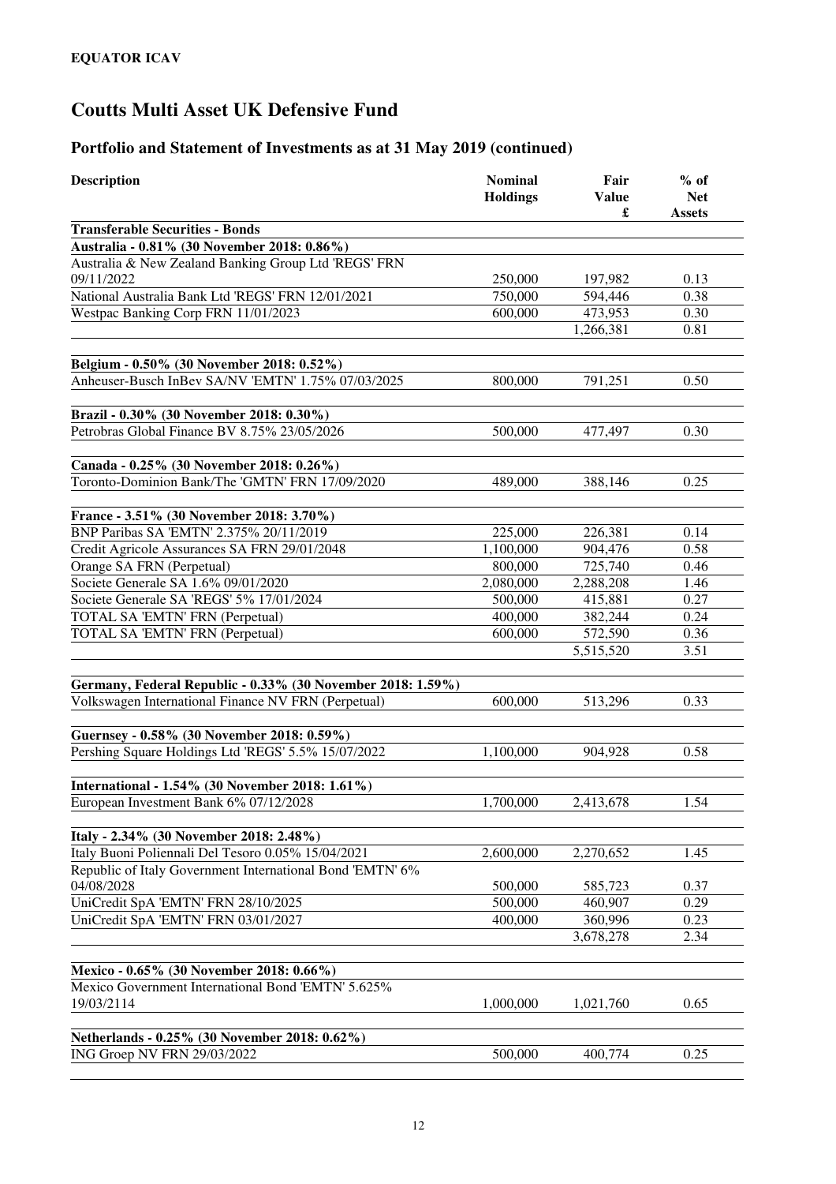**EQUATOR ICAV**

# Coutts Multi Asset UK Defensive Fund

## Portfolio and Statement of Investments as at 31 May 2019 (continued)

| Description | Nominal Holdings | Fair Value £ | % of Net Assets |
|---|---|---|---|
| **Transferable Securities - Bonds** | | | |
| **Australia - 0.81% (30 November 2018: 0.86%)** | | | |
| Australia & New Zealand Banking Group Ltd 'REGS' FRN 09/11/2022 | 250,000 | 197,982 | 0.13 |
| National Australia Bank Ltd 'REGS' FRN 12/01/2021 | 750,000 | 594,446 | 0.38 |
| Westpac Banking Corp FRN 11/01/2023 | 600,000 | 473,953 | 0.30 |
| | | 1,266,381 | 0.81 |
| **Belgium - 0.50% (30 November 2018: 0.52%)** | | | |
| Anheuser-Busch InBev SA/NV 'EMTN' 1.75% 07/03/2025 | 800,000 | 791,251 | 0.50 |
| **Brazil - 0.30% (30 November 2018: 0.30%)** | | | |
| Petrobras Global Finance BV 8.75% 23/05/2026 | 500,000 | 477,497 | 0.30 |
| **Canada - 0.25% (30 November 2018: 0.26%)** | | | |
| Toronto-Dominion Bank/The 'GMTN' FRN 17/09/2020 | 489,000 | 388,146 | 0.25 |
| **France - 3.51% (30 November 2018: 3.70%)** | | | |
| BNP Paribas SA 'EMTN' 2.375% 20/11/2019 | 225,000 | 226,381 | 0.14 |
| Credit Agricole Assurances SA FRN 29/01/2048 | 1,100,000 | 904,476 | 0.58 |
| Orange SA FRN (Perpetual) | 800,000 | 725,740 | 0.46 |
| Societe Generale SA 1.6% 09/01/2020 | 2,080,000 | 2,288,208 | 1.46 |
| Societe Generale SA 'REGS' 5% 17/01/2024 | 500,000 | 415,881 | 0.27 |
| TOTAL SA 'EMTN' FRN (Perpetual) | 400,000 | 382,244 | 0.24 |
| TOTAL SA 'EMTN' FRN (Perpetual) | 600,000 | 572,590 | 0.36 |
| | | 5,515,520 | 3.51 |
| **Germany, Federal Republic - 0.33% (30 November 2018: 1.59%)** | | | |
| Volkswagen International Finance NV FRN (Perpetual) | 600,000 | 513,296 | 0.33 |
| **Guernsey - 0.58% (30 November 2018: 0.59%)** | | | |
| Pershing Square Holdings Ltd 'REGS' 5.5% 15/07/2022 | 1,100,000 | 904,928 | 0.58 |
| **International - 1.54% (30 November 2018: 1.61%)** | | | |
| European Investment Bank 6% 07/12/2028 | 1,700,000 | 2,413,678 | 1.54 |
| **Italy - 2.34% (30 November 2018: 2.48%)** | | | |
| Italy Buoni Poliennali Del Tesoro 0.05% 15/04/2021 | 2,600,000 | 2,270,652 | 1.45 |
| Republic of Italy Government International Bond 'EMTN' 6% 04/08/2028 | 500,000 | 585,723 | 0.37 |
| UniCredit SpA 'EMTN' FRN 28/10/2025 | 500,000 | 460,907 | 0.29 |
| UniCredit SpA 'EMTN' FRN 03/01/2027 | 400,000 | 360,996 | 0.23 |
| | | 3,678,278 | 2.34 |
| **Mexico - 0.65% (30 November 2018: 0.66%)** | | | |
| Mexico Government International Bond 'EMTN' 5.625% 19/03/2114 | 1,000,000 | 1,021,760 | 0.65 |
| **Netherlands - 0.25% (30 November 2018: 0.62%)** | | | |
| ING Groep NV FRN 29/03/2022 | 500,000 | 400,774 | 0.25 |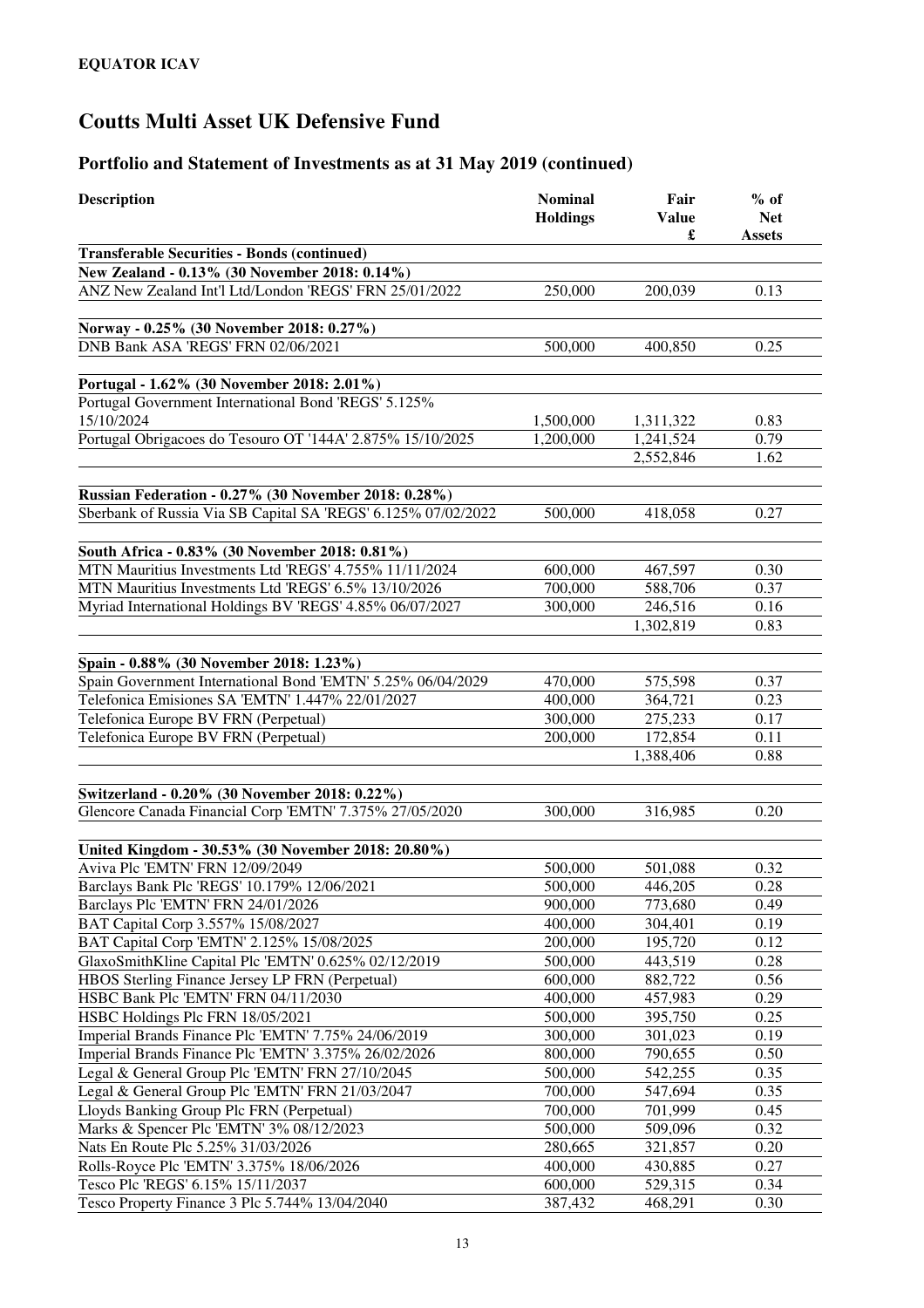**EQUATOR ICAV**

# Coutts Multi Asset UK Defensive Fund

## Portfolio and Statement of Investments as at 31 May 2019 (continued)

| Description | Nominal Holdings | Fair Value £ | % of Net Assets |
|---|---|---|---|
| **Transferable Securities - Bonds (continued)** | | | |
| **New Zealand - 0.13% (30 November 2018: 0.14%)** | | | |
| ANZ New Zealand Int'l Ltd/London 'REGS' FRN 25/01/2022 | 250,000 | 200,039 | 0.13 |
| **Norway - 0.25% (30 November 2018: 0.27%)** | | | |
| DNB Bank ASA 'REGS' FRN 02/06/2021 | 500,000 | 400,850 | 0.25 |
| **Portugal - 1.62% (30 November 2018: 2.01%)** | | | |
| Portugal Government International Bond 'REGS' 5.125% 15/10/2024 | 1,500,000 | 1,311,322 | 0.83 |
| Portugal Obrigacoes do Tesouro OT '144A' 2.875% 15/10/2025 | 1,200,000 | 1,241,524 | 0.79 |
| | | 2,552,846 | 1.62 |
| **Russian Federation - 0.27% (30 November 2018: 0.28%)** | | | |
| Sberbank of Russia Via SB Capital SA 'REGS' 6.125% 07/02/2022 | 500,000 | 418,058 | 0.27 |
| **South Africa - 0.83% (30 November 2018: 0.81%)** | | | |
| MTN Mauritius Investments Ltd 'REGS' 4.755% 11/11/2024 | 600,000 | 467,597 | 0.30 |
| MTN Mauritius Investments Ltd 'REGS' 6.5% 13/10/2026 | 700,000 | 588,706 | 0.37 |
| Myriad International Holdings BV 'REGS' 4.85% 06/07/2027 | 300,000 | 246,516 | 0.16 |
| | | 1,302,819 | 0.83 |
| **Spain - 0.88% (30 November 2018: 1.23%)** | | | |
| Spain Government International Bond 'EMTN' 5.25% 06/04/2029 | 470,000 | 575,598 | 0.37 |
| Telefonica Emisiones SA 'EMTN' 1.447% 22/01/2027 | 400,000 | 364,721 | 0.23 |
| Telefonica Europe BV FRN (Perpetual) | 300,000 | 275,233 | 0.17 |
| Telefonica Europe BV FRN (Perpetual) | 200,000 | 172,854 | 0.11 |
| | | 1,388,406 | 0.88 |
| **Switzerland - 0.20% (30 November 2018: 0.22%)** | | | |
| Glencore Canada Financial Corp 'EMTN' 7.375% 27/05/2020 | 300,000 | 316,985 | 0.20 |
| **United Kingdom - 30.53% (30 November 2018: 20.80%)** | | | |
| Aviva Plc 'EMTN' FRN 12/09/2049 | 500,000 | 501,088 | 0.32 |
| Barclays Bank Plc 'REGS' 10.179% 12/06/2021 | 500,000 | 446,205 | 0.28 |
| Barclays Plc 'EMTN' FRN 24/01/2026 | 900,000 | 773,680 | 0.49 |
| BAT Capital Corp 3.557% 15/08/2027 | 400,000 | 304,401 | 0.19 |
| BAT Capital Corp 'EMTN' 2.125% 15/08/2025 | 200,000 | 195,720 | 0.12 |
| GlaxoSmithKline Capital Plc 'EMTN' 0.625% 02/12/2019 | 500,000 | 443,519 | 0.28 |
| HBOS Sterling Finance Jersey LP FRN (Perpetual) | 600,000 | 882,722 | 0.56 |
| HSBC Bank Plc 'EMTN' FRN 04/11/2030 | 400,000 | 457,983 | 0.29 |
| HSBC Holdings Plc FRN 18/05/2021 | 500,000 | 395,750 | 0.25 |
| Imperial Brands Finance Plc 'EMTN' 7.75% 24/06/2019 | 300,000 | 301,023 | 0.19 |
| Imperial Brands Finance Plc 'EMTN' 3.375% 26/02/2026 | 800,000 | 790,655 | 0.50 |
| Legal & General Group Plc 'EMTN' FRN 27/10/2045 | 500,000 | 542,255 | 0.35 |
| Legal & General Group Plc 'EMTN' FRN 21/03/2047 | 700,000 | 547,694 | 0.35 |
| Lloyds Banking Group Plc FRN (Perpetual) | 700,000 | 701,999 | 0.45 |
| Marks & Spencer Plc 'EMTN' 3% 08/12/2023 | 500,000 | 509,096 | 0.32 |
| Nats En Route Plc 5.25% 31/03/2026 | 280,665 | 321,857 | 0.20 |
| Rolls-Royce Plc 'EMTN' 3.375% 18/06/2026 | 400,000 | 430,885 | 0.27 |
| Tesco Plc 'REGS' 6.15% 15/11/2037 | 600,000 | 529,315 | 0.34 |
| Tesco Property Finance 3 Plc 5.744% 13/04/2040 | 387,432 | 468,291 | 0.30 |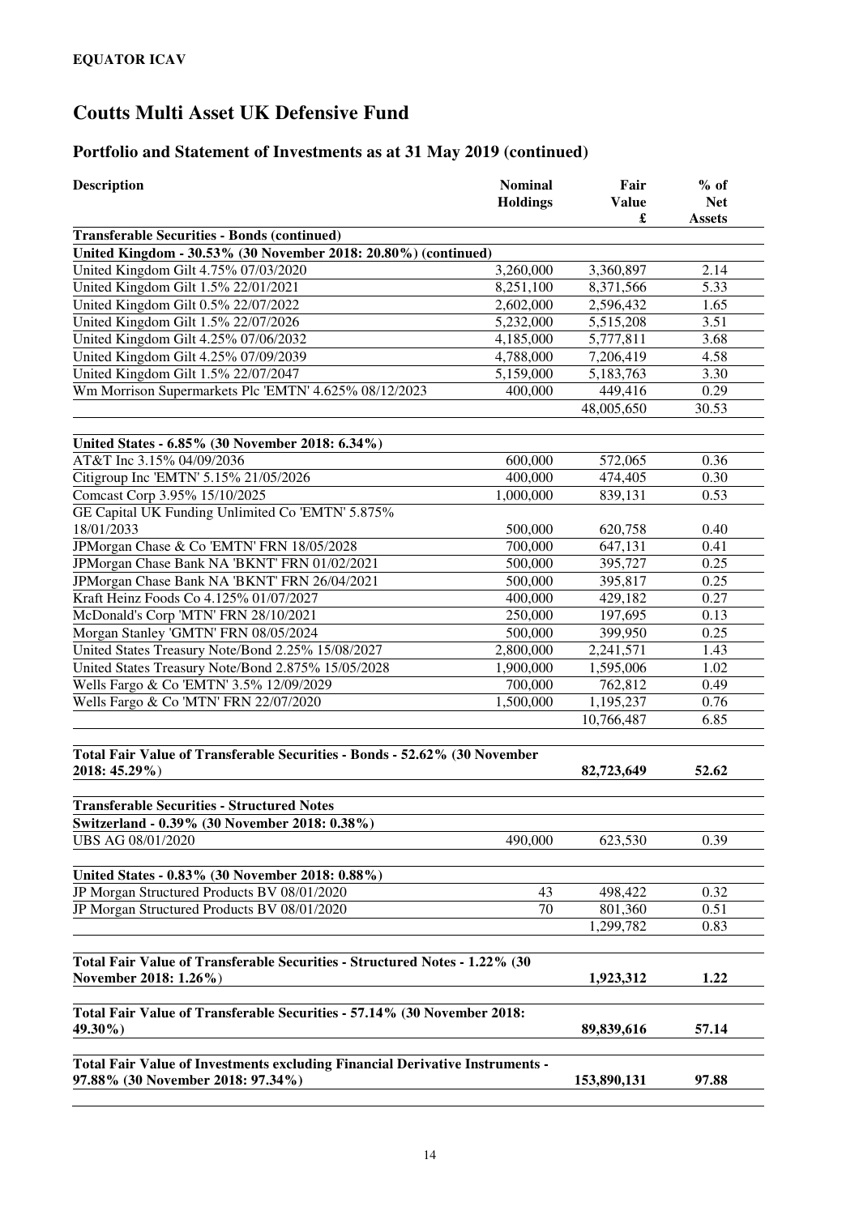**EQUATOR ICAV**

# Coutts Multi Asset UK Defensive Fund

## Portfolio and Statement of Investments as at 31 May 2019 (continued)

| Description | Nominal Holdings | Fair Value £ | % of Net Assets |
|---|---|---|---|
| **Transferable Securities - Bonds (continued)** | | | |
| **United Kingdom - 30.53% (30 November 2018: 20.80%) (continued)** | | | |
| United Kingdom Gilt 4.75% 07/03/2020 | 3,260,000 | 3,360,897 | 2.14 |
| United Kingdom Gilt 1.5% 22/01/2021 | 8,251,100 | 8,371,566 | 5.33 |
| United Kingdom Gilt 0.5% 22/07/2022 | 2,602,000 | 2,596,432 | 1.65 |
| United Kingdom Gilt 1.5% 22/07/2026 | 5,232,000 | 5,515,208 | 3.51 |
| United Kingdom Gilt 4.25% 07/06/2032 | 4,185,000 | 5,777,811 | 3.68 |
| United Kingdom Gilt 4.25% 07/09/2039 | 4,788,000 | 7,206,419 | 4.58 |
| United Kingdom Gilt 1.5% 22/07/2047 | 5,159,000 | 5,183,763 | 3.30 |
| Wm Morrison Supermarkets Plc 'EMTN' 4.625% 08/12/2023 | 400,000 | 449,416 | 0.29 |
| | | 48,005,650 | 30.53 |
| **United States - 6.85% (30 November 2018: 6.34%)** | | | |
| AT&T Inc 3.15% 04/09/2036 | 600,000 | 572,065 | 0.36 |
| Citigroup Inc 'EMTN' 5.15% 21/05/2026 | 400,000 | 474,405 | 0.30 |
| Comcast Corp 3.95% 15/10/2025 | 1,000,000 | 839,131 | 0.53 |
| GE Capital UK Funding Unlimited Co 'EMTN' 5.875% 18/01/2033 | 500,000 | 620,758 | 0.40 |
| JPMorgan Chase & Co 'EMTN' FRN 18/05/2028 | 700,000 | 647,131 | 0.41 |
| JPMorgan Chase Bank NA 'BKNT' FRN 01/02/2021 | 500,000 | 395,727 | 0.25 |
| JPMorgan Chase Bank NA 'BKNT' FRN 26/04/2021 | 500,000 | 395,817 | 0.25 |
| Kraft Heinz Foods Co 4.125% 01/07/2027 | 400,000 | 429,182 | 0.27 |
| McDonald's Corp 'MTN' FRN 28/10/2021 | 250,000 | 197,695 | 0.13 |
| Morgan Stanley 'GMTN' FRN 08/05/2024 | 500,000 | 399,950 | 0.25 |
| United States Treasury Note/Bond 2.25% 15/08/2027 | 2,800,000 | 2,241,571 | 1.43 |
| United States Treasury Note/Bond 2.875% 15/05/2028 | 1,900,000 | 1,595,006 | 1.02 |
| Wells Fargo & Co 'EMTN' 3.5% 12/09/2029 | 700,000 | 762,812 | 0.49 |
| Wells Fargo & Co 'MTN' FRN 22/07/2020 | 1,500,000 | 1,195,237 | 0.76 |
| | | 10,766,487 | 6.85 |
| **Total Fair Value of Transferable Securities - Bonds - 52.62% (30 November 2018: 45.29%)** | | **82,723,649** | **52.62** |
| **Transferable Securities - Structured Notes** | | | |
| **Switzerland - 0.39% (30 November 2018: 0.38%)** | | | |
| UBS AG 08/01/2020 | 490,000 | 623,530 | 0.39 |
| **United States - 0.83% (30 November 2018: 0.88%)** | | | |
| JP Morgan Structured Products BV 08/01/2020 | 43 | 498,422 | 0.32 |
| JP Morgan Structured Products BV 08/01/2020 | 70 | 801,360 | 0.51 |
| | | 1,299,782 | 0.83 |
| **Total Fair Value of Transferable Securities - Structured Notes - 1.22% (30 November 2018: 1.26%)** | | **1,923,312** | **1.22** |
| **Total Fair Value of Transferable Securities - 57.14% (30 November 2018: 49.30%)** | | **89,839,616** | **57.14** |
| **Total Fair Value of Investments excluding Financial Derivative Instruments - 97.88% (30 November 2018: 97.34%)** | | **153,890,131** | **97.88** |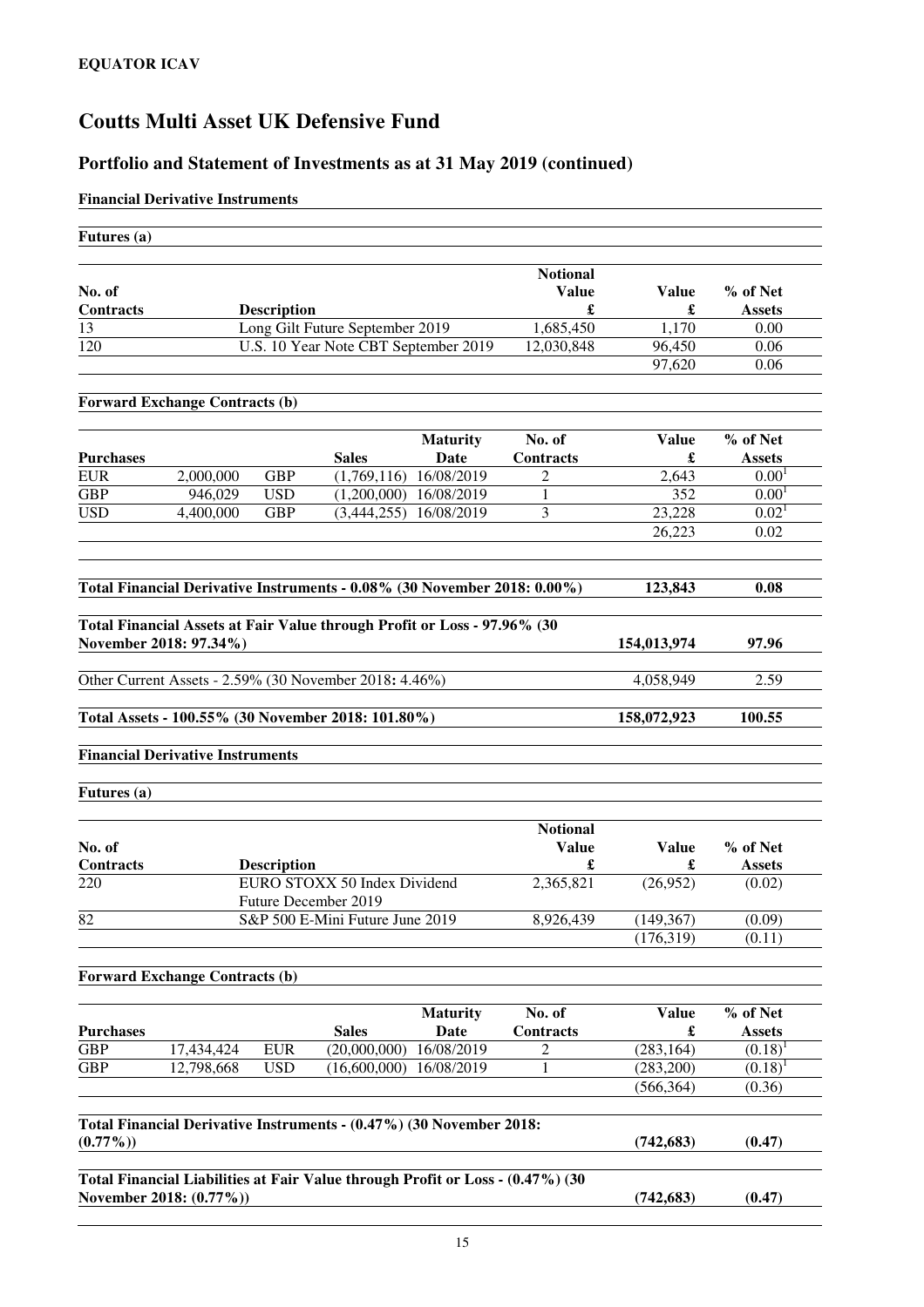**EQUATOR ICAV**

# Coutts Multi Asset UK Defensive Fund

## Portfolio and Statement of Investments as at 31 May 2019 (continued)

**Financial Derivative Instruments**

**Futures (a)**

| No. of Contracts | Description | Notional Value £ | Value £ | % of Net Assets |
|---|---|---|---|---|
| 13 | Long Gilt Future September 2019 | 1,685,450 | 1,170 | 0.00 |
| 120 | U.S. 10 Year Note CBT September 2019 | 12,030,848 | 96,450 | 0.06 |
| | | | 97,620 | 0.06 |

**Forward Exchange Contracts (b)**

| Purchases | | | Sales | Maturity Date | No. of Contracts | Value £ | % of Net Assets |
|---|---|---|---|---|---|---|---|
| EUR | 2,000,000 | GBP | (1,769,116) | 16/08/2019 | 2 | 2,643 | 0.00[1] |
| GBP | 946,029 | USD | (1,200,000) | 16/08/2019 | 1 | 352 | 0.00[1] |
| USD | 4,400,000 | GBP | (3,444,255) | 16/08/2019 | 3 | 23,228 | 0.02[1] |
| | | | | | | 26,223 | 0.02 |

| | Value £ | % of Net Assets |
|---|---|---|
| **Total Financial Derivative Instruments - 0.08% (30 November 2018: 0.00%)** | **123,843** | **0.08** |
| **Total Financial Assets at Fair Value through Profit or Loss - 97.96% (30 November 2018: 97.34%)** | **154,013,974** | **97.96** |
| Other Current Assets - 2.59% (30 November 2018: 4.46%) | 4,058,949 | 2.59 |
| **Total Assets - 100.55% (30 November 2018: 101.80%)** | **158,072,923** | **100.55** |

**Financial Derivative Instruments**

**Futures (a)**

| No. of Contracts | Description | Notional Value £ | Value £ | % of Net Assets |
|---|---|---|---|---|
| 220 | EURO STOXX 50 Index Dividend Future December 2019 | 2,365,821 | (26,952) | (0.02) |
| 82 | S&P 500 E-Mini Future June 2019 | 8,926,439 | (149,367) | (0.09) |
| | | | (176,319) | (0.11) |

**Forward Exchange Contracts (b)**

| Purchases | | | Sales | Maturity Date | No. of Contracts | Value £ | % of Net Assets |
|---|---|---|---|---|---|---|---|
| GBP | 17,434,424 | EUR | (20,000,000) | 16/08/2019 | 2 | (283,164) | (0.18)[1] |
| GBP | 12,798,668 | USD | (16,600,000) | 16/08/2019 | 1 | (283,200) | (0.18)[1] |
| | | | | | | (566,364) | (0.36) |

| | Value £ | % of Net Assets |
|---|---|---|
| **Total Financial Derivative Instruments - (0.47%) (30 November 2018: (0.77%))** | **(742,683)** | **(0.47)** |
| **Total Financial Liabilities at Fair Value through Profit or Loss - (0.47%) (30 November 2018: (0.77%))** | **(742,683)** | **(0.47)** |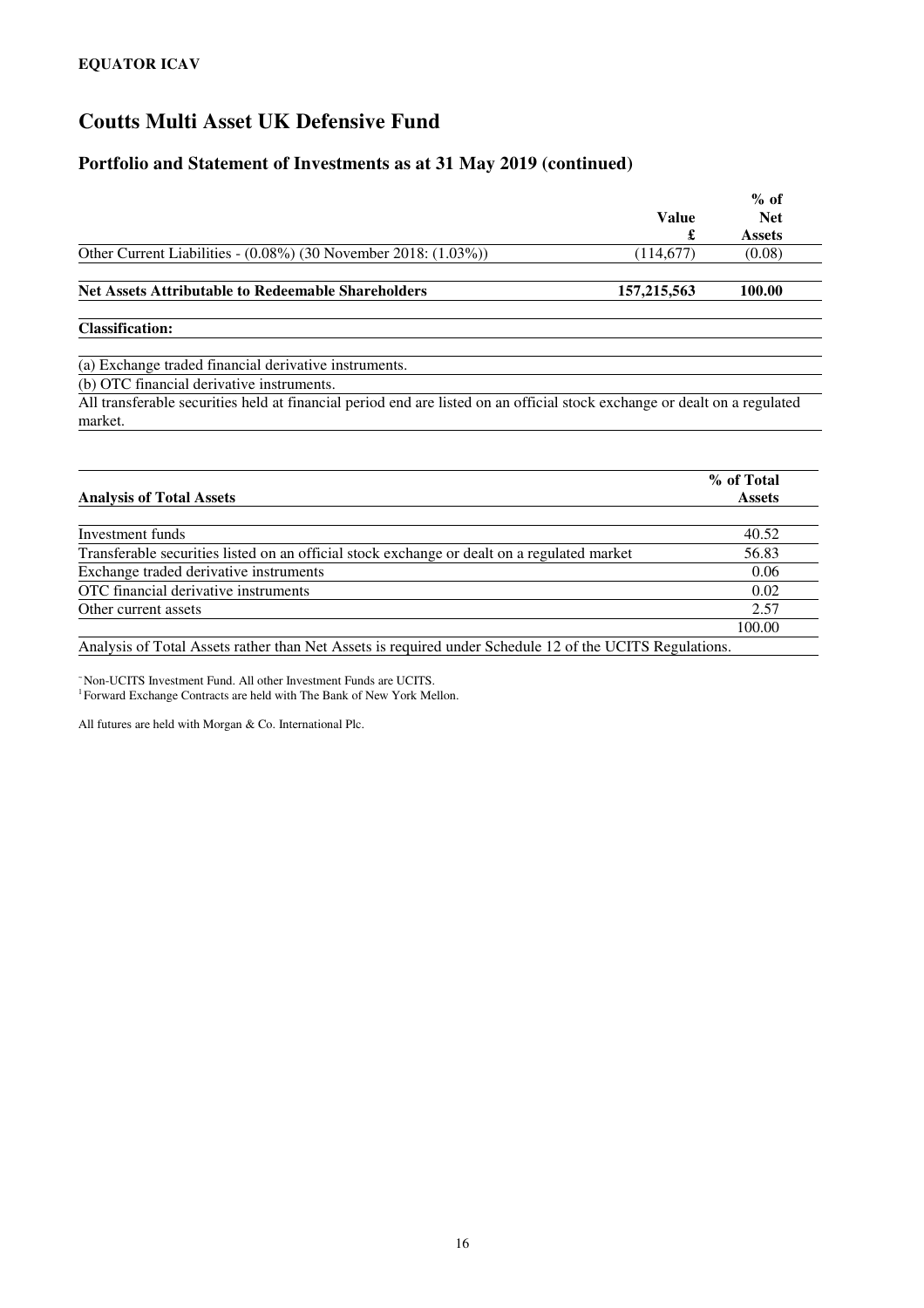**EQUATOR ICAV**

# Coutts Multi Asset UK Defensive Fund

## Portfolio and Statement of Investments as at 31 May 2019 (continued)

| | Value £ | % of Net Assets |
|---|---|---|
| Other Current Liabilities - (0.08%) (30 November 2018: (1.03%)) | (114,677) | (0.08) |
| **Net Assets Attributable to Redeemable Shareholders** | **157,215,563** | **100.00** |

**Classification:**

(a) Exchange traded financial derivative instruments.

(b) OTC financial derivative instruments.

All transferable securities held at financial period end are listed on an official stock exchange or dealt on a regulated market.

| Analysis of Total Assets | % of Total Assets |
|---|---|
| Investment funds | 40.52 |
| Transferable securities listed on an official stock exchange or dealt on a regulated market | 56.83 |
| Exchange traded derivative instruments | 0.06 |
| OTC financial derivative instruments | 0.02 |
| Other current assets | 2.57 |
| | 100.00 |

Analysis of Total Assets rather than Net Assets is required under Schedule 12 of the UCITS Regulations.

~Non-UCITS Investment Fund. All other Investment Funds are UCITS.

[1] Forward Exchange Contracts are held with The Bank of New York Mellon.

All futures are held with Morgan & Co. International Plc.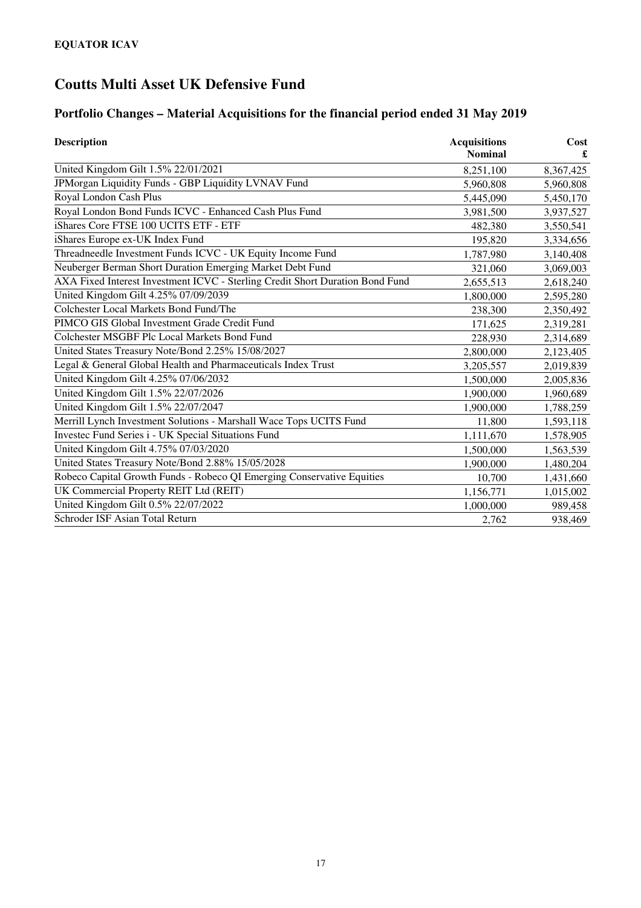**EQUATOR ICAV**

# Coutts Multi Asset UK Defensive Fund

## Portfolio Changes – Material Acquisitions for the financial period ended 31 May 2019

| Description | Acquisitions Nominal | Cost £ |
|---|---|---|
| United Kingdom Gilt 1.5% 22/01/2021 | 8,251,100 | 8,367,425 |
| JPMorgan Liquidity Funds - GBP Liquidity LVNAV Fund | 5,960,808 | 5,960,808 |
| Royal London Cash Plus | 5,445,090 | 5,450,170 |
| Royal London Bond Funds ICVC - Enhanced Cash Plus Fund | 3,981,500 | 3,937,527 |
| iShares Core FTSE 100 UCITS ETF - ETF | 482,380 | 3,550,541 |
| iShares Europe ex-UK Index Fund | 195,820 | 3,334,656 |
| Threadneedle Investment Funds ICVC - UK Equity Income Fund | 1,787,980 | 3,140,408 |
| Neuberger Berman Short Duration Emerging Market Debt Fund | 321,060 | 3,069,003 |
| AXA Fixed Interest Investment ICVC - Sterling Credit Short Duration Bond Fund | 2,655,513 | 2,618,240 |
| United Kingdom Gilt 4.25% 07/09/2039 | 1,800,000 | 2,595,280 |
| Colchester Local Markets Bond Fund/The | 238,300 | 2,350,492 |
| PIMCO GIS Global Investment Grade Credit Fund | 171,625 | 2,319,281 |
| Colchester MSGBF Plc Local Markets Bond Fund | 228,930 | 2,314,689 |
| United States Treasury Note/Bond 2.25% 15/08/2027 | 2,800,000 | 2,123,405 |
| Legal & General Global Health and Pharmaceuticals Index Trust | 3,205,557 | 2,019,839 |
| United Kingdom Gilt 4.25% 07/06/2032 | 1,500,000 | 2,005,836 |
| United Kingdom Gilt 1.5% 22/07/2026 | 1,900,000 | 1,960,689 |
| United Kingdom Gilt 1.5% 22/07/2047 | 1,900,000 | 1,788,259 |
| Merrill Lynch Investment Solutions - Marshall Wace Tops UCITS Fund | 11,800 | 1,593,118 |
| Investec Fund Series i - UK Special Situations Fund | 1,111,670 | 1,578,905 |
| United Kingdom Gilt 4.75% 07/03/2020 | 1,500,000 | 1,563,539 |
| United States Treasury Note/Bond 2.88% 15/05/2028 | 1,900,000 | 1,480,204 |
| Robeco Capital Growth Funds - Robeco QI Emerging Conservative Equities | 10,700 | 1,431,660 |
| UK Commercial Property REIT Ltd (REIT) | 1,156,771 | 1,015,002 |
| United Kingdom Gilt 0.5% 22/07/2022 | 1,000,000 | 989,458 |
| Schroder ISF Asian Total Return | 2,762 | 938,469 |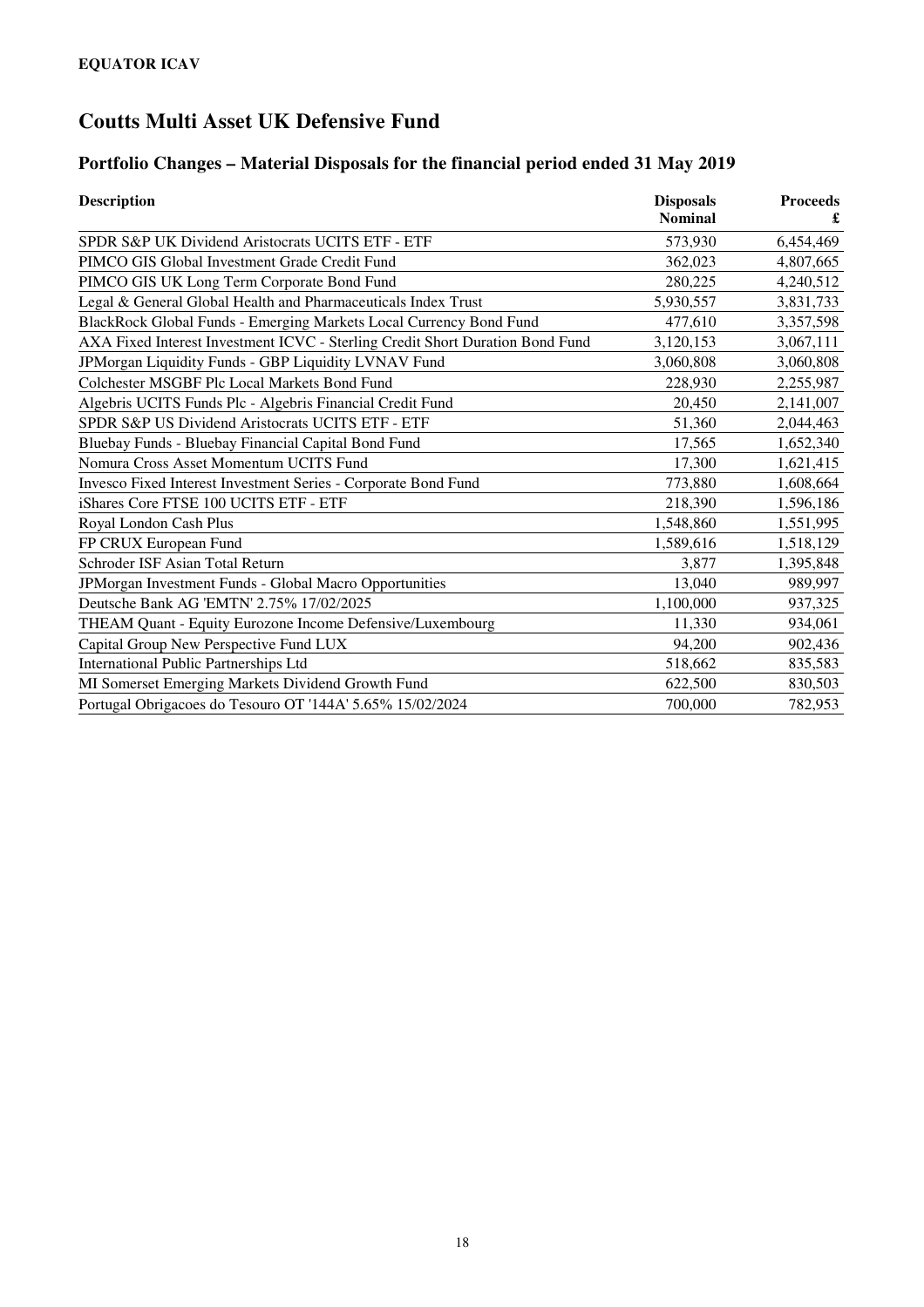**EQUATOR ICAV**

# Coutts Multi Asset UK Defensive Fund

## Portfolio Changes – Material Disposals for the financial period ended 31 May 2019

| Description | Disposals Nominal | Proceeds £ |
|---|---|---|
| SPDR S&P UK Dividend Aristocrats UCITS ETF - ETF | 573,930 | 6,454,469 |
| PIMCO GIS Global Investment Grade Credit Fund | 362,023 | 4,807,665 |
| PIMCO GIS UK Long Term Corporate Bond Fund | 280,225 | 4,240,512 |
| Legal & General Global Health and Pharmaceuticals Index Trust | 5,930,557 | 3,831,733 |
| BlackRock Global Funds - Emerging Markets Local Currency Bond Fund | 477,610 | 3,357,598 |
| AXA Fixed Interest Investment ICVC - Sterling Credit Short Duration Bond Fund | 3,120,153 | 3,067,111 |
| JPMorgan Liquidity Funds - GBP Liquidity LVNAV Fund | 3,060,808 | 3,060,808 |
| Colchester MSGBF Plc Local Markets Bond Fund | 228,930 | 2,255,987 |
| Algebris UCITS Funds Plc - Algebris Financial Credit Fund | 20,450 | 2,141,007 |
| SPDR S&P US Dividend Aristocrats UCITS ETF - ETF | 51,360 | 2,044,463 |
| Bluebay Funds - Bluebay Financial Capital Bond Fund | 17,565 | 1,652,340 |
| Nomura Cross Asset Momentum UCITS Fund | 17,300 | 1,621,415 |
| Invesco Fixed Interest Investment Series - Corporate Bond Fund | 773,880 | 1,608,664 |
| iShares Core FTSE 100 UCITS ETF - ETF | 218,390 | 1,596,186 |
| Royal London Cash Plus | 1,548,860 | 1,551,995 |
| FP CRUX European Fund | 1,589,616 | 1,518,129 |
| Schroder ISF Asian Total Return | 3,877 | 1,395,848 |
| JPMorgan Investment Funds - Global Macro Opportunities | 13,040 | 989,997 |
| Deutsche Bank AG 'EMTN' 2.75% 17/02/2025 | 1,100,000 | 937,325 |
| THEAM Quant - Equity Eurozone Income Defensive/Luxembourg | 11,330 | 934,061 |
| Capital Group New Perspective Fund LUX | 94,200 | 902,436 |
| International Public Partnerships Ltd | 518,662 | 835,583 |
| MI Somerset Emerging Markets Dividend Growth Fund | 622,500 | 830,503 |
| Portugal Obrigacoes do Tesouro OT '144A' 5.65% 15/02/2024 | 700,000 | 782,953 |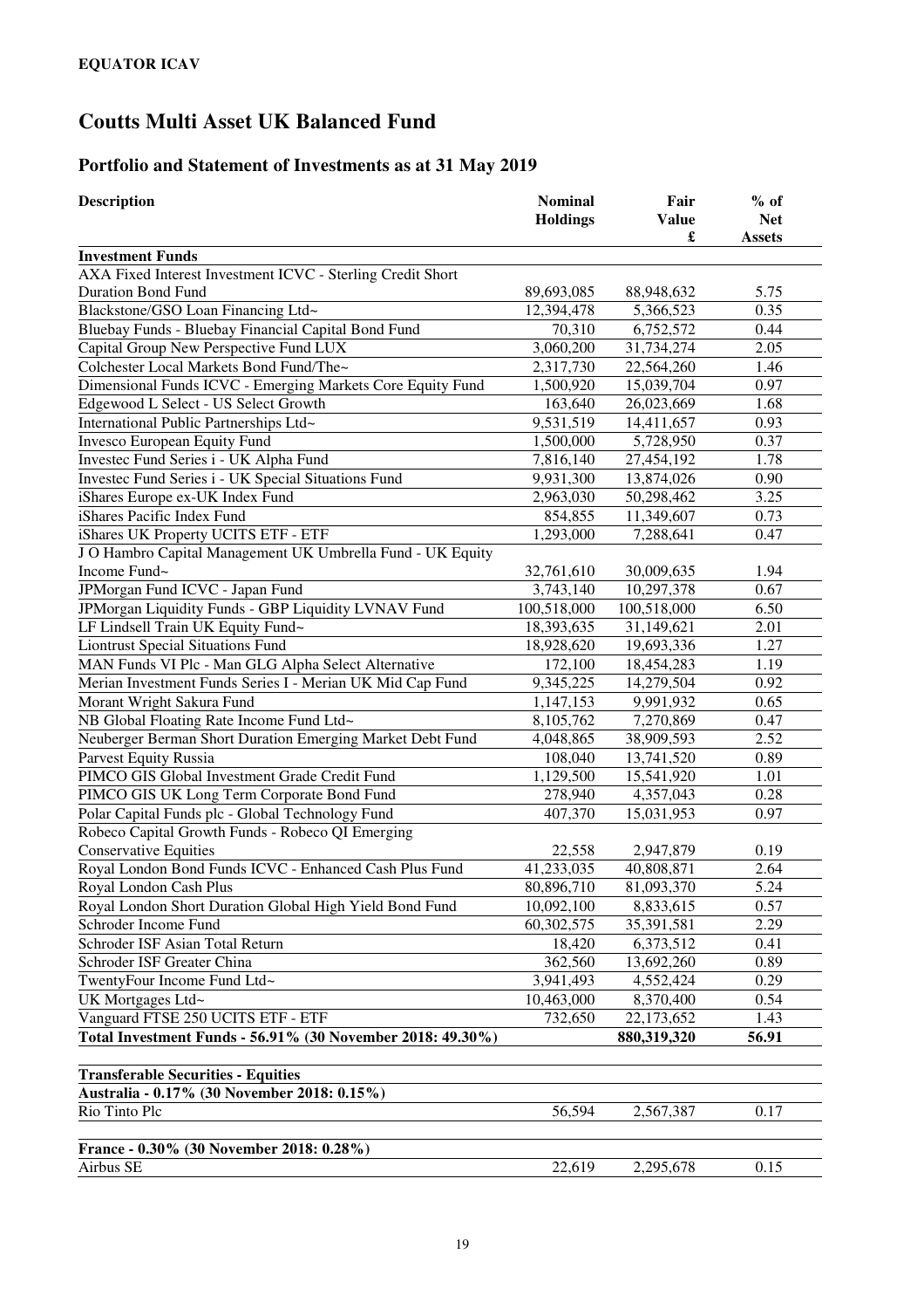**EQUATOR ICAV**

# Coutts Multi Asset UK Balanced Fund

## Portfolio and Statement of Investments as at 31 May 2019

| Description | Nominal Holdings | Fair Value £ | % of Net Assets |
|---|---|---|---|
| **Investment Funds** | | | |
| AXA Fixed Interest Investment ICVC - Sterling Credit Short Duration Bond Fund | 89,693,085 | 88,948,632 | 5.75 |
| Blackstone/GSO Loan Financing Ltd~ | 12,394,478 | 5,366,523 | 0.35 |
| Bluebay Funds - Bluebay Financial Capital Bond Fund | 70,310 | 6,752,572 | 0.44 |
| Capital Group New Perspective Fund LUX | 3,060,200 | 31,734,274 | 2.05 |
| Colchester Local Markets Bond Fund/The~ | 2,317,730 | 22,564,260 | 1.46 |
| Dimensional Funds ICVC - Emerging Markets Core Equity Fund | 1,500,920 | 15,039,704 | 0.97 |
| Edgewood L Select - US Select Growth | 163,640 | 26,023,669 | 1.68 |
| International Public Partnerships Ltd~ | 9,531,519 | 14,411,657 | 0.93 |
| Invesco European Equity Fund | 1,500,000 | 5,728,950 | 0.37 |
| Investec Fund Series i - UK Alpha Fund | 7,816,140 | 27,454,192 | 1.78 |
| Investec Fund Series i - UK Special Situations Fund | 9,931,300 | 13,874,026 | 0.90 |
| iShares Europe ex-UK Index Fund | 2,963,030 | 50,298,462 | 3.25 |
| iShares Pacific Index Fund | 854,855 | 11,349,607 | 0.73 |
| iShares UK Property UCITS ETF - ETF | 1,293,000 | 7,288,641 | 0.47 |
| J O Hambro Capital Management UK Umbrella Fund - UK Equity Income Fund~ | 32,761,610 | 30,009,635 | 1.94 |
| JPMorgan Fund ICVC - Japan Fund | 3,743,140 | 10,297,378 | 0.67 |
| JPMorgan Liquidity Funds - GBP Liquidity LVNAV Fund | 100,518,000 | 100,518,000 | 6.50 |
| LF Lindsell Train UK Equity Fund~ | 18,393,635 | 31,149,621 | 2.01 |
| Liontrust Special Situations Fund | 18,928,620 | 19,693,336 | 1.27 |
| MAN Funds VI Plc - Man GLG Alpha Select Alternative | 172,100 | 18,454,283 | 1.19 |
| Merian Investment Funds Series I - Merian UK Mid Cap Fund | 9,345,225 | 14,279,504 | 0.92 |
| Morant Wright Sakura Fund | 1,147,153 | 9,991,932 | 0.65 |
| NB Global Floating Rate Income Fund Ltd~ | 8,105,762 | 7,270,869 | 0.47 |
| Neuberger Berman Short Duration Emerging Market Debt Fund | 4,048,865 | 38,909,593 | 2.52 |
| Parvest Equity Russia | 108,040 | 13,741,520 | 0.89 |
| PIMCO GIS Global Investment Grade Credit Fund | 1,129,500 | 15,541,920 | 1.01 |
| PIMCO GIS UK Long Term Corporate Bond Fund | 278,940 | 4,357,043 | 0.28 |
| Polar Capital Funds plc - Global Technology Fund | 407,370 | 15,031,953 | 0.97 |
| Robeco Capital Growth Funds - Robeco QI Emerging Conservative Equities | 22,558 | 2,947,879 | 0.19 |
| Royal London Bond Funds ICVC - Enhanced Cash Plus Fund | 41,233,035 | 40,808,871 | 2.64 |
| Royal London Cash Plus | 80,896,710 | 81,093,370 | 5.24 |
| Royal London Short Duration Global High Yield Bond Fund | 10,092,100 | 8,833,615 | 0.57 |
| Schroder Income Fund | 60,302,575 | 35,391,581 | 2.29 |
| Schroder ISF Asian Total Return | 18,420 | 6,373,512 | 0.41 |
| Schroder ISF Greater China | 362,560 | 13,692,260 | 0.89 |
| TwentyFour Income Fund Ltd~ | 3,941,493 | 4,552,424 | 0.29 |
| UK Mortgages Ltd~ | 10,463,000 | 8,370,400 | 0.54 |
| Vanguard FTSE 250 UCITS ETF - ETF | 732,650 | 22,173,652 | 1.43 |
| **Total Investment Funds - 56.91% (30 November 2018: 49.30%)** | | **880,319,320** | **56.91** |
| | | | |
| **Transferable Securities - Equities** | | | |
| **Australia - 0.17% (30 November 2018: 0.15%)** | | | |
| Rio Tinto Plc | 56,594 | 2,567,387 | 0.17 |
| | | | |
| **France - 0.30% (30 November 2018: 0.28%)** | | | |
| Airbus SE | 22,619 | 2,295,678 | 0.15 |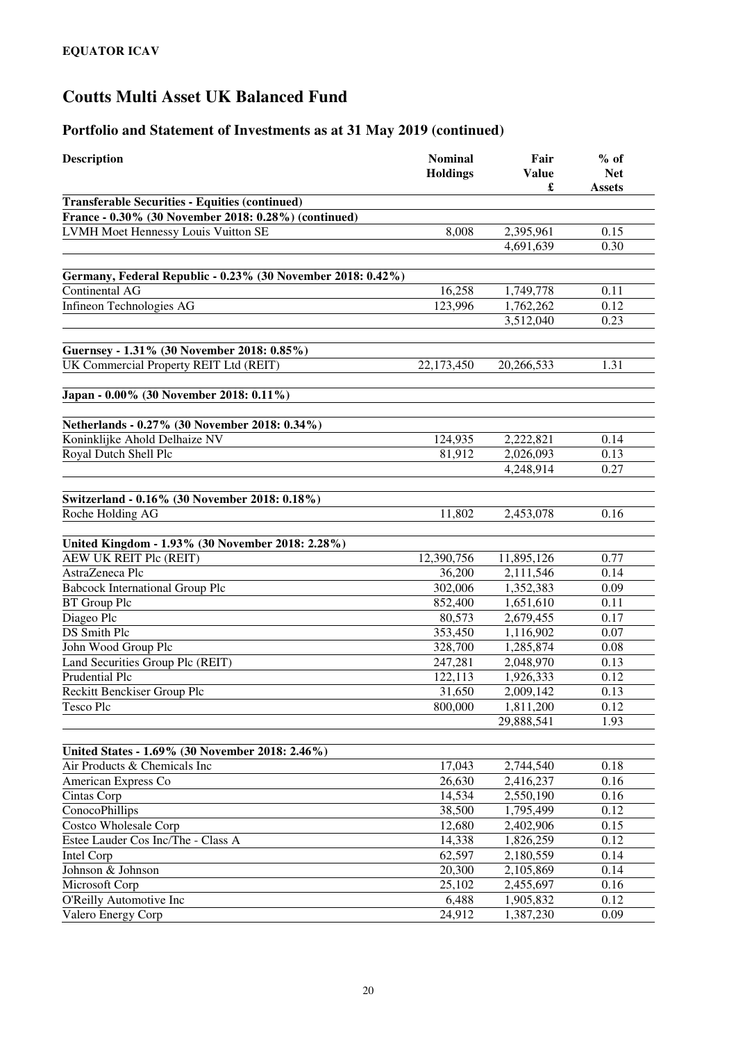# Coutts Multi Asset UK Balanced Fund

## Portfolio and Statement of Investments as at 31 May 2019 (continued)

| Description | Nominal Holdings | Fair Value £ | % of Net Assets |
|---|---|---|---|
| **Transferable Securities - Equities (continued)** | | | |
| **France - 0.30% (30 November 2018: 0.28%) (continued)** | | | |
| LVMH Moet Hennessy Louis Vuitton SE | 8,008 | 2,395,961 | 0.15 |
| | | 4,691,639 | 0.30 |
| **Germany, Federal Republic - 0.23% (30 November 2018: 0.42%)** | | | |
| Continental AG | 16,258 | 1,749,778 | 0.11 |
| Infineon Technologies AG | 123,996 | 1,762,262 | 0.12 |
| | | 3,512,040 | 0.23 |
| **Guernsey - 1.31% (30 November 2018: 0.85%)** | | | |
| UK Commercial Property REIT Ltd (REIT) | 22,173,450 | 20,266,533 | 1.31 |
| **Japan - 0.00% (30 November 2018: 0.11%)** | | | |
| **Netherlands - 0.27% (30 November 2018: 0.34%)** | | | |
| Koninklijke Ahold Delhaize NV | 124,935 | 2,222,821 | 0.14 |
| Royal Dutch Shell Plc | 81,912 | 2,026,093 | 0.13 |
| | | 4,248,914 | 0.27 |
| **Switzerland - 0.16% (30 November 2018: 0.18%)** | | | |
| Roche Holding AG | 11,802 | 2,453,078 | 0.16 |
| **United Kingdom - 1.93% (30 November 2018: 2.28%)** | | | |
| AEW UK REIT Plc (REIT) | 12,390,756 | 11,895,126 | 0.77 |
| AstraZeneca Plc | 36,200 | 2,111,546 | 0.14 |
| Babcock International Group Plc | 302,006 | 1,352,383 | 0.09 |
| BT Group Plc | 852,400 | 1,651,610 | 0.11 |
| Diageo Plc | 80,573 | 2,679,455 | 0.17 |
| DS Smith Plc | 353,450 | 1,116,902 | 0.07 |
| John Wood Group Plc | 328,700 | 1,285,874 | 0.08 |
| Land Securities Group Plc (REIT) | 247,281 | 2,048,970 | 0.13 |
| Prudential Plc | 122,113 | 1,926,333 | 0.12 |
| Reckitt Benckiser Group Plc | 31,650 | 2,009,142 | 0.13 |
| Tesco Plc | 800,000 | 1,811,200 | 0.12 |
| | | 29,888,541 | 1.93 |
| **United States - 1.69% (30 November 2018: 2.46%)** | | | |
| Air Products & Chemicals Inc | 17,043 | 2,744,540 | 0.18 |
| American Express Co | 26,630 | 2,416,237 | 0.16 |
| Cintas Corp | 14,534 | 2,550,190 | 0.16 |
| ConocoPhillips | 38,500 | 1,795,499 | 0.12 |
| Costco Wholesale Corp | 12,680 | 2,402,906 | 0.15 |
| Estee Lauder Cos Inc/The - Class A | 14,338 | 1,826,259 | 0.12 |
| Intel Corp | 62,597 | 2,180,559 | 0.14 |
| Johnson & Johnson | 20,300 | 2,105,869 | 0.14 |
| Microsoft Corp | 25,102 | 2,455,697 | 0.16 |
| O'Reilly Automotive Inc | 6,488 | 1,905,832 | 0.12 |
| Valero Energy Corp | 24,912 | 1,387,230 | 0.09 |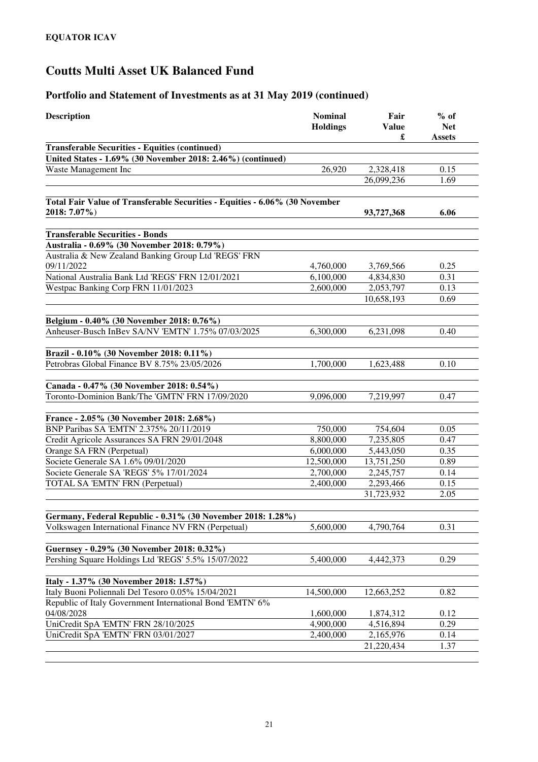**EQUATOR ICAV**

# Coutts Multi Asset UK Balanced Fund

## Portfolio and Statement of Investments as at 31 May 2019 (continued)

| Description | Nominal Holdings | Fair Value £ | % of Net Assets |
|---|---|---|---|
| **Transferable Securities - Equities (continued)** | | | |
| **United States - 1.69% (30 November 2018: 2.46%) (continued)** | | | |
| Waste Management Inc | 26,920 | 2,328,418 | 0.15 |
| | | 26,099,236 | 1.69 |
| **Total Fair Value of Transferable Securities - Equities - 6.06% (30 November 2018: 7.07%)** | | **93,727,368** | **6.06** |
| **Transferable Securities - Bonds** | | | |
| **Australia - 0.69% (30 November 2018: 0.79%)** | | | |
| Australia & New Zealand Banking Group Ltd 'REGS' FRN 09/11/2022 | 4,760,000 | 3,769,566 | 0.25 |
| National Australia Bank Ltd 'REGS' FRN 12/01/2021 | 6,100,000 | 4,834,830 | 0.31 |
| Westpac Banking Corp FRN 11/01/2023 | 2,600,000 | 2,053,797 | 0.13 |
| | | 10,658,193 | 0.69 |
| **Belgium - 0.40% (30 November 2018: 0.76%)** | | | |
| Anheuser-Busch InBev SA/NV 'EMTN' 1.75% 07/03/2025 | 6,300,000 | 6,231,098 | 0.40 |
| **Brazil - 0.10% (30 November 2018: 0.11%)** | | | |
| Petrobras Global Finance BV 8.75% 23/05/2026 | 1,700,000 | 1,623,488 | 0.10 |
| **Canada - 0.47% (30 November 2018: 0.54%)** | | | |
| Toronto-Dominion Bank/The 'GMTN' FRN 17/09/2020 | 9,096,000 | 7,219,997 | 0.47 |
| **France - 2.05% (30 November 2018: 2.68%)** | | | |
| BNP Paribas SA 'EMTN' 2.375% 20/11/2019 | 750,000 | 754,604 | 0.05 |
| Credit Agricole Assurances SA FRN 29/01/2048 | 8,800,000 | 7,235,805 | 0.47 |
| Orange SA FRN (Perpetual) | 6,000,000 | 5,443,050 | 0.35 |
| Societe Generale SA 1.6% 09/01/2020 | 12,500,000 | 13,751,250 | 0.89 |
| Societe Generale SA 'REGS' 5% 17/01/2024 | 2,700,000 | 2,245,757 | 0.14 |
| TOTAL SA 'EMTN' FRN (Perpetual) | 2,400,000 | 2,293,466 | 0.15 |
| | | 31,723,932 | 2.05 |
| **Germany, Federal Republic - 0.31% (30 November 2018: 1.28%)** | | | |
| Volkswagen International Finance NV FRN (Perpetual) | 5,600,000 | 4,790,764 | 0.31 |
| **Guernsey - 0.29% (30 November 2018: 0.32%)** | | | |
| Pershing Square Holdings Ltd 'REGS' 5.5% 15/07/2022 | 5,400,000 | 4,442,373 | 0.29 |
| **Italy - 1.37% (30 November 2018: 1.57%)** | | | |
| Italy Buoni Poliennali Del Tesoro 0.05% 15/04/2021 | 14,500,000 | 12,663,252 | 0.82 |
| Republic of Italy Government International Bond 'EMTN' 6% 04/08/2028 | 1,600,000 | 1,874,312 | 0.12 |
| UniCredit SpA 'EMTN' FRN 28/10/2025 | 4,900,000 | 4,516,894 | 0.29 |
| UniCredit SpA 'EMTN' FRN 03/01/2027 | 2,400,000 | 2,165,976 | 0.14 |
| | | 21,220,434 | 1.37 |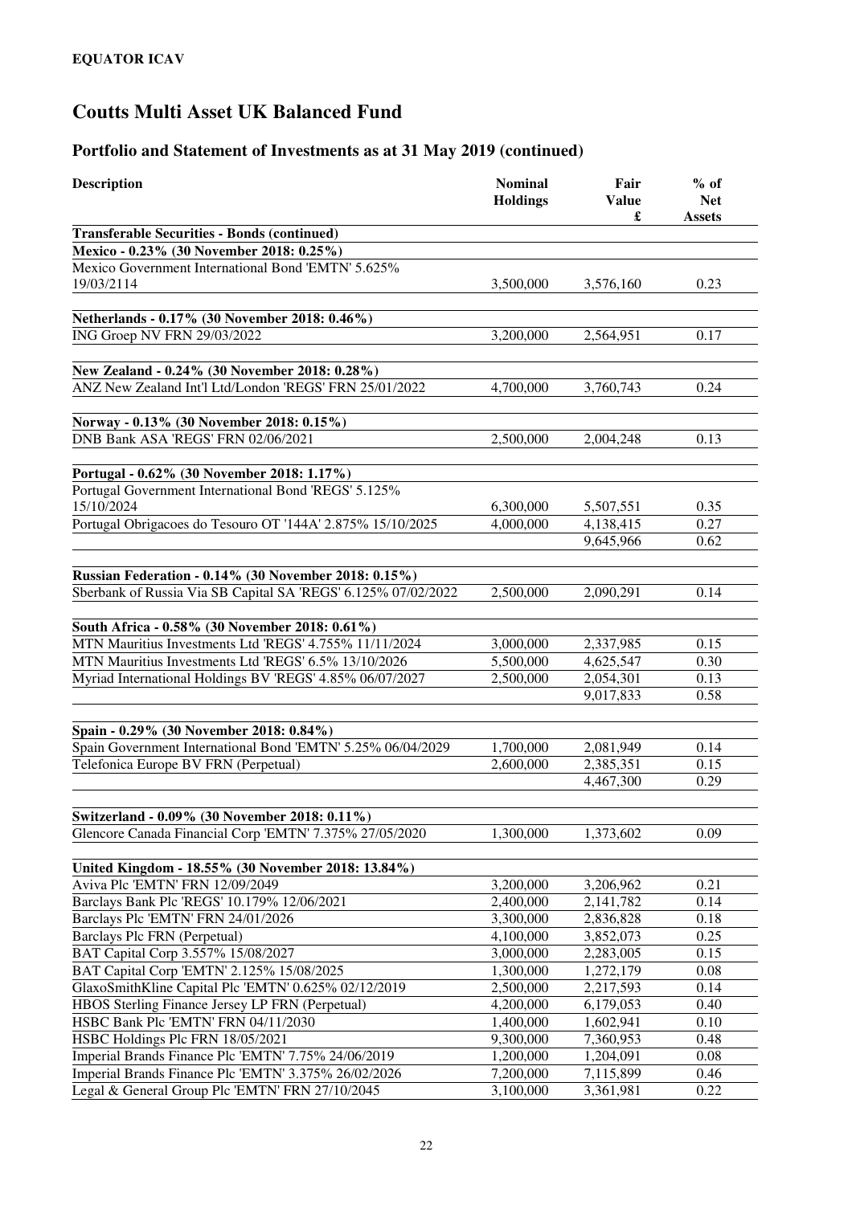**EQUATOR ICAV**

# Coutts Multi Asset UK Balanced Fund

## Portfolio and Statement of Investments as at 31 May 2019 (continued)

| Description | Nominal Holdings | Fair Value £ | % of Net Assets |
|---|---|---|---|
| **Transferable Securities - Bonds (continued)** | | | |
| **Mexico - 0.23% (30 November 2018: 0.25%)** | | | |
| Mexico Government International Bond 'EMTN' 5.625% 19/03/2114 | 3,500,000 | 3,576,160 | 0.23 |
| **Netherlands - 0.17% (30 November 2018: 0.46%)** | | | |
| ING Groep NV FRN 29/03/2022 | 3,200,000 | 2,564,951 | 0.17 |
| **New Zealand - 0.24% (30 November 2018: 0.28%)** | | | |
| ANZ New Zealand Int'l Ltd/London 'REGS' FRN 25/01/2022 | 4,700,000 | 3,760,743 | 0.24 |
| **Norway - 0.13% (30 November 2018: 0.15%)** | | | |
| DNB Bank ASA 'REGS' FRN 02/06/2021 | 2,500,000 | 2,004,248 | 0.13 |
| **Portugal - 0.62% (30 November 2018: 1.17%)** | | | |
| Portugal Government International Bond 'REGS' 5.125% 15/10/2024 | 6,300,000 | 5,507,551 | 0.35 |
| Portugal Obrigacoes do Tesouro OT '144A' 2.875% 15/10/2025 | 4,000,000 | 4,138,415 | 0.27 |
| | | 9,645,966 | 0.62 |
| **Russian Federation - 0.14% (30 November 2018: 0.15%)** | | | |
| Sberbank of Russia Via SB Capital SA 'REGS' 6.125% 07/02/2022 | 2,500,000 | 2,090,291 | 0.14 |
| **South Africa - 0.58% (30 November 2018: 0.61%)** | | | |
| MTN Mauritius Investments Ltd 'REGS' 4.755% 11/11/2024 | 3,000,000 | 2,337,985 | 0.15 |
| MTN Mauritius Investments Ltd 'REGS' 6.5% 13/10/2026 | 5,500,000 | 4,625,547 | 0.30 |
| Myriad International Holdings BV 'REGS' 4.85% 06/07/2027 | 2,500,000 | 2,054,301 | 0.13 |
| | | 9,017,833 | 0.58 |
| **Spain - 0.29% (30 November 2018: 0.84%)** | | | |
| Spain Government International Bond 'EMTN' 5.25% 06/04/2029 | 1,700,000 | 2,081,949 | 0.14 |
| Telefonica Europe BV FRN (Perpetual) | 2,600,000 | 2,385,351 | 0.15 |
| | | 4,467,300 | 0.29 |
| **Switzerland - 0.09% (30 November 2018: 0.11%)** | | | |
| Glencore Canada Financial Corp 'EMTN' 7.375% 27/05/2020 | 1,300,000 | 1,373,602 | 0.09 |
| **United Kingdom - 18.55% (30 November 2018: 13.84%)** | | | |
| Aviva Plc 'EMTN' FRN 12/09/2049 | 3,200,000 | 3,206,962 | 0.21 |
| Barclays Bank Plc 'REGS' 10.179% 12/06/2021 | 2,400,000 | 2,141,782 | 0.14 |
| Barclays Plc 'EMTN' FRN 24/01/2026 | 3,300,000 | 2,836,828 | 0.18 |
| Barclays Plc FRN (Perpetual) | 4,100,000 | 3,852,073 | 0.25 |
| BAT Capital Corp 3.557% 15/08/2027 | 3,000,000 | 2,283,005 | 0.15 |
| BAT Capital Corp 'EMTN' 2.125% 15/08/2025 | 1,300,000 | 1,272,179 | 0.08 |
| GlaxoSmithKline Capital Plc 'EMTN' 0.625% 02/12/2019 | 2,500,000 | 2,217,593 | 0.14 |
| HBOS Sterling Finance Jersey LP FRN (Perpetual) | 4,200,000 | 6,179,053 | 0.40 |
| HSBC Bank Plc 'EMTN' FRN 04/11/2030 | 1,400,000 | 1,602,941 | 0.10 |
| HSBC Holdings Plc FRN 18/05/2021 | 9,300,000 | 7,360,953 | 0.48 |
| Imperial Brands Finance Plc 'EMTN' 7.75% 24/06/2019 | 1,200,000 | 1,204,091 | 0.08 |
| Imperial Brands Finance Plc 'EMTN' 3.375% 26/02/2026 | 7,200,000 | 7,115,899 | 0.46 |
| Legal & General Group Plc 'EMTN' FRN 27/10/2045 | 3,100,000 | 3,361,981 | 0.22 |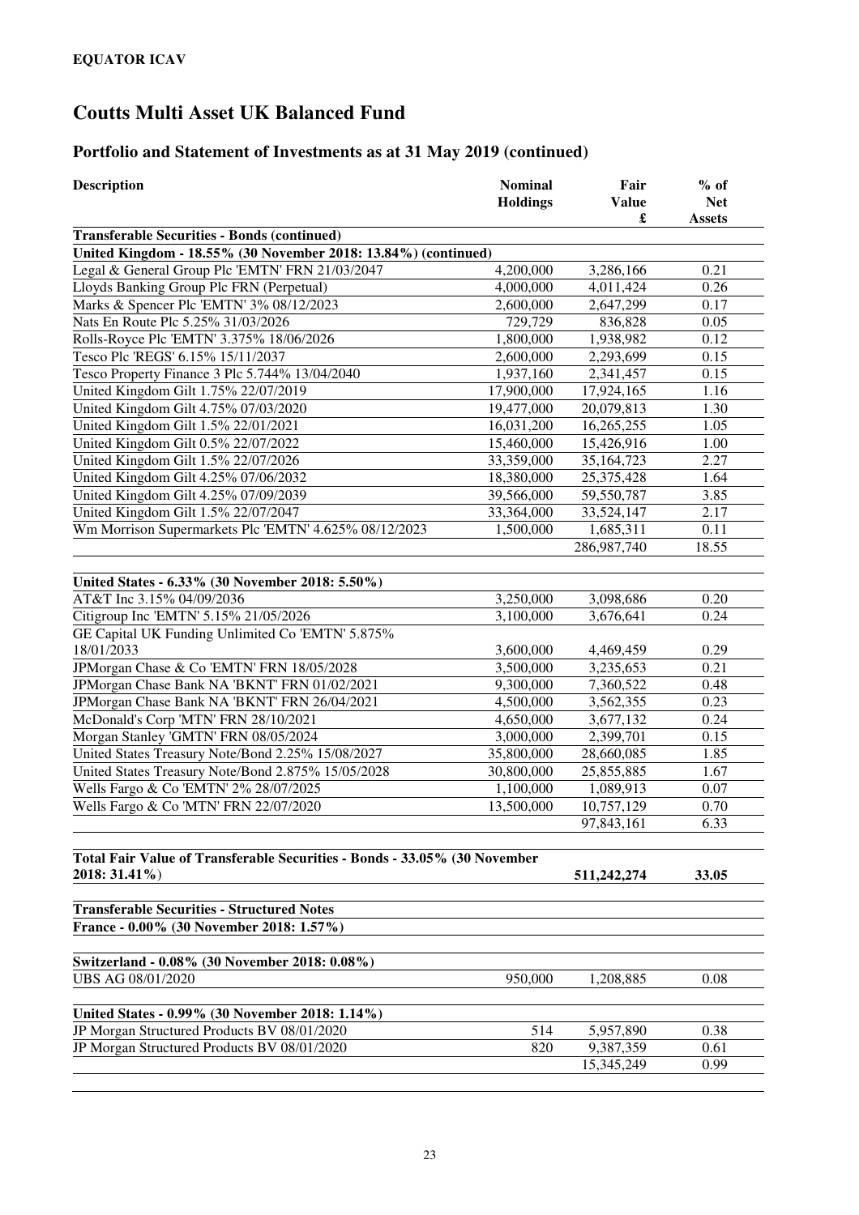**EQUATOR ICAV**

# Coutts Multi Asset UK Balanced Fund

## Portfolio and Statement of Investments as at 31 May 2019 (continued)

| Description | Nominal Holdings | Fair Value £ | % of Net Assets |
|---|---|---|---|
| **Transferable Securities - Bonds (continued)** | | | |
| **United Kingdom - 18.55% (30 November 2018: 13.84%) (continued)** | | | |
| Legal & General Group Plc 'EMTN' FRN 21/03/2047 | 4,200,000 | 3,286,166 | 0.21 |
| Lloyds Banking Group Plc FRN (Perpetual) | 4,000,000 | 4,011,424 | 0.26 |
| Marks & Spencer Plc 'EMTN' 3% 08/12/2023 | 2,600,000 | 2,647,299 | 0.17 |
| Nats En Route Plc 5.25% 31/03/2026 | 729,729 | 836,828 | 0.05 |
| Rolls-Royce Plc 'EMTN' 3.375% 18/06/2026 | 1,800,000 | 1,938,982 | 0.12 |
| Tesco Plc 'REGS' 6.15% 15/11/2037 | 2,600,000 | 2,293,699 | 0.15 |
| Tesco Property Finance 3 Plc 5.744% 13/04/2040 | 1,937,160 | 2,341,457 | 0.15 |
| United Kingdom Gilt 1.75% 22/07/2019 | 17,900,000 | 17,924,165 | 1.16 |
| United Kingdom Gilt 4.75% 07/03/2020 | 19,477,000 | 20,079,813 | 1.30 |
| United Kingdom Gilt 1.5% 22/01/2021 | 16,031,200 | 16,265,255 | 1.05 |
| United Kingdom Gilt 0.5% 22/07/2022 | 15,460,000 | 15,426,916 | 1.00 |
| United Kingdom Gilt 1.5% 22/07/2026 | 33,359,000 | 35,164,723 | 2.27 |
| United Kingdom Gilt 4.25% 07/06/2032 | 18,380,000 | 25,375,428 | 1.64 |
| United Kingdom Gilt 4.25% 07/09/2039 | 39,566,000 | 59,550,787 | 3.85 |
| United Kingdom Gilt 1.5% 22/07/2047 | 33,364,000 | 33,524,147 | 2.17 |
| Wm Morrison Supermarkets Plc 'EMTN' 4.625% 08/12/2023 | 1,500,000 | 1,685,311 | 0.11 |
| | | 286,987,740 | 18.55 |
| **United States - 6.33% (30 November 2018: 5.50%)** | | | |
| AT&T Inc 3.15% 04/09/2036 | 3,250,000 | 3,098,686 | 0.20 |
| Citigroup Inc 'EMTN' 5.15% 21/05/2026 | 3,100,000 | 3,676,641 | 0.24 |
| GE Capital UK Funding Unlimited Co 'EMTN' 5.875% 18/01/2033 | 3,600,000 | 4,469,459 | 0.29 |
| JPMorgan Chase & Co 'EMTN' FRN 18/05/2028 | 3,500,000 | 3,235,653 | 0.21 |
| JPMorgan Chase Bank NA 'BKNT' FRN 01/02/2021 | 9,300,000 | 7,360,522 | 0.48 |
| JPMorgan Chase Bank NA 'BKNT' FRN 26/04/2021 | 4,500,000 | 3,562,355 | 0.23 |
| McDonald's Corp 'MTN' FRN 28/10/2021 | 4,650,000 | 3,677,132 | 0.24 |
| Morgan Stanley 'GMTN' FRN 08/05/2024 | 3,000,000 | 2,399,701 | 0.15 |
| United States Treasury Note/Bond 2.25% 15/08/2027 | 35,800,000 | 28,660,085 | 1.85 |
| United States Treasury Note/Bond 2.875% 15/05/2028 | 30,800,000 | 25,855,885 | 1.67 |
| Wells Fargo & Co 'EMTN' 2% 28/07/2025 | 1,100,000 | 1,089,913 | 0.07 |
| Wells Fargo & Co 'MTN' FRN 22/07/2020 | 13,500,000 | 10,757,129 | 0.70 |
| | | 97,843,161 | 6.33 |
| **Total Fair Value of Transferable Securities - Bonds - 33.05% (30 November 2018: 31.41%)** | | **511,242,274** | **33.05** |
| **Transferable Securities - Structured Notes** | | | |
| **France - 0.00% (30 November 2018: 1.57%)** | | | |
| **Switzerland - 0.08% (30 November 2018: 0.08%)** | | | |
| UBS AG 08/01/2020 | 950,000 | 1,208,885 | 0.08 |
| **United States - 0.99% (30 November 2018: 1.14%)** | | | |
| JP Morgan Structured Products BV 08/01/2020 | 514 | 5,957,890 | 0.38 |
| JP Morgan Structured Products BV 08/01/2020 | 820 | 9,387,359 | 0.61 |
| | | 15,345,249 | 0.99 |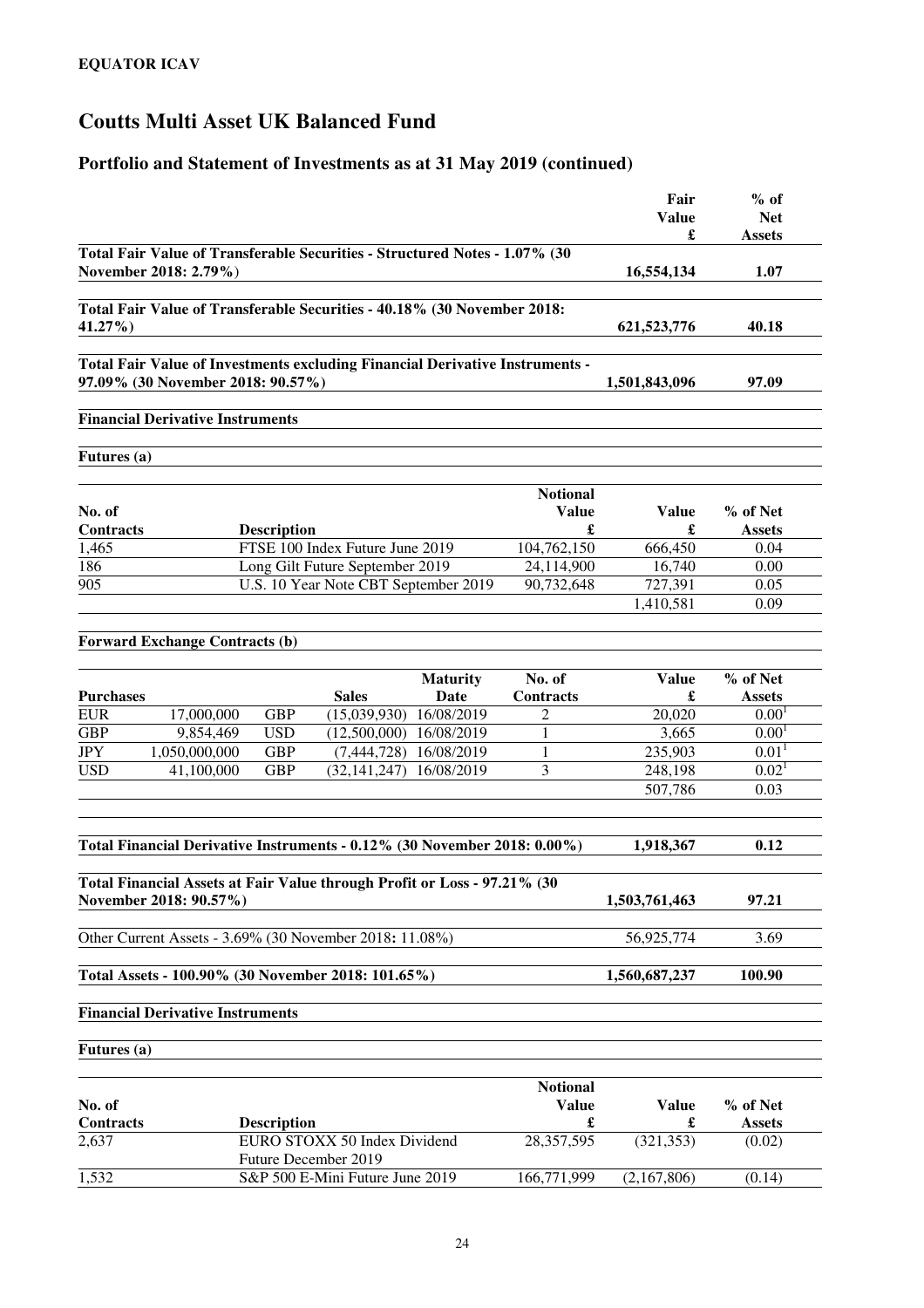**EQUATOR ICAV**

# Coutts Multi Asset UK Balanced Fund

## Portfolio and Statement of Investments as at 31 May 2019 (continued)

| | Fair Value £ | % of Net Assets |
|---|---|---|
| **Total Fair Value of Transferable Securities - Structured Notes - 1.07% (30 November 2018: 2.79%)** | **16,554,134** | **1.07** |
| **Total Fair Value of Transferable Securities - 40.18% (30 November 2018: 41.27%)** | **621,523,776** | **40.18** |
| **Total Fair Value of Investments excluding Financial Derivative Instruments - 97.09% (30 November 2018: 90.57%)** | **1,501,843,096** | **97.09** |

**Financial Derivative Instruments**

**Futures (a)**

| No. of Contracts | Description | Notional Value £ | Value £ | % of Net Assets |
|---|---|---|---|---|
| 1,465 | FTSE 100 Index Future June 2019 | 104,762,150 | 666,450 | 0.04 |
| 186 | Long Gilt Future September 2019 | 24,114,900 | 16,740 | 0.00 |
| 905 | U.S. 10 Year Note CBT September 2019 | 90,732,648 | 727,391 | 0.05 |
| | | | 1,410,581 | 0.09 |

**Forward Exchange Contracts (b)**

| Purchases | | | Sales | Maturity Date | No. of Contracts | Value £ | % of Net Assets |
|---|---|---|---|---|---|---|---|
| EUR | 17,000,000 | GBP | (15,039,930) | 16/08/2019 | 2 | 20,020 | 0.00[1] |
| GBP | 9,854,469 | USD | (12,500,000) | 16/08/2019 | 1 | 3,665 | 0.00[1] |
| JPY | 1,050,000,000 | GBP | (7,444,728) | 16/08/2019 | 1 | 235,903 | 0.01[1] |
| USD | 41,100,000 | GBP | (32,141,247) | 16/08/2019 | 3 | 248,198 | 0.02[1] |
| | | | | | | 507,786 | 0.03 |

| | | |
|---|---|---|
| **Total Financial Derivative Instruments - 0.12% (30 November 2018: 0.00%)** | **1,918,367** | **0.12** |
| **Total Financial Assets at Fair Value through Profit or Loss - 97.21% (30 November 2018: 90.57%)** | **1,503,761,463** | **97.21** |
| Other Current Assets - 3.69% (30 November 2018: 11.08%) | 56,925,774 | 3.69 |
| **Total Assets - 100.90% (30 November 2018: 101.65%)** | **1,560,687,237** | **100.90** |

**Financial Derivative Instruments**

**Futures (a)**

| No. of Contracts | Description | Notional Value £ | Value £ | % of Net Assets |
|---|---|---|---|---|
| 2,637 | EURO STOXX 50 Index Dividend Future December 2019 | 28,357,595 | (321,353) | (0.02) |
| 1,532 | S&P 500 E-Mini Future June 2019 | 166,771,999 | (2,167,806) | (0.14) |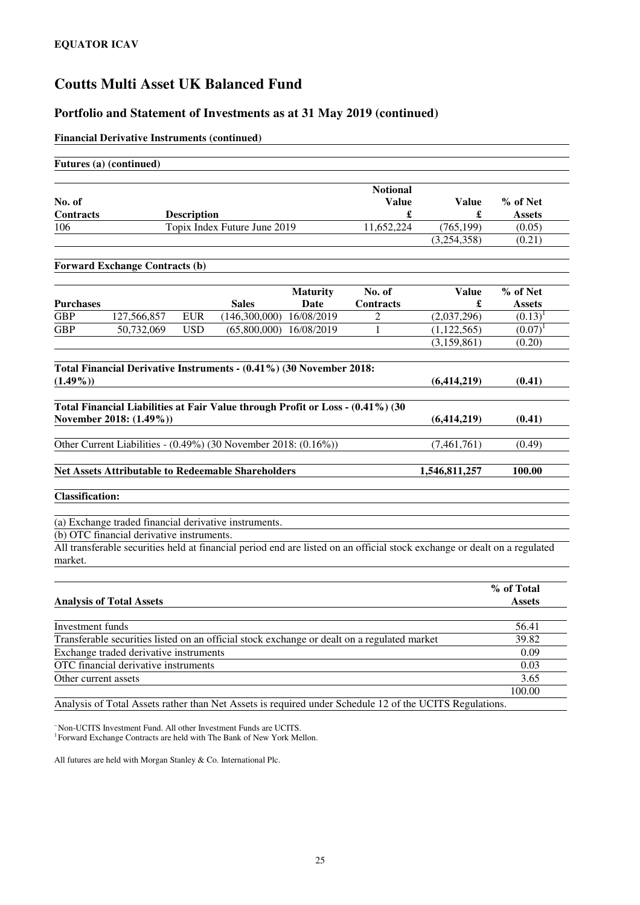**EQUATOR ICAV**

# Coutts Multi Asset UK Balanced Fund

## Portfolio and Statement of Investments as at 31 May 2019 (continued)

**Financial Derivative Instruments (continued)**

**Futures (a) (continued)**

| No. of Contracts | Description | Notional Value £ | Value £ | % of Net Assets |
|---|---|---|---|---|
| 106 | Topix Index Future June 2019 | 11,652,224 | (765,199) | (0.05) |
| | | | (3,254,358) | (0.21) |

**Forward Exchange Contracts (b)**

| Purchases | | Sales | | Maturity Date | No. of Contracts | Value £ | % of Net Assets |
|---|---|---|---|---|---|---|---|
| GBP | 127,566,857 | EUR | (146,300,000) | 16/08/2019 | 2 | (2,037,296) | (0.13)[1] |
| GBP | 50,732,069 | USD | (65,800,000) | 16/08/2019 | 1 | (1,122,565) | (0.07)[1] |
| | | | | | | (3,159,861) | (0.20) |

| | Value £ | % of Net Assets |
|---|---|---|
| **Total Financial Derivative Instruments - (0.41%) (30 November 2018: (1.49%))** | **(6,414,219)** | **(0.41)** |
| **Total Financial Liabilities at Fair Value through Profit or Loss - (0.41%) (30 November 2018: (1.49%))** | **(6,414,219)** | **(0.41)** |
| Other Current Liabilities - (0.49%) (30 November 2018: (0.16%)) | (7,461,761) | (0.49) |
| **Net Assets Attributable to Redeemable Shareholders** | **1,546,811,257** | **100.00** |

**Classification:**

(a) Exchange traded financial derivative instruments.

(b) OTC financial derivative instruments.

All transferable securities held at financial period end are listed on an official stock exchange or dealt on a regulated market.

| Analysis of Total Assets | % of Total Assets |
|---|---|
| Investment funds | 56.41 |
| Transferable securities listed on an official stock exchange or dealt on a regulated market | 39.82 |
| Exchange traded derivative instruments | 0.09 |
| OTC financial derivative instruments | 0.03 |
| Other current assets | 3.65 |
| | 100.00 |

Analysis of Total Assets rather than Net Assets is required under Schedule 12 of the UCITS Regulations.

~ Non-UCITS Investment Fund. All other Investment Funds are UCITS.
[1] Forward Exchange Contracts are held with The Bank of New York Mellon.

All futures are held with Morgan Stanley & Co. International Plc.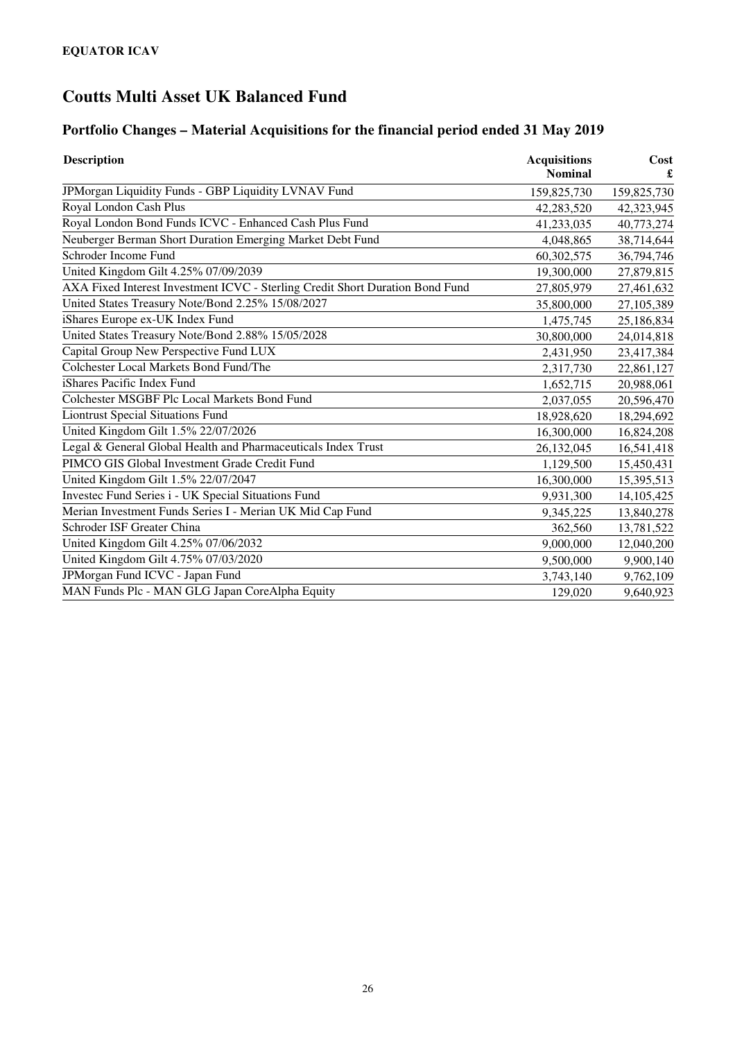**EQUATOR ICAV**

# Coutts Multi Asset UK Balanced Fund

## Portfolio Changes – Material Acquisitions for the financial period ended 31 May 2019

| Description | Acquisitions Nominal | Cost £ |
|---|---|---|
| JPMorgan Liquidity Funds - GBP Liquidity LVNAV Fund | 159,825,730 | 159,825,730 |
| Royal London Cash Plus | 42,283,520 | 42,323,945 |
| Royal London Bond Funds ICVC - Enhanced Cash Plus Fund | 41,233,035 | 40,773,274 |
| Neuberger Berman Short Duration Emerging Market Debt Fund | 4,048,865 | 38,714,644 |
| Schroder Income Fund | 60,302,575 | 36,794,746 |
| United Kingdom Gilt 4.25% 07/09/2039 | 19,300,000 | 27,879,815 |
| AXA Fixed Interest Investment ICVC - Sterling Credit Short Duration Bond Fund | 27,805,979 | 27,461,632 |
| United States Treasury Note/Bond 2.25% 15/08/2027 | 35,800,000 | 27,105,389 |
| iShares Europe ex-UK Index Fund | 1,475,745 | 25,186,834 |
| United States Treasury Note/Bond 2.88% 15/05/2028 | 30,800,000 | 24,014,818 |
| Capital Group New Perspective Fund LUX | 2,431,950 | 23,417,384 |
| Colchester Local Markets Bond Fund/The | 2,317,730 | 22,861,127 |
| iShares Pacific Index Fund | 1,652,715 | 20,988,061 |
| Colchester MSGBF Plc Local Markets Bond Fund | 2,037,055 | 20,596,470 |
| Liontrust Special Situations Fund | 18,928,620 | 18,294,692 |
| United Kingdom Gilt 1.5% 22/07/2026 | 16,300,000 | 16,824,208 |
| Legal & General Global Health and Pharmaceuticals Index Trust | 26,132,045 | 16,541,418 |
| PIMCO GIS Global Investment Grade Credit Fund | 1,129,500 | 15,450,431 |
| United Kingdom Gilt 1.5% 22/07/2047 | 16,300,000 | 15,395,513 |
| Investec Fund Series i - UK Special Situations Fund | 9,931,300 | 14,105,425 |
| Merian Investment Funds Series I - Merian UK Mid Cap Fund | 9,345,225 | 13,840,278 |
| Schroder ISF Greater China | 362,560 | 13,781,522 |
| United Kingdom Gilt 4.25% 07/06/2032 | 9,000,000 | 12,040,200 |
| United Kingdom Gilt 4.75% 07/03/2020 | 9,500,000 | 9,900,140 |
| JPMorgan Fund ICVC - Japan Fund | 3,743,140 | 9,762,109 |
| MAN Funds Plc - MAN GLG Japan CoreAlpha Equity | 129,020 | 9,640,923 |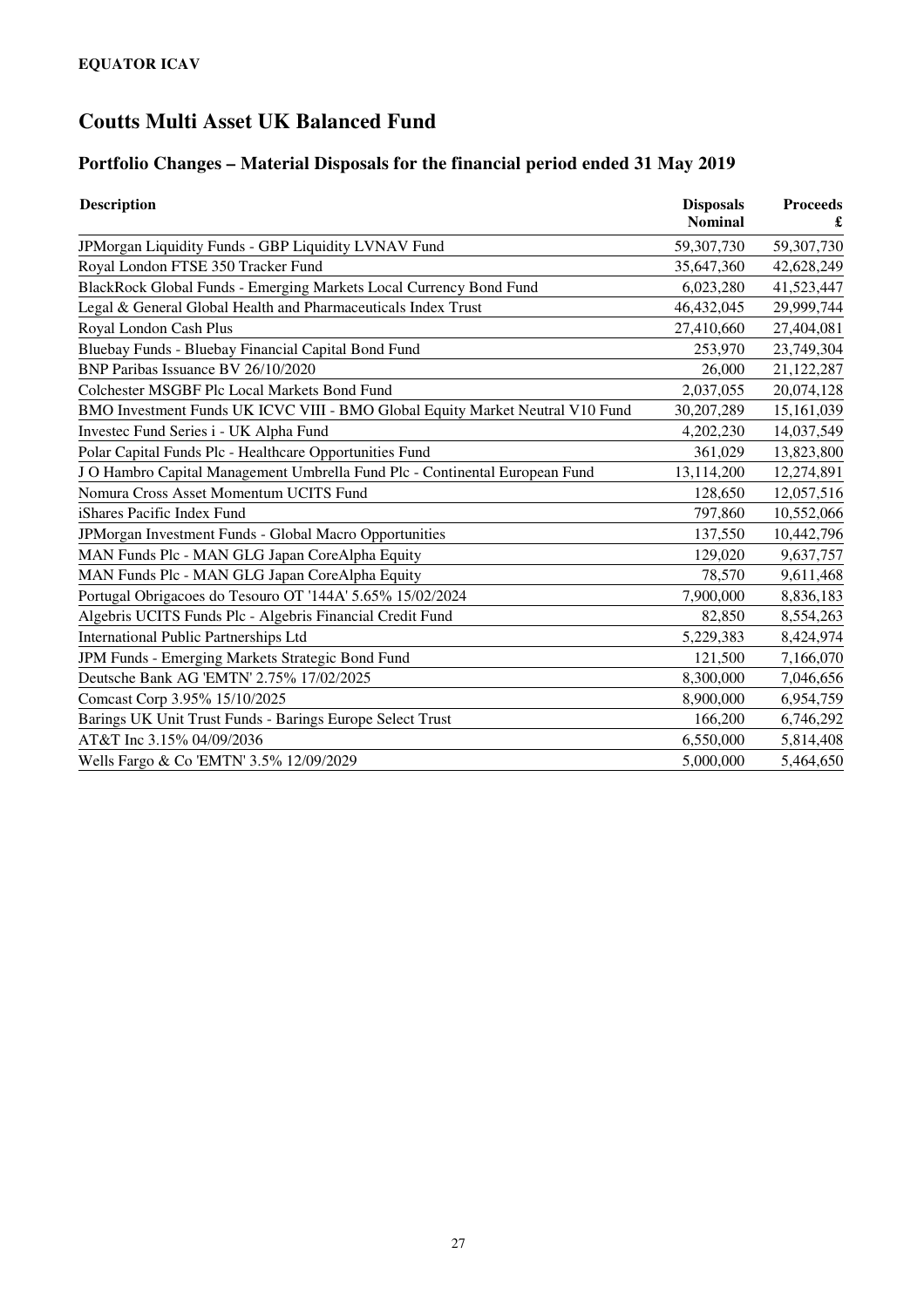**EQUATOR ICAV**

# Coutts Multi Asset UK Balanced Fund

## Portfolio Changes – Material Disposals for the financial period ended 31 May 2019

| Description | Disposals Nominal | Proceeds £ |
|---|---|---|
| JPMorgan Liquidity Funds - GBP Liquidity LVNAV Fund | 59,307,730 | 59,307,730 |
| Royal London FTSE 350 Tracker Fund | 35,647,360 | 42,628,249 |
| BlackRock Global Funds - Emerging Markets Local Currency Bond Fund | 6,023,280 | 41,523,447 |
| Legal & General Global Health and Pharmaceuticals Index Trust | 46,432,045 | 29,999,744 |
| Royal London Cash Plus | 27,410,660 | 27,404,081 |
| Bluebay Funds - Bluebay Financial Capital Bond Fund | 253,970 | 23,749,304 |
| BNP Paribas Issuance BV 26/10/2020 | 26,000 | 21,122,287 |
| Colchester MSGBF Plc Local Markets Bond Fund | 2,037,055 | 20,074,128 |
| BMO Investment Funds UK ICVC VIII - BMO Global Equity Market Neutral V10 Fund | 30,207,289 | 15,161,039 |
| Investec Fund Series i - UK Alpha Fund | 4,202,230 | 14,037,549 |
| Polar Capital Funds Plc - Healthcare Opportunities Fund | 361,029 | 13,823,800 |
| J O Hambro Capital Management Umbrella Fund Plc - Continental European Fund | 13,114,200 | 12,274,891 |
| Nomura Cross Asset Momentum UCITS Fund | 128,650 | 12,057,516 |
| iShares Pacific Index Fund | 797,860 | 10,552,066 |
| JPMorgan Investment Funds - Global Macro Opportunities | 137,550 | 10,442,796 |
| MAN Funds Plc - MAN GLG Japan CoreAlpha Equity | 129,020 | 9,637,757 |
| MAN Funds Plc - MAN GLG Japan CoreAlpha Equity | 78,570 | 9,611,468 |
| Portugal Obrigacoes do Tesouro OT '144A' 5.65% 15/02/2024 | 7,900,000 | 8,836,183 |
| Algebris UCITS Funds Plc - Algebris Financial Credit Fund | 82,850 | 8,554,263 |
| International Public Partnerships Ltd | 5,229,383 | 8,424,974 |
| JPM Funds - Emerging Markets Strategic Bond Fund | 121,500 | 7,166,070 |
| Deutsche Bank AG 'EMTN' 2.75% 17/02/2025 | 8,300,000 | 7,046,656 |
| Comcast Corp 3.95% 15/10/2025 | 8,900,000 | 6,954,759 |
| Barings UK Unit Trust Funds - Barings Europe Select Trust | 166,200 | 6,746,292 |
| AT&T Inc 3.15% 04/09/2036 | 6,550,000 | 5,814,408 |
| Wells Fargo & Co 'EMTN' 3.5% 12/09/2029 | 5,000,000 | 5,464,650 |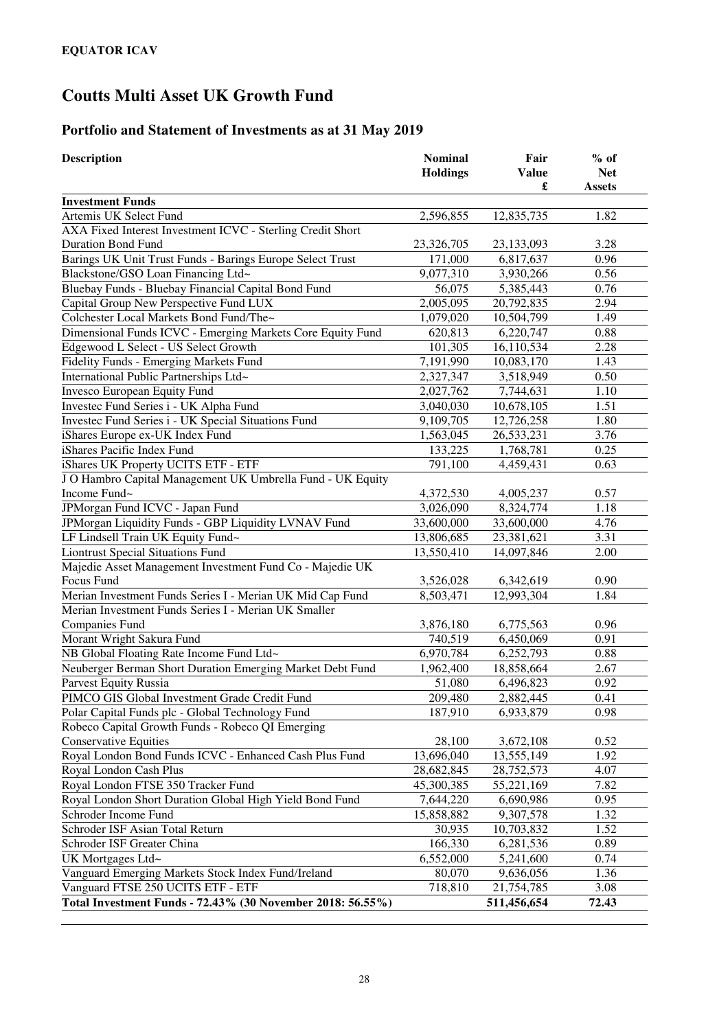**EQUATOR ICAV**

# Coutts Multi Asset UK Growth Fund

## Portfolio and Statement of Investments as at 31 May 2019

| Description | Nominal Holdings | Fair Value £ | % of Net Assets |
|---|---|---|---|
| **Investment Funds** | | | |
| Artemis UK Select Fund | 2,596,855 | 12,835,735 | 1.82 |
| AXA Fixed Interest Investment ICVC - Sterling Credit Short Duration Bond Fund | 23,326,705 | 23,133,093 | 3.28 |
| Barings UK Unit Trust Funds - Barings Europe Select Trust | 171,000 | 6,817,637 | 0.96 |
| Blackstone/GSO Loan Financing Ltd~ | 9,077,310 | 3,930,266 | 0.56 |
| Bluebay Funds - Bluebay Financial Capital Bond Fund | 56,075 | 5,385,443 | 0.76 |
| Capital Group New Perspective Fund LUX | 2,005,095 | 20,792,835 | 2.94 |
| Colchester Local Markets Bond Fund/The~ | 1,079,020 | 10,504,799 | 1.49 |
| Dimensional Funds ICVC - Emerging Markets Core Equity Fund | 620,813 | 6,220,747 | 0.88 |
| Edgewood L Select - US Select Growth | 101,305 | 16,110,534 | 2.28 |
| Fidelity Funds - Emerging Markets Fund | 7,191,990 | 10,083,170 | 1.43 |
| International Public Partnerships Ltd~ | 2,327,347 | 3,518,949 | 0.50 |
| Invesco European Equity Fund | 2,027,762 | 7,744,631 | 1.10 |
| Investec Fund Series i - UK Alpha Fund | 3,040,030 | 10,678,105 | 1.51 |
| Investec Fund Series i - UK Special Situations Fund | 9,109,705 | 12,726,258 | 1.80 |
| iShares Europe ex-UK Index Fund | 1,563,045 | 26,533,231 | 3.76 |
| iShares Pacific Index Fund | 133,225 | 1,768,781 | 0.25 |
| iShares UK Property UCITS ETF - ETF | 791,100 | 4,459,431 | 0.63 |
| J O Hambro Capital Management UK Umbrella Fund - UK Equity Income Fund~ | 4,372,530 | 4,005,237 | 0.57 |
| JPMorgan Fund ICVC - Japan Fund | 3,026,090 | 8,324,774 | 1.18 |
| JPMorgan Liquidity Funds - GBP Liquidity LVNAV Fund | 33,600,000 | 33,600,000 | 4.76 |
| LF Lindsell Train UK Equity Fund~ | 13,806,685 | 23,381,621 | 3.31 |
| Liontrust Special Situations Fund | 13,550,410 | 14,097,846 | 2.00 |
| Majedie Asset Management Investment Fund Co - Majedie UK Focus Fund | 3,526,028 | 6,342,619 | 0.90 |
| Merian Investment Funds Series I - Merian UK Mid Cap Fund | 8,503,471 | 12,993,304 | 1.84 |
| Merian Investment Funds Series I - Merian UK Smaller Companies Fund | 3,876,180 | 6,775,563 | 0.96 |
| Morant Wright Sakura Fund | 740,519 | 6,450,069 | 0.91 |
| NB Global Floating Rate Income Fund Ltd~ | 6,970,784 | 6,252,793 | 0.88 |
| Neuberger Berman Short Duration Emerging Market Debt Fund | 1,962,400 | 18,858,664 | 2.67 |
| Parvest Equity Russia | 51,080 | 6,496,823 | 0.92 |
| PIMCO GIS Global Investment Grade Credit Fund | 209,480 | 2,882,445 | 0.41 |
| Polar Capital Funds plc - Global Technology Fund | 187,910 | 6,933,879 | 0.98 |
| Robeco Capital Growth Funds - Robeco QI Emerging Conservative Equities | 28,100 | 3,672,108 | 0.52 |
| Royal London Bond Funds ICVC - Enhanced Cash Plus Fund | 13,696,040 | 13,555,149 | 1.92 |
| Royal London Cash Plus | 28,682,845 | 28,752,573 | 4.07 |
| Royal London FTSE 350 Tracker Fund | 45,300,385 | 55,221,169 | 7.82 |
| Royal London Short Duration Global High Yield Bond Fund | 7,644,220 | 6,690,986 | 0.95 |
| Schroder Income Fund | 15,858,882 | 9,307,578 | 1.32 |
| Schroder ISF Asian Total Return | 30,935 | 10,703,832 | 1.52 |
| Schroder ISF Greater China | 166,330 | 6,281,536 | 0.89 |
| UK Mortgages Ltd~ | 6,552,000 | 5,241,600 | 0.74 |
| Vanguard Emerging Markets Stock Index Fund/Ireland | 80,070 | 9,636,056 | 1.36 |
| Vanguard FTSE 250 UCITS ETF - ETF | 718,810 | 21,754,785 | 3.08 |
| **Total Investment Funds - 72.43% (30 November 2018: 56.55%)** | | **511,456,654** | **72.43** |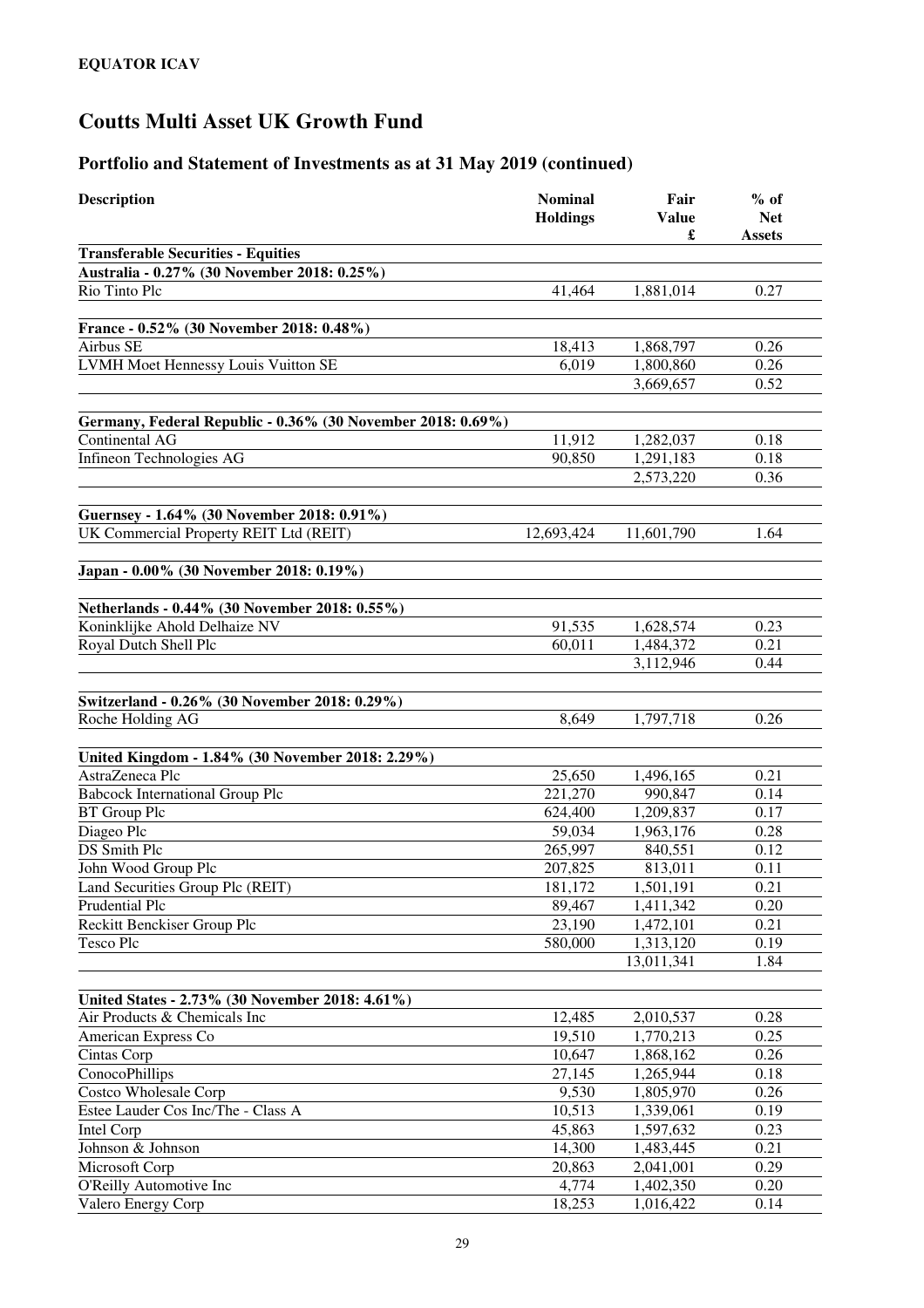**EQUATOR ICAV**

# Coutts Multi Asset UK Growth Fund

## Portfolio and Statement of Investments as at 31 May 2019 (continued)

| Description | Nominal Holdings | Fair Value £ | % of Net Assets |
|---|---|---|---|
| **Transferable Securities - Equities** | | | |
| **Australia - 0.27% (30 November 2018: 0.25%)** | | | |
| Rio Tinto Plc | 41,464 | 1,881,014 | 0.27 |
| | | | |
| **France - 0.52% (30 November 2018: 0.48%)** | | | |
| Airbus SE | 18,413 | 1,868,797 | 0.26 |
| LVMH Moet Hennessy Louis Vuitton SE | 6,019 | 1,800,860 | 0.26 |
| | | 3,669,657 | 0.52 |
| | | | |
| **Germany, Federal Republic - 0.36% (30 November 2018: 0.69%)** | | | |
| Continental AG | 11,912 | 1,282,037 | 0.18 |
| Infineon Technologies AG | 90,850 | 1,291,183 | 0.18 |
| | | 2,573,220 | 0.36 |
| | | | |
| **Guernsey - 1.64% (30 November 2018: 0.91%)** | | | |
| UK Commercial Property REIT Ltd (REIT) | 12,693,424 | 11,601,790 | 1.64 |
| | | | |
| **Japan - 0.00% (30 November 2018: 0.19%)** | | | |
| | | | |
| **Netherlands - 0.44% (30 November 2018: 0.55%)** | | | |
| Koninklijke Ahold Delhaize NV | 91,535 | 1,628,574 | 0.23 |
| Royal Dutch Shell Plc | 60,011 | 1,484,372 | 0.21 |
| | | 3,112,946 | 0.44 |
| | | | |
| **Switzerland - 0.26% (30 November 2018: 0.29%)** | | | |
| Roche Holding AG | 8,649 | 1,797,718 | 0.26 |
| | | | |
| **United Kingdom - 1.84% (30 November 2018: 2.29%)** | | | |
| AstraZeneca Plc | 25,650 | 1,496,165 | 0.21 |
| Babcock International Group Plc | 221,270 | 990,847 | 0.14 |
| BT Group Plc | 624,400 | 1,209,837 | 0.17 |
| Diageo Plc | 59,034 | 1,963,176 | 0.28 |
| DS Smith Plc | 265,997 | 840,551 | 0.12 |
| John Wood Group Plc | 207,825 | 813,011 | 0.11 |
| Land Securities Group Plc (REIT) | 181,172 | 1,501,191 | 0.21 |
| Prudential Plc | 89,467 | 1,411,342 | 0.20 |
| Reckitt Benckiser Group Plc | 23,190 | 1,472,101 | 0.21 |
| Tesco Plc | 580,000 | 1,313,120 | 0.19 |
| | | 13,011,341 | 1.84 |
| | | | |
| **United States - 2.73% (30 November 2018: 4.61%)** | | | |
| Air Products & Chemicals Inc | 12,485 | 2,010,537 | 0.28 |
| American Express Co | 19,510 | 1,770,213 | 0.25 |
| Cintas Corp | 10,647 | 1,868,162 | 0.26 |
| ConocoPhillips | 27,145 | 1,265,944 | 0.18 |
| Costco Wholesale Corp | 9,530 | 1,805,970 | 0.26 |
| Estee Lauder Cos Inc/The - Class A | 10,513 | 1,339,061 | 0.19 |
| Intel Corp | 45,863 | 1,597,632 | 0.23 |
| Johnson & Johnson | 14,300 | 1,483,445 | 0.21 |
| Microsoft Corp | 20,863 | 2,041,001 | 0.29 |
| O'Reilly Automotive Inc | 4,774 | 1,402,350 | 0.20 |
| Valero Energy Corp | 18,253 | 1,016,422 | 0.14 |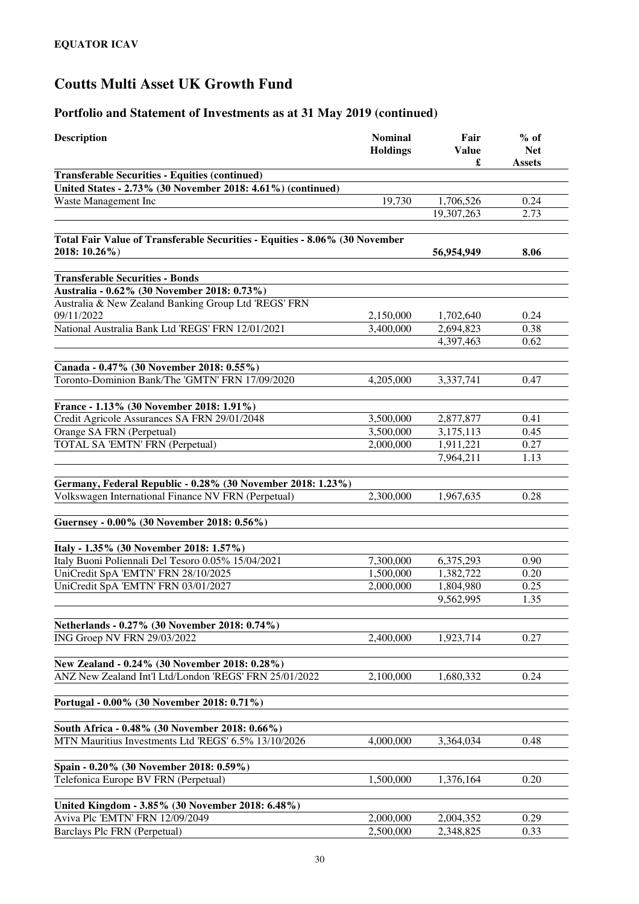**EQUATOR ICAV**

# Coutts Multi Asset UK Growth Fund

## Portfolio and Statement of Investments as at 31 May 2019 (continued)

| Description | Nominal Holdings | Fair Value £ | % of Net Assets |
|---|---|---|---|
| **Transferable Securities - Equities (continued)** | | | |
| **United States - 2.73% (30 November 2018: 4.61%) (continued)** | | | |
| Waste Management Inc | 19,730 | 1,706,526 | 0.24 |
| | | 19,307,263 | 2.73 |
| | | | |
| **Total Fair Value of Transferable Securities - Equities - 8.06% (30 November 2018: 10.26%)** | | **56,954,949** | **8.06** |
| | | | |
| **Transferable Securities - Bonds** | | | |
| **Australia - 0.62% (30 November 2018: 0.73%)** | | | |
| Australia & New Zealand Banking Group Ltd 'REGS' FRN 09/11/2022 | 2,150,000 | 1,702,640 | 0.24 |
| National Australia Bank Ltd 'REGS' FRN 12/01/2021 | 3,400,000 | 2,694,823 | 0.38 |
| | | 4,397,463 | 0.62 |
| | | | |
| **Canada - 0.47% (30 November 2018: 0.55%)** | | | |
| Toronto-Dominion Bank/The 'GMTN' FRN 17/09/2020 | 4,205,000 | 3,337,741 | 0.47 |
| | | | |
| **France - 1.13% (30 November 2018: 1.91%)** | | | |
| Credit Agricole Assurances SA FRN 29/01/2048 | 3,500,000 | 2,877,877 | 0.41 |
| Orange SA FRN (Perpetual) | 3,500,000 | 3,175,113 | 0.45 |
| TOTAL SA 'EMTN' FRN (Perpetual) | 2,000,000 | 1,911,221 | 0.27 |
| | | 7,964,211 | 1.13 |
| | | | |
| **Germany, Federal Republic - 0.28% (30 November 2018: 1.23%)** | | | |
| Volkswagen International Finance NV FRN (Perpetual) | 2,300,000 | 1,967,635 | 0.28 |
| | | | |
| **Guernsey - 0.00% (30 November 2018: 0.56%)** | | | |
| | | | |
| **Italy - 1.35% (30 November 2018: 1.57%)** | | | |
| Italy Buoni Poliennali Del Tesoro 0.05% 15/04/2021 | 7,300,000 | 6,375,293 | 0.90 |
| UniCredit SpA 'EMTN' FRN 28/10/2025 | 1,500,000 | 1,382,722 | 0.20 |
| UniCredit SpA 'EMTN' FRN 03/01/2027 | 2,000,000 | 1,804,980 | 0.25 |
| | | 9,562,995 | 1.35 |
| | | | |
| **Netherlands - 0.27% (30 November 2018: 0.74%)** | | | |
| ING Groep NV FRN 29/03/2022 | 2,400,000 | 1,923,714 | 0.27 |
| | | | |
| **New Zealand - 0.24% (30 November 2018: 0.28%)** | | | |
| ANZ New Zealand Int'l Ltd/London 'REGS' FRN 25/01/2022 | 2,100,000 | 1,680,332 | 0.24 |
| | | | |
| **Portugal - 0.00% (30 November 2018: 0.71%)** | | | |
| | | | |
| **South Africa - 0.48% (30 November 2018: 0.66%)** | | | |
| MTN Mauritius Investments Ltd 'REGS' 6.5% 13/10/2026 | 4,000,000 | 3,364,034 | 0.48 |
| | | | |
| **Spain - 0.20% (30 November 2018: 0.59%)** | | | |
| Telefonica Europe BV FRN (Perpetual) | 1,500,000 | 1,376,164 | 0.20 |
| | | | |
| **United Kingdom - 3.85% (30 November 2018: 6.48%)** | | | |
| Aviva Plc 'EMTN' FRN 12/09/2049 | 2,000,000 | 2,004,352 | 0.29 |
| Barclays Plc FRN (Perpetual) | 2,500,000 | 2,348,825 | 0.33 |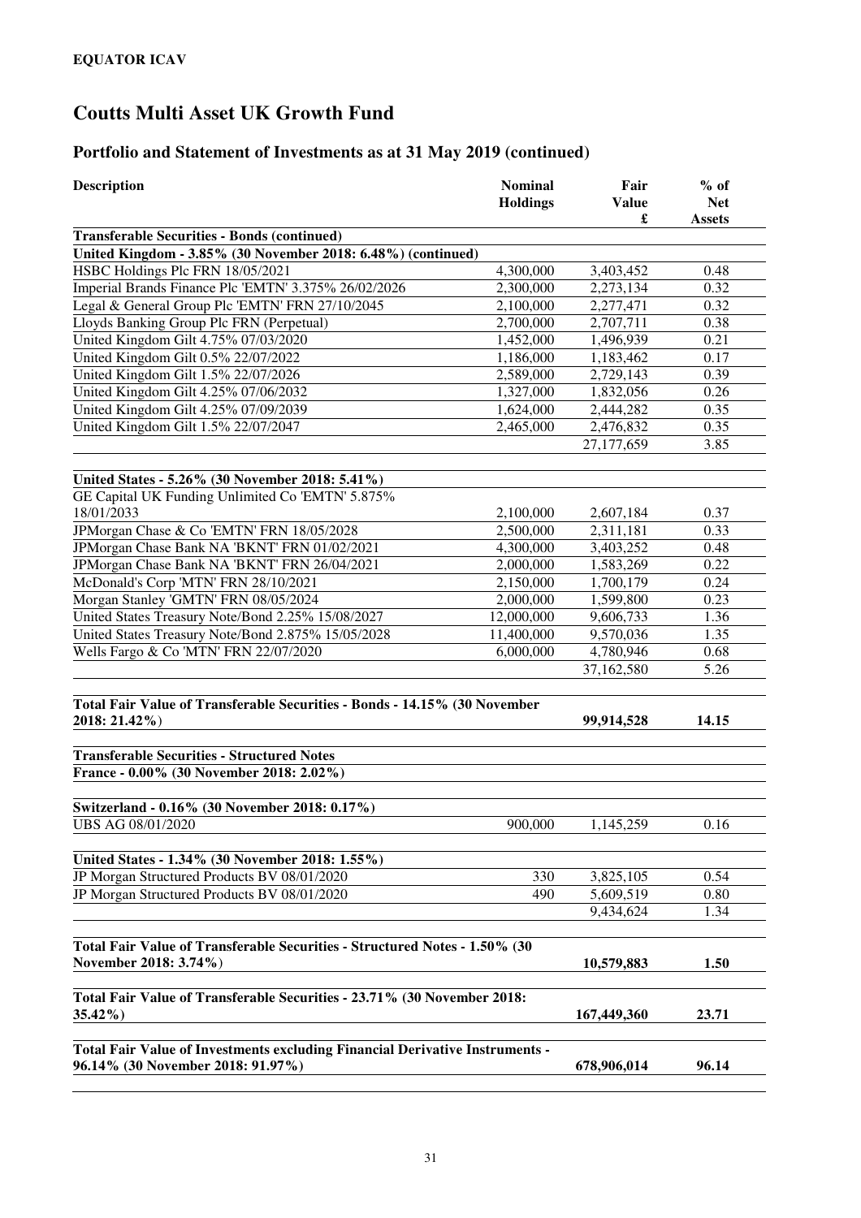**EQUATOR ICAV**

# Coutts Multi Asset UK Growth Fund

## Portfolio and Statement of Investments as at 31 May 2019 (continued)

| Description | Nominal Holdings | Fair Value £ | % of Net Assets |
|---|---|---|---|
| **Transferable Securities - Bonds (continued)** | | | |
| **United Kingdom - 3.85% (30 November 2018: 6.48%) (continued)** | | | |
| HSBC Holdings Plc FRN 18/05/2021 | 4,300,000 | 3,403,452 | 0.48 |
| Imperial Brands Finance Plc 'EMTN' 3.375% 26/02/2026 | 2,300,000 | 2,273,134 | 0.32 |
| Legal & General Group Plc 'EMTN' FRN 27/10/2045 | 2,100,000 | 2,277,471 | 0.32 |
| Lloyds Banking Group Plc FRN (Perpetual) | 2,700,000 | 2,707,711 | 0.38 |
| United Kingdom Gilt 4.75% 07/03/2020 | 1,452,000 | 1,496,939 | 0.21 |
| United Kingdom Gilt 0.5% 22/07/2022 | 1,186,000 | 1,183,462 | 0.17 |
| United Kingdom Gilt 1.5% 22/07/2026 | 2,589,000 | 2,729,143 | 0.39 |
| United Kingdom Gilt 4.25% 07/06/2032 | 1,327,000 | 1,832,056 | 0.26 |
| United Kingdom Gilt 4.25% 07/09/2039 | 1,624,000 | 2,444,282 | 0.35 |
| United Kingdom Gilt 1.5% 22/07/2047 | 2,465,000 | 2,476,832 | 0.35 |
| | | 27,177,659 | 3.85 |
| **United States - 5.26% (30 November 2018: 5.41%)** | | | |
| GE Capital UK Funding Unlimited Co 'EMTN' 5.875% 18/01/2033 | 2,100,000 | 2,607,184 | 0.37 |
| JPMorgan Chase & Co 'EMTN' FRN 18/05/2028 | 2,500,000 | 2,311,181 | 0.33 |
| JPMorgan Chase Bank NA 'BKNT' FRN 01/02/2021 | 4,300,000 | 3,403,252 | 0.48 |
| JPMorgan Chase Bank NA 'BKNT' FRN 26/04/2021 | 2,000,000 | 1,583,269 | 0.22 |
| McDonald's Corp 'MTN' FRN 28/10/2021 | 2,150,000 | 1,700,179 | 0.24 |
| Morgan Stanley 'GMTN' FRN 08/05/2024 | 2,000,000 | 1,599,800 | 0.23 |
| United States Treasury Note/Bond 2.25% 15/08/2027 | 12,000,000 | 9,606,733 | 1.36 |
| United States Treasury Note/Bond 2.875% 15/05/2028 | 11,400,000 | 9,570,036 | 1.35 |
| Wells Fargo & Co 'MTN' FRN 22/07/2020 | 6,000,000 | 4,780,946 | 0.68 |
| | | 37,162,580 | 5.26 |
| **Total Fair Value of Transferable Securities - Bonds - 14.15% (30 November 2018: 21.42%)** | | **99,914,528** | **14.15** |
| **Transferable Securities - Structured Notes** | | | |
| **France - 0.00% (30 November 2018: 2.02%)** | | | |
| **Switzerland - 0.16% (30 November 2018: 0.17%)** | | | |
| UBS AG 08/01/2020 | 900,000 | 1,145,259 | 0.16 |
| **United States - 1.34% (30 November 2018: 1.55%)** | | | |
| JP Morgan Structured Products BV 08/01/2020 | 330 | 3,825,105 | 0.54 |
| JP Morgan Structured Products BV 08/01/2020 | 490 | 5,609,519 | 0.80 |
| | | 9,434,624 | 1.34 |
| **Total Fair Value of Transferable Securities - Structured Notes - 1.50% (30 November 2018: 3.74%)** | | **10,579,883** | **1.50** |
| **Total Fair Value of Transferable Securities - 23.71% (30 November 2018: 35.42%)** | | **167,449,360** | **23.71** |
| **Total Fair Value of Investments excluding Financial Derivative Instruments - 96.14% (30 November 2018: 91.97%)** | | **678,906,014** | **96.14** |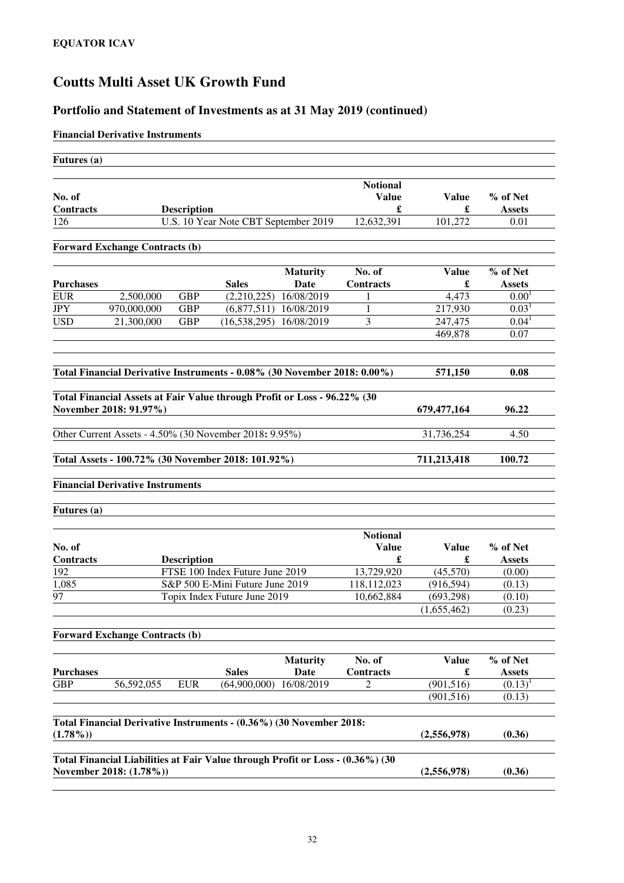**EQUATOR ICAV**

# Coutts Multi Asset UK Growth Fund

## Portfolio and Statement of Investments as at 31 May 2019 (continued)

**Financial Derivative Instruments**

**Futures (a)**

| No. of Contracts | Description | Notional Value £ | Value £ | % of Net Assets |
|---|---|---|---|---|
| 126 | U.S. 10 Year Note CBT September 2019 | 12,632,391 | 101,272 | 0.01 |

**Forward Exchange Contracts (b)**

| Purchases | | | Sales | Maturity Date | No. of Contracts | Value £ | % of Net Assets |
|---|---|---|---|---|---|---|---|
| EUR | 2,500,000 | GBP | (2,210,225) | 16/08/2019 | 1 | 4,473 | 0.00[1] |
| JPY | 970,000,000 | GBP | (6,877,511) | 16/08/2019 | 1 | 217,930 | 0.03[1] |
| USD | 21,300,000 | GBP | (16,538,295) | 16/08/2019 | 3 | 247,475 | 0.04[1] |
| | | | | | | 469,878 | 0.07 |

| | Value £ | % of Net Assets |
|---|---|---|
| **Total Financial Derivative Instruments - 0.08% (30 November 2018: 0.00%)** | **571,150** | **0.08** |
| **Total Financial Assets at Fair Value through Profit or Loss - 96.22% (30 November 2018: 91.97%)** | **679,477,164** | **96.22** |
| Other Current Assets - 4.50% (30 November 2018: 9.95%) | 31,736,254 | 4.50 |
| **Total Assets - 100.72% (30 November 2018: 101.92%)** | **711,213,418** | **100.72** |

**Financial Derivative Instruments**

**Futures (a)**

| No. of Contracts | Description | Notional Value £ | Value £ | % of Net Assets |
|---|---|---|---|---|
| 192 | FTSE 100 Index Future June 2019 | 13,729,920 | (45,570) | (0.00) |
| 1,085 | S&P 500 E-Mini Future June 2019 | 118,112,023 | (916,594) | (0.13) |
| 97 | Topix Index Future June 2019 | 10,662,884 | (693,298) | (0.10) |
| | | | (1,655,462) | (0.23) |

**Forward Exchange Contracts (b)**

| Purchases | | | Sales | Maturity Date | No. of Contracts | Value £ | % of Net Assets |
|---|---|---|---|---|---|---|---|
| GBP | 56,592,055 | EUR | (64,900,000) | 16/08/2019 | 2 | (901,516) | (0.13)[1] |
| | | | | | | (901,516) | (0.13) |

| | Value £ | % of Net Assets |
|---|---|---|
| **Total Financial Derivative Instruments - (0.36%) (30 November 2018: (1.78%))** | **(2,556,978)** | **(0.36)** |
| **Total Financial Liabilities at Fair Value through Profit or Loss - (0.36%) (30 November 2018: (1.78%))** | **(2,556,978)** | **(0.36)** |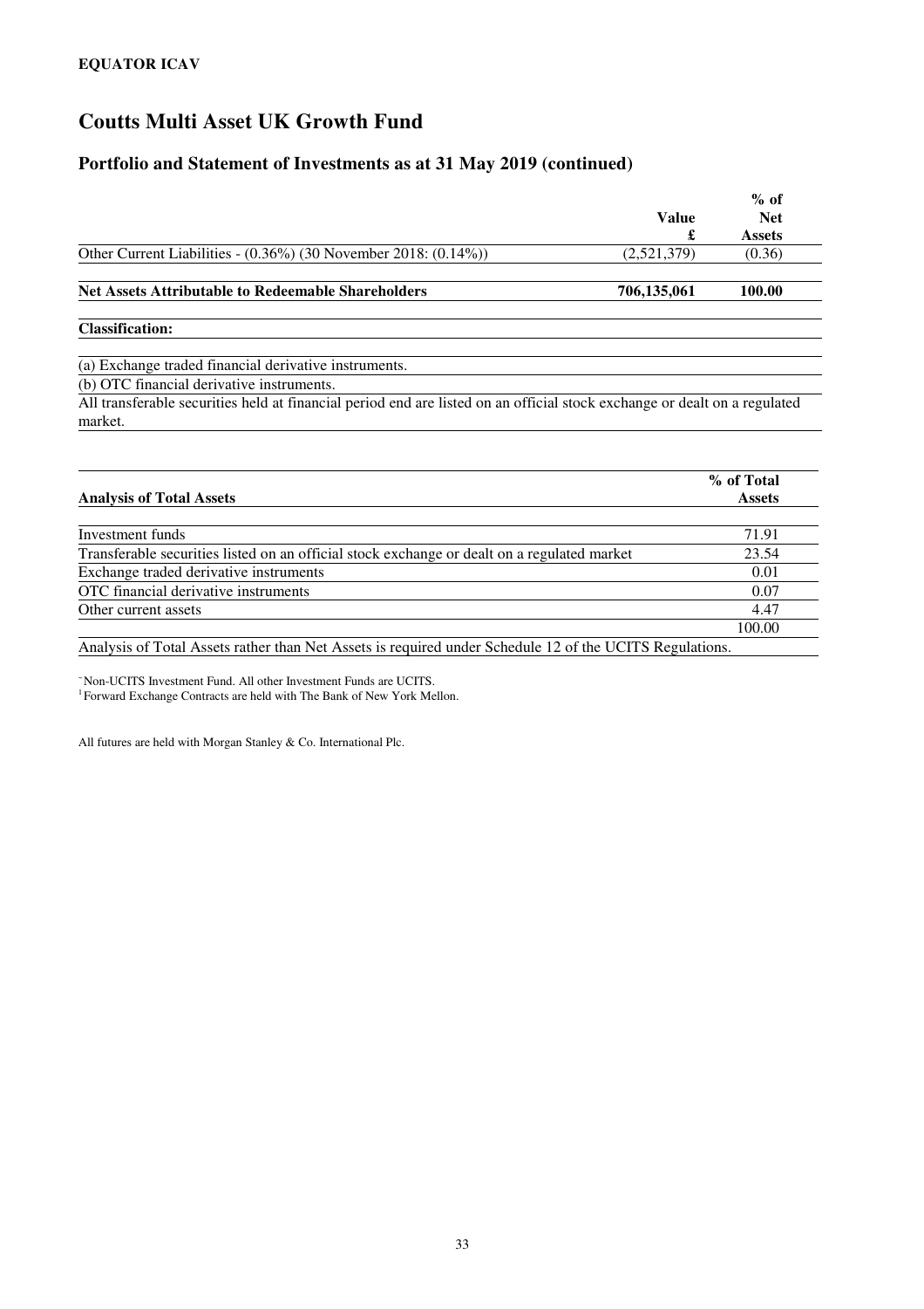**EQUATOR ICAV**

# Coutts Multi Asset UK Growth Fund

## Portfolio and Statement of Investments as at 31 May 2019 (continued)

| | Value £ | % of Net Assets |
|---|---|---|
| Other Current Liabilities - (0.36%) (30 November 2018: (0.14%)) | (2,521,379) | (0.36) |
| **Net Assets Attributable to Redeemable Shareholders** | **706,135,061** | **100.00** |

**Classification:**

(a) Exchange traded financial derivative instruments.

(b) OTC financial derivative instruments.

All transferable securities held at financial period end are listed on an official stock exchange or dealt on a regulated market.

| Analysis of Total Assets | % of Total Assets |
|---|---|
| Investment funds | 71.91 |
| Transferable securities listed on an official stock exchange or dealt on a regulated market | 23.54 |
| Exchange traded derivative instruments | 0.01 |
| OTC financial derivative instruments | 0.07 |
| Other current assets | 4.47 |
| | 100.00 |

Analysis of Total Assets rather than Net Assets is required under Schedule 12 of the UCITS Regulations.

~ Non-UCITS Investment Fund. All other Investment Funds are UCITS.
[1] Forward Exchange Contracts are held with The Bank of New York Mellon.

All futures are held with Morgan Stanley & Co. International Plc.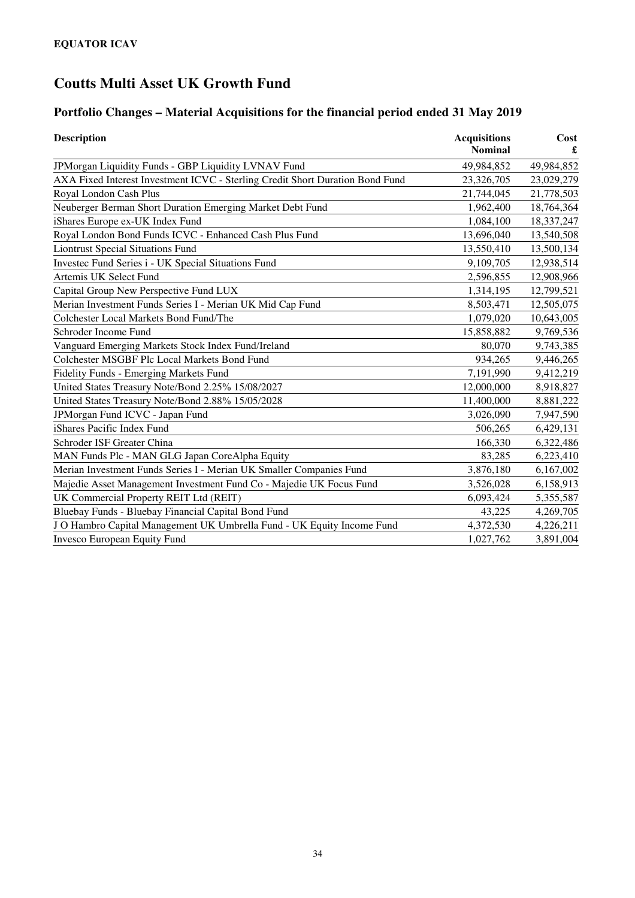**EQUATOR ICAV**

# Coutts Multi Asset UK Growth Fund

## Portfolio Changes – Material Acquisitions for the financial period ended 31 May 2019

| Description | Acquisitions Nominal | Cost £ |
|---|---|---|
| JPMorgan Liquidity Funds - GBP Liquidity LVNAV Fund | 49,984,852 | 49,984,852 |
| AXA Fixed Interest Investment ICVC - Sterling Credit Short Duration Bond Fund | 23,326,705 | 23,029,279 |
| Royal London Cash Plus | 21,744,045 | 21,778,503 |
| Neuberger Berman Short Duration Emerging Market Debt Fund | 1,962,400 | 18,764,364 |
| iShares Europe ex-UK Index Fund | 1,084,100 | 18,337,247 |
| Royal London Bond Funds ICVC - Enhanced Cash Plus Fund | 13,696,040 | 13,540,508 |
| Liontrust Special Situations Fund | 13,550,410 | 13,500,134 |
| Investec Fund Series i - UK Special Situations Fund | 9,109,705 | 12,938,514 |
| Artemis UK Select Fund | 2,596,855 | 12,908,966 |
| Capital Group New Perspective Fund LUX | 1,314,195 | 12,799,521 |
| Merian Investment Funds Series I - Merian UK Mid Cap Fund | 8,503,471 | 12,505,075 |
| Colchester Local Markets Bond Fund/The | 1,079,020 | 10,643,005 |
| Schroder Income Fund | 15,858,882 | 9,769,536 |
| Vanguard Emerging Markets Stock Index Fund/Ireland | 80,070 | 9,743,385 |
| Colchester MSGBF Plc Local Markets Bond Fund | 934,265 | 9,446,265 |
| Fidelity Funds - Emerging Markets Fund | 7,191,990 | 9,412,219 |
| United States Treasury Note/Bond 2.25% 15/08/2027 | 12,000,000 | 8,918,827 |
| United States Treasury Note/Bond 2.88% 15/05/2028 | 11,400,000 | 8,881,222 |
| JPMorgan Fund ICVC - Japan Fund | 3,026,090 | 7,947,590 |
| iShares Pacific Index Fund | 506,265 | 6,429,131 |
| Schroder ISF Greater China | 166,330 | 6,322,486 |
| MAN Funds Plc - MAN GLG Japan CoreAlpha Equity | 83,285 | 6,223,410 |
| Merian Investment Funds Series I - Merian UK Smaller Companies Fund | 3,876,180 | 6,167,002 |
| Majedie Asset Management Investment Fund Co - Majedie UK Focus Fund | 3,526,028 | 6,158,913 |
| UK Commercial Property REIT Ltd (REIT) | 6,093,424 | 5,355,587 |
| Bluebay Funds - Bluebay Financial Capital Bond Fund | 43,225 | 4,269,705 |
| J O Hambro Capital Management UK Umbrella Fund - UK Equity Income Fund | 4,372,530 | 4,226,211 |
| Invesco European Equity Fund | 1,027,762 | 3,891,004 |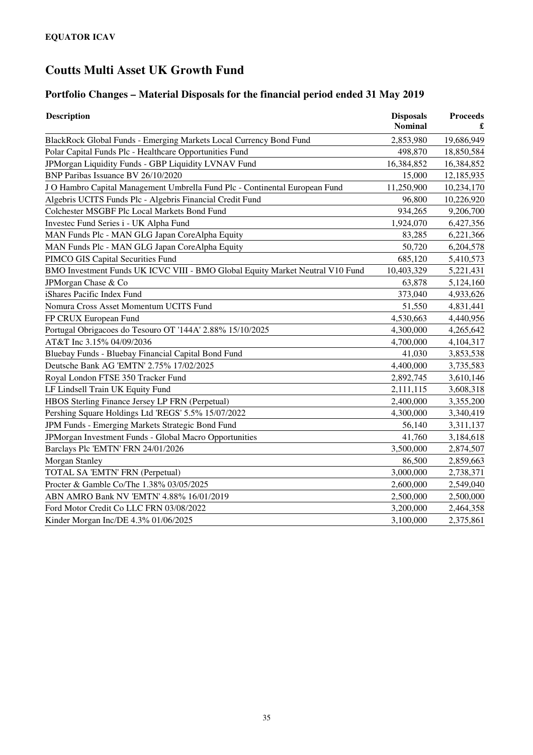**EQUATOR ICAV**

# Coutts Multi Asset UK Growth Fund

## Portfolio Changes – Material Disposals for the financial period ended 31 May 2019

| Description | Disposals Nominal | Proceeds £ |
|---|---|---|
| BlackRock Global Funds - Emerging Markets Local Currency Bond Fund | 2,853,980 | 19,686,949 |
| Polar Capital Funds Plc - Healthcare Opportunities Fund | 498,870 | 18,850,584 |
| JPMorgan Liquidity Funds - GBP Liquidity LVNAV Fund | 16,384,852 | 16,384,852 |
| BNP Paribas Issuance BV 26/10/2020 | 15,000 | 12,185,935 |
| J O Hambro Capital Management Umbrella Fund Plc - Continental European Fund | 11,250,900 | 10,234,170 |
| Algebris UCITS Funds Plc - Algebris Financial Credit Fund | 96,800 | 10,226,920 |
| Colchester MSGBF Plc Local Markets Bond Fund | 934,265 | 9,206,700 |
| Investec Fund Series i - UK Alpha Fund | 1,924,070 | 6,427,356 |
| MAN Funds Plc - MAN GLG Japan CoreAlpha Equity | 83,285 | 6,221,366 |
| MAN Funds Plc - MAN GLG Japan CoreAlpha Equity | 50,720 | 6,204,578 |
| PIMCO GIS Capital Securities Fund | 685,120 | 5,410,573 |
| BMO Investment Funds UK ICVC VIII - BMO Global Equity Market Neutral V10 Fund | 10,403,329 | 5,221,431 |
| JPMorgan Chase & Co | 63,878 | 5,124,160 |
| iShares Pacific Index Fund | 373,040 | 4,933,626 |
| Nomura Cross Asset Momentum UCITS Fund | 51,550 | 4,831,441 |
| FP CRUX European Fund | 4,530,663 | 4,440,956 |
| Portugal Obrigacoes do Tesouro OT '144A' 2.88% 15/10/2025 | 4,300,000 | 4,265,642 |
| AT&T Inc 3.15% 04/09/2036 | 4,700,000 | 4,104,317 |
| Bluebay Funds - Bluebay Financial Capital Bond Fund | 41,030 | 3,853,538 |
| Deutsche Bank AG 'EMTN' 2.75% 17/02/2025 | 4,400,000 | 3,735,583 |
| Royal London FTSE 350 Tracker Fund | 2,892,745 | 3,610,146 |
| LF Lindsell Train UK Equity Fund | 2,111,115 | 3,608,318 |
| HBOS Sterling Finance Jersey LP FRN (Perpetual) | 2,400,000 | 3,355,200 |
| Pershing Square Holdings Ltd 'REGS' 5.5% 15/07/2022 | 4,300,000 | 3,340,419 |
| JPM Funds - Emerging Markets Strategic Bond Fund | 56,140 | 3,311,137 |
| JPMorgan Investment Funds - Global Macro Opportunities | 41,760 | 3,184,618 |
| Barclays Plc 'EMTN' FRN 24/01/2026 | 3,500,000 | 2,874,507 |
| Morgan Stanley | 86,500 | 2,859,663 |
| TOTAL SA 'EMTN' FRN (Perpetual) | 3,000,000 | 2,738,371 |
| Procter & Gamble Co/The 1.38% 03/05/2025 | 2,600,000 | 2,549,040 |
| ABN AMRO Bank NV 'EMTN' 4.88% 16/01/2019 | 2,500,000 | 2,500,000 |
| Ford Motor Credit Co LLC FRN 03/08/2022 | 3,200,000 | 2,464,358 |
| Kinder Morgan Inc/DE 4.3% 01/06/2025 | 3,100,000 | 2,375,861 |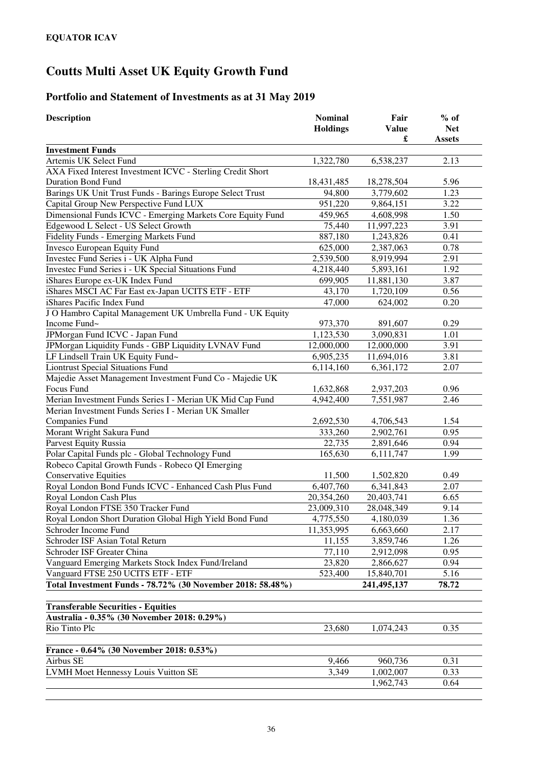**EQUATOR ICAV**

# Coutts Multi Asset UK Equity Growth Fund

## Portfolio and Statement of Investments as at 31 May 2019

| Description | Nominal Holdings | Fair Value £ | % of Net Assets |
|---|---|---|---|
| **Investment Funds** | | | |
| Artemis UK Select Fund | 1,322,780 | 6,538,237 | 2.13 |
| AXA Fixed Interest Investment ICVC - Sterling Credit Short Duration Bond Fund | 18,431,485 | 18,278,504 | 5.96 |
| Barings UK Unit Trust Funds - Barings Europe Select Trust | 94,800 | 3,779,602 | 1.23 |
| Capital Group New Perspective Fund LUX | 951,220 | 9,864,151 | 3.22 |
| Dimensional Funds ICVC - Emerging Markets Core Equity Fund | 459,965 | 4,608,998 | 1.50 |
| Edgewood L Select - US Select Growth | 75,440 | 11,997,223 | 3.91 |
| Fidelity Funds - Emerging Markets Fund | 887,180 | 1,243,826 | 0.41 |
| Invesco European Equity Fund | 625,000 | 2,387,063 | 0.78 |
| Investec Fund Series i - UK Alpha Fund | 2,539,500 | 8,919,994 | 2.91 |
| Investec Fund Series i - UK Special Situations Fund | 4,218,440 | 5,893,161 | 1.92 |
| iShares Europe ex-UK Index Fund | 699,905 | 11,881,130 | 3.87 |
| iShares MSCI AC Far East ex-Japan UCITS ETF - ETF | 43,170 | 1,720,109 | 0.56 |
| iShares Pacific Index Fund | 47,000 | 624,002 | 0.20 |
| J O Hambro Capital Management UK Umbrella Fund - UK Equity Income Fund~ | 973,370 | 891,607 | 0.29 |
| JPMorgan Fund ICVC - Japan Fund | 1,123,530 | 3,090,831 | 1.01 |
| JPMorgan Liquidity Funds - GBP Liquidity LVNAV Fund | 12,000,000 | 12,000,000 | 3.91 |
| LF Lindsell Train UK Equity Fund~ | 6,905,235 | 11,694,016 | 3.81 |
| Liontrust Special Situations Fund | 6,114,160 | 6,361,172 | 2.07 |
| Majedie Asset Management Investment Fund Co - Majedie UK Focus Fund | 1,632,868 | 2,937,203 | 0.96 |
| Merian Investment Funds Series I - Merian UK Mid Cap Fund | 4,942,400 | 7,551,987 | 2.46 |
| Merian Investment Funds Series I - Merian UK Smaller Companies Fund | 2,692,530 | 4,706,543 | 1.54 |
| Morant Wright Sakura Fund | 333,260 | 2,902,761 | 0.95 |
| Parvest Equity Russia | 22,735 | 2,891,646 | 0.94 |
| Polar Capital Funds plc - Global Technology Fund | 165,630 | 6,111,747 | 1.99 |
| Robeco Capital Growth Funds - Robeco QI Emerging Conservative Equities | 11,500 | 1,502,820 | 0.49 |
| Royal London Bond Funds ICVC - Enhanced Cash Plus Fund | 6,407,760 | 6,341,843 | 2.07 |
| Royal London Cash Plus | 20,354,260 | 20,403,741 | 6.65 |
| Royal London FTSE 350 Tracker Fund | 23,009,310 | 28,048,349 | 9.14 |
| Royal London Short Duration Global High Yield Bond Fund | 4,775,550 | 4,180,039 | 1.36 |
| Schroder Income Fund | 11,353,995 | 6,663,660 | 2.17 |
| Schroder ISF Asian Total Return | 11,155 | 3,859,746 | 1.26 |
| Schroder ISF Greater China | 77,110 | 2,912,098 | 0.95 |
| Vanguard Emerging Markets Stock Index Fund/Ireland | 23,820 | 2,866,627 | 0.94 |
| Vanguard FTSE 250 UCITS ETF - ETF | 523,400 | 15,840,701 | 5.16 |
| **Total Investment Funds - 78.72% (30 November 2018: 58.48%)** | | **241,495,137** | **78.72** |
| | | | |
| **Transferable Securities - Equities** | | | |
| **Australia - 0.35% (30 November 2018: 0.29%)** | | | |
| Rio Tinto Plc | 23,680 | 1,074,243 | 0.35 |
| | | | |
| **France - 0.64% (30 November 2018: 0.53%)** | | | |
| Airbus SE | 9,466 | 960,736 | 0.31 |
| LVMH Moet Hennessy Louis Vuitton SE | 3,349 | 1,002,007 | 0.33 |
| | | 1,962,743 | 0.64 |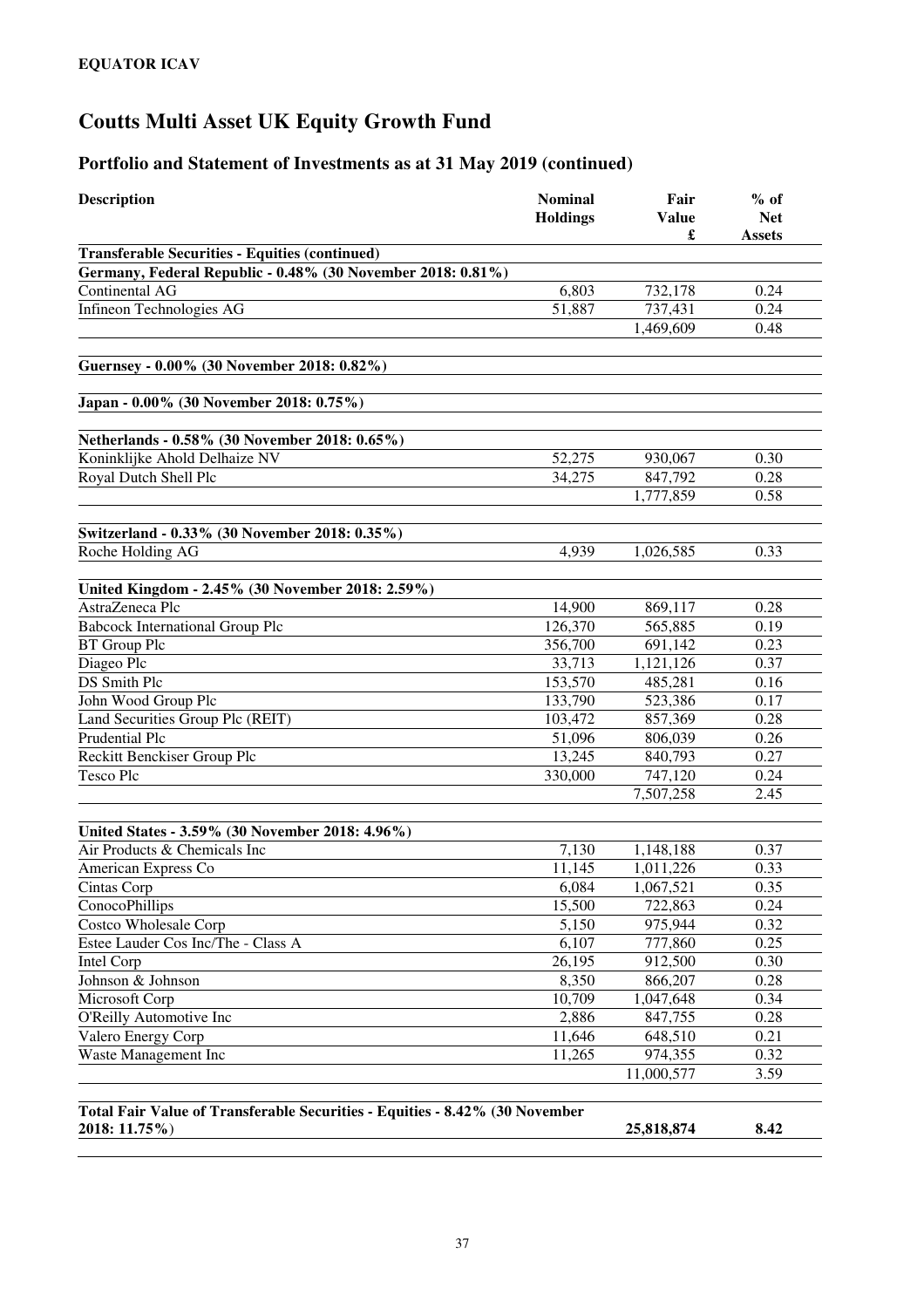**EQUATOR ICAV**

# Coutts Multi Asset UK Equity Growth Fund

## Portfolio and Statement of Investments as at 31 May 2019 (continued)

| Description | Nominal Holdings | Fair Value £ | % of Net Assets |
|---|---|---|---|
| **Transferable Securities - Equities (continued)** | | | |
| **Germany, Federal Republic - 0.48% (30 November 2018: 0.81%)** | | | |
| Continental AG | 6,803 | 732,178 | 0.24 |
| Infineon Technologies AG | 51,887 | 737,431 | 0.24 |
| | | 1,469,609 | 0.48 |
| **Guernsey - 0.00% (30 November 2018: 0.82%)** | | | |
| **Japan - 0.00% (30 November 2018: 0.75%)** | | | |
| **Netherlands - 0.58% (30 November 2018: 0.65%)** | | | |
| Koninklijke Ahold Delhaize NV | 52,275 | 930,067 | 0.30 |
| Royal Dutch Shell Plc | 34,275 | 847,792 | 0.28 |
| | | 1,777,859 | 0.58 |
| **Switzerland - 0.33% (30 November 2018: 0.35%)** | | | |
| Roche Holding AG | 4,939 | 1,026,585 | 0.33 |
| **United Kingdom - 2.45% (30 November 2018: 2.59%)** | | | |
| AstraZeneca Plc | 14,900 | 869,117 | 0.28 |
| Babcock International Group Plc | 126,370 | 565,885 | 0.19 |
| BT Group Plc | 356,700 | 691,142 | 0.23 |
| Diageo Plc | 33,713 | 1,121,126 | 0.37 |
| DS Smith Plc | 153,570 | 485,281 | 0.16 |
| John Wood Group Plc | 133,790 | 523,386 | 0.17 |
| Land Securities Group Plc (REIT) | 103,472 | 857,369 | 0.28 |
| Prudential Plc | 51,096 | 806,039 | 0.26 |
| Reckitt Benckiser Group Plc | 13,245 | 840,793 | 0.27 |
| Tesco Plc | 330,000 | 747,120 | 0.24 |
| | | 7,507,258 | 2.45 |
| **United States - 3.59% (30 November 2018: 4.96%)** | | | |
| Air Products & Chemicals Inc | 7,130 | 1,148,188 | 0.37 |
| American Express Co | 11,145 | 1,011,226 | 0.33 |
| Cintas Corp | 6,084 | 1,067,521 | 0.35 |
| ConocoPhillips | 15,500 | 722,863 | 0.24 |
| Costco Wholesale Corp | 5,150 | 975,944 | 0.32 |
| Estee Lauder Cos Inc/The - Class A | 6,107 | 777,860 | 0.25 |
| Intel Corp | 26,195 | 912,500 | 0.30 |
| Johnson & Johnson | 8,350 | 866,207 | 0.28 |
| Microsoft Corp | 10,709 | 1,047,648 | 0.34 |
| O'Reilly Automotive Inc | 2,886 | 847,755 | 0.28 |
| Valero Energy Corp | 11,646 | 648,510 | 0.21 |
| Waste Management Inc | 11,265 | 974,355 | 0.32 |
| | | 11,000,577 | 3.59 |
| **Total Fair Value of Transferable Securities - Equities - 8.42% (30 November 2018: 11.75%)** | | **25,818,874** | **8.42** |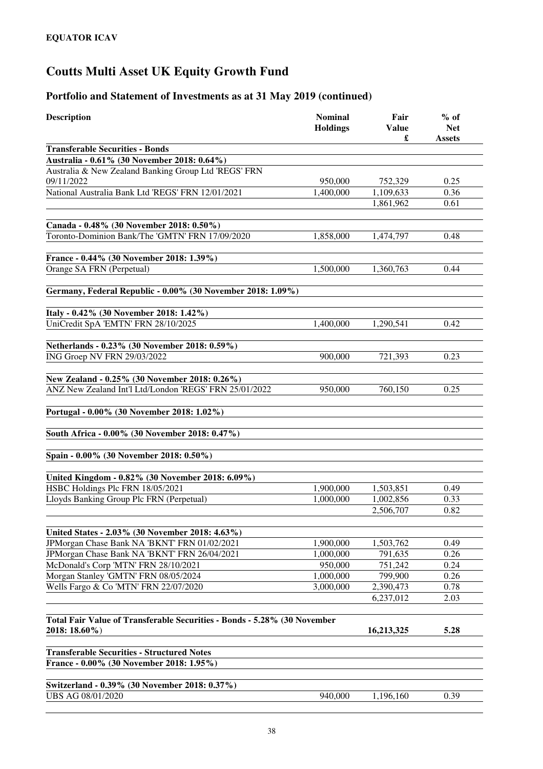**EQUATOR ICAV**

# Coutts Multi Asset UK Equity Growth Fund

## Portfolio and Statement of Investments as at 31 May 2019 (continued)

| Description | Nominal Holdings | Fair Value £ | % of Net Assets |
|---|---|---|---|
| **Transferable Securities - Bonds** | | | |
| **Australia - 0.61% (30 November 2018: 0.64%)** | | | |
| Australia & New Zealand Banking Group Ltd 'REGS' FRN 09/11/2022 | 950,000 | 752,329 | 0.25 |
| National Australia Bank Ltd 'REGS' FRN 12/01/2021 | 1,400,000 | 1,109,633 | 0.36 |
| | | 1,861,962 | 0.61 |
| **Canada - 0.48% (30 November 2018: 0.50%)** | | | |
| Toronto-Dominion Bank/The 'GMTN' FRN 17/09/2020 | 1,858,000 | 1,474,797 | 0.48 |
| **France - 0.44% (30 November 2018: 1.39%)** | | | |
| Orange SA FRN (Perpetual) | 1,500,000 | 1,360,763 | 0.44 |
| **Germany, Federal Republic - 0.00% (30 November 2018: 1.09%)** | | | |
| **Italy - 0.42% (30 November 2018: 1.42%)** | | | |
| UniCredit SpA 'EMTN' FRN 28/10/2025 | 1,400,000 | 1,290,541 | 0.42 |
| **Netherlands - 0.23% (30 November 2018: 0.59%)** | | | |
| ING Groep NV FRN 29/03/2022 | 900,000 | 721,393 | 0.23 |
| **New Zealand - 0.25% (30 November 2018: 0.26%)** | | | |
| ANZ New Zealand Int'l Ltd/London 'REGS' FRN 25/01/2022 | 950,000 | 760,150 | 0.25 |
| **Portugal - 0.00% (30 November 2018: 1.02%)** | | | |
| **South Africa - 0.00% (30 November 2018: 0.47%)** | | | |
| **Spain - 0.00% (30 November 2018: 0.50%)** | | | |
| **United Kingdom - 0.82% (30 November 2018: 6.09%)** | | | |
| HSBC Holdings Plc FRN 18/05/2021 | 1,900,000 | 1,503,851 | 0.49 |
| Lloyds Banking Group Plc FRN (Perpetual) | 1,000,000 | 1,002,856 | 0.33 |
| | | 2,506,707 | 0.82 |
| **United States - 2.03% (30 November 2018: 4.63%)** | | | |
| JPMorgan Chase Bank NA 'BKNT' FRN 01/02/2021 | 1,900,000 | 1,503,762 | 0.49 |
| JPMorgan Chase Bank NA 'BKNT' FRN 26/04/2021 | 1,000,000 | 791,635 | 0.26 |
| McDonald's Corp 'MTN' FRN 28/10/2021 | 950,000 | 751,242 | 0.24 |
| Morgan Stanley 'GMTN' FRN 08/05/2024 | 1,000,000 | 799,900 | 0.26 |
| Wells Fargo & Co 'MTN' FRN 22/07/2020 | 3,000,000 | 2,390,473 | 0.78 |
| | | 6,237,012 | 2.03 |
| **Total Fair Value of Transferable Securities - Bonds - 5.28% (30 November 2018: 18.60%)** | | **16,213,325** | **5.28** |
| **Transferable Securities - Structured Notes** | | | |
| **France - 0.00% (30 November 2018: 1.95%)** | | | |
| **Switzerland - 0.39% (30 November 2018: 0.37%)** | | | |
| UBS AG 08/01/2020 | 940,000 | 1,196,160 | 0.39 |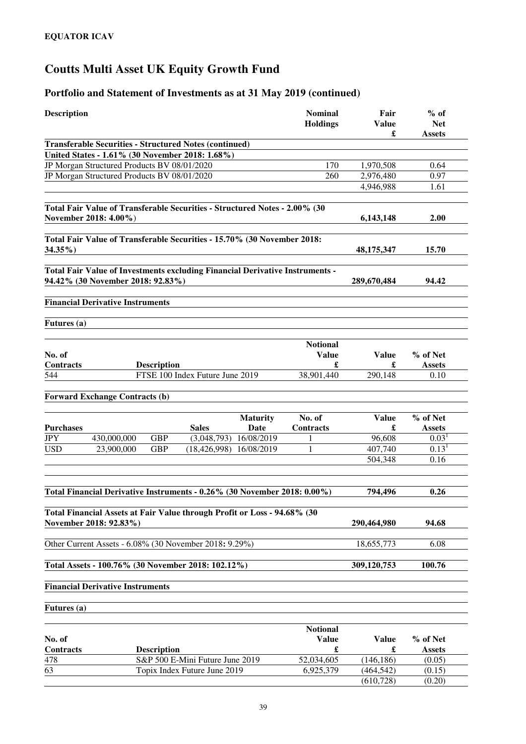**EQUATOR ICAV**

# Coutts Multi Asset UK Equity Growth Fund

## Portfolio and Statement of Investments as at 31 May 2019 (continued)

| Description | Nominal Holdings | Fair Value £ | % of Net Assets |
|---|---|---|---|
| **Transferable Securities - Structured Notes (continued)** | | | |
| **United States - 1.61% (30 November 2018: 1.68%)** | | | |
| JP Morgan Structured Products BV 08/01/2020 | 170 | 1,970,508 | 0.64 |
| JP Morgan Structured Products BV 08/01/2020 | 260 | 2,976,480 | 0.97 |
| | | 4,946,988 | 1.61 |
| **Total Fair Value of Transferable Securities - Structured Notes - 2.00% (30 November 2018: 4.00%)** | | **6,143,148** | **2.00** |
| **Total Fair Value of Transferable Securities - 15.70% (30 November 2018: 34.35%)** | | **48,175,347** | **15.70** |
| **Total Fair Value of Investments excluding Financial Derivative Instruments - 94.42% (30 November 2018: 92.83%)** | | **289,670,484** | **94.42** |

**Financial Derivative Instruments**

**Futures (a)**

| No. of Contracts | Description | Notional Value £ | Value £ | % of Net Assets |
|---|---|---|---|---|
| 544 | FTSE 100 Index Future June 2019 | 38,901,440 | 290,148 | 0.10 |

**Forward Exchange Contracts (b)**

| Purchases | | | Sales | Maturity Date | No. of Contracts | Value £ | % of Net Assets |
|---|---|---|---|---|---|---|---|
| JPY | 430,000,000 | GBP | (3,048,793) | 16/08/2019 | 1 | 96,608 | 0.03[1] |
| USD | 23,900,000 | GBP | (18,426,998) | 16/08/2019 | 1 | 407,740 | 0.13[1] |
| | | | | | | 504,348 | 0.16 |

| | Value £ | % of Net Assets |
|---|---|---|
| **Total Financial Derivative Instruments - 0.26% (30 November 2018: 0.00%)** | **794,496** | **0.26** |
| **Total Financial Assets at Fair Value through Profit or Loss - 94.68% (30 November 2018: 92.83%)** | **290,464,980** | **94.68** |
| Other Current Assets - 6.08% (30 November 2018**:** 9.29%) | 18,655,773 | 6.08 |
| **Total Assets - 100.76% (30 November 2018: 102.12%)** | **309,120,753** | **100.76** |

**Financial Derivative Instruments**

**Futures (a)**

| No. of Contracts | Description | Notional Value £ | Value £ | % of Net Assets |
|---|---|---|---|---|
| 478 | S&P 500 E-Mini Future June 2019 | 52,034,605 | (146,186) | (0.05) |
| 63 | Topix Index Future June 2019 | 6,925,379 | (464,542) | (0.15) |
| | | | (610,728) | (0.20) |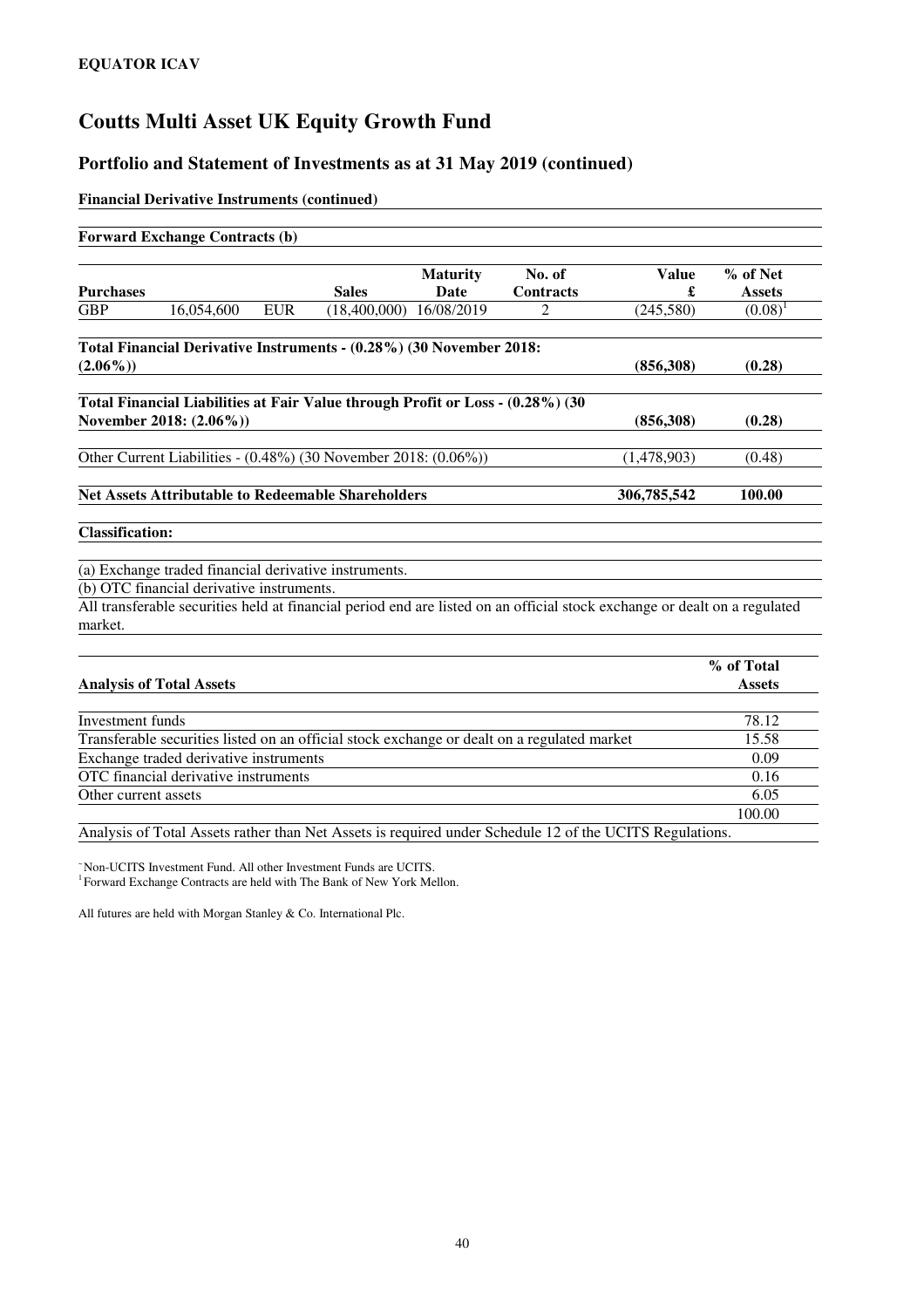**EQUATOR ICAV**

# Coutts Multi Asset UK Equity Growth Fund

## Portfolio and Statement of Investments as at 31 May 2019 (continued)

**Financial Derivative Instruments (continued)**

**Forward Exchange Contracts (b)**

| Purchases | | | Sales | Maturity Date | No. of Contracts | Value £ | % of Net Assets |
|---|---|---|---|---|---|---|---|
| GBP | 16,054,600 | EUR | (18,400,000) | 16/08/2019 | 2 | (245,580) | (0.08)[1] |

| | Value £ | % of Net Assets |
|---|---|---|
| **Total Financial Derivative Instruments - (0.28%) (30 November 2018: (2.06%))** | **(856,308)** | **(0.28)** |
| **Total Financial Liabilities at Fair Value through Profit or Loss - (0.28%) (30 November 2018: (2.06%))** | **(856,308)** | **(0.28)** |
| Other Current Liabilities - (0.48%) (30 November 2018: (0.06%)) | (1,478,903) | (0.48) |
| **Net Assets Attributable to Redeemable Shareholders** | **306,785,542** | **100.00** |

**Classification:**

(a) Exchange traded financial derivative instruments.

(b) OTC financial derivative instruments.

All transferable securities held at financial period end are listed on an official stock exchange or dealt on a regulated market.

| Analysis of Total Assets | % of Total Assets |
|---|---|
| Investment funds | 78.12 |
| Transferable securities listed on an official stock exchange or dealt on a regulated market | 15.58 |
| Exchange traded derivative instruments | 0.09 |
| OTC financial derivative instruments | 0.16 |
| Other current assets | 6.05 |
| | 100.00 |

Analysis of Total Assets rather than Net Assets is required under Schedule 12 of the UCITS Regulations.

~Non-UCITS Investment Fund. All other Investment Funds are UCITS.
[1] Forward Exchange Contracts are held with The Bank of New York Mellon.

All futures are held with Morgan Stanley & Co. International Plc.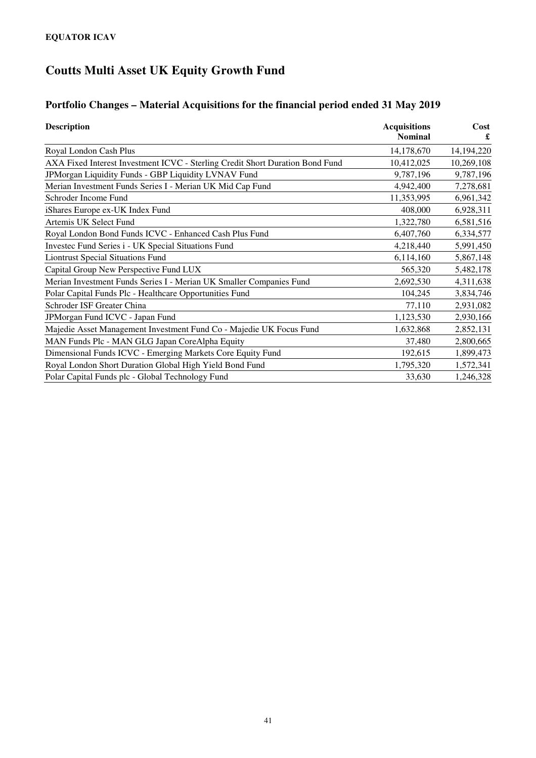**EQUATOR ICAV**

# Coutts Multi Asset UK Equity Growth Fund

## Portfolio Changes – Material Acquisitions for the financial period ended 31 May 2019

| Description | Acquisitions Nominal | Cost £ |
|---|---|---|
| Royal London Cash Plus | 14,178,670 | 14,194,220 |
| AXA Fixed Interest Investment ICVC - Sterling Credit Short Duration Bond Fund | 10,412,025 | 10,269,108 |
| JPMorgan Liquidity Funds - GBP Liquidity LVNAV Fund | 9,787,196 | 9,787,196 |
| Merian Investment Funds Series I - Merian UK Mid Cap Fund | 4,942,400 | 7,278,681 |
| Schroder Income Fund | 11,353,995 | 6,961,342 |
| iShares Europe ex-UK Index Fund | 408,000 | 6,928,311 |
| Artemis UK Select Fund | 1,322,780 | 6,581,516 |
| Royal London Bond Funds ICVC - Enhanced Cash Plus Fund | 6,407,760 | 6,334,577 |
| Investec Fund Series i - UK Special Situations Fund | 4,218,440 | 5,991,450 |
| Liontrust Special Situations Fund | 6,114,160 | 5,867,148 |
| Capital Group New Perspective Fund LUX | 565,320 | 5,482,178 |
| Merian Investment Funds Series I - Merian UK Smaller Companies Fund | 2,692,530 | 4,311,638 |
| Polar Capital Funds Plc - Healthcare Opportunities Fund | 104,245 | 3,834,746 |
| Schroder ISF Greater China | 77,110 | 2,931,082 |
| JPMorgan Fund ICVC - Japan Fund | 1,123,530 | 2,930,166 |
| Majedie Asset Management Investment Fund Co - Majedie UK Focus Fund | 1,632,868 | 2,852,131 |
| MAN Funds Plc - MAN GLG Japan CoreAlpha Equity | 37,480 | 2,800,665 |
| Dimensional Funds ICVC - Emerging Markets Core Equity Fund | 192,615 | 1,899,473 |
| Royal London Short Duration Global High Yield Bond Fund | 1,795,320 | 1,572,341 |
| Polar Capital Funds plc - Global Technology Fund | 33,630 | 1,246,328 |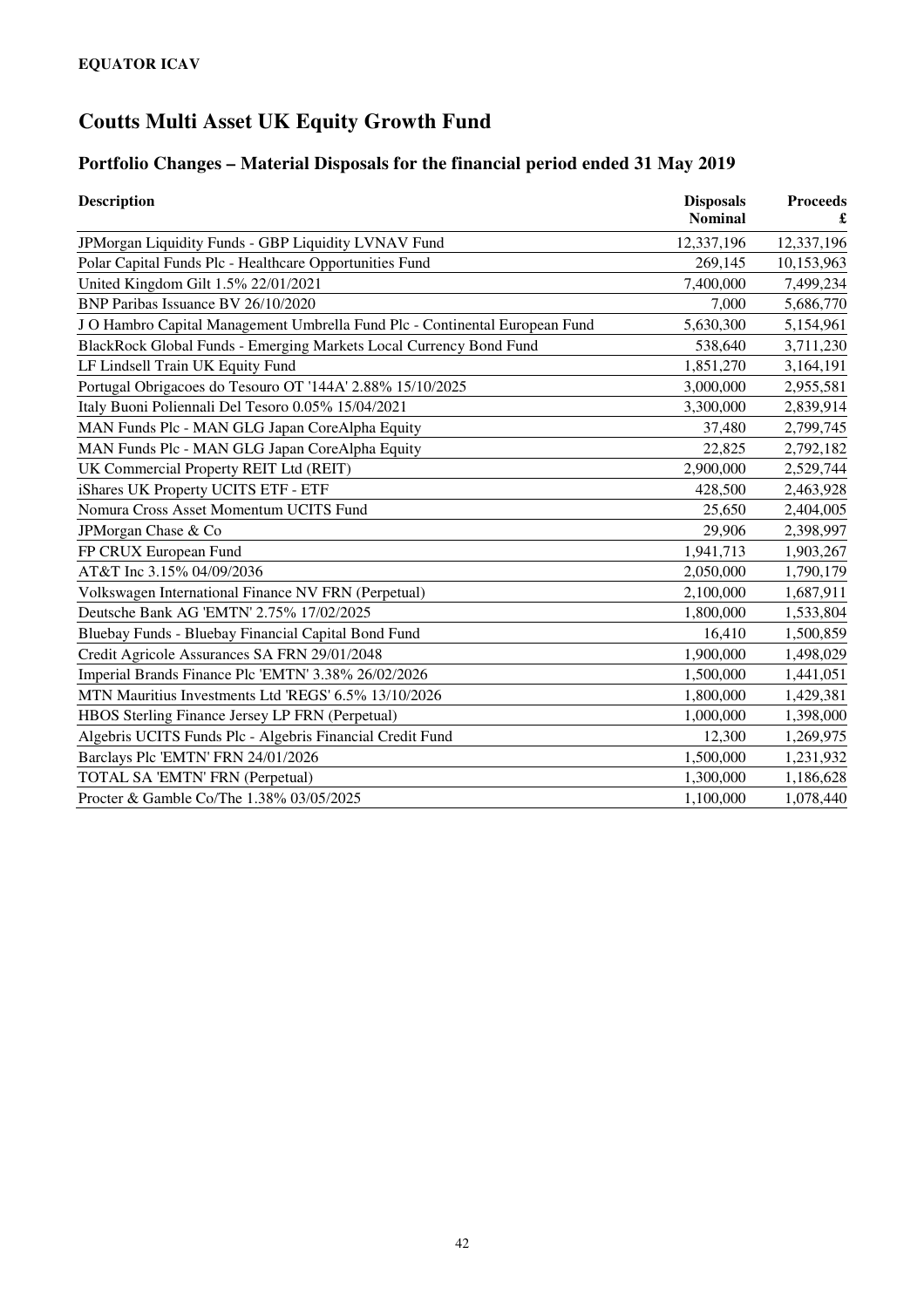**EQUATOR ICAV**

# Coutts Multi Asset UK Equity Growth Fund

## Portfolio Changes – Material Disposals for the financial period ended 31 May 2019

| Description | Disposals Nominal | Proceeds £ |
|---|---|---|
| JPMorgan Liquidity Funds - GBP Liquidity LVNAV Fund | 12,337,196 | 12,337,196 |
| Polar Capital Funds Plc - Healthcare Opportunities Fund | 269,145 | 10,153,963 |
| United Kingdom Gilt 1.5% 22/01/2021 | 7,400,000 | 7,499,234 |
| BNP Paribas Issuance BV 26/10/2020 | 7,000 | 5,686,770 |
| J O Hambro Capital Management Umbrella Fund Plc - Continental European Fund | 5,630,300 | 5,154,961 |
| BlackRock Global Funds - Emerging Markets Local Currency Bond Fund | 538,640 | 3,711,230 |
| LF Lindsell Train UK Equity Fund | 1,851,270 | 3,164,191 |
| Portugal Obrigacoes do Tesouro OT '144A' 2.88% 15/10/2025 | 3,000,000 | 2,955,581 |
| Italy Buoni Poliennali Del Tesoro 0.05% 15/04/2021 | 3,300,000 | 2,839,914 |
| MAN Funds Plc - MAN GLG Japan CoreAlpha Equity | 37,480 | 2,799,745 |
| MAN Funds Plc - MAN GLG Japan CoreAlpha Equity | 22,825 | 2,792,182 |
| UK Commercial Property REIT Ltd (REIT) | 2,900,000 | 2,529,744 |
| iShares UK Property UCITS ETF - ETF | 428,500 | 2,463,928 |
| Nomura Cross Asset Momentum UCITS Fund | 25,650 | 2,404,005 |
| JPMorgan Chase & Co | 29,906 | 2,398,997 |
| FP CRUX European Fund | 1,941,713 | 1,903,267 |
| AT&T Inc 3.15% 04/09/2036 | 2,050,000 | 1,790,179 |
| Volkswagen International Finance NV FRN (Perpetual) | 2,100,000 | 1,687,911 |
| Deutsche Bank AG 'EMTN' 2.75% 17/02/2025 | 1,800,000 | 1,533,804 |
| Bluebay Funds - Bluebay Financial Capital Bond Fund | 16,410 | 1,500,859 |
| Credit Agricole Assurances SA FRN 29/01/2048 | 1,900,000 | 1,498,029 |
| Imperial Brands Finance Plc 'EMTN' 3.38% 26/02/2026 | 1,500,000 | 1,441,051 |
| MTN Mauritius Investments Ltd 'REGS' 6.5% 13/10/2026 | 1,800,000 | 1,429,381 |
| HBOS Sterling Finance Jersey LP FRN (Perpetual) | 1,000,000 | 1,398,000 |
| Algebris UCITS Funds Plc - Algebris Financial Credit Fund | 12,300 | 1,269,975 |
| Barclays Plc 'EMTN' FRN 24/01/2026 | 1,500,000 | 1,231,932 |
| TOTAL SA 'EMTN' FRN (Perpetual) | 1,300,000 | 1,186,628 |
| Procter & Gamble Co/The 1.38% 03/05/2025 | 1,100,000 | 1,078,440 |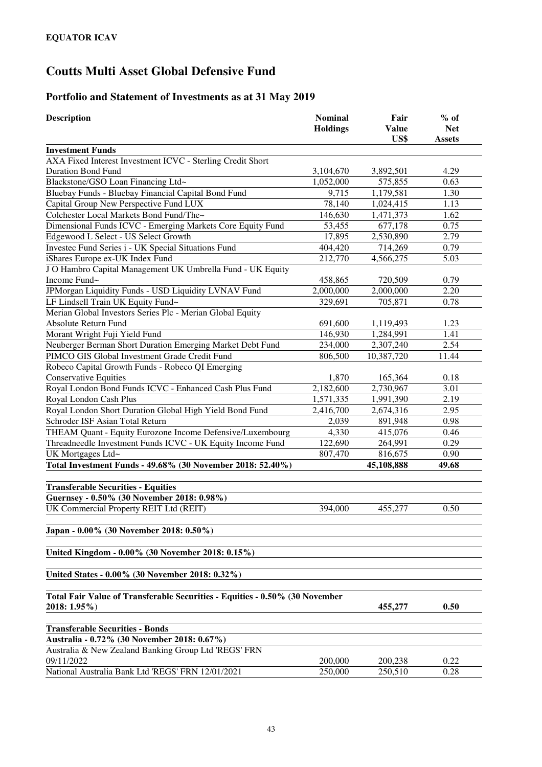**EQUATOR ICAV**

# Coutts Multi Asset Global Defensive Fund

## Portfolio and Statement of Investments as at 31 May 2019

| Description | Nominal Holdings | Fair Value US$ | % of Net Assets |
|---|---|---|---|
| **Investment Funds** | | | |
| AXA Fixed Interest Investment ICVC - Sterling Credit Short Duration Bond Fund | 3,104,670 | 3,892,501 | 4.29 |
| Blackstone/GSO Loan Financing Ltd~ | 1,052,000 | 575,855 | 0.63 |
| Bluebay Funds - Bluebay Financial Capital Bond Fund | 9,715 | 1,179,581 | 1.30 |
| Capital Group New Perspective Fund LUX | 78,140 | 1,024,415 | 1.13 |
| Colchester Local Markets Bond Fund/The~ | 146,630 | 1,471,373 | 1.62 |
| Dimensional Funds ICVC - Emerging Markets Core Equity Fund | 53,455 | 677,178 | 0.75 |
| Edgewood L Select - US Select Growth | 17,895 | 2,530,890 | 2.79 |
| Investec Fund Series i - UK Special Situations Fund | 404,420 | 714,269 | 0.79 |
| iShares Europe ex-UK Index Fund | 212,770 | 4,566,275 | 5.03 |
| J O Hambro Capital Management UK Umbrella Fund - UK Equity Income Fund~ | 458,865 | 720,509 | 0.79 |
| JPMorgan Liquidity Funds - USD Liquidity LVNAV Fund | 2,000,000 | 2,000,000 | 2.20 |
| LF Lindsell Train UK Equity Fund~ | 329,691 | 705,871 | 0.78 |
| Merian Global Investors Series Plc - Merian Global Equity Absolute Return Fund | 691,600 | 1,119,493 | 1.23 |
| Morant Wright Fuji Yield Fund | 146,930 | 1,284,991 | 1.41 |
| Neuberger Berman Short Duration Emerging Market Debt Fund | 234,000 | 2,307,240 | 2.54 |
| PIMCO GIS Global Investment Grade Credit Fund | 806,500 | 10,387,720 | 11.44 |
| Robeco Capital Growth Funds - Robeco QI Emerging Conservative Equities | 1,870 | 165,364 | 0.18 |
| Royal London Bond Funds ICVC - Enhanced Cash Plus Fund | 2,182,600 | 2,730,967 | 3.01 |
| Royal London Cash Plus | 1,571,335 | 1,991,390 | 2.19 |
| Royal London Short Duration Global High Yield Bond Fund | 2,416,700 | 2,674,316 | 2.95 |
| Schroder ISF Asian Total Return | 2,039 | 891,948 | 0.98 |
| THEAM Quant - Equity Eurozone Income Defensive/Luxembourg | 4,330 | 415,076 | 0.46 |
| Threadneedle Investment Funds ICVC - UK Equity Income Fund | 122,690 | 264,991 | 0.29 |
| UK Mortgages Ltd~ | 807,470 | 816,675 | 0.90 |
| **Total Investment Funds - 49.68% (30 November 2018: 52.40%)** | | **45,108,888** | **49.68** |
| | | | |
| **Transferable Securities - Equities** | | | |
| **Guernsey - 0.50% (30 November 2018: 0.98%)** | | | |
| UK Commercial Property REIT Ltd (REIT) | 394,000 | 455,277 | 0.50 |
| | | | |
| **Japan - 0.00% (30 November 2018: 0.50%)** | | | |
| | | | |
| **United Kingdom - 0.00% (30 November 2018: 0.15%)** | | | |
| | | | |
| **United States - 0.00% (30 November 2018: 0.32%)** | | | |
| | | | |
| **Total Fair Value of Transferable Securities - Equities - 0.50% (30 November 2018: 1.95%)** | | **455,277** | **0.50** |
| | | | |
| **Transferable Securities - Bonds** | | | |
| **Australia - 0.72% (30 November 2018: 0.67%)** | | | |
| Australia & New Zealand Banking Group Ltd 'REGS' FRN 09/11/2022 | 200,000 | 200,238 | 0.22 |
| National Australia Bank Ltd 'REGS' FRN 12/01/2021 | 250,000 | 250,510 | 0.28 |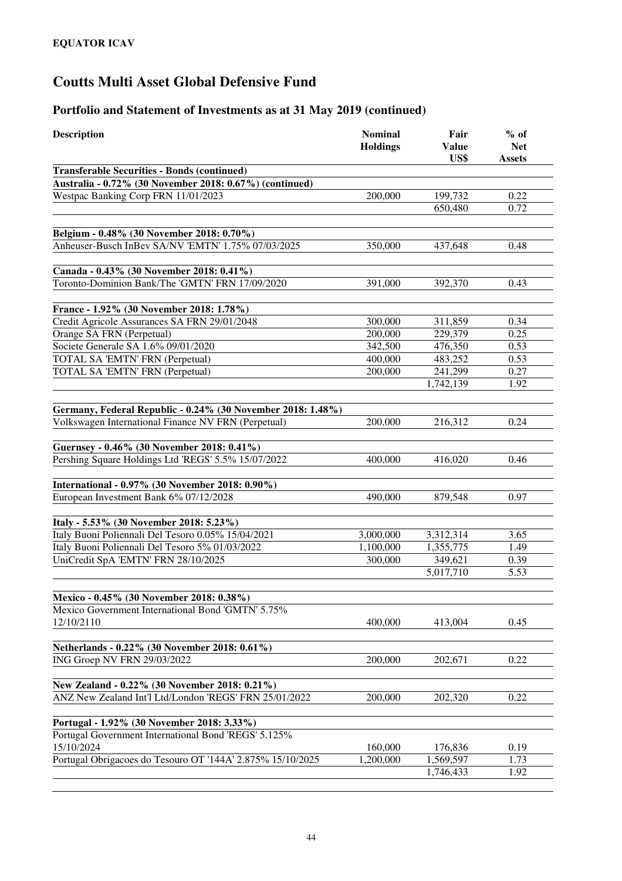**EQUATOR ICAV**

# Coutts Multi Asset Global Defensive Fund

## Portfolio and Statement of Investments as at 31 May 2019 (continued)

| Description | Nominal Holdings | Fair Value US$ | % of Net Assets |
|---|---|---|---|
| **Transferable Securities - Bonds (continued)** | | | |
| **Australia - 0.72% (30 November 2018: 0.67%) (continued)** | | | |
| Westpac Banking Corp FRN 11/01/2023 | 200,000 | 199,732 | 0.22 |
| | | 650,480 | 0.72 |
| **Belgium - 0.48% (30 November 2018: 0.70%)** | | | |
| Anheuser-Busch InBev SA/NV 'EMTN' 1.75% 07/03/2025 | 350,000 | 437,648 | 0.48 |
| **Canada - 0.43% (30 November 2018: 0.41%)** | | | |
| Toronto-Dominion Bank/The 'GMTN' FRN 17/09/2020 | 391,000 | 392,370 | 0.43 |
| **France - 1.92% (30 November 2018: 1.78%)** | | | |
| Credit Agricole Assurances SA FRN 29/01/2048 | 300,000 | 311,859 | 0.34 |
| Orange SA FRN (Perpetual) | 200,000 | 229,379 | 0.25 |
| Societe Generale SA 1.6% 09/01/2020 | 342,500 | 476,350 | 0.53 |
| TOTAL SA 'EMTN' FRN (Perpetual) | 400,000 | 483,252 | 0.53 |
| TOTAL SA 'EMTN' FRN (Perpetual) | 200,000 | 241,299 | 0.27 |
| | | 1,742,139 | 1.92 |
| **Germany, Federal Republic - 0.24% (30 November 2018: 1.48%)** | | | |
| Volkswagen International Finance NV FRN (Perpetual) | 200,000 | 216,312 | 0.24 |
| **Guernsey - 0.46% (30 November 2018: 0.41%)** | | | |
| Pershing Square Holdings Ltd 'REGS' 5.5% 15/07/2022 | 400,000 | 416,020 | 0.46 |
| **International - 0.97% (30 November 2018: 0.90%)** | | | |
| European Investment Bank 6% 07/12/2028 | 490,000 | 879,548 | 0.97 |
| **Italy - 5.53% (30 November 2018: 5.23%)** | | | |
| Italy Buoni Poliennali Del Tesoro 0.05% 15/04/2021 | 3,000,000 | 3,312,314 | 3.65 |
| Italy Buoni Poliennali Del Tesoro 5% 01/03/2022 | 1,100,000 | 1,355,775 | 1.49 |
| UniCredit SpA 'EMTN' FRN 28/10/2025 | 300,000 | 349,621 | 0.39 |
| | | 5,017,710 | 5.53 |
| **Mexico - 0.45% (30 November 2018: 0.38%)** | | | |
| Mexico Government International Bond 'GMTN' 5.75% 12/10/2110 | 400,000 | 413,004 | 0.45 |
| **Netherlands - 0.22% (30 November 2018: 0.61%)** | | | |
| ING Groep NV FRN 29/03/2022 | 200,000 | 202,671 | 0.22 |
| **New Zealand - 0.22% (30 November 2018: 0.21%)** | | | |
| ANZ New Zealand Int'l Ltd/London 'REGS' FRN 25/01/2022 | 200,000 | 202,320 | 0.22 |
| **Portugal - 1.92% (30 November 2018: 3.33%)** | | | |
| Portugal Government International Bond 'REGS' 5.125% 15/10/2024 | 160,000 | 176,836 | 0.19 |
| Portugal Obrigacoes do Tesouro OT '144A' 2.875% 15/10/2025 | 1,200,000 | 1,569,597 | 1.73 |
| | | 1,746,433 | 1.92 |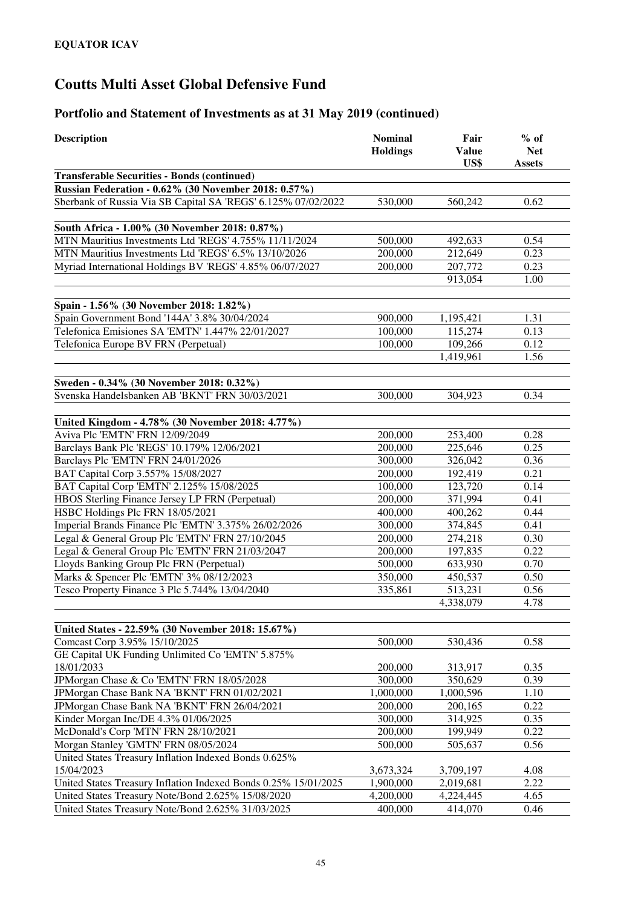**EQUATOR ICAV**

# Coutts Multi Asset Global Defensive Fund

## Portfolio and Statement of Investments as at 31 May 2019 (continued)

| Description | Nominal Holdings | Fair Value US$ | % of Net Assets |
|---|---|---|---|
| **Transferable Securities - Bonds (continued)** | | | |
| **Russian Federation - 0.62% (30 November 2018: 0.57%)** | | | |
| Sberbank of Russia Via SB Capital SA 'REGS' 6.125% 07/02/2022 | 530,000 | 560,242 | 0.62 |
| | | | |
| **South Africa - 1.00% (30 November 2018: 0.87%)** | | | |
| MTN Mauritius Investments Ltd 'REGS' 4.755% 11/11/2024 | 500,000 | 492,633 | 0.54 |
| MTN Mauritius Investments Ltd 'REGS' 6.5% 13/10/2026 | 200,000 | 212,649 | 0.23 |
| Myriad International Holdings BV 'REGS' 4.85% 06/07/2027 | 200,000 | 207,772 | 0.23 |
| | | 913,054 | 1.00 |
| | | | |
| **Spain - 1.56% (30 November 2018: 1.82%)** | | | |
| Spain Government Bond '144A' 3.8% 30/04/2024 | 900,000 | 1,195,421 | 1.31 |
| Telefonica Emisiones SA 'EMTN' 1.447% 22/01/2027 | 100,000 | 115,274 | 0.13 |
| Telefonica Europe BV FRN (Perpetual) | 100,000 | 109,266 | 0.12 |
| | | 1,419,961 | 1.56 |
| | | | |
| **Sweden - 0.34% (30 November 2018: 0.32%)** | | | |
| Svenska Handelsbanken AB 'BKNT' FRN 30/03/2021 | 300,000 | 304,923 | 0.34 |
| | | | |
| **United Kingdom - 4.78% (30 November 2018: 4.77%)** | | | |
| Aviva Plc 'EMTN' FRN 12/09/2049 | 200,000 | 253,400 | 0.28 |
| Barclays Bank Plc 'REGS' 10.179% 12/06/2021 | 200,000 | 225,646 | 0.25 |
| Barclays Plc 'EMTN' FRN 24/01/2026 | 300,000 | 326,042 | 0.36 |
| BAT Capital Corp 3.557% 15/08/2027 | 200,000 | 192,419 | 0.21 |
| BAT Capital Corp 'EMTN' 2.125% 15/08/2025 | 100,000 | 123,720 | 0.14 |
| HBOS Sterling Finance Jersey LP FRN (Perpetual) | 200,000 | 371,994 | 0.41 |
| HSBC Holdings Plc FRN 18/05/2021 | 400,000 | 400,262 | 0.44 |
| Imperial Brands Finance Plc 'EMTN' 3.375% 26/02/2026 | 300,000 | 374,845 | 0.41 |
| Legal & General Group Plc 'EMTN' FRN 27/10/2045 | 200,000 | 274,218 | 0.30 |
| Legal & General Group Plc 'EMTN' FRN 21/03/2047 | 200,000 | 197,835 | 0.22 |
| Lloyds Banking Group Plc FRN (Perpetual) | 500,000 | 633,930 | 0.70 |
| Marks & Spencer Plc 'EMTN' 3% 08/12/2023 | 350,000 | 450,537 | 0.50 |
| Tesco Property Finance 3 Plc 5.744% 13/04/2040 | 335,861 | 513,231 | 0.56 |
| | | 4,338,079 | 4.78 |
| | | | |
| **United States - 22.59% (30 November 2018: 15.67%)** | | | |
| Comcast Corp 3.95% 15/10/2025 | 500,000 | 530,436 | 0.58 |
| GE Capital UK Funding Unlimited Co 'EMTN' 5.875% 18/01/2033 | 200,000 | 313,917 | 0.35 |
| JPMorgan Chase & Co 'EMTN' FRN 18/05/2028 | 300,000 | 350,629 | 0.39 |
| JPMorgan Chase Bank NA 'BKNT' FRN 01/02/2021 | 1,000,000 | 1,000,596 | 1.10 |
| JPMorgan Chase Bank NA 'BKNT' FRN 26/04/2021 | 200,000 | 200,165 | 0.22 |
| Kinder Morgan Inc/DE 4.3% 01/06/2025 | 300,000 | 314,925 | 0.35 |
| McDonald's Corp 'MTN' FRN 28/10/2021 | 200,000 | 199,949 | 0.22 |
| Morgan Stanley 'GMTN' FRN 08/05/2024 | 500,000 | 505,637 | 0.56 |
| United States Treasury Inflation Indexed Bonds 0.625% 15/04/2023 | 3,673,324 | 3,709,197 | 4.08 |
| United States Treasury Inflation Indexed Bonds 0.25% 15/01/2025 | 1,900,000 | 2,019,681 | 2.22 |
| United States Treasury Note/Bond 2.625% 15/08/2020 | 4,200,000 | 4,224,445 | 4.65 |
| United States Treasury Note/Bond 2.625% 31/03/2025 | 400,000 | 414,070 | 0.46 |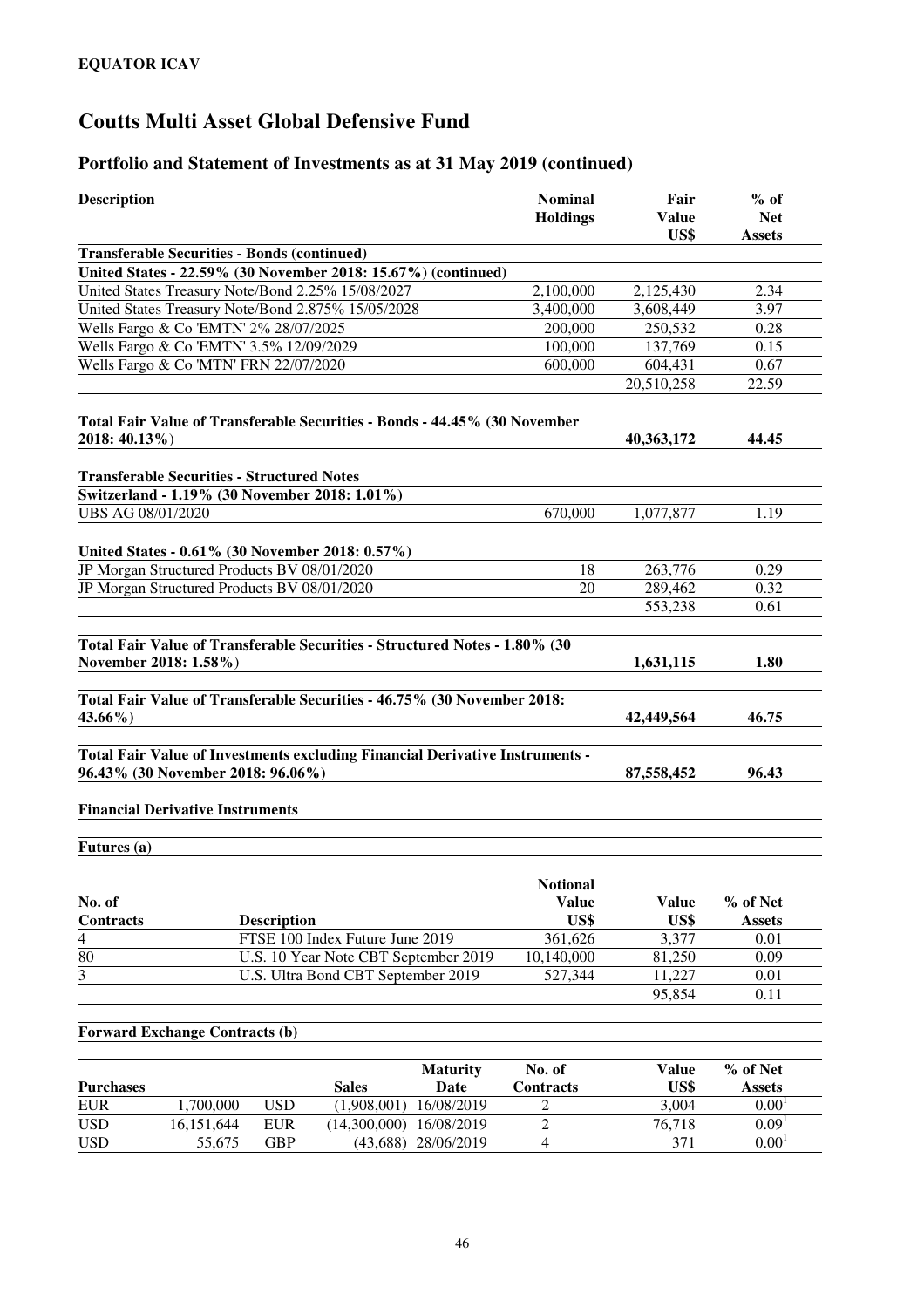**EQUATOR ICAV**

# Coutts Multi Asset Global Defensive Fund

## Portfolio and Statement of Investments as at 31 May 2019 (continued)

| Description | Nominal Holdings | Fair Value US$ | % of Net Assets |
|---|---|---|---|
| **Transferable Securities - Bonds (continued)** | | | |
| **United States - 22.59% (30 November 2018: 15.67%) (continued)** | | | |
| United States Treasury Note/Bond 2.25% 15/08/2027 | 2,100,000 | 2,125,430 | 2.34 |
| United States Treasury Note/Bond 2.875% 15/05/2028 | 3,400,000 | 3,608,449 | 3.97 |
| Wells Fargo & Co 'EMTN' 2% 28/07/2025 | 200,000 | 250,532 | 0.28 |
| Wells Fargo & Co 'EMTN' 3.5% 12/09/2029 | 100,000 | 137,769 | 0.15 |
| Wells Fargo & Co 'MTN' FRN 22/07/2020 | 600,000 | 604,431 | 0.67 |
| | | 20,510,258 | 22.59 |
| **Total Fair Value of Transferable Securities - Bonds - 44.45% (30 November 2018: 40.13%)** | | **40,363,172** | **44.45** |
| **Transferable Securities - Structured Notes** | | | |
| **Switzerland - 1.19% (30 November 2018: 1.01%)** | | | |
| UBS AG 08/01/2020 | 670,000 | 1,077,877 | 1.19 |
| **United States - 0.61% (30 November 2018: 0.57%)** | | | |
| JP Morgan Structured Products BV 08/01/2020 | 18 | 263,776 | 0.29 |
| JP Morgan Structured Products BV 08/01/2020 | 20 | 289,462 | 0.32 |
| | | 553,238 | 0.61 |
| **Total Fair Value of Transferable Securities - Structured Notes - 1.80% (30 November 2018: 1.58%)** | | **1,631,115** | **1.80** |
| **Total Fair Value of Transferable Securities - 46.75% (30 November 2018: 43.66%)** | | **42,449,564** | **46.75** |
| **Total Fair Value of Investments excluding Financial Derivative Instruments - 96.43% (30 November 2018: 96.06%)** | | **87,558,452** | **96.43** |

**Financial Derivative Instruments**

**Futures (a)**

| No. of Contracts | Description | Notional Value US$ | Value US$ | % of Net Assets |
|---|---|---|---|---|
| 4 | FTSE 100 Index Future June 2019 | 361,626 | 3,377 | 0.01 |
| 80 | U.S. 10 Year Note CBT September 2019 | 10,140,000 | 81,250 | 0.09 |
| 3 | U.S. Ultra Bond CBT September 2019 | 527,344 | 11,227 | 0.01 |
| | | | 95,854 | 0.11 |

**Forward Exchange Contracts (b)**

| Purchases | | Sales | | Maturity Date | No. of Contracts | Value US$ | % of Net Assets |
|---|---|---|---|---|---|---|---|
| EUR | 1,700,000 | USD | (1,908,001) | 16/08/2019 | 2 | 3,004 | 0.00[1] |
| USD | 16,151,644 | EUR | (14,300,000) | 16/08/2019 | 2 | 76,718 | 0.09[1] |
| USD | 55,675 | GBP | (43,688) | 28/06/2019 | 4 | 371 | 0.00[1] |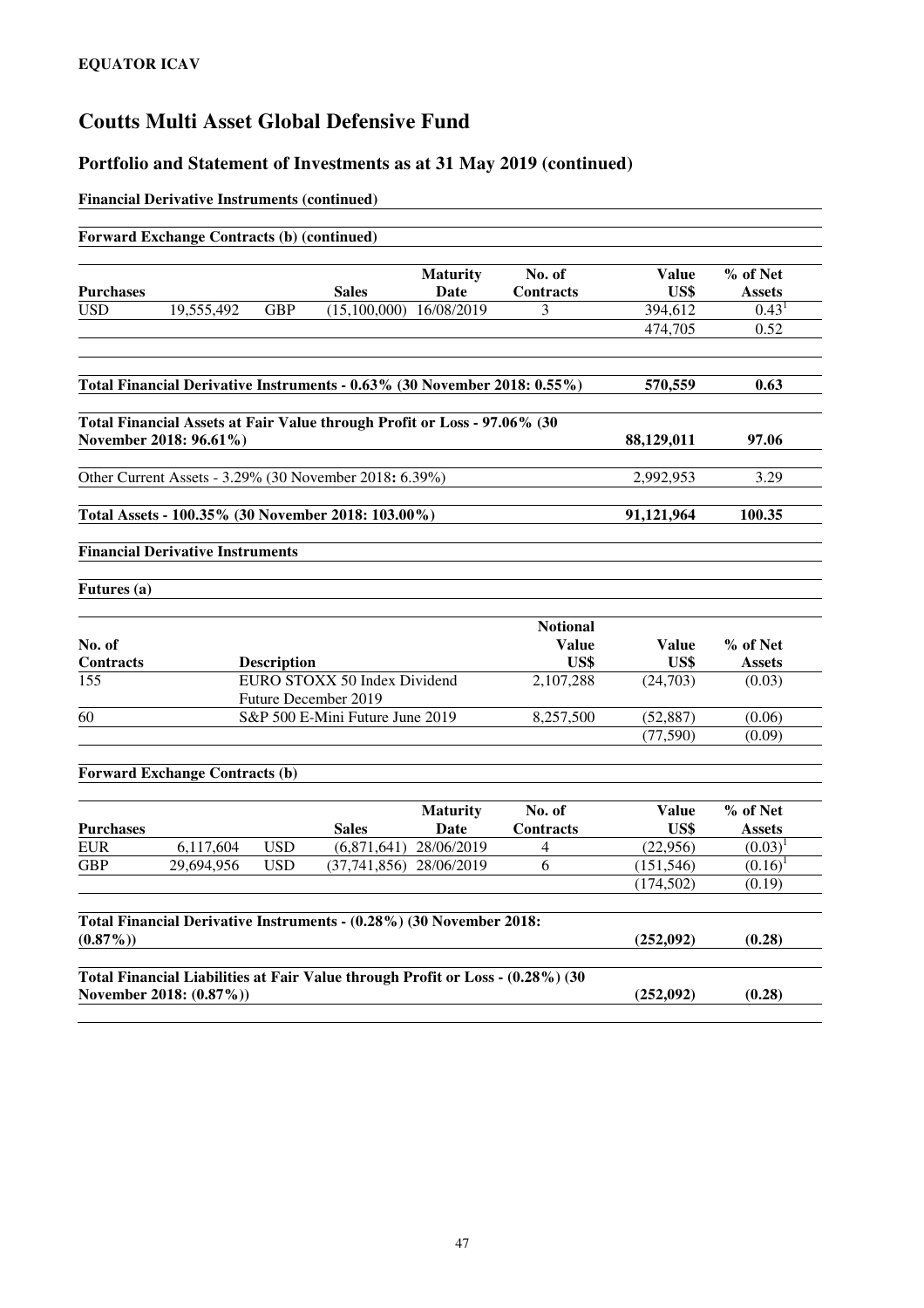**EQUATOR ICAV**

# Coutts Multi Asset Global Defensive Fund

## Portfolio and Statement of Investments as at 31 May 2019 (continued)

**Financial Derivative Instruments (continued)**

**Forward Exchange Contracts (b) (continued)**

| Purchases | | | Sales | Maturity Date | No. of Contracts | Value US$ | % of Net Assets |
|---|---|---|---|---|---|---|---|
| USD | 19,555,492 | GBP | (15,100,000) | 16/08/2019 | 3 | 394,612 | 0.43[1] |
| | | | | | | 474,705 | 0.52 |

| | Value US$ | % of Net Assets |
|---|---|---|
| **Total Financial Derivative Instruments - 0.63% (30 November 2018: 0.55%)** | **570,559** | **0.63** |
| **Total Financial Assets at Fair Value through Profit or Loss - 97.06% (30 November 2018: 96.61%)** | **88,129,011** | **97.06** |
| Other Current Assets - 3.29% (30 November 2018: 6.39%) | 2,992,953 | 3.29 |
| **Total Assets - 100.35% (30 November 2018: 103.00%)** | **91,121,964** | **100.35** |

**Financial Derivative Instruments**

**Futures (a)**

| No. of Contracts | Description | Notional Value US$ | Value US$ | % of Net Assets |
|---|---|---|---|---|
| 155 | EURO STOXX 50 Index Dividend Future December 2019 | 2,107,288 | (24,703) | (0.03) |
| 60 | S&P 500 E-Mini Future June 2019 | 8,257,500 | (52,887) | (0.06) |
| | | | (77,590) | (0.09) |

**Forward Exchange Contracts (b)**

| Purchases | | | Sales | Maturity Date | No. of Contracts | Value US$ | % of Net Assets |
|---|---|---|---|---|---|---|---|
| EUR | 6,117,604 | USD | (6,871,641) | 28/06/2019 | 4 | (22,956) | (0.03)[1] |
| GBP | 29,694,956 | USD | (37,741,856) | 28/06/2019 | 6 | (151,546) | (0.16)[1] |
| | | | | | | (174,502) | (0.19) |

| | Value US$ | % of Net Assets |
|---|---|---|
| **Total Financial Derivative Instruments - (0.28%) (30 November 2018: (0.87%))** | **(252,092)** | **(0.28)** |
| **Total Financial Liabilities at Fair Value through Profit or Loss - (0.28%) (30 November 2018: (0.87%))** | **(252,092)** | **(0.28)** |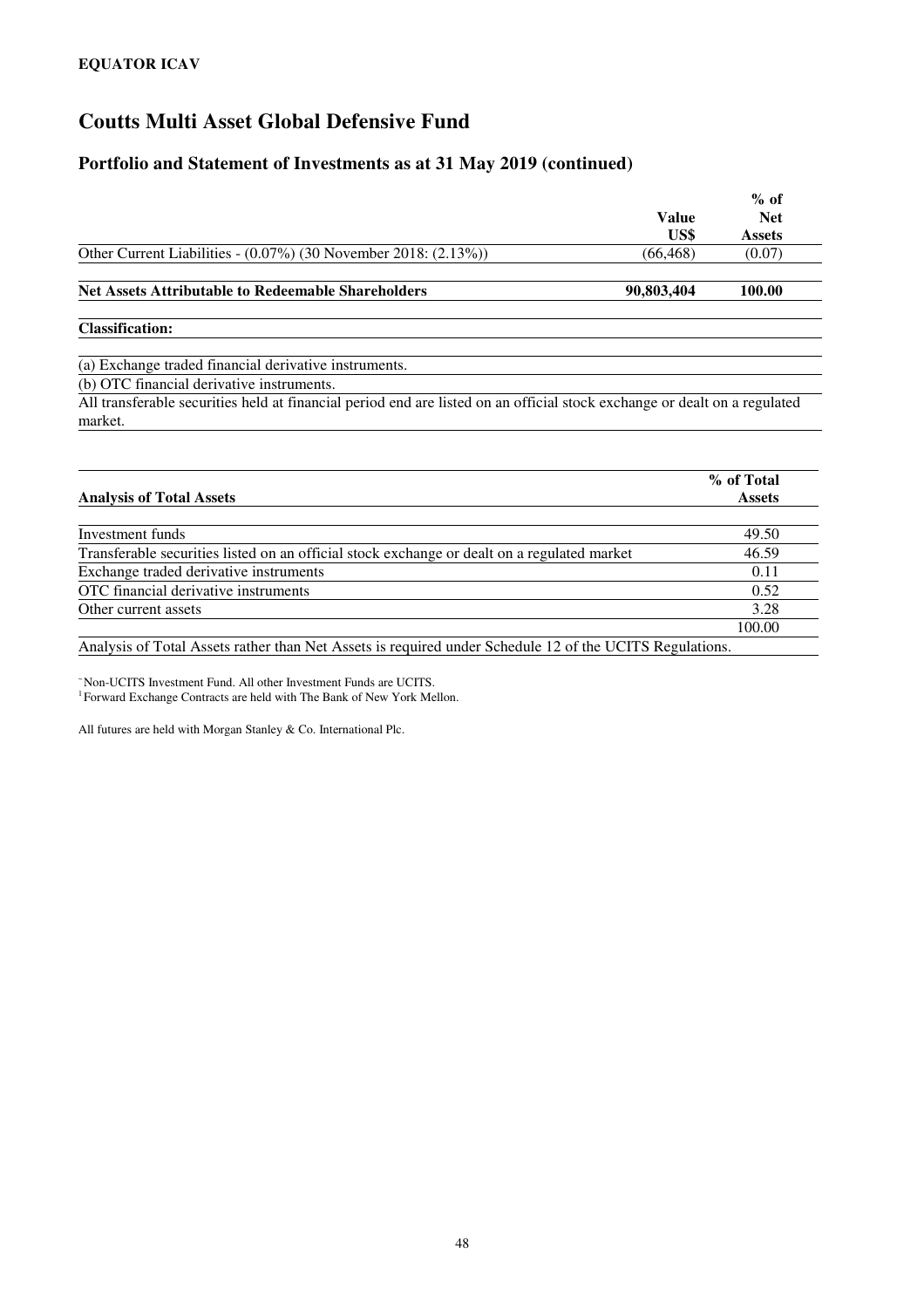**EQUATOR ICAV**

# Coutts Multi Asset Global Defensive Fund

## Portfolio and Statement of Investments as at 31 May 2019 (continued)

| | Value US$ | % of Net Assets |
|---|---|---|
| Other Current Liabilities - (0.07%) (30 November 2018: (2.13%)) | (66,468) | (0.07) |
| **Net Assets Attributable to Redeemable Shareholders** | **90,803,404** | **100.00** |

**Classification:**

(a) Exchange traded financial derivative instruments.

(b) OTC financial derivative instruments.

All transferable securities held at financial period end are listed on an official stock exchange or dealt on a regulated market.

| **Analysis of Total Assets** | **% of Total Assets** |
|---|---|
| Investment funds | 49.50 |
| Transferable securities listed on an official stock exchange or dealt on a regulated market | 46.59 |
| Exchange traded derivative instruments | 0.11 |
| OTC financial derivative instruments | 0.52 |
| Other current assets | 3.28 |
| | 100.00 |

Analysis of Total Assets rather than Net Assets is required under Schedule 12 of the UCITS Regulations.

~Non-UCITS Investment Fund. All other Investment Funds are UCITS.

[1] Forward Exchange Contracts are held with The Bank of New York Mellon.

All futures are held with Morgan Stanley & Co. International Plc.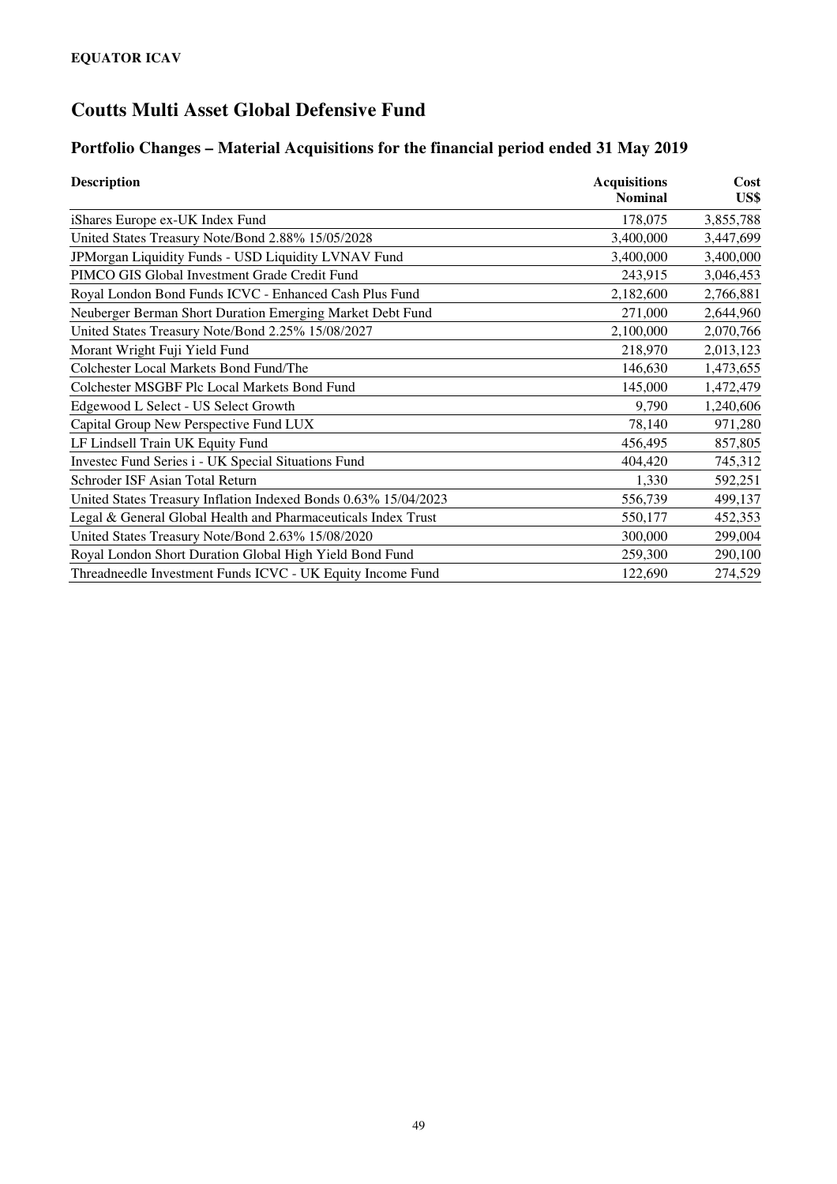**EQUATOR ICAV**

# Coutts Multi Asset Global Defensive Fund

## Portfolio Changes – Material Acquisitions for the financial period ended 31 May 2019

| Description | Acquisitions Nominal | Cost US$ |
|---|---|---|
| iShares Europe ex-UK Index Fund | 178,075 | 3,855,788 |
| United States Treasury Note/Bond 2.88% 15/05/2028 | 3,400,000 | 3,447,699 |
| JPMorgan Liquidity Funds - USD Liquidity LVNAV Fund | 3,400,000 | 3,400,000 |
| PIMCO GIS Global Investment Grade Credit Fund | 243,915 | 3,046,453 |
| Royal London Bond Funds ICVC - Enhanced Cash Plus Fund | 2,182,600 | 2,766,881 |
| Neuberger Berman Short Duration Emerging Market Debt Fund | 271,000 | 2,644,960 |
| United States Treasury Note/Bond 2.25% 15/08/2027 | 2,100,000 | 2,070,766 |
| Morant Wright Fuji Yield Fund | 218,970 | 2,013,123 |
| Colchester Local Markets Bond Fund/The | 146,630 | 1,473,655 |
| Colchester MSGBF Plc Local Markets Bond Fund | 145,000 | 1,472,479 |
| Edgewood L Select - US Select Growth | 9,790 | 1,240,606 |
| Capital Group New Perspective Fund LUX | 78,140 | 971,280 |
| LF Lindsell Train UK Equity Fund | 456,495 | 857,805 |
| Investec Fund Series i - UK Special Situations Fund | 404,420 | 745,312 |
| Schroder ISF Asian Total Return | 1,330 | 592,251 |
| United States Treasury Inflation Indexed Bonds 0.63% 15/04/2023 | 556,739 | 499,137 |
| Legal & General Global Health and Pharmaceuticals Index Trust | 550,177 | 452,353 |
| United States Treasury Note/Bond 2.63% 15/08/2020 | 300,000 | 299,004 |
| Royal London Short Duration Global High Yield Bond Fund | 259,300 | 290,100 |
| Threadneedle Investment Funds ICVC - UK Equity Income Fund | 122,690 | 274,529 |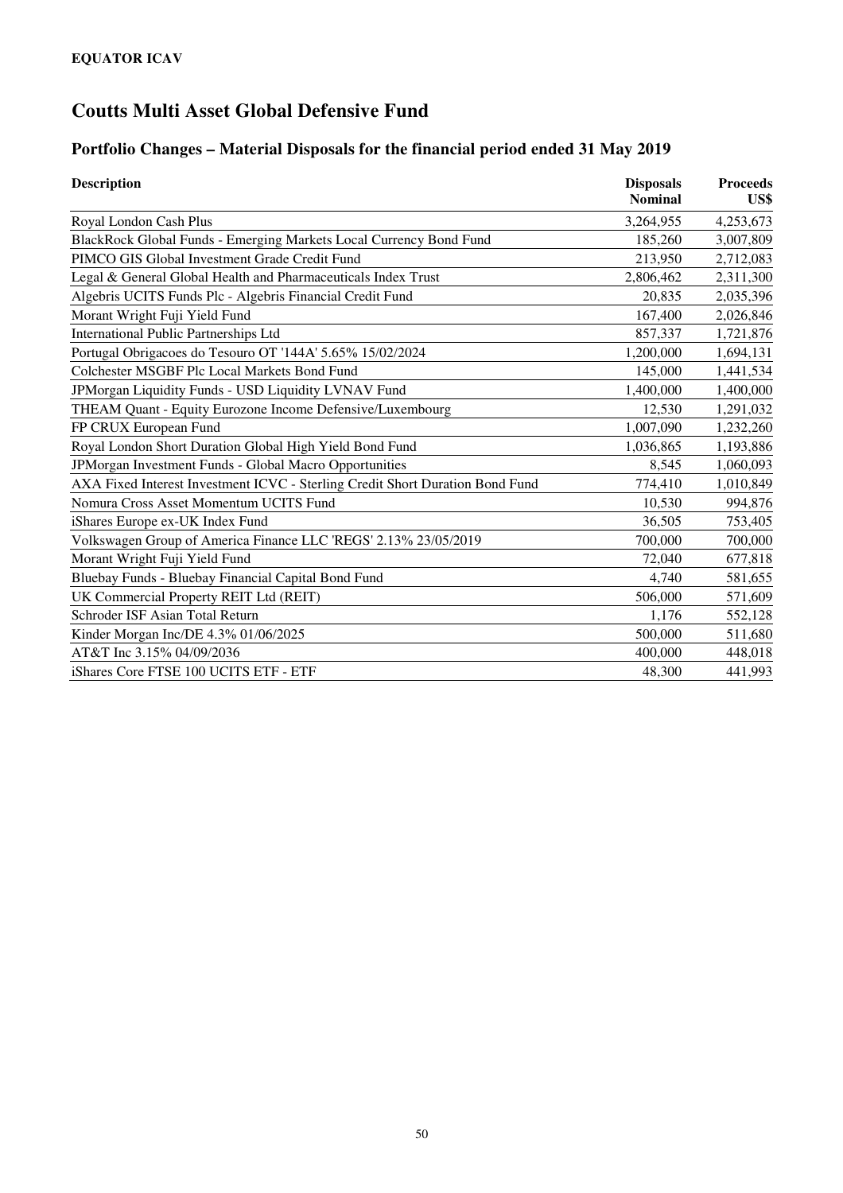**EQUATOR ICAV**

# Coutts Multi Asset Global Defensive Fund

## Portfolio Changes – Material Disposals for the financial period ended 31 May 2019

| Description | Disposals Nominal | Proceeds US$ |
|---|---:|---:|
| Royal London Cash Plus | 3,264,955 | 4,253,673 |
| BlackRock Global Funds - Emerging Markets Local Currency Bond Fund | 185,260 | 3,007,809 |
| PIMCO GIS Global Investment Grade Credit Fund | 213,950 | 2,712,083 |
| Legal & General Global Health and Pharmaceuticals Index Trust | 2,806,462 | 2,311,300 |
| Algebris UCITS Funds Plc - Algebris Financial Credit Fund | 20,835 | 2,035,396 |
| Morant Wright Fuji Yield Fund | 167,400 | 2,026,846 |
| International Public Partnerships Ltd | 857,337 | 1,721,876 |
| Portugal Obrigacoes do Tesouro OT '144A' 5.65% 15/02/2024 | 1,200,000 | 1,694,131 |
| Colchester MSGBF Plc Local Markets Bond Fund | 145,000 | 1,441,534 |
| JPMorgan Liquidity Funds - USD Liquidity LVNAV Fund | 1,400,000 | 1,400,000 |
| THEAM Quant - Equity Eurozone Income Defensive/Luxembourg | 12,530 | 1,291,032 |
| FP CRUX European Fund | 1,007,090 | 1,232,260 |
| Royal London Short Duration Global High Yield Bond Fund | 1,036,865 | 1,193,886 |
| JPMorgan Investment Funds - Global Macro Opportunities | 8,545 | 1,060,093 |
| AXA Fixed Interest Investment ICVC - Sterling Credit Short Duration Bond Fund | 774,410 | 1,010,849 |
| Nomura Cross Asset Momentum UCITS Fund | 10,530 | 994,876 |
| iShares Europe ex-UK Index Fund | 36,505 | 753,405 |
| Volkswagen Group of America Finance LLC 'REGS' 2.13% 23/05/2019 | 700,000 | 700,000 |
| Morant Wright Fuji Yield Fund | 72,040 | 677,818 |
| Bluebay Funds - Bluebay Financial Capital Bond Fund | 4,740 | 581,655 |
| UK Commercial Property REIT Ltd (REIT) | 506,000 | 571,609 |
| Schroder ISF Asian Total Return | 1,176 | 552,128 |
| Kinder Morgan Inc/DE 4.3% 01/06/2025 | 500,000 | 511,680 |
| AT&T Inc 3.15% 04/09/2036 | 400,000 | 448,018 |
| iShares Core FTSE 100 UCITS ETF - ETF | 48,300 | 441,993 |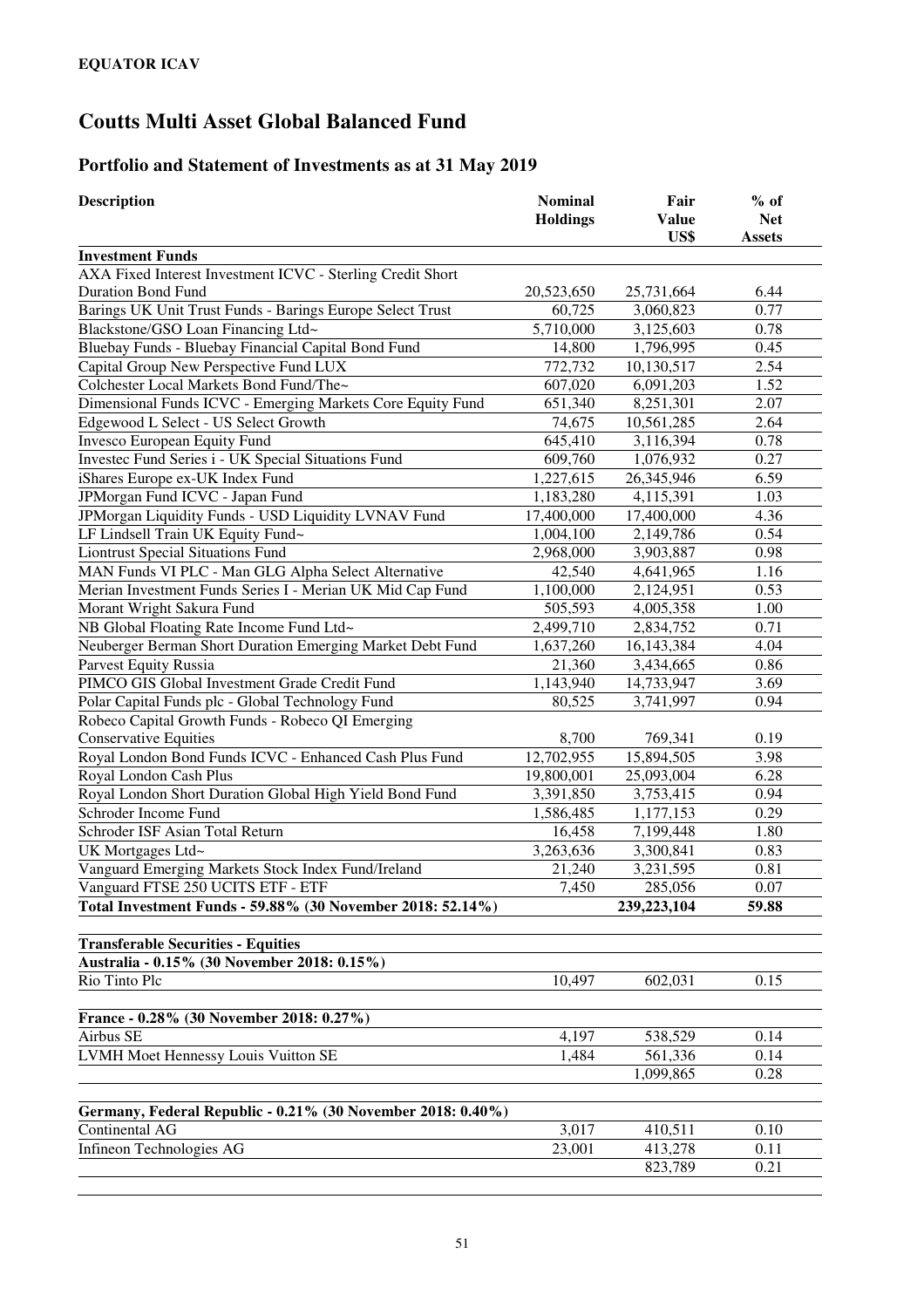**EQUATOR ICAV**

# Coutts Multi Asset Global Balanced Fund

## Portfolio and Statement of Investments as at 31 May 2019

| Description | Nominal Holdings | Fair Value US$ | % of Net Assets |
|---|---|---|---|
| **Investment Funds** | | | |
| AXA Fixed Interest Investment ICVC - Sterling Credit Short Duration Bond Fund | 20,523,650 | 25,731,664 | 6.44 |
| Barings UK Unit Trust Funds - Barings Europe Select Trust | 60,725 | 3,060,823 | 0.77 |
| Blackstone/GSO Loan Financing Ltd~ | 5,710,000 | 3,125,603 | 0.78 |
| Bluebay Funds - Bluebay Financial Capital Bond Fund | 14,800 | 1,796,995 | 0.45 |
| Capital Group New Perspective Fund LUX | 772,732 | 10,130,517 | 2.54 |
| Colchester Local Markets Bond Fund/The~ | 607,020 | 6,091,203 | 1.52 |
| Dimensional Funds ICVC - Emerging Markets Core Equity Fund | 651,340 | 8,251,301 | 2.07 |
| Edgewood L Select - US Select Growth | 74,675 | 10,561,285 | 2.64 |
| Invesco European Equity Fund | 645,410 | 3,116,394 | 0.78 |
| Investec Fund Series i - UK Special Situations Fund | 609,760 | 1,076,932 | 0.27 |
| iShares Europe ex-UK Index Fund | 1,227,615 | 26,345,946 | 6.59 |
| JPMorgan Fund ICVC - Japan Fund | 1,183,280 | 4,115,391 | 1.03 |
| JPMorgan Liquidity Funds - USD Liquidity LVNAV Fund | 17,400,000 | 17,400,000 | 4.36 |
| LF Lindsell Train UK Equity Fund~ | 1,004,100 | 2,149,786 | 0.54 |
| Liontrust Special Situations Fund | 2,968,000 | 3,903,887 | 0.98 |
| MAN Funds VI PLC - Man GLG Alpha Select Alternative | 42,540 | 4,641,965 | 1.16 |
| Merian Investment Funds Series I - Merian UK Mid Cap Fund | 1,100,000 | 2,124,951 | 0.53 |
| Morant Wright Sakura Fund | 505,593 | 4,005,358 | 1.00 |
| NB Global Floating Rate Income Fund Ltd~ | 2,499,710 | 2,834,752 | 0.71 |
| Neuberger Berman Short Duration Emerging Market Debt Fund | 1,637,260 | 16,143,384 | 4.04 |
| Parvest Equity Russia | 21,360 | 3,434,665 | 0.86 |
| PIMCO GIS Global Investment Grade Credit Fund | 1,143,940 | 14,733,947 | 3.69 |
| Polar Capital Funds plc - Global Technology Fund | 80,525 | 3,741,997 | 0.94 |
| Robeco Capital Growth Funds - Robeco QI Emerging Conservative Equities | 8,700 | 769,341 | 0.19 |
| Royal London Bond Funds ICVC - Enhanced Cash Plus Fund | 12,702,955 | 15,894,505 | 3.98 |
| Royal London Cash Plus | 19,800,001 | 25,093,004 | 6.28 |
| Royal London Short Duration Global High Yield Bond Fund | 3,391,850 | 3,753,415 | 0.94 |
| Schroder Income Fund | 1,586,485 | 1,177,153 | 0.29 |
| Schroder ISF Asian Total Return | 16,458 | 7,199,448 | 1.80 |
| UK Mortgages Ltd~ | 3,263,636 | 3,300,841 | 0.83 |
| Vanguard Emerging Markets Stock Index Fund/Ireland | 21,240 | 3,231,595 | 0.81 |
| Vanguard FTSE 250 UCITS ETF - ETF | 7,450 | 285,056 | 0.07 |
| **Total Investment Funds - 59.88% (30 November 2018: 52.14%)** | | **239,223,104** | **59.88** |
| | | | |
| **Transferable Securities - Equities** | | | |
| **Australia - 0.15% (30 November 2018: 0.15%)** | | | |
| Rio Tinto Plc | 10,497 | 602,031 | 0.15 |
| | | | |
| **France - 0.28% (30 November 2018: 0.27%)** | | | |
| Airbus SE | 4,197 | 538,529 | 0.14 |
| LVMH Moet Hennessy Louis Vuitton SE | 1,484 | 561,336 | 0.14 |
| | | 1,099,865 | 0.28 |
| | | | |
| **Germany, Federal Republic - 0.21% (30 November 2018: 0.40%)** | | | |
| Continental AG | 3,017 | 410,511 | 0.10 |
| Infineon Technologies AG | 23,001 | 413,278 | 0.11 |
| | | 823,789 | 0.21 |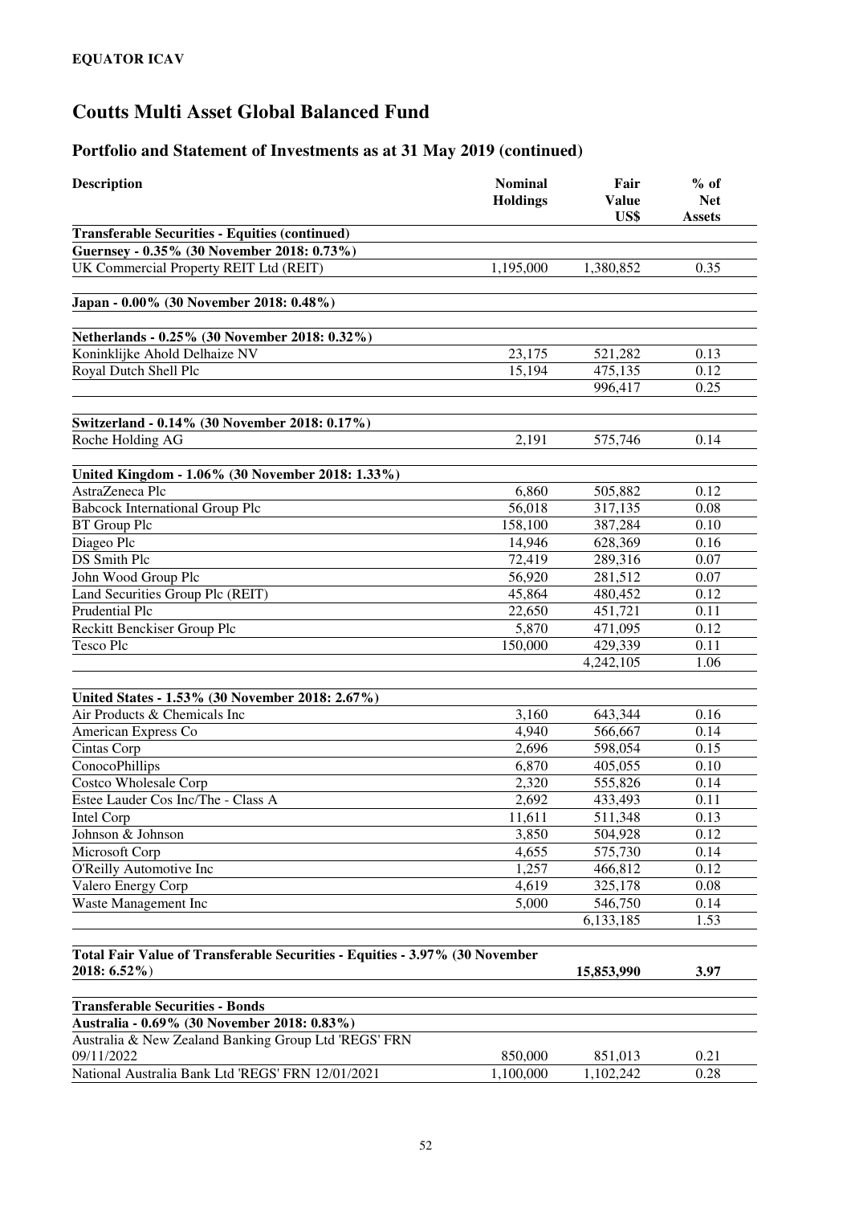**EQUATOR ICAV**

# Coutts Multi Asset Global Balanced Fund

## Portfolio and Statement of Investments as at 31 May 2019 (continued)

| Description | Nominal Holdings | Fair Value US$ | % of Net Assets |
|---|---|---|---|
| **Transferable Securities - Equities (continued)** | | | |
| **Guernsey - 0.35% (30 November 2018: 0.73%)** | | | |
| UK Commercial Property REIT Ltd (REIT) | 1,195,000 | 1,380,852 | 0.35 |
| | | | |
| **Japan - 0.00% (30 November 2018: 0.48%)** | | | |
| | | | |
| **Netherlands - 0.25% (30 November 2018: 0.32%)** | | | |
| Koninklijke Ahold Delhaize NV | 23,175 | 521,282 | 0.13 |
| Royal Dutch Shell Plc | 15,194 | 475,135 | 0.12 |
| | | 996,417 | 0.25 |
| | | | |
| **Switzerland - 0.14% (30 November 2018: 0.17%)** | | | |
| Roche Holding AG | 2,191 | 575,746 | 0.14 |
| | | | |
| **United Kingdom - 1.06% (30 November 2018: 1.33%)** | | | |
| AstraZeneca Plc | 6,860 | 505,882 | 0.12 |
| Babcock International Group Plc | 56,018 | 317,135 | 0.08 |
| BT Group Plc | 158,100 | 387,284 | 0.10 |
| Diageo Plc | 14,946 | 628,369 | 0.16 |
| DS Smith Plc | 72,419 | 289,316 | 0.07 |
| John Wood Group Plc | 56,920 | 281,512 | 0.07 |
| Land Securities Group Plc (REIT) | 45,864 | 480,452 | 0.12 |
| Prudential Plc | 22,650 | 451,721 | 0.11 |
| Reckitt Benckiser Group Plc | 5,870 | 471,095 | 0.12 |
| Tesco Plc | 150,000 | 429,339 | 0.11 |
| | | 4,242,105 | 1.06 |
| | | | |
| **United States - 1.53% (30 November 2018: 2.67%)** | | | |
| Air Products & Chemicals Inc | 3,160 | 643,344 | 0.16 |
| American Express Co | 4,940 | 566,667 | 0.14 |
| Cintas Corp | 2,696 | 598,054 | 0.15 |
| ConocoPhillips | 6,870 | 405,055 | 0.10 |
| Costco Wholesale Corp | 2,320 | 555,826 | 0.14 |
| Estee Lauder Cos Inc/The - Class A | 2,692 | 433,493 | 0.11 |
| Intel Corp | 11,611 | 511,348 | 0.13 |
| Johnson & Johnson | 3,850 | 504,928 | 0.12 |
| Microsoft Corp | 4,655 | 575,730 | 0.14 |
| O'Reilly Automotive Inc | 1,257 | 466,812 | 0.12 |
| Valero Energy Corp | 4,619 | 325,178 | 0.08 |
| Waste Management Inc | 5,000 | 546,750 | 0.14 |
| | | 6,133,185 | 1.53 |
| | | | |
| **Total Fair Value of Transferable Securities - Equities - 3.97% (30 November 2018: 6.52%)** | | **15,853,990** | **3.97** |
| | | | |
| **Transferable Securities - Bonds** | | | |
| **Australia - 0.69% (30 November 2018: 0.83%)** | | | |
| Australia & New Zealand Banking Group Ltd 'REGS' FRN 09/11/2022 | 850,000 | 851,013 | 0.21 |
| National Australia Bank Ltd 'REGS' FRN 12/01/2021 | 1,100,000 | 1,102,242 | 0.28 |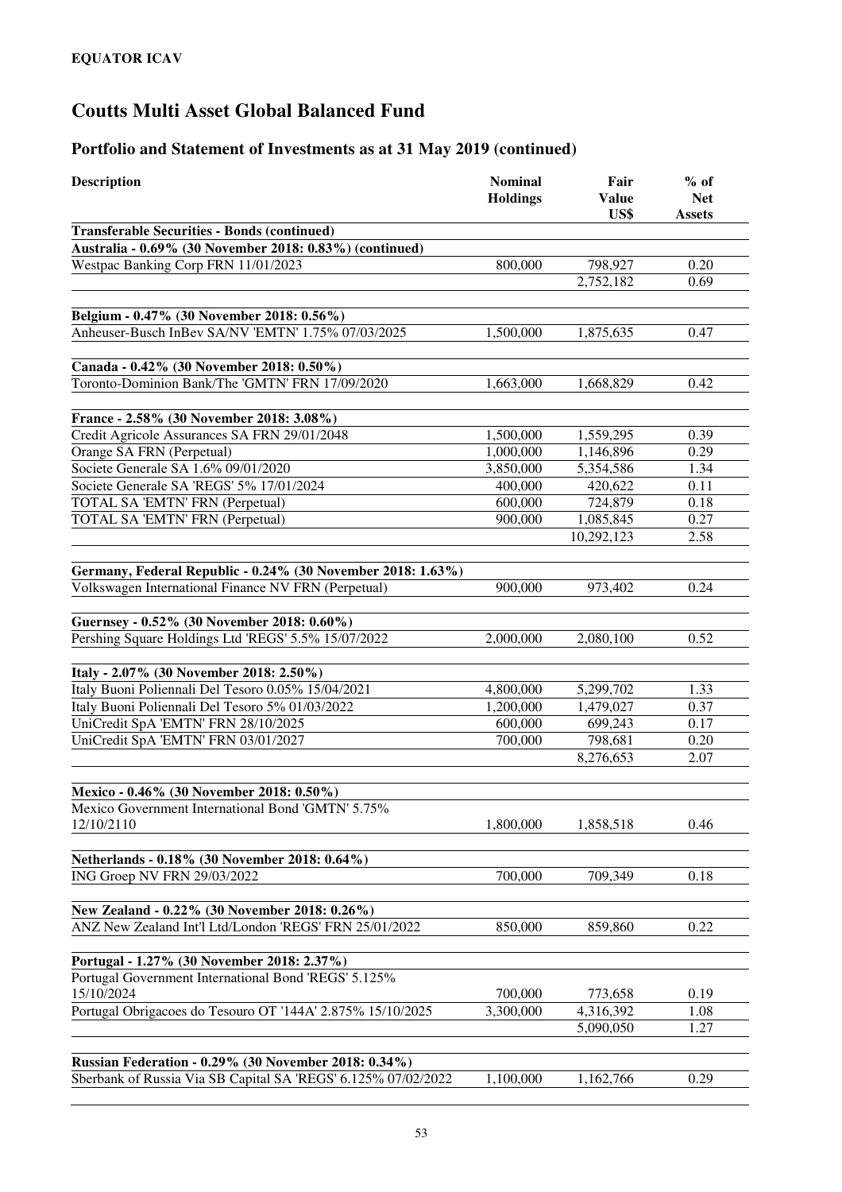**EQUATOR ICAV**

# Coutts Multi Asset Global Balanced Fund

## Portfolio and Statement of Investments as at 31 May 2019 (continued)

| Description | Nominal Holdings | Fair Value US$ | % of Net Assets |
|---|---|---|---|
| **Transferable Securities - Bonds (continued)** | | | |
| **Australia - 0.69% (30 November 2018: 0.83%) (continued)** | | | |
| Westpac Banking Corp FRN 11/01/2023 | 800,000 | 798,927 | 0.20 |
| | | 2,752,182 | 0.69 |
| **Belgium - 0.47% (30 November 2018: 0.56%)** | | | |
| Anheuser-Busch InBev SA/NV 'EMTN' 1.75% 07/03/2025 | 1,500,000 | 1,875,635 | 0.47 |
| **Canada - 0.42% (30 November 2018: 0.50%)** | | | |
| Toronto-Dominion Bank/The 'GMTN' FRN 17/09/2020 | 1,663,000 | 1,668,829 | 0.42 |
| **France - 2.58% (30 November 2018: 3.08%)** | | | |
| Credit Agricole Assurances SA FRN 29/01/2048 | 1,500,000 | 1,559,295 | 0.39 |
| Orange SA FRN (Perpetual) | 1,000,000 | 1,146,896 | 0.29 |
| Societe Generale SA 1.6% 09/01/2020 | 3,850,000 | 5,354,586 | 1.34 |
| Societe Generale SA 'REGS' 5% 17/01/2024 | 400,000 | 420,622 | 0.11 |
| TOTAL SA 'EMTN' FRN (Perpetual) | 600,000 | 724,879 | 0.18 |
| TOTAL SA 'EMTN' FRN (Perpetual) | 900,000 | 1,085,845 | 0.27 |
| | | 10,292,123 | 2.58 |
| **Germany, Federal Republic - 0.24% (30 November 2018: 1.63%)** | | | |
| Volkswagen International Finance NV FRN (Perpetual) | 900,000 | 973,402 | 0.24 |
| **Guernsey - 0.52% (30 November 2018: 0.60%)** | | | |
| Pershing Square Holdings Ltd 'REGS' 5.5% 15/07/2022 | 2,000,000 | 2,080,100 | 0.52 |
| **Italy - 2.07% (30 November 2018: 2.50%)** | | | |
| Italy Buoni Poliennali Del Tesoro 0.05% 15/04/2021 | 4,800,000 | 5,299,702 | 1.33 |
| Italy Buoni Poliennali Del Tesoro 5% 01/03/2022 | 1,200,000 | 1,479,027 | 0.37 |
| UniCredit SpA 'EMTN' FRN 28/10/2025 | 600,000 | 699,243 | 0.17 |
| UniCredit SpA 'EMTN' FRN 03/01/2027 | 700,000 | 798,681 | 0.20 |
| | | 8,276,653 | 2.07 |
| **Mexico - 0.46% (30 November 2018: 0.50%)** | | | |
| Mexico Government International Bond 'GMTN' 5.75% 12/10/2110 | 1,800,000 | 1,858,518 | 0.46 |
| **Netherlands - 0.18% (30 November 2018: 0.64%)** | | | |
| ING Groep NV FRN 29/03/2022 | 700,000 | 709,349 | 0.18 |
| **New Zealand - 0.22% (30 November 2018: 0.26%)** | | | |
| ANZ New Zealand Int'l Ltd/London 'REGS' FRN 25/01/2022 | 850,000 | 859,860 | 0.22 |
| **Portugal - 1.27% (30 November 2018: 2.37%)** | | | |
| Portugal Government International Bond 'REGS' 5.125% 15/10/2024 | 700,000 | 773,658 | 0.19 |
| Portugal Obrigacoes do Tesouro OT '144A' 2.875% 15/10/2025 | 3,300,000 | 4,316,392 | 1.08 |
| | | 5,090,050 | 1.27 |
| **Russian Federation - 0.29% (30 November 2018: 0.34%)** | | | |
| Sberbank of Russia Via SB Capital SA 'REGS' 6.125% 07/02/2022 | 1,100,000 | 1,162,766 | 0.29 |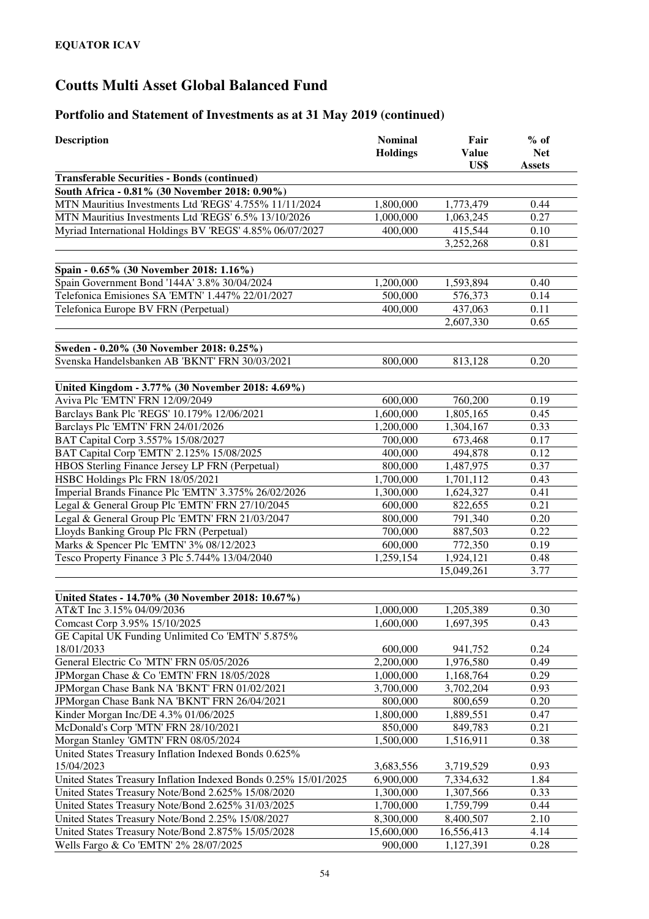**EQUATOR ICAV**

# Coutts Multi Asset Global Balanced Fund

## Portfolio and Statement of Investments as at 31 May 2019 (continued)

| Description | Nominal Holdings | Fair Value US$ | % of Net Assets |
|---|---|---|---|
| **Transferable Securities - Bonds (continued)** | | | |
| **South Africa - 0.81% (30 November 2018: 0.90%)** | | | |
| MTN Mauritius Investments Ltd 'REGS' 4.755% 11/11/2024 | 1,800,000 | 1,773,479 | 0.44 |
| MTN Mauritius Investments Ltd 'REGS' 6.5% 13/10/2026 | 1,000,000 | 1,063,245 | 0.27 |
| Myriad International Holdings BV 'REGS' 4.85% 06/07/2027 | 400,000 | 415,544 | 0.10 |
| | | 3,252,268 | 0.81 |
| **Spain - 0.65% (30 November 2018: 1.16%)** | | | |
| Spain Government Bond '144A' 3.8% 30/04/2024 | 1,200,000 | 1,593,894 | 0.40 |
| Telefonica Emisiones SA 'EMTN' 1.447% 22/01/2027 | 500,000 | 576,373 | 0.14 |
| Telefonica Europe BV FRN (Perpetual) | 400,000 | 437,063 | 0.11 |
| | | 2,607,330 | 0.65 |
| **Sweden - 0.20% (30 November 2018: 0.25%)** | | | |
| Svenska Handelsbanken AB 'BKNT' FRN 30/03/2021 | 800,000 | 813,128 | 0.20 |
| **United Kingdom - 3.77% (30 November 2018: 4.69%)** | | | |
| Aviva Plc 'EMTN' FRN 12/09/2049 | 600,000 | 760,200 | 0.19 |
| Barclays Bank Plc 'REGS' 10.179% 12/06/2021 | 1,600,000 | 1,805,165 | 0.45 |
| Barclays Plc 'EMTN' FRN 24/01/2026 | 1,200,000 | 1,304,167 | 0.33 |
| BAT Capital Corp 3.557% 15/08/2027 | 700,000 | 673,468 | 0.17 |
| BAT Capital Corp 'EMTN' 2.125% 15/08/2025 | 400,000 | 494,878 | 0.12 |
| HBOS Sterling Finance Jersey LP FRN (Perpetual) | 800,000 | 1,487,975 | 0.37 |
| HSBC Holdings Plc FRN 18/05/2021 | 1,700,000 | 1,701,112 | 0.43 |
| Imperial Brands Finance Plc 'EMTN' 3.375% 26/02/2026 | 1,300,000 | 1,624,327 | 0.41 |
| Legal & General Group Plc 'EMTN' FRN 27/10/2045 | 600,000 | 822,655 | 0.21 |
| Legal & General Group Plc 'EMTN' FRN 21/03/2047 | 800,000 | 791,340 | 0.20 |
| Lloyds Banking Group Plc FRN (Perpetual) | 700,000 | 887,503 | 0.22 |
| Marks & Spencer Plc 'EMTN' 3% 08/12/2023 | 600,000 | 772,350 | 0.19 |
| Tesco Property Finance 3 Plc 5.744% 13/04/2040 | 1,259,154 | 1,924,121 | 0.48 |
| | | 15,049,261 | 3.77 |
| **United States - 14.70% (30 November 2018: 10.67%)** | | | |
| AT&T Inc 3.15% 04/09/2036 | 1,000,000 | 1,205,389 | 0.30 |
| Comcast Corp 3.95% 15/10/2025 | 1,600,000 | 1,697,395 | 0.43 |
| GE Capital UK Funding Unlimited Co 'EMTN' 5.875% 18/01/2033 | 600,000 | 941,752 | 0.24 |
| General Electric Co 'MTN' FRN 05/05/2026 | 2,200,000 | 1,976,580 | 0.49 |
| JPMorgan Chase & Co 'EMTN' FRN 18/05/2028 | 1,000,000 | 1,168,764 | 0.29 |
| JPMorgan Chase Bank NA 'BKNT' FRN 01/02/2021 | 3,700,000 | 3,702,204 | 0.93 |
| JPMorgan Chase Bank NA 'BKNT' FRN 26/04/2021 | 800,000 | 800,659 | 0.20 |
| Kinder Morgan Inc/DE 4.3% 01/06/2025 | 1,800,000 | 1,889,551 | 0.47 |
| McDonald's Corp 'MTN' FRN 28/10/2021 | 850,000 | 849,783 | 0.21 |
| Morgan Stanley 'GMTN' FRN 08/05/2024 | 1,500,000 | 1,516,911 | 0.38 |
| United States Treasury Inflation Indexed Bonds 0.625% 15/04/2023 | 3,683,556 | 3,719,529 | 0.93 |
| United States Treasury Inflation Indexed Bonds 0.25% 15/01/2025 | 6,900,000 | 7,334,632 | 1.84 |
| United States Treasury Note/Bond 2.625% 15/08/2020 | 1,300,000 | 1,307,566 | 0.33 |
| United States Treasury Note/Bond 2.625% 31/03/2025 | 1,700,000 | 1,759,799 | 0.44 |
| United States Treasury Note/Bond 2.25% 15/08/2027 | 8,300,000 | 8,400,507 | 2.10 |
| United States Treasury Note/Bond 2.875% 15/05/2028 | 15,600,000 | 16,556,413 | 4.14 |
| Wells Fargo & Co 'EMTN' 2% 28/07/2025 | 900,000 | 1,127,391 | 0.28 |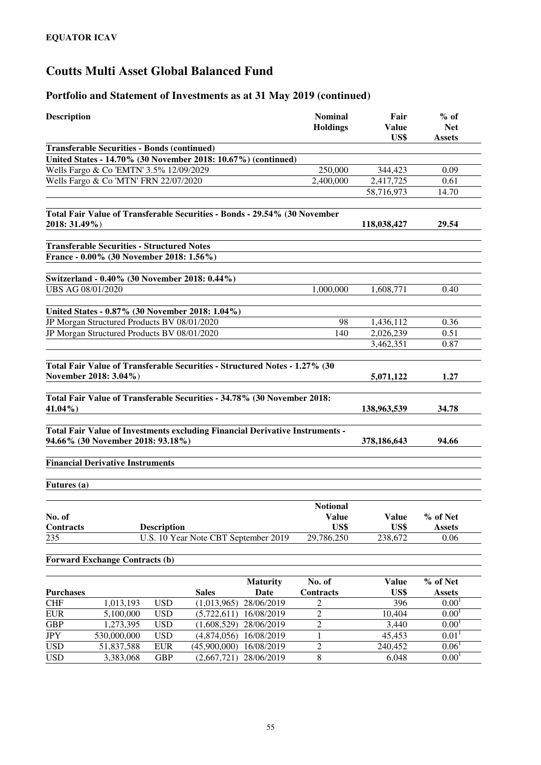**EQUATOR ICAV**

# Coutts Multi Asset Global Balanced Fund

## Portfolio and Statement of Investments as at 31 May 2019 (continued)

| Description | Nominal Holdings | Fair Value US$ | % of Net Assets |
|---|---|---|---|
| **Transferable Securities - Bonds (continued)** | | | |
| **United States - 14.70% (30 November 2018: 10.67%) (continued)** | | | |
| Wells Fargo & Co 'EMTN' 3.5% 12/09/2029 | 250,000 | 344,423 | 0.09 |
| Wells Fargo & Co 'MTN' FRN 22/07/2020 | 2,400,000 | 2,417,725 | 0.61 |
| | | 58,716,973 | 14.70 |
| **Total Fair Value of Transferable Securities - Bonds - 29.54% (30 November 2018: 31.49%)** | | **118,038,427** | **29.54** |
| **Transferable Securities - Structured Notes** | | | |
| **France - 0.00% (30 November 2018: 1.56%)** | | | |
| **Switzerland - 0.40% (30 November 2018: 0.44%)** | | | |
| UBS AG 08/01/2020 | 1,000,000 | 1,608,771 | 0.40 |
| **United States - 0.87% (30 November 2018: 1.04%)** | | | |
| JP Morgan Structured Products BV 08/01/2020 | 98 | 1,436,112 | 0.36 |
| JP Morgan Structured Products BV 08/01/2020 | 140 | 2,026,239 | 0.51 |
| | | 3,462,351 | 0.87 |
| **Total Fair Value of Transferable Securities - Structured Notes - 1.27% (30 November 2018: 3.04%)** | | **5,071,122** | **1.27** |
| **Total Fair Value of Transferable Securities - 34.78% (30 November 2018: 41.04%)** | | **138,963,539** | **34.78** |
| **Total Fair Value of Investments excluding Financial Derivative Instruments - 94.66% (30 November 2018: 93.18%)** | | **378,186,643** | **94.66** |

**Financial Derivative Instruments**

**Futures (a)**

| No. of Contracts | Description | Notional Value US$ | Value US$ | % of Net Assets |
|---|---|---|---|---|
| 235 | U.S. 10 Year Note CBT September 2019 | 29,786,250 | 238,672 | 0.06 |

**Forward Exchange Contracts (b)**

| Purchases | | Sales | | Maturity Date | No. of Contracts | Value US$ | % of Net Assets |
|---|---|---|---|---|---|---|---|
| CHF | 1,013,193 | USD | (1,013,965) | 28/06/2019 | 2 | 396 | 0.00[1] |
| EUR | 5,100,000 | USD | (5,722,611) | 16/08/2019 | 2 | 10,404 | 0.00[1] |
| GBP | 1,273,395 | USD | (1,608,529) | 28/06/2019 | 2 | 3,440 | 0.00[1] |
| JPY | 530,000,000 | USD | (4,874,056) | 16/08/2019 | 1 | 45,453 | 0.01[1] |
| USD | 51,837,588 | EUR | (45,900,000) | 16/08/2019 | 2 | 240,452 | 0.06[1] |
| USD | 3,383,068 | GBP | (2,667,721) | 28/06/2019 | 8 | 6,048 | 0.00[1] |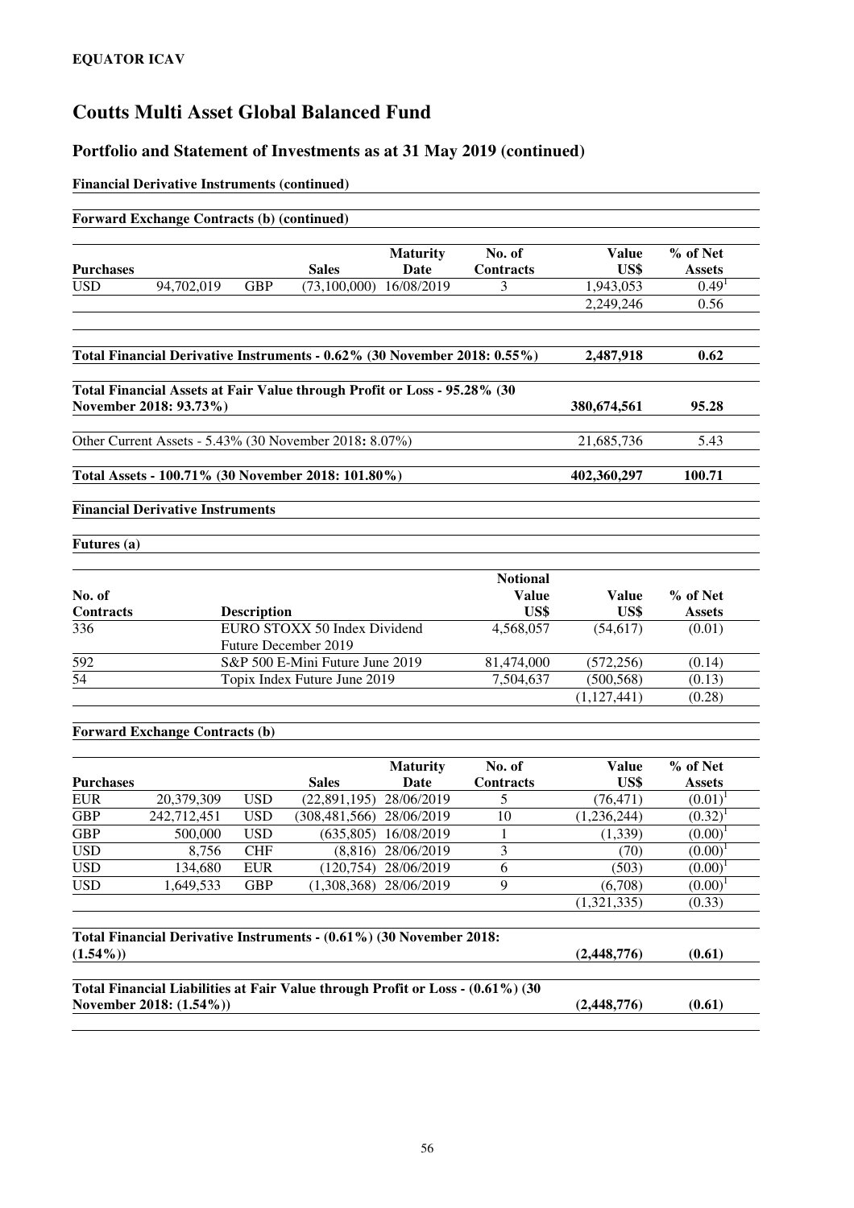**EQUATOR ICAV**

# Coutts Multi Asset Global Balanced Fund

## Portfolio and Statement of Investments as at 31 May 2019 (continued)

**Financial Derivative Instruments (continued)**

**Forward Exchange Contracts (b) (continued)**

| Purchases | | | Sales | Maturity Date | No. of Contracts | Value US$ | % of Net Assets |
|---|---|---|---|---|---|---|---|
| USD | 94,702,019 | GBP | (73,100,000) | 16/08/2019 | 3 | 1,943,053 | 0.49[1] |
| | | | | | | 2,249,246 | 0.56 |

| | Value US$ | % of Net Assets |
|---|---|---|
| **Total Financial Derivative Instruments - 0.62% (30 November 2018: 0.55%)** | **2,487,918** | **0.62** |
| **Total Financial Assets at Fair Value through Profit or Loss - 95.28% (30 November 2018: 93.73%)** | **380,674,561** | **95.28** |
| Other Current Assets - 5.43% (30 November 2018**:** 8.07%) | 21,685,736 | 5.43 |
| **Total Assets - 100.71% (30 November 2018: 101.80%)** | **402,360,297** | **100.71** |

**Financial Derivative Instruments**

**Futures (a)**

| No. of Contracts | Description | Notional Value US$ | Value US$ | % of Net Assets |
|---|---|---|---|---|
| 336 | EURO STOXX 50 Index Dividend Future December 2019 | 4,568,057 | (54,617) | (0.01) |
| 592 | S&P 500 E-Mini Future June 2019 | 81,474,000 | (572,256) | (0.14) |
| 54 | Topix Index Future June 2019 | 7,504,637 | (500,568) | (0.13) |
| | | | (1,127,441) | (0.28) |

**Forward Exchange Contracts (b)**

| Purchases | | | Sales | Maturity Date | No. of Contracts | Value US$ | % of Net Assets |
|---|---|---|---|---|---|---|---|
| EUR | 20,379,309 | USD | (22,891,195) | 28/06/2019 | 5 | (76,471) | (0.01)[1] |
| GBP | 242,712,451 | USD | (308,481,566) | 28/06/2019 | 10 | (1,236,244) | (0.32)[1] |
| GBP | 500,000 | USD | (635,805) | 16/08/2019 | 1 | (1,339) | (0.00)[1] |
| USD | 8,756 | CHF | (8,816) | 28/06/2019 | 3 | (70) | (0.00)[1] |
| USD | 134,680 | EUR | (120,754) | 28/06/2019 | 6 | (503) | (0.00)[1] |
| USD | 1,649,533 | GBP | (1,308,368) | 28/06/2019 | 9 | (6,708) | (0.00)[1] |
| | | | | | | (1,321,335) | (0.33) |

| | Value US$ | % of Net Assets |
|---|---|---|
| **Total Financial Derivative Instruments - (0.61%) (30 November 2018: (1.54%))** | **(2,448,776)** | **(0.61)** |
| **Total Financial Liabilities at Fair Value through Profit or Loss - (0.61%) (30 November 2018: (1.54%))** | **(2,448,776)** | **(0.61)** |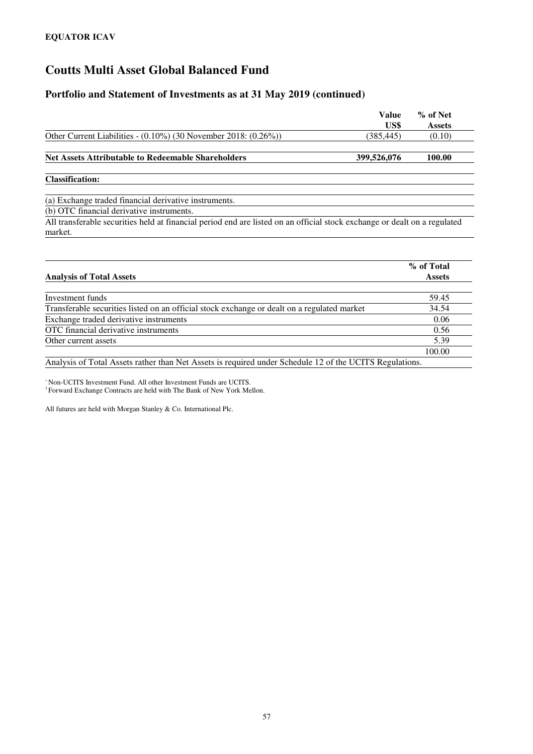**EQUATOR ICAV**

# Coutts Multi Asset Global Balanced Fund

## Portfolio and Statement of Investments as at 31 May 2019 (continued)

| | Value US$ | % of Net Assets |
|---|---|---|
| Other Current Liabilities - (0.10%) (30 November 2018: (0.26%)) | (385,445) | (0.10) |
| **Net Assets Attributable to Redeemable Shareholders** | **399,526,076** | **100.00** |

**Classification:**

(a) Exchange traded financial derivative instruments.

(b) OTC financial derivative instruments.

All transferable securities held at financial period end are listed on an official stock exchange or dealt on a regulated market.

| Analysis of Total Assets | % of Total Assets |
|---|---|
| Investment funds | 59.45 |
| Transferable securities listed on an official stock exchange or dealt on a regulated market | 34.54 |
| Exchange traded derivative instruments | 0.06 |
| OTC financial derivative instruments | 0.56 |
| Other current assets | 5.39 |
| | 100.00 |

Analysis of Total Assets rather than Net Assets is required under Schedule 12 of the UCITS Regulations.

~Non-UCITS Investment Fund. All other Investment Funds are UCITS.
[1] Forward Exchange Contracts are held with The Bank of New York Mellon.

All futures are held with Morgan Stanley & Co. International Plc.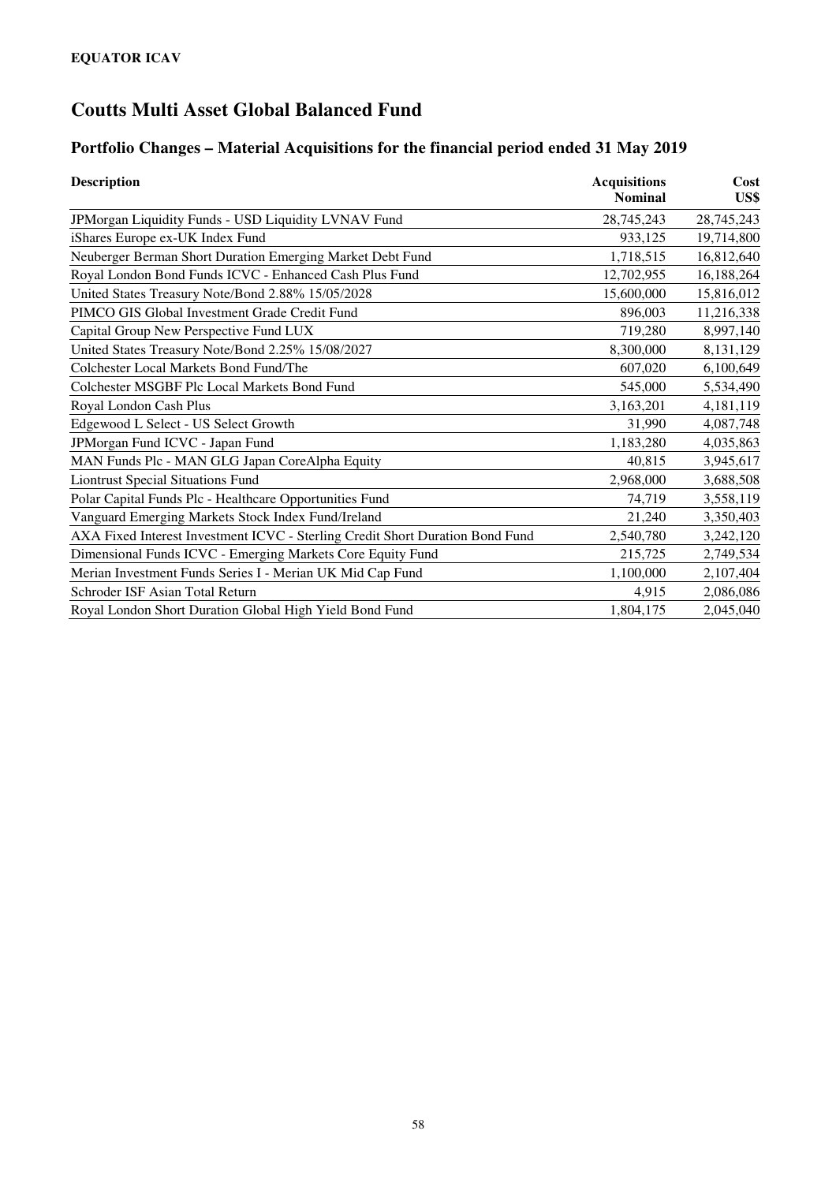**EQUATOR ICAV**

# Coutts Multi Asset Global Balanced Fund

## Portfolio Changes – Material Acquisitions for the financial period ended 31 May 2019

| Description | Acquisitions Nominal | Cost US$ |
|---|---|---|
| JPMorgan Liquidity Funds - USD Liquidity LVNAV Fund | 28,745,243 | 28,745,243 |
| iShares Europe ex-UK Index Fund | 933,125 | 19,714,800 |
| Neuberger Berman Short Duration Emerging Market Debt Fund | 1,718,515 | 16,812,640 |
| Royal London Bond Funds ICVC - Enhanced Cash Plus Fund | 12,702,955 | 16,188,264 |
| United States Treasury Note/Bond 2.88% 15/05/2028 | 15,600,000 | 15,816,012 |
| PIMCO GIS Global Investment Grade Credit Fund | 896,003 | 11,216,338 |
| Capital Group New Perspective Fund LUX | 719,280 | 8,997,140 |
| United States Treasury Note/Bond 2.25% 15/08/2027 | 8,300,000 | 8,131,129 |
| Colchester Local Markets Bond Fund/The | 607,020 | 6,100,649 |
| Colchester MSGBF Plc Local Markets Bond Fund | 545,000 | 5,534,490 |
| Royal London Cash Plus | 3,163,201 | 4,181,119 |
| Edgewood L Select - US Select Growth | 31,990 | 4,087,748 |
| JPMorgan Fund ICVC - Japan Fund | 1,183,280 | 4,035,863 |
| MAN Funds Plc - MAN GLG Japan CoreAlpha Equity | 40,815 | 3,945,617 |
| Liontrust Special Situations Fund | 2,968,000 | 3,688,508 |
| Polar Capital Funds Plc - Healthcare Opportunities Fund | 74,719 | 3,558,119 |
| Vanguard Emerging Markets Stock Index Fund/Ireland | 21,240 | 3,350,403 |
| AXA Fixed Interest Investment ICVC - Sterling Credit Short Duration Bond Fund | 2,540,780 | 3,242,120 |
| Dimensional Funds ICVC - Emerging Markets Core Equity Fund | 215,725 | 2,749,534 |
| Merian Investment Funds Series I - Merian UK Mid Cap Fund | 1,100,000 | 2,107,404 |
| Schroder ISF Asian Total Return | 4,915 | 2,086,086 |
| Royal London Short Duration Global High Yield Bond Fund | 1,804,175 | 2,045,040 |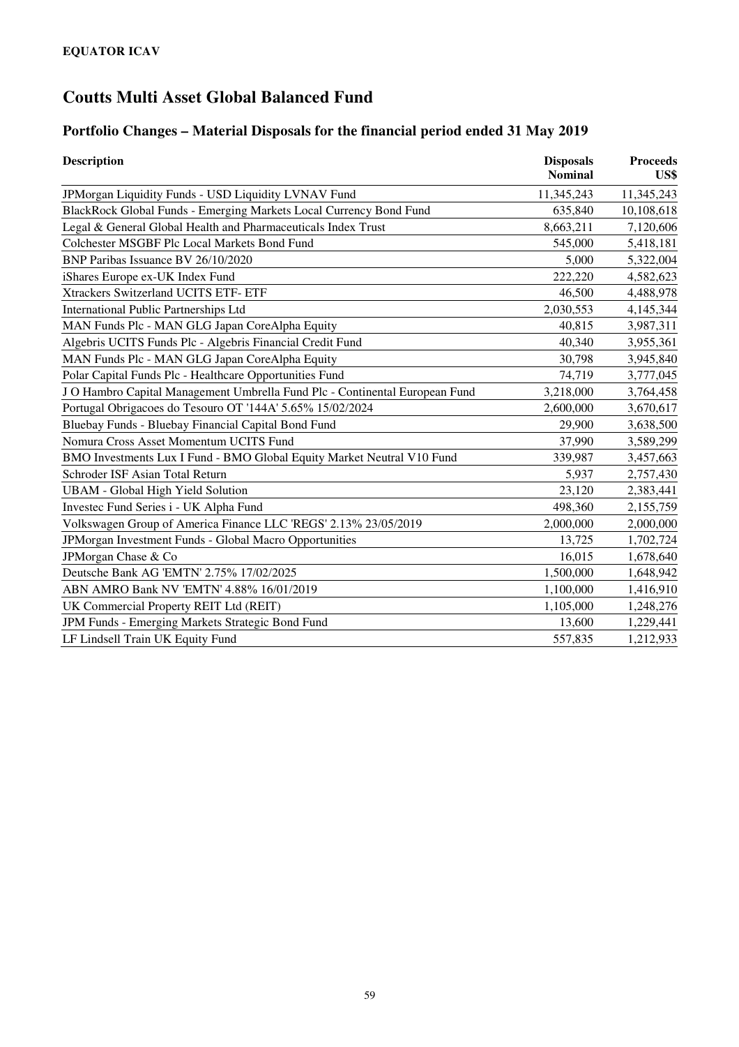**EQUATOR ICAV**

# Coutts Multi Asset Global Balanced Fund

## Portfolio Changes – Material Disposals for the financial period ended 31 May 2019

| Description | Disposals Nominal | Proceeds US$ |
|---|---|---|
| JPMorgan Liquidity Funds - USD Liquidity LVNAV Fund | 11,345,243 | 11,345,243 |
| BlackRock Global Funds - Emerging Markets Local Currency Bond Fund | 635,840 | 10,108,618 |
| Legal & General Global Health and Pharmaceuticals Index Trust | 8,663,211 | 7,120,606 |
| Colchester MSGBF Plc Local Markets Bond Fund | 545,000 | 5,418,181 |
| BNP Paribas Issuance BV 26/10/2020 | 5,000 | 5,322,004 |
| iShares Europe ex-UK Index Fund | 222,220 | 4,582,623 |
| Xtrackers Switzerland UCITS ETF- ETF | 46,500 | 4,488,978 |
| International Public Partnerships Ltd | 2,030,553 | 4,145,344 |
| MAN Funds Plc - MAN GLG Japan CoreAlpha Equity | 40,815 | 3,987,311 |
| Algebris UCITS Funds Plc - Algebris Financial Credit Fund | 40,340 | 3,955,361 |
| MAN Funds Plc - MAN GLG Japan CoreAlpha Equity | 30,798 | 3,945,840 |
| Polar Capital Funds Plc - Healthcare Opportunities Fund | 74,719 | 3,777,045 |
| J O Hambro Capital Management Umbrella Fund Plc - Continental European Fund | 3,218,000 | 3,764,458 |
| Portugal Obrigacoes do Tesouro OT '144A' 5.65% 15/02/2024 | 2,600,000 | 3,670,617 |
| Bluebay Funds - Bluebay Financial Capital Bond Fund | 29,900 | 3,638,500 |
| Nomura Cross Asset Momentum UCITS Fund | 37,990 | 3,589,299 |
| BMO Investments Lux I Fund - BMO Global Equity Market Neutral V10 Fund | 339,987 | 3,457,663 |
| Schroder ISF Asian Total Return | 5,937 | 2,757,430 |
| UBAM - Global High Yield Solution | 23,120 | 2,383,441 |
| Investec Fund Series i - UK Alpha Fund | 498,360 | 2,155,759 |
| Volkswagen Group of America Finance LLC 'REGS' 2.13% 23/05/2019 | 2,000,000 | 2,000,000 |
| JPMorgan Investment Funds - Global Macro Opportunities | 13,725 | 1,702,724 |
| JPMorgan Chase & Co | 16,015 | 1,678,640 |
| Deutsche Bank AG 'EMTN' 2.75% 17/02/2025 | 1,500,000 | 1,648,942 |
| ABN AMRO Bank NV 'EMTN' 4.88% 16/01/2019 | 1,100,000 | 1,416,910 |
| UK Commercial Property REIT Ltd (REIT) | 1,105,000 | 1,248,276 |
| JPM Funds - Emerging Markets Strategic Bond Fund | 13,600 | 1,229,441 |
| LF Lindsell Train UK Equity Fund | 557,835 | 1,212,933 |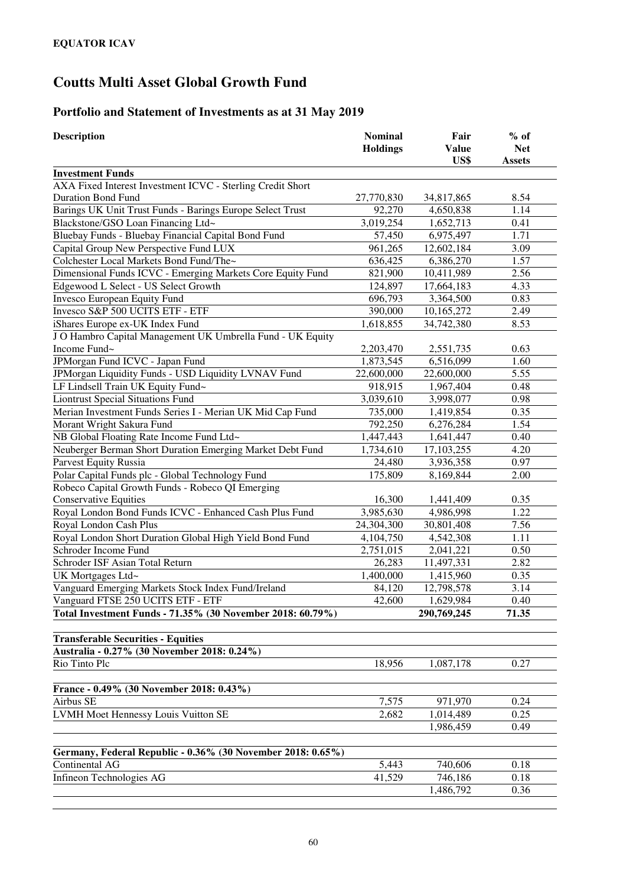**EQUATOR ICAV**

# Coutts Multi Asset Global Growth Fund

## Portfolio and Statement of Investments as at 31 May 2019

| Description | Nominal Holdings | Fair Value US$ | % of Net Assets |
|---|---|---|---|
| **Investment Funds** | | | |
| AXA Fixed Interest Investment ICVC - Sterling Credit Short Duration Bond Fund | 27,770,830 | 34,817,865 | 8.54 |
| Barings UK Unit Trust Funds - Barings Europe Select Trust | 92,270 | 4,650,838 | 1.14 |
| Blackstone/GSO Loan Financing Ltd~ | 3,019,254 | 1,652,713 | 0.41 |
| Bluebay Funds - Bluebay Financial Capital Bond Fund | 57,450 | 6,975,497 | 1.71 |
| Capital Group New Perspective Fund LUX | 961,265 | 12,602,184 | 3.09 |
| Colchester Local Markets Bond Fund/The~ | 636,425 | 6,386,270 | 1.57 |
| Dimensional Funds ICVC - Emerging Markets Core Equity Fund | 821,900 | 10,411,989 | 2.56 |
| Edgewood L Select - US Select Growth | 124,897 | 17,664,183 | 4.33 |
| Invesco European Equity Fund | 696,793 | 3,364,500 | 0.83 |
| Invesco S&P 500 UCITS ETF - ETF | 390,000 | 10,165,272 | 2.49 |
| iShares Europe ex-UK Index Fund | 1,618,855 | 34,742,380 | 8.53 |
| J O Hambro Capital Management UK Umbrella Fund - UK Equity Income Fund~ | 2,203,470 | 2,551,735 | 0.63 |
| JPMorgan Fund ICVC - Japan Fund | 1,873,545 | 6,516,099 | 1.60 |
| JPMorgan Liquidity Funds - USD Liquidity LVNAV Fund | 22,600,000 | 22,600,000 | 5.55 |
| LF Lindsell Train UK Equity Fund~ | 918,915 | 1,967,404 | 0.48 |
| Liontrust Special Situations Fund | 3,039,610 | 3,998,077 | 0.98 |
| Merian Investment Funds Series I - Merian UK Mid Cap Fund | 735,000 | 1,419,854 | 0.35 |
| Morant Wright Sakura Fund | 792,250 | 6,276,284 | 1.54 |
| NB Global Floating Rate Income Fund Ltd~ | 1,447,443 | 1,641,447 | 0.40 |
| Neuberger Berman Short Duration Emerging Market Debt Fund | 1,734,610 | 17,103,255 | 4.20 |
| Parvest Equity Russia | 24,480 | 3,936,358 | 0.97 |
| Polar Capital Funds plc - Global Technology Fund | 175,809 | 8,169,844 | 2.00 |
| Robeco Capital Growth Funds - Robeco QI Emerging Conservative Equities | 16,300 | 1,441,409 | 0.35 |
| Royal London Bond Funds ICVC - Enhanced Cash Plus Fund | 3,985,630 | 4,986,998 | 1.22 |
| Royal London Cash Plus | 24,304,300 | 30,801,408 | 7.56 |
| Royal London Short Duration Global High Yield Bond Fund | 4,104,750 | 4,542,308 | 1.11 |
| Schroder Income Fund | 2,751,015 | 2,041,221 | 0.50 |
| Schroder ISF Asian Total Return | 26,283 | 11,497,331 | 2.82 |
| UK Mortgages Ltd~ | 1,400,000 | 1,415,960 | 0.35 |
| Vanguard Emerging Markets Stock Index Fund/Ireland | 84,120 | 12,798,578 | 3.14 |
| Vanguard FTSE 250 UCITS ETF - ETF | 42,600 | 1,629,984 | 0.40 |
| **Total Investment Funds - 71.35% (30 November 2018: 60.79%)** | | **290,769,245** | **71.35** |
| | | | |
| **Transferable Securities - Equities** | | | |
| **Australia - 0.27% (30 November 2018: 0.24%)** | | | |
| Rio Tinto Plc | 18,956 | 1,087,178 | 0.27 |
| | | | |
| **France - 0.49% (30 November 2018: 0.43%)** | | | |
| Airbus SE | 7,575 | 971,970 | 0.24 |
| LVMH Moet Hennessy Louis Vuitton SE | 2,682 | 1,014,489 | 0.25 |
| | | 1,986,459 | 0.49 |
| | | | |
| **Germany, Federal Republic - 0.36% (30 November 2018: 0.65%)** | | | |
| Continental AG | 5,443 | 740,606 | 0.18 |
| Infineon Technologies AG | 41,529 | 746,186 | 0.18 |
| | | 1,486,792 | 0.36 |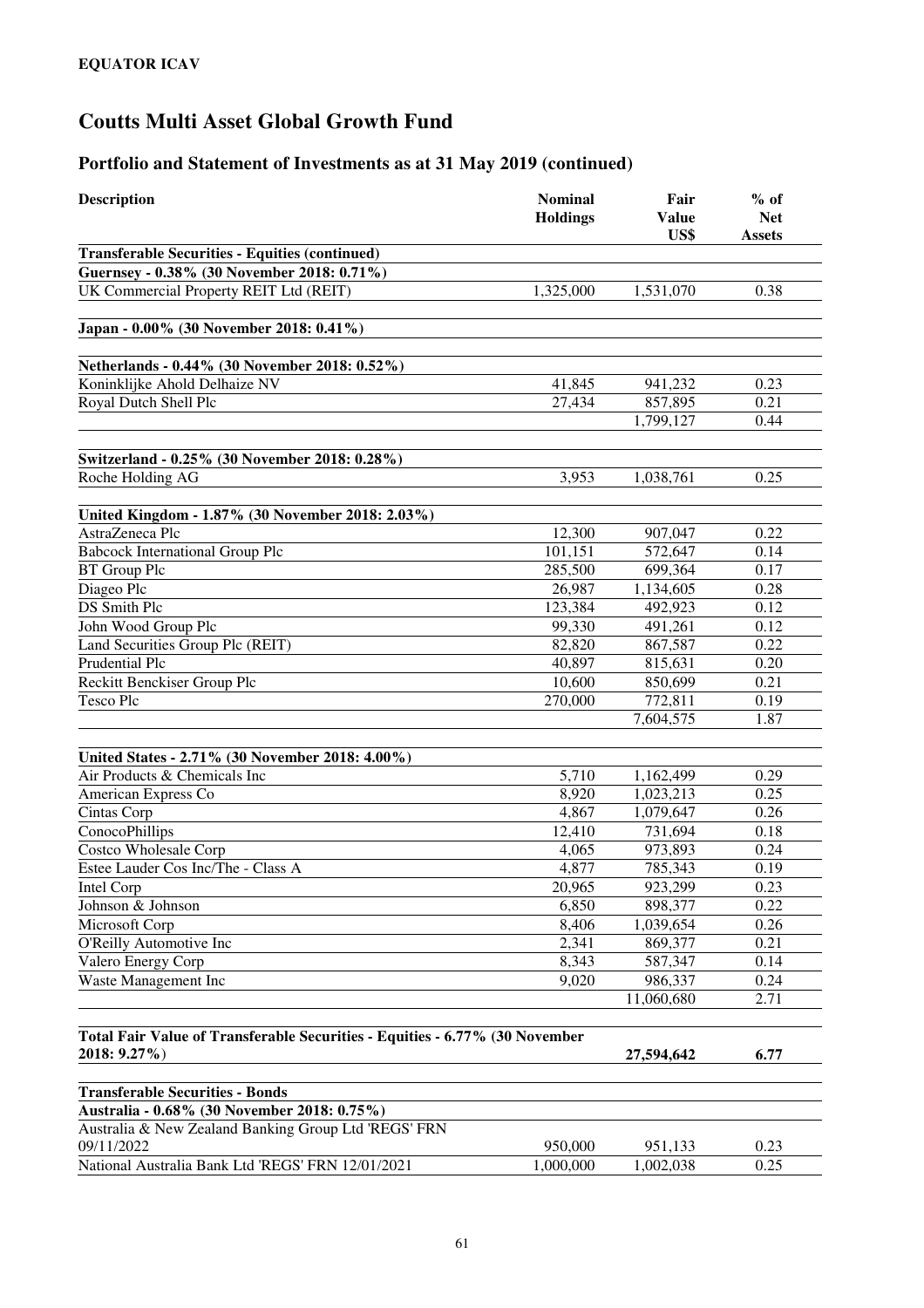**EQUATOR ICAV**

# Coutts Multi Asset Global Growth Fund

## Portfolio and Statement of Investments as at 31 May 2019 (continued)

| Description | Nominal Holdings | Fair Value US$ | % of Net Assets |
|---|---|---|---|
| **Transferable Securities - Equities (continued)** | | | |
| **Guernsey - 0.38% (30 November 2018: 0.71%)** | | | |
| UK Commercial Property REIT Ltd (REIT) | 1,325,000 | 1,531,070 | 0.38 |
| | | | |
| **Japan - 0.00% (30 November 2018: 0.41%)** | | | |
| | | | |
| **Netherlands - 0.44% (30 November 2018: 0.52%)** | | | |
| Koninklijke Ahold Delhaize NV | 41,845 | 941,232 | 0.23 |
| Royal Dutch Shell Plc | 27,434 | 857,895 | 0.21 |
| | | 1,799,127 | 0.44 |
| | | | |
| **Switzerland - 0.25% (30 November 2018: 0.28%)** | | | |
| Roche Holding AG | 3,953 | 1,038,761 | 0.25 |
| | | | |
| **United Kingdom - 1.87% (30 November 2018: 2.03%)** | | | |
| AstraZeneca Plc | 12,300 | 907,047 | 0.22 |
| Babcock International Group Plc | 101,151 | 572,647 | 0.14 |
| BT Group Plc | 285,500 | 699,364 | 0.17 |
| Diageo Plc | 26,987 | 1,134,605 | 0.28 |
| DS Smith Plc | 123,384 | 492,923 | 0.12 |
| John Wood Group Plc | 99,330 | 491,261 | 0.12 |
| Land Securities Group Plc (REIT) | 82,820 | 867,587 | 0.22 |
| Prudential Plc | 40,897 | 815,631 | 0.20 |
| Reckitt Benckiser Group Plc | 10,600 | 850,699 | 0.21 |
| Tesco Plc | 270,000 | 772,811 | 0.19 |
| | | 7,604,575 | 1.87 |
| | | | |
| **United States - 2.71% (30 November 2018: 4.00%)** | | | |
| Air Products & Chemicals Inc | 5,710 | 1,162,499 | 0.29 |
| American Express Co | 8,920 | 1,023,213 | 0.25 |
| Cintas Corp | 4,867 | 1,079,647 | 0.26 |
| ConocoPhillips | 12,410 | 731,694 | 0.18 |
| Costco Wholesale Corp | 4,065 | 973,893 | 0.24 |
| Estee Lauder Cos Inc/The - Class A | 4,877 | 785,343 | 0.19 |
| Intel Corp | 20,965 | 923,299 | 0.23 |
| Johnson & Johnson | 6,850 | 898,377 | 0.22 |
| Microsoft Corp | 8,406 | 1,039,654 | 0.26 |
| O'Reilly Automotive Inc | 2,341 | 869,377 | 0.21 |
| Valero Energy Corp | 8,343 | 587,347 | 0.14 |
| Waste Management Inc | 9,020 | 986,337 | 0.24 |
| | | 11,060,680 | 2.71 |
| | | | |
| **Total Fair Value of Transferable Securities - Equities - 6.77% (30 November 2018: 9.27%)** | | **27,594,642** | **6.77** |
| | | | |
| **Transferable Securities - Bonds** | | | |
| **Australia - 0.68% (30 November 2018: 0.75%)** | | | |
| Australia & New Zealand Banking Group Ltd 'REGS' FRN 09/11/2022 | 950,000 | 951,133 | 0.23 |
| National Australia Bank Ltd 'REGS' FRN 12/01/2021 | 1,000,000 | 1,002,038 | 0.25 |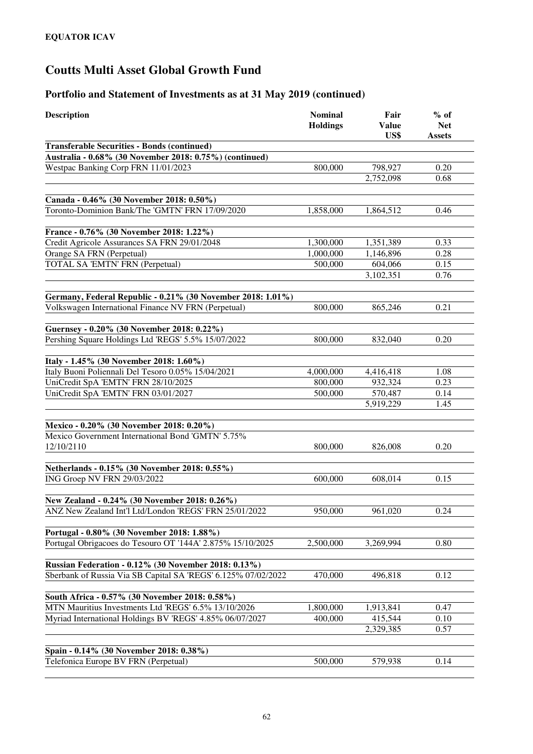**EQUATOR ICAV**

# Coutts Multi Asset Global Growth Fund

## Portfolio and Statement of Investments as at 31 May 2019 (continued)

| Description | Nominal Holdings | Fair Value US$ | % of Net Assets |
|---|---|---|---|
| **Transferable Securities - Bonds (continued)** | | | |
| **Australia - 0.68% (30 November 2018: 0.75%) (continued)** | | | |
| Westpac Banking Corp FRN 11/01/2023 | 800,000 | 798,927 | 0.20 |
| | | 2,752,098 | 0.68 |
| **Canada - 0.46% (30 November 2018: 0.50%)** | | | |
| Toronto-Dominion Bank/The 'GMTN' FRN 17/09/2020 | 1,858,000 | 1,864,512 | 0.46 |
| **France - 0.76% (30 November 2018: 1.22%)** | | | |
| Credit Agricole Assurances SA FRN 29/01/2048 | 1,300,000 | 1,351,389 | 0.33 |
| Orange SA FRN (Perpetual) | 1,000,000 | 1,146,896 | 0.28 |
| TOTAL SA 'EMTN' FRN (Perpetual) | 500,000 | 604,066 | 0.15 |
| | | 3,102,351 | 0.76 |
| **Germany, Federal Republic - 0.21% (30 November 2018: 1.01%)** | | | |
| Volkswagen International Finance NV FRN (Perpetual) | 800,000 | 865,246 | 0.21 |
| **Guernsey - 0.20% (30 November 2018: 0.22%)** | | | |
| Pershing Square Holdings Ltd 'REGS' 5.5% 15/07/2022 | 800,000 | 832,040 | 0.20 |
| **Italy - 1.45% (30 November 2018: 1.60%)** | | | |
| Italy Buoni Poliennali Del Tesoro 0.05% 15/04/2021 | 4,000,000 | 4,416,418 | 1.08 |
| UniCredit SpA 'EMTN' FRN 28/10/2025 | 800,000 | 932,324 | 0.23 |
| UniCredit SpA 'EMTN' FRN 03/01/2027 | 500,000 | 570,487 | 0.14 |
| | | 5,919,229 | 1.45 |
| **Mexico - 0.20% (30 November 2018: 0.20%)** | | | |
| Mexico Government International Bond 'GMTN' 5.75% 12/10/2110 | 800,000 | 826,008 | 0.20 |
| **Netherlands - 0.15% (30 November 2018: 0.55%)** | | | |
| ING Groep NV FRN 29/03/2022 | 600,000 | 608,014 | 0.15 |
| **New Zealand - 0.24% (30 November 2018: 0.26%)** | | | |
| ANZ New Zealand Int'l Ltd/London 'REGS' FRN 25/01/2022 | 950,000 | 961,020 | 0.24 |
| **Portugal - 0.80% (30 November 2018: 1.88%)** | | | |
| Portugal Obrigacoes do Tesouro OT '144A' 2.875% 15/10/2025 | 2,500,000 | 3,269,994 | 0.80 |
| **Russian Federation - 0.12% (30 November 2018: 0.13%)** | | | |
| Sberbank of Russia Via SB Capital SA 'REGS' 6.125% 07/02/2022 | 470,000 | 496,818 | 0.12 |
| **South Africa - 0.57% (30 November 2018: 0.58%)** | | | |
| MTN Mauritius Investments Ltd 'REGS' 6.5% 13/10/2026 | 1,800,000 | 1,913,841 | 0.47 |
| Myriad International Holdings BV 'REGS' 4.85% 06/07/2027 | 400,000 | 415,544 | 0.10 |
| | | 2,329,385 | 0.57 |
| **Spain - 0.14% (30 November 2018: 0.38%)** | | | |
| Telefonica Europe BV FRN (Perpetual) | 500,000 | 579,938 | 0.14 |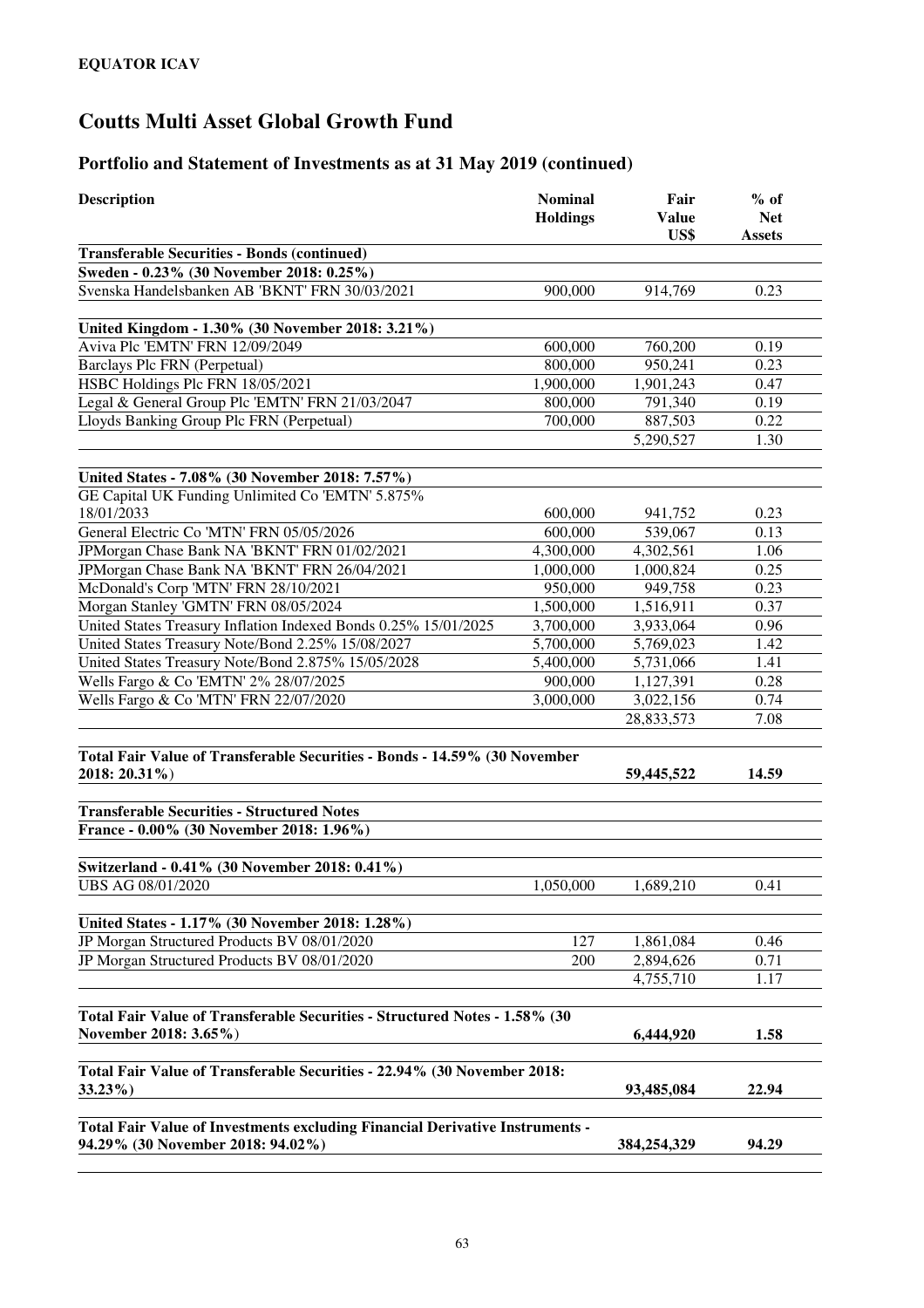**EQUATOR ICAV**

# Coutts Multi Asset Global Growth Fund

## Portfolio and Statement of Investments as at 31 May 2019 (continued)

| Description | Nominal Holdings | Fair Value US$ | % of Net Assets |
|---|---|---|---|
| **Transferable Securities - Bonds (continued)** | | | |
| **Sweden - 0.23% (30 November 2018: 0.25%)** | | | |
| Svenska Handelsbanken AB 'BKNT' FRN 30/03/2021 | 900,000 | 914,769 | 0.23 |
| | | | |
| **United Kingdom - 1.30% (30 November 2018: 3.21%)** | | | |
| Aviva Plc 'EMTN' FRN 12/09/2049 | 600,000 | 760,200 | 0.19 |
| Barclays Plc FRN (Perpetual) | 800,000 | 950,241 | 0.23 |
| HSBC Holdings Plc FRN 18/05/2021 | 1,900,000 | 1,901,243 | 0.47 |
| Legal & General Group Plc 'EMTN' FRN 21/03/2047 | 800,000 | 791,340 | 0.19 |
| Lloyds Banking Group Plc FRN (Perpetual) | 700,000 | 887,503 | 0.22 |
| | | 5,290,527 | 1.30 |
| | | | |
| **United States - 7.08% (30 November 2018: 7.57%)** | | | |
| GE Capital UK Funding Unlimited Co 'EMTN' 5.875% 18/01/2033 | 600,000 | 941,752 | 0.23 |
| General Electric Co 'MTN' FRN 05/05/2026 | 600,000 | 539,067 | 0.13 |
| JPMorgan Chase Bank NA 'BKNT' FRN 01/02/2021 | 4,300,000 | 4,302,561 | 1.06 |
| JPMorgan Chase Bank NA 'BKNT' FRN 26/04/2021 | 1,000,000 | 1,000,824 | 0.25 |
| McDonald's Corp 'MTN' FRN 28/10/2021 | 950,000 | 949,758 | 0.23 |
| Morgan Stanley 'GMTN' FRN 08/05/2024 | 1,500,000 | 1,516,911 | 0.37 |
| United States Treasury Inflation Indexed Bonds 0.25% 15/01/2025 | 3,700,000 | 3,933,064 | 0.96 |
| United States Treasury Note/Bond 2.25% 15/08/2027 | 5,700,000 | 5,769,023 | 1.42 |
| United States Treasury Note/Bond 2.875% 15/05/2028 | 5,400,000 | 5,731,066 | 1.41 |
| Wells Fargo & Co 'EMTN' 2% 28/07/2025 | 900,000 | 1,127,391 | 0.28 |
| Wells Fargo & Co 'MTN' FRN 22/07/2020 | 3,000,000 | 3,022,156 | 0.74 |
| | | 28,833,573 | 7.08 |
| | | | |
| **Total Fair Value of Transferable Securities - Bonds - 14.59% (30 November 2018: 20.31%)** | | **59,445,522** | **14.59** |
| | | | |
| **Transferable Securities - Structured Notes** | | | |
| **France - 0.00% (30 November 2018: 1.96%)** | | | |
| | | | |
| **Switzerland - 0.41% (30 November 2018: 0.41%)** | | | |
| UBS AG 08/01/2020 | 1,050,000 | 1,689,210 | 0.41 |
| | | | |
| **United States - 1.17% (30 November 2018: 1.28%)** | | | |
| JP Morgan Structured Products BV 08/01/2020 | 127 | 1,861,084 | 0.46 |
| JP Morgan Structured Products BV 08/01/2020 | 200 | 2,894,626 | 0.71 |
| | | 4,755,710 | 1.17 |
| | | | |
| **Total Fair Value of Transferable Securities - Structured Notes - 1.58% (30 November 2018: 3.65%)** | | **6,444,920** | **1.58** |
| | | | |
| **Total Fair Value of Transferable Securities - 22.94% (30 November 2018: 33.23%)** | | **93,485,084** | **22.94** |
| | | | |
| **Total Fair Value of Investments excluding Financial Derivative Instruments - 94.29% (30 November 2018: 94.02%)** | | **384,254,329** | **94.29** |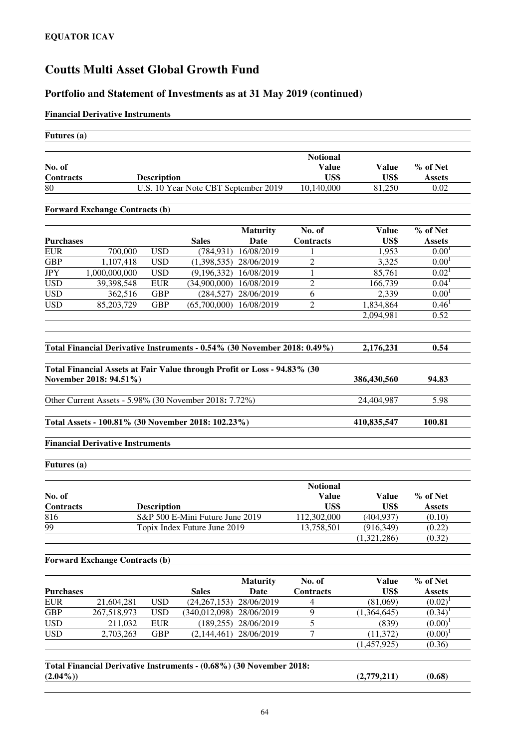**EQUATOR ICAV**

# Coutts Multi Asset Global Growth Fund

## Portfolio and Statement of Investments as at 31 May 2019 (continued)

**Financial Derivative Instruments**

**Futures (a)**

| No. of Contracts | Description | Notional Value US$ | Value US$ | % of Net Assets |
|---|---|---|---|---|
| 80 | U.S. 10 Year Note CBT September 2019 | 10,140,000 | 81,250 | 0.02 |

**Forward Exchange Contracts (b)**

| Purchases | | | Sales | Maturity Date | No. of Contracts | Value US$ | % of Net Assets |
|---|---|---|---|---|---|---|---|
| EUR | 700,000 | USD | (784,931) | 16/08/2019 | 1 | 1,953 | 0.00[1] |
| GBP | 1,107,418 | USD | (1,398,535) | 28/06/2019 | 2 | 3,325 | 0.00[1] |
| JPY | 1,000,000,000 | USD | (9,196,332) | 16/08/2019 | 1 | 85,761 | 0.02[1] |
| USD | 39,398,548 | EUR | (34,900,000) | 16/08/2019 | 2 | 166,739 | 0.04[1] |
| USD | 362,516 | GBP | (284,527) | 28/06/2019 | 6 | 2,339 | 0.00[1] |
| USD | 85,203,729 | GBP | (65,700,000) | 16/08/2019 | 2 | 1,834,864 | 0.46[1] |
| | | | | | | 2,094,981 | 0.52 |

| | Value US$ | % of Net Assets |
|---|---|---|
| **Total Financial Derivative Instruments - 0.54% (30 November 2018: 0.49%)** | **2,176,231** | **0.54** |
| **Total Financial Assets at Fair Value through Profit or Loss - 94.83% (30 November 2018: 94.51%)** | **386,430,560** | **94.83** |
| Other Current Assets - 5.98% (30 November 2018: 7.72%) | 24,404,987 | 5.98 |
| **Total Assets - 100.81% (30 November 2018: 102.23%)** | **410,835,547** | **100.81** |

**Financial Derivative Instruments**

**Futures (a)**

| No. of Contracts | Description | Notional Value US$ | Value US$ | % of Net Assets |
|---|---|---|---|---|
| 816 | S&P 500 E-Mini Future June 2019 | 112,302,000 | (404,937) | (0.10) |
| 99 | Topix Index Future June 2019 | 13,758,501 | (916,349) | (0.22) |
| | | | (1,321,286) | (0.32) |

**Forward Exchange Contracts (b)**

| Purchases | | | Sales | Maturity Date | No. of Contracts | Value US$ | % of Net Assets |
|---|---|---|---|---|---|---|---|
| EUR | 21,604,281 | USD | (24,267,153) | 28/06/2019 | 4 | (81,069) | (0.02)[1] |
| GBP | 267,518,973 | USD | (340,012,098) | 28/06/2019 | 9 | (1,364,645) | (0.34)[1] |
| USD | 211,032 | EUR | (189,255) | 28/06/2019 | 5 | (839) | (0.00)[1] |
| USD | 2,703,263 | GBP | (2,144,461) | 28/06/2019 | 7 | (11,372) | (0.00)[1] |
| | | | | | | (1,457,925) | (0.36) |

| | Value US$ | % of Net Assets |
|---|---|---|
| **Total Financial Derivative Instruments - (0.68%) (30 November 2018: (2.04%))** | **(2,779,211)** | **(0.68)** |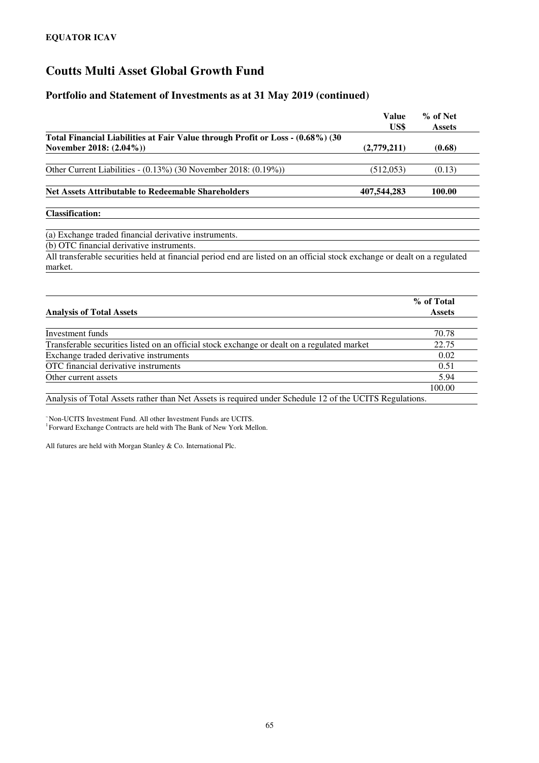**EQUATOR ICAV**

# Coutts Multi Asset Global Growth Fund

## Portfolio and Statement of Investments as at 31 May 2019 (continued)

| | Value US$ | % of Net Assets |
|---|---|---|
| **Total Financial Liabilities at Fair Value through Profit or Loss - (0.68%) (30 November 2018: (2.04%))** | **(2,779,211)** | **(0.68)** |
| Other Current Liabilities - (0.13%) (30 November 2018: (0.19%)) | (512,053) | (0.13) |
| **Net Assets Attributable to Redeemable Shareholders** | **407,544,283** | **100.00** |

**Classification:**

(a) Exchange traded financial derivative instruments.

(b) OTC financial derivative instruments.

All transferable securities held at financial period end are listed on an official stock exchange or dealt on a regulated market.

| **Analysis of Total Assets** | **% of Total Assets** |
|---|---|
| Investment funds | 70.78 |
| Transferable securities listed on an official stock exchange or dealt on a regulated market | 22.75 |
| Exchange traded derivative instruments | 0.02 |
| OTC financial derivative instruments | 0.51 |
| Other current assets | 5.94 |
| | 100.00 |

Analysis of Total Assets rather than Net Assets is required under Schedule 12 of the UCITS Regulations.

~ Non-UCITS Investment Fund. All other Investment Funds are UCITS.

[1] Forward Exchange Contracts are held with The Bank of New York Mellon.

All futures are held with Morgan Stanley & Co. International Plc.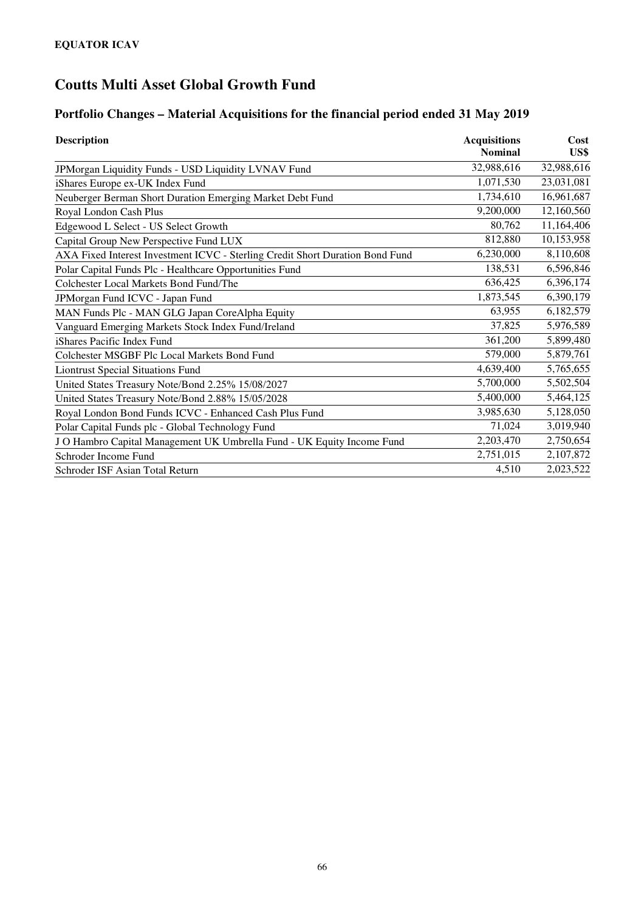**EQUATOR ICAV**

# Coutts Multi Asset Global Growth Fund

## Portfolio Changes – Material Acquisitions for the financial period ended 31 May 2019

| Description | Acquisitions Nominal | Cost US$ |
|---|---|---|
| JPMorgan Liquidity Funds - USD Liquidity LVNAV Fund | 32,988,616 | 32,988,616 |
| iShares Europe ex-UK Index Fund | 1,071,530 | 23,031,081 |
| Neuberger Berman Short Duration Emerging Market Debt Fund | 1,734,610 | 16,961,687 |
| Royal London Cash Plus | 9,200,000 | 12,160,560 |
| Edgewood L Select - US Select Growth | 80,762 | 11,164,406 |
| Capital Group New Perspective Fund LUX | 812,880 | 10,153,958 |
| AXA Fixed Interest Investment ICVC - Sterling Credit Short Duration Bond Fund | 6,230,000 | 8,110,608 |
| Polar Capital Funds Plc - Healthcare Opportunities Fund | 138,531 | 6,596,846 |
| Colchester Local Markets Bond Fund/The | 636,425 | 6,396,174 |
| JPMorgan Fund ICVC - Japan Fund | 1,873,545 | 6,390,179 |
| MAN Funds Plc - MAN GLG Japan CoreAlpha Equity | 63,955 | 6,182,579 |
| Vanguard Emerging Markets Stock Index Fund/Ireland | 37,825 | 5,976,589 |
| iShares Pacific Index Fund | 361,200 | 5,899,480 |
| Colchester MSGBF Plc Local Markets Bond Fund | 579,000 | 5,879,761 |
| Liontrust Special Situations Fund | 4,639,400 | 5,765,655 |
| United States Treasury Note/Bond 2.25% 15/08/2027 | 5,700,000 | 5,502,504 |
| United States Treasury Note/Bond 2.88% 15/05/2028 | 5,400,000 | 5,464,125 |
| Royal London Bond Funds ICVC - Enhanced Cash Plus Fund | 3,985,630 | 5,128,050 |
| Polar Capital Funds plc - Global Technology Fund | 71,024 | 3,019,940 |
| J O Hambro Capital Management UK Umbrella Fund - UK Equity Income Fund | 2,203,470 | 2,750,654 |
| Schroder Income Fund | 2,751,015 | 2,107,872 |
| Schroder ISF Asian Total Return | 4,510 | 2,023,522 |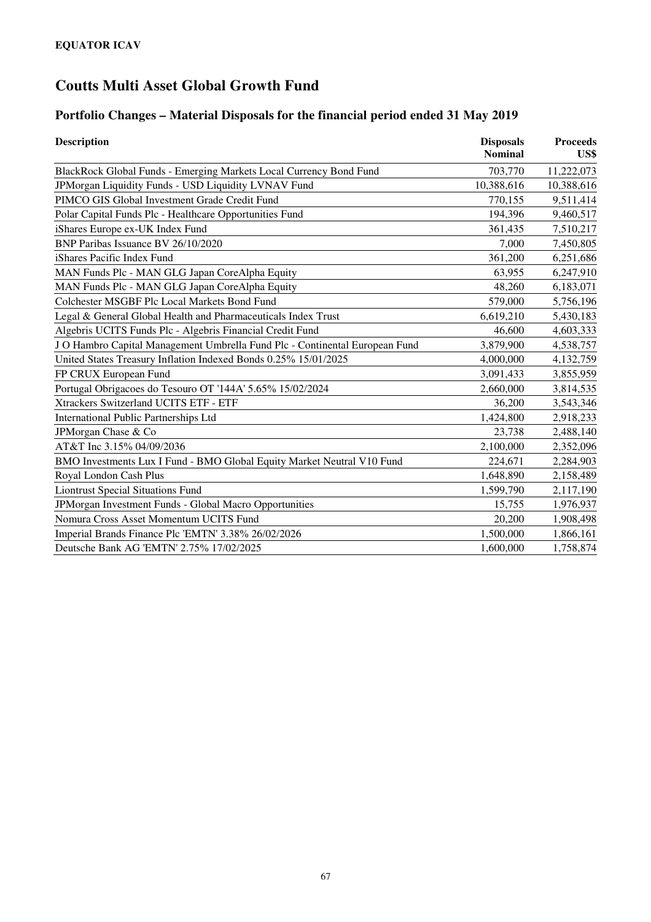**EQUATOR ICAV**

# Coutts Multi Asset Global Growth Fund

## Portfolio Changes – Material Disposals for the financial period ended 31 May 2019

| Description | Disposals Nominal | Proceeds US$ |
|---|---:|---:|
| BlackRock Global Funds - Emerging Markets Local Currency Bond Fund | 703,770 | 11,222,073 |
| JPMorgan Liquidity Funds - USD Liquidity LVNAV Fund | 10,388,616 | 10,388,616 |
| PIMCO GIS Global Investment Grade Credit Fund | 770,155 | 9,511,414 |
| Polar Capital Funds Plc - Healthcare Opportunities Fund | 194,396 | 9,460,517 |
| iShares Europe ex-UK Index Fund | 361,435 | 7,510,217 |
| BNP Paribas Issuance BV 26/10/2020 | 7,000 | 7,450,805 |
| iShares Pacific Index Fund | 361,200 | 6,251,686 |
| MAN Funds Plc - MAN GLG Japan CoreAlpha Equity | 63,955 | 6,247,910 |
| MAN Funds Plc - MAN GLG Japan CoreAlpha Equity | 48,260 | 6,183,071 |
| Colchester MSGBF Plc Local Markets Bond Fund | 579,000 | 5,756,196 |
| Legal & General Global Health and Pharmaceuticals Index Trust | 6,619,210 | 5,430,183 |
| Algebris UCITS Funds Plc - Algebris Financial Credit Fund | 46,600 | 4,603,333 |
| J O Hambro Capital Management Umbrella Fund Plc - Continental European Fund | 3,879,900 | 4,538,757 |
| United States Treasury Inflation Indexed Bonds 0.25% 15/01/2025 | 4,000,000 | 4,132,759 |
| FP CRUX European Fund | 3,091,433 | 3,855,959 |
| Portugal Obrigacoes do Tesouro OT '144A' 5.65% 15/02/2024 | 2,660,000 | 3,814,535 |
| Xtrackers Switzerland UCITS ETF - ETF | 36,200 | 3,543,346 |
| International Public Partnerships Ltd | 1,424,800 | 2,918,233 |
| JPMorgan Chase & Co | 23,738 | 2,488,140 |
| AT&T Inc 3.15% 04/09/2036 | 2,100,000 | 2,352,096 |
| BMO Investments Lux I Fund - BMO Global Equity Market Neutral V10 Fund | 224,671 | 2,284,903 |
| Royal London Cash Plus | 1,648,890 | 2,158,489 |
| Liontrust Special Situations Fund | 1,599,790 | 2,117,190 |
| JPMorgan Investment Funds - Global Macro Opportunities | 15,755 | 1,976,937 |
| Nomura Cross Asset Momentum UCITS Fund | 20,200 | 1,908,498 |
| Imperial Brands Finance Plc 'EMTN' 3.38% 26/02/2026 | 1,500,000 | 1,866,161 |
| Deutsche Bank AG 'EMTN' 2.75% 17/02/2025 | 1,600,000 | 1,758,874 |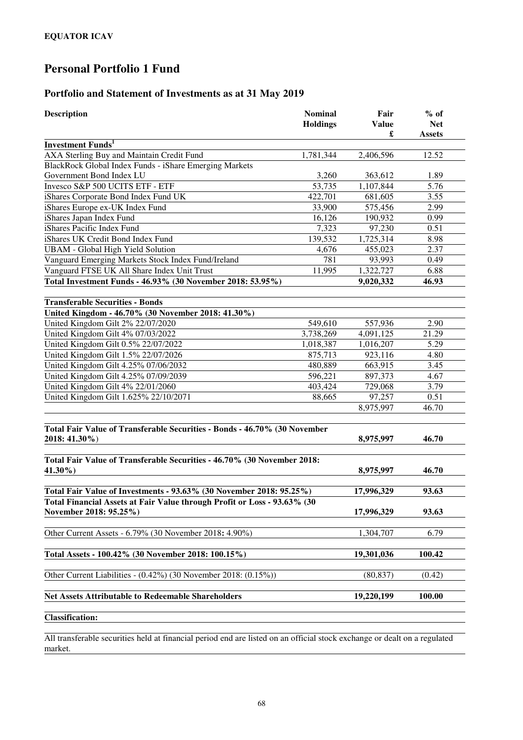**EQUATOR ICAV**

# Personal Portfolio 1 Fund

## Portfolio and Statement of Investments as at 31 May 2019

| Description | Nominal Holdings | Fair Value £ | % of Net Assets |
|---|---|---|---|
| **Investment Funds**[1] | | | |
| AXA Sterling Buy and Maintain Credit Fund | 1,781,344 | 2,406,596 | 12.52 |
| BlackRock Global Index Funds - iShare Emerging Markets Government Bond Index LU | 3,260 | 363,612 | 1.89 |
| Invesco S&P 500 UCITS ETF - ETF | 53,735 | 1,107,844 | 5.76 |
| iShares Corporate Bond Index Fund UK | 422,701 | 681,605 | 3.55 |
| iShares Europe ex-UK Index Fund | 33,900 | 575,456 | 2.99 |
| iShares Japan Index Fund | 16,126 | 190,932 | 0.99 |
| iShares Pacific Index Fund | 7,323 | 97,230 | 0.51 |
| iShares UK Credit Bond Index Fund | 139,532 | 1,725,314 | 8.98 |
| UBAM - Global High Yield Solution | 4,676 | 455,023 | 2.37 |
| Vanguard Emerging Markets Stock Index Fund/Ireland | 781 | 93,993 | 0.49 |
| Vanguard FTSE UK All Share Index Unit Trust | 11,995 | 1,322,727 | 6.88 |
| **Total Investment Funds - 46.93% (30 November 2018: 53.95%)** | | **9,020,332** | **46.93** |
| | | | |
| **Transferable Securities - Bonds** | | | |
| **United Kingdom - 46.70% (30 November 2018: 41.30%)** | | | |
| United Kingdom Gilt 2% 22/07/2020 | 549,610 | 557,936 | 2.90 |
| United Kingdom Gilt 4% 07/03/2022 | 3,738,269 | 4,091,125 | 21.29 |
| United Kingdom Gilt 0.5% 22/07/2022 | 1,018,387 | 1,016,207 | 5.29 |
| United Kingdom Gilt 1.5% 22/07/2026 | 875,713 | 923,116 | 4.80 |
| United Kingdom Gilt 4.25% 07/06/2032 | 480,889 | 663,915 | 3.45 |
| United Kingdom Gilt 4.25% 07/09/2039 | 596,221 | 897,373 | 4.67 |
| United Kingdom Gilt 4% 22/01/2060 | 403,424 | 729,068 | 3.79 |
| United Kingdom Gilt 1.625% 22/10/2071 | 88,665 | 97,257 | 0.51 |
| | | 8,975,997 | 46.70 |
| | | | |
| **Total Fair Value of Transferable Securities - Bonds - 46.70% (30 November 2018: 41.30%)** | | **8,975,997** | **46.70** |
| | | | |
| **Total Fair Value of Transferable Securities - 46.70% (30 November 2018: 41.30%)** | | **8,975,997** | **46.70** |
| | | | |
| **Total Fair Value of Investments - 93.63% (30 November 2018: 95.25%)** | | **17,996,329** | **93.63** |
| **Total Financial Assets at Fair Value through Profit or Loss - 93.63% (30 November 2018: 95.25%)** | | **17,996,329** | **93.63** |
| | | | |
| Other Current Assets - 6.79% (30 November 2018: 4.90%) | | 1,304,707 | 6.79 |
| | | | |
| **Total Assets - 100.42% (30 November 2018: 100.15%)** | | **19,301,036** | **100.42** |
| | | | |
| Other Current Liabilities - (0.42%) (30 November 2018: (0.15%)) | | (80,837) | (0.42) |
| | | | |
| **Net Assets Attributable to Redeemable Shareholders** | | **19,220,199** | **100.00** |

**Classification:**

All transferable securities held at financial period end are listed on an official stock exchange or dealt on a regulated market.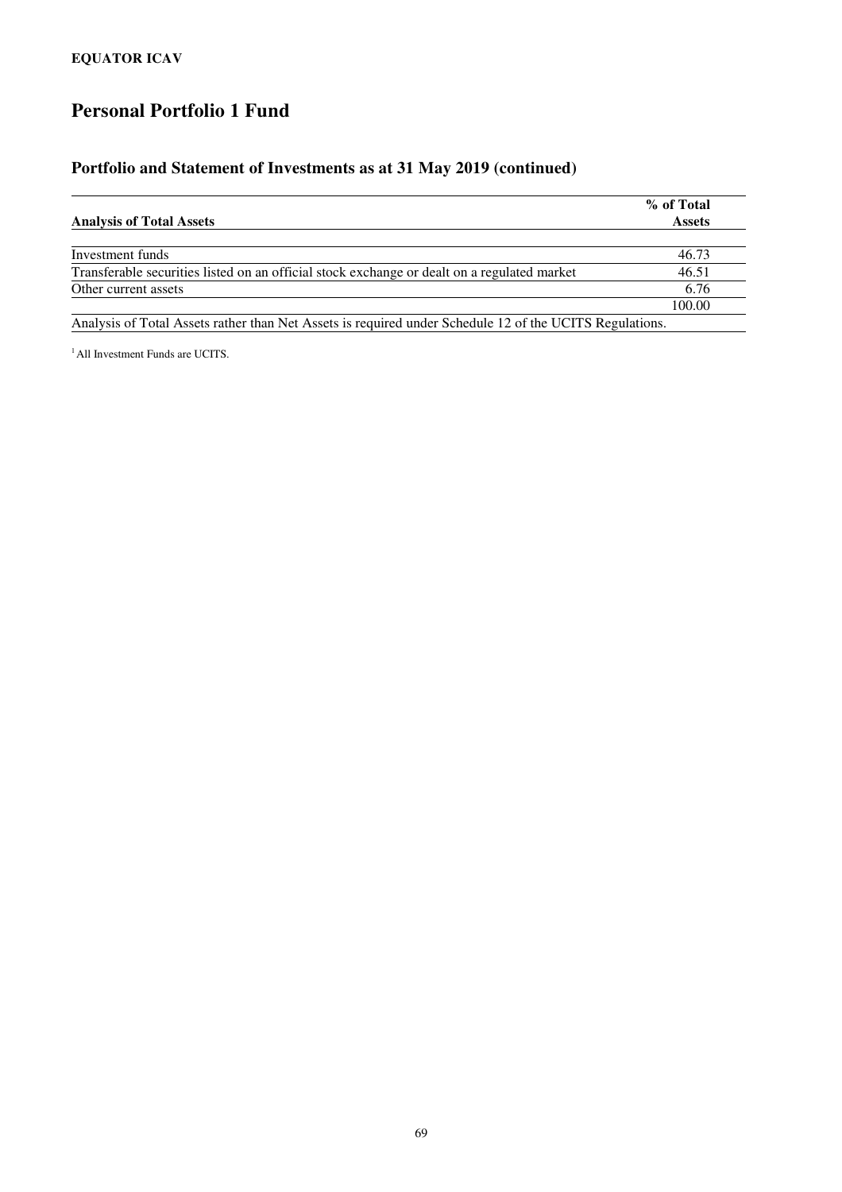**EQUATOR ICAV**

# Personal Portfolio 1 Fund

## Portfolio and Statement of Investments as at 31 May 2019 (continued)

| Analysis of Total Assets | % of Total Assets |
|---|---|
| Investment funds | 46.73 |
| Transferable securities listed on an official stock exchange or dealt on a regulated market | 46.51 |
| Other current assets | 6.76 |
| | 100.00 |

Analysis of Total Assets rather than Net Assets is required under Schedule 12 of the UCITS Regulations.

[1] All Investment Funds are UCITS.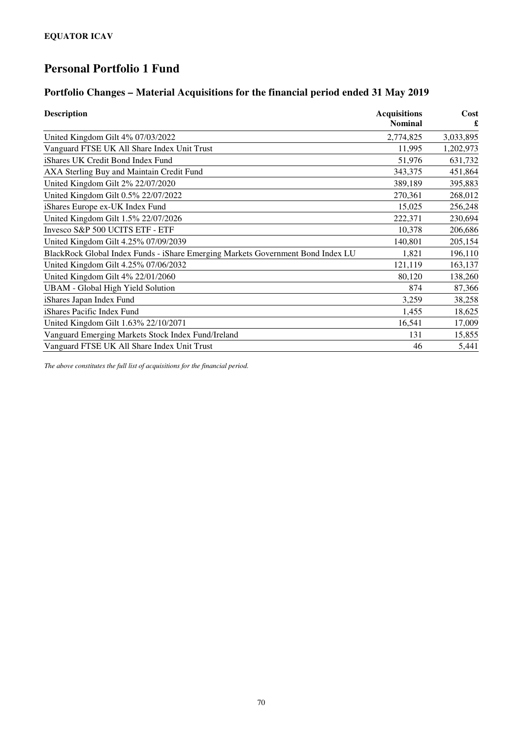**EQUATOR ICAV**

# Personal Portfolio 1 Fund

## Portfolio Changes – Material Acquisitions for the financial period ended 31 May 2019

| Description | Acquisitions Nominal | Cost £ |
|---|---|---|
| United Kingdom Gilt 4% 07/03/2022 | 2,774,825 | 3,033,895 |
| Vanguard FTSE UK All Share Index Unit Trust | 11,995 | 1,202,973 |
| iShares UK Credit Bond Index Fund | 51,976 | 631,732 |
| AXA Sterling Buy and Maintain Credit Fund | 343,375 | 451,864 |
| United Kingdom Gilt 2% 22/07/2020 | 389,189 | 395,883 |
| United Kingdom Gilt 0.5% 22/07/2022 | 270,361 | 268,012 |
| iShares Europe ex-UK Index Fund | 15,025 | 256,248 |
| United Kingdom Gilt 1.5% 22/07/2026 | 222,371 | 230,694 |
| Invesco S&P 500 UCITS ETF - ETF | 10,378 | 206,686 |
| United Kingdom Gilt 4.25% 07/09/2039 | 140,801 | 205,154 |
| BlackRock Global Index Funds - iShare Emerging Markets Government Bond Index LU | 1,821 | 196,110 |
| United Kingdom Gilt 4.25% 07/06/2032 | 121,119 | 163,137 |
| United Kingdom Gilt 4% 22/01/2060 | 80,120 | 138,260 |
| UBAM - Global High Yield Solution | 874 | 87,366 |
| iShares Japan Index Fund | 3,259 | 38,258 |
| iShares Pacific Index Fund | 1,455 | 18,625 |
| United Kingdom Gilt 1.63% 22/10/2071 | 16,541 | 17,009 |
| Vanguard Emerging Markets Stock Index Fund/Ireland | 131 | 15,855 |
| Vanguard FTSE UK All Share Index Unit Trust | 46 | 5,441 |

*The above constitutes the full list of acquisitions for the financial period.*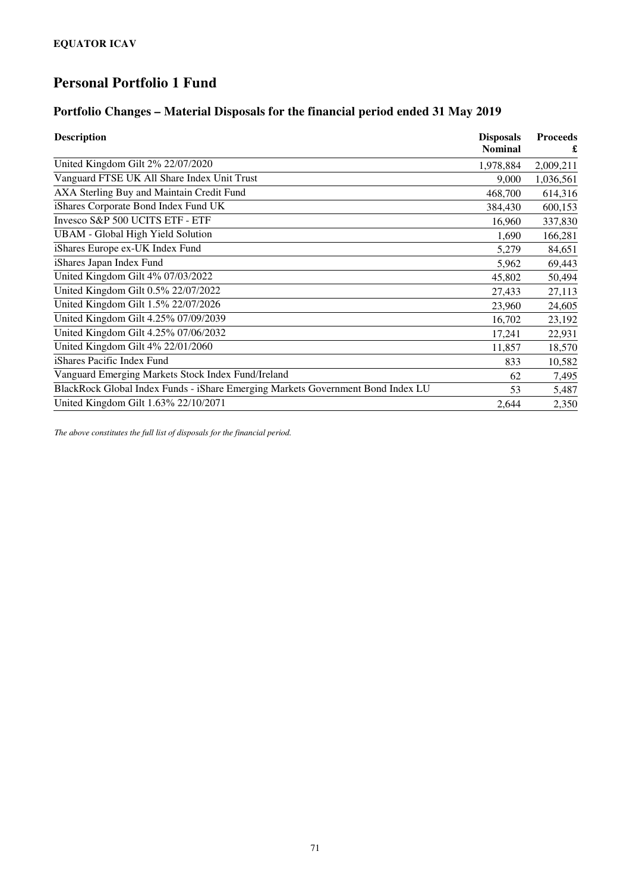**EQUATOR ICAV**

# Personal Portfolio 1 Fund

## Portfolio Changes – Material Disposals for the financial period ended 31 May 2019

| Description | Disposals Nominal | Proceeds £ |
|---|---|---|
| United Kingdom Gilt 2% 22/07/2020 | 1,978,884 | 2,009,211 |
| Vanguard FTSE UK All Share Index Unit Trust | 9,000 | 1,036,561 |
| AXA Sterling Buy and Maintain Credit Fund | 468,700 | 614,316 |
| iShares Corporate Bond Index Fund UK | 384,430 | 600,153 |
| Invesco S&P 500 UCITS ETF - ETF | 16,960 | 337,830 |
| UBAM - Global High Yield Solution | 1,690 | 166,281 |
| iShares Europe ex-UK Index Fund | 5,279 | 84,651 |
| iShares Japan Index Fund | 5,962 | 69,443 |
| United Kingdom Gilt 4% 07/03/2022 | 45,802 | 50,494 |
| United Kingdom Gilt 0.5% 22/07/2022 | 27,433 | 27,113 |
| United Kingdom Gilt 1.5% 22/07/2026 | 23,960 | 24,605 |
| United Kingdom Gilt 4.25% 07/09/2039 | 16,702 | 23,192 |
| United Kingdom Gilt 4.25% 07/06/2032 | 17,241 | 22,931 |
| United Kingdom Gilt 4% 22/01/2060 | 11,857 | 18,570 |
| iShares Pacific Index Fund | 833 | 10,582 |
| Vanguard Emerging Markets Stock Index Fund/Ireland | 62 | 7,495 |
| BlackRock Global Index Funds - iShare Emerging Markets Government Bond Index LU | 53 | 5,487 |
| United Kingdom Gilt 1.63% 22/10/2071 | 2,644 | 2,350 |

*The above constitutes the full list of disposals for the financial period.*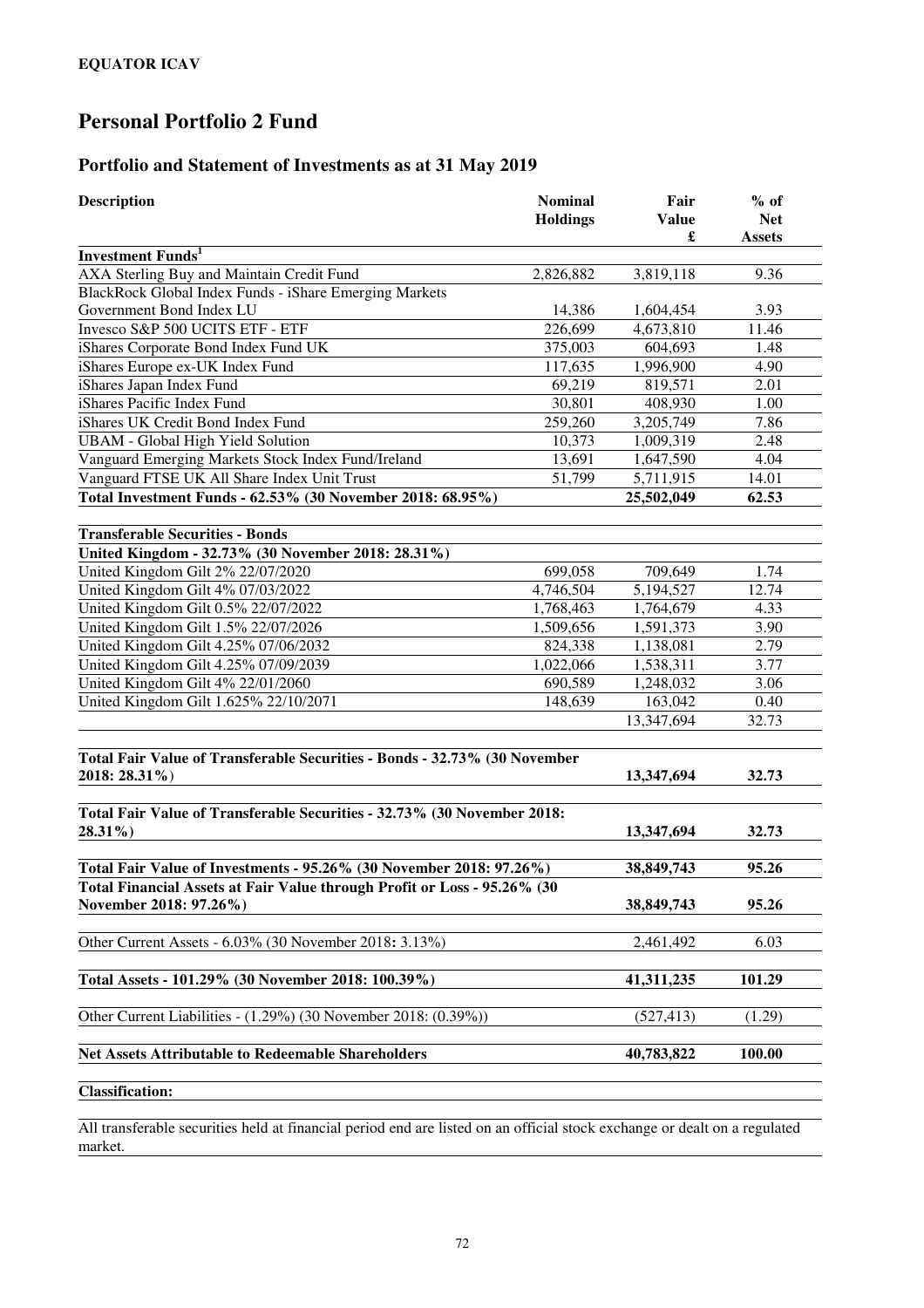**EQUATOR ICAV**

# Personal Portfolio 2 Fund

## Portfolio and Statement of Investments as at 31 May 2019

| Description | Nominal Holdings | Fair Value £ | % of Net Assets |
|---|---|---|---|
| **Investment Funds[1]** | | | |
| AXA Sterling Buy and Maintain Credit Fund | 2,826,882 | 3,819,118 | 9.36 |
| BlackRock Global Index Funds - iShare Emerging Markets Government Bond Index LU | 14,386 | 1,604,454 | 3.93 |
| Invesco S&P 500 UCITS ETF - ETF | 226,699 | 4,673,810 | 11.46 |
| iShares Corporate Bond Index Fund UK | 375,003 | 604,693 | 1.48 |
| iShares Europe ex-UK Index Fund | 117,635 | 1,996,900 | 4.90 |
| iShares Japan Index Fund | 69,219 | 819,571 | 2.01 |
| iShares Pacific Index Fund | 30,801 | 408,930 | 1.00 |
| iShares UK Credit Bond Index Fund | 259,260 | 3,205,749 | 7.86 |
| UBAM - Global High Yield Solution | 10,373 | 1,009,319 | 2.48 |
| Vanguard Emerging Markets Stock Index Fund/Ireland | 13,691 | 1,647,590 | 4.04 |
| Vanguard FTSE UK All Share Index Unit Trust | 51,799 | 5,711,915 | 14.01 |
| **Total Investment Funds - 62.53% (30 November 2018: 68.95%)** | | **25,502,049** | **62.53** |
| | | | |
| **Transferable Securities - Bonds** | | | |
| **United Kingdom - 32.73% (30 November 2018: 28.31%)** | | | |
| United Kingdom Gilt 2% 22/07/2020 | 699,058 | 709,649 | 1.74 |
| United Kingdom Gilt 4% 07/03/2022 | 4,746,504 | 5,194,527 | 12.74 |
| United Kingdom Gilt 0.5% 22/07/2022 | 1,768,463 | 1,764,679 | 4.33 |
| United Kingdom Gilt 1.5% 22/07/2026 | 1,509,656 | 1,591,373 | 3.90 |
| United Kingdom Gilt 4.25% 07/06/2032 | 824,338 | 1,138,081 | 2.79 |
| United Kingdom Gilt 4.25% 07/09/2039 | 1,022,066 | 1,538,311 | 3.77 |
| United Kingdom Gilt 4% 22/01/2060 | 690,589 | 1,248,032 | 3.06 |
| United Kingdom Gilt 1.625% 22/10/2071 | 148,639 | 163,042 | 0.40 |
| | | 13,347,694 | 32.73 |
| | | | |
| **Total Fair Value of Transferable Securities - Bonds - 32.73% (30 November 2018: 28.31%)** | | **13,347,694** | **32.73** |
| | | | |
| **Total Fair Value of Transferable Securities - 32.73% (30 November 2018: 28.31%)** | | **13,347,694** | **32.73** |
| | | | |
| **Total Fair Value of Investments - 95.26% (30 November 2018: 97.26%)** | | **38,849,743** | **95.26** |
| **Total Financial Assets at Fair Value through Profit or Loss - 95.26% (30 November 2018: 97.26%)** | | **38,849,743** | **95.26** |
| | | | |
| Other Current Assets - 6.03% (30 November 2018: 3.13%) | | 2,461,492 | 6.03 |
| | | | |
| **Total Assets - 101.29% (30 November 2018: 100.39%)** | | **41,311,235** | **101.29** |
| | | | |
| Other Current Liabilities - (1.29%) (30 November 2018: (0.39%)) | | (527,413) | (1.29) |
| | | | |
| **Net Assets Attributable to Redeemable Shareholders** | | **40,783,822** | **100.00** |

**Classification:**

All transferable securities held at financial period end are listed on an official stock exchange or dealt on a regulated market.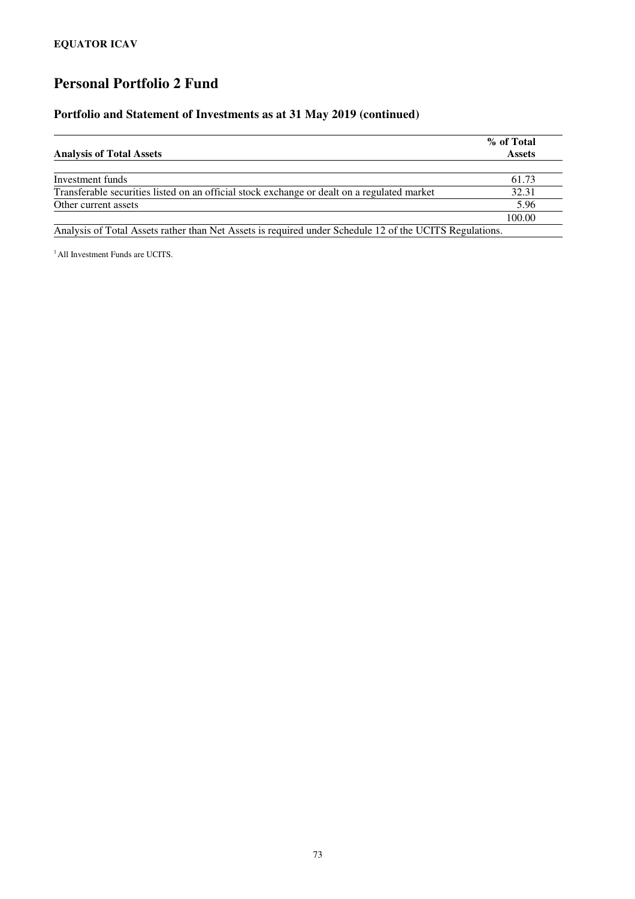## Personal Portfolio 2 Fund

### Portfolio and Statement of Investments as at 31 May 2019 (continued)

| Analysis of Total Assets | % of Total Assets |
|---|---|
| Investment funds | 61.73 |
| Transferable securities listed on an official stock exchange or dealt on a regulated market | 32.31 |
| Other current assets | 5.96 |
| | 100.00 |

Analysis of Total Assets rather than Net Assets is required under Schedule 12 of the UCITS Regulations.

[1] All Investment Funds are UCITS.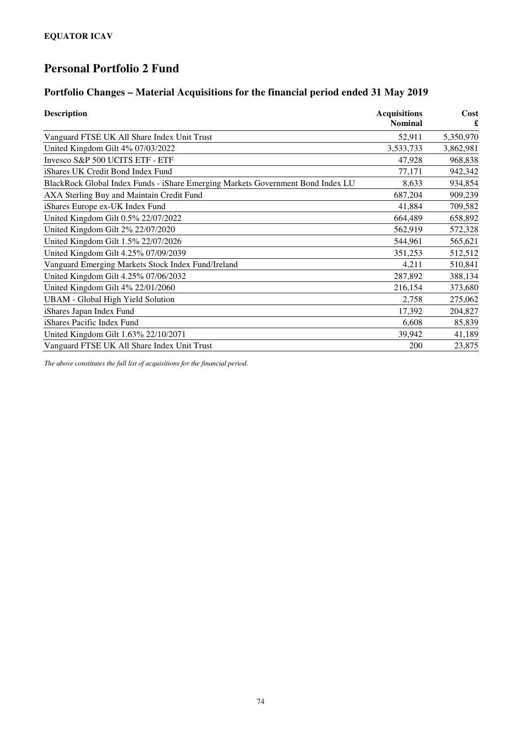**EQUATOR ICAV**

# Personal Portfolio 2 Fund

## Portfolio Changes – Material Acquisitions for the financial period ended 31 May 2019

| Description | Acquisitions Nominal | Cost £ |
|---|---|---|
| Vanguard FTSE UK All Share Index Unit Trust | 52,911 | 5,350,970 |
| United Kingdom Gilt 4% 07/03/2022 | 3,533,733 | 3,862,981 |
| Invesco S&P 500 UCITS ETF - ETF | 47,928 | 968,838 |
| iShares UK Credit Bond Index Fund | 77,171 | 942,342 |
| BlackRock Global Index Funds - iShare Emerging Markets Government Bond Index LU | 8,633 | 934,854 |
| AXA Sterling Buy and Maintain Credit Fund | 687,204 | 909,239 |
| iShares Europe ex-UK Index Fund | 41,884 | 709,582 |
| United Kingdom Gilt 0.5% 22/07/2022 | 664,489 | 658,892 |
| United Kingdom Gilt 2% 22/07/2020 | 562,919 | 572,328 |
| United Kingdom Gilt 1.5% 22/07/2026 | 544,961 | 565,621 |
| United Kingdom Gilt 4.25% 07/09/2039 | 351,253 | 512,512 |
| Vanguard Emerging Markets Stock Index Fund/Ireland | 4,211 | 510,841 |
| United Kingdom Gilt 4.25% 07/06/2032 | 287,892 | 388,134 |
| United Kingdom Gilt 4% 22/01/2060 | 216,154 | 373,680 |
| UBAM - Global High Yield Solution | 2,758 | 275,062 |
| iShares Japan Index Fund | 17,392 | 204,827 |
| iShares Pacific Index Fund | 6,608 | 85,839 |
| United Kingdom Gilt 1.63% 22/10/2071 | 39,942 | 41,189 |
| Vanguard FTSE UK All Share Index Unit Trust | 200 | 23,875 |

*The above constitutes the full list of acquisitions for the financial period.*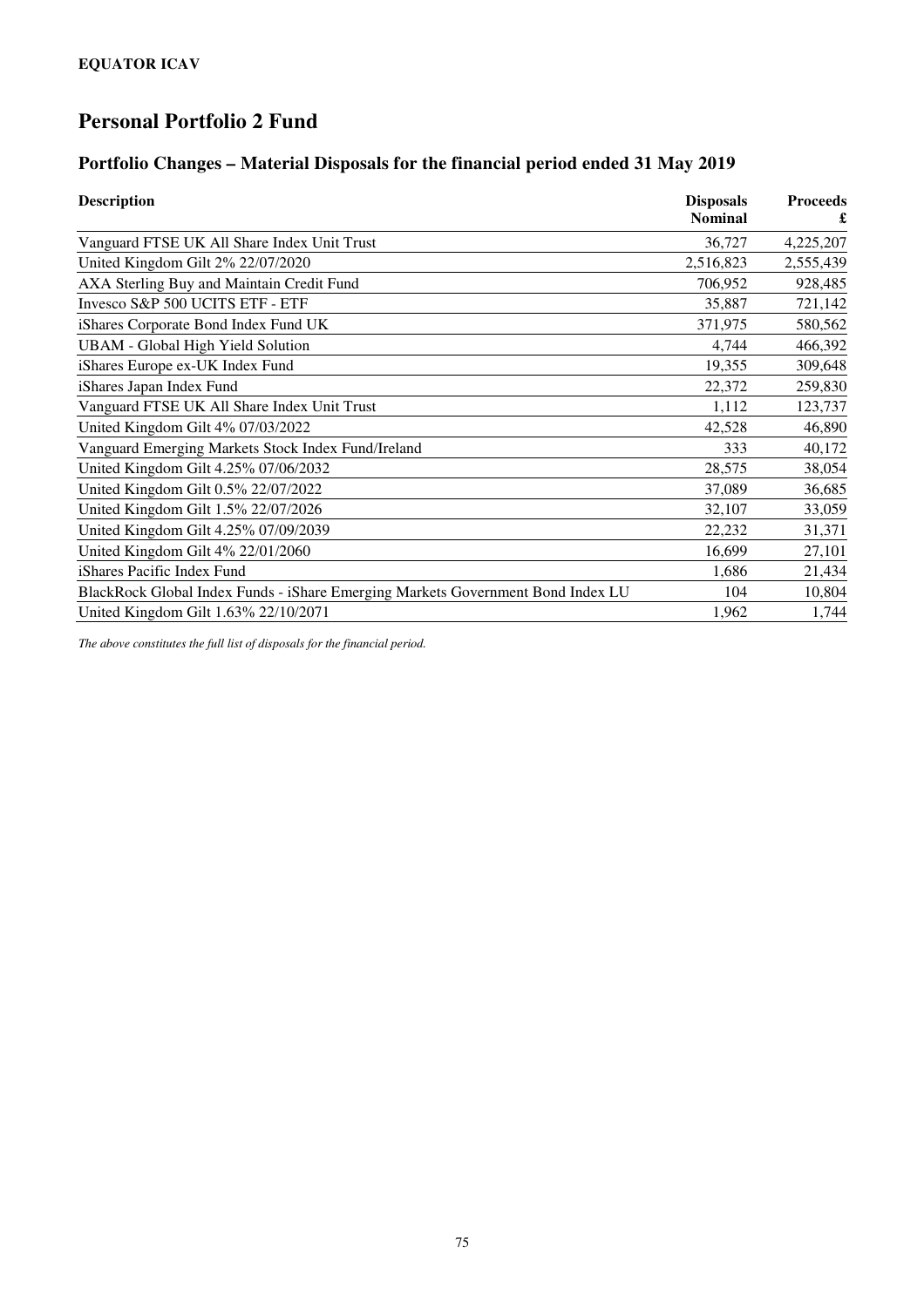**EQUATOR ICAV**

# Personal Portfolio 2 Fund

## Portfolio Changes – Material Disposals for the financial period ended 31 May 2019

| Description | Disposals Nominal | Proceeds £ |
|---|---|---|
| Vanguard FTSE UK All Share Index Unit Trust | 36,727 | 4,225,207 |
| United Kingdom Gilt 2% 22/07/2020 | 2,516,823 | 2,555,439 |
| AXA Sterling Buy and Maintain Credit Fund | 706,952 | 928,485 |
| Invesco S&P 500 UCITS ETF - ETF | 35,887 | 721,142 |
| iShares Corporate Bond Index Fund UK | 371,975 | 580,562 |
| UBAM - Global High Yield Solution | 4,744 | 466,392 |
| iShares Europe ex-UK Index Fund | 19,355 | 309,648 |
| iShares Japan Index Fund | 22,372 | 259,830 |
| Vanguard FTSE UK All Share Index Unit Trust | 1,112 | 123,737 |
| United Kingdom Gilt 4% 07/03/2022 | 42,528 | 46,890 |
| Vanguard Emerging Markets Stock Index Fund/Ireland | 333 | 40,172 |
| United Kingdom Gilt 4.25% 07/06/2032 | 28,575 | 38,054 |
| United Kingdom Gilt 0.5% 22/07/2022 | 37,089 | 36,685 |
| United Kingdom Gilt 1.5% 22/07/2026 | 32,107 | 33,059 |
| United Kingdom Gilt 4.25% 07/09/2039 | 22,232 | 31,371 |
| United Kingdom Gilt 4% 22/01/2060 | 16,699 | 27,101 |
| iShares Pacific Index Fund | 1,686 | 21,434 |
| BlackRock Global Index Funds - iShare Emerging Markets Government Bond Index LU | 104 | 10,804 |
| United Kingdom Gilt 1.63% 22/10/2071 | 1,962 | 1,744 |

*The above constitutes the full list of disposals for the financial period.*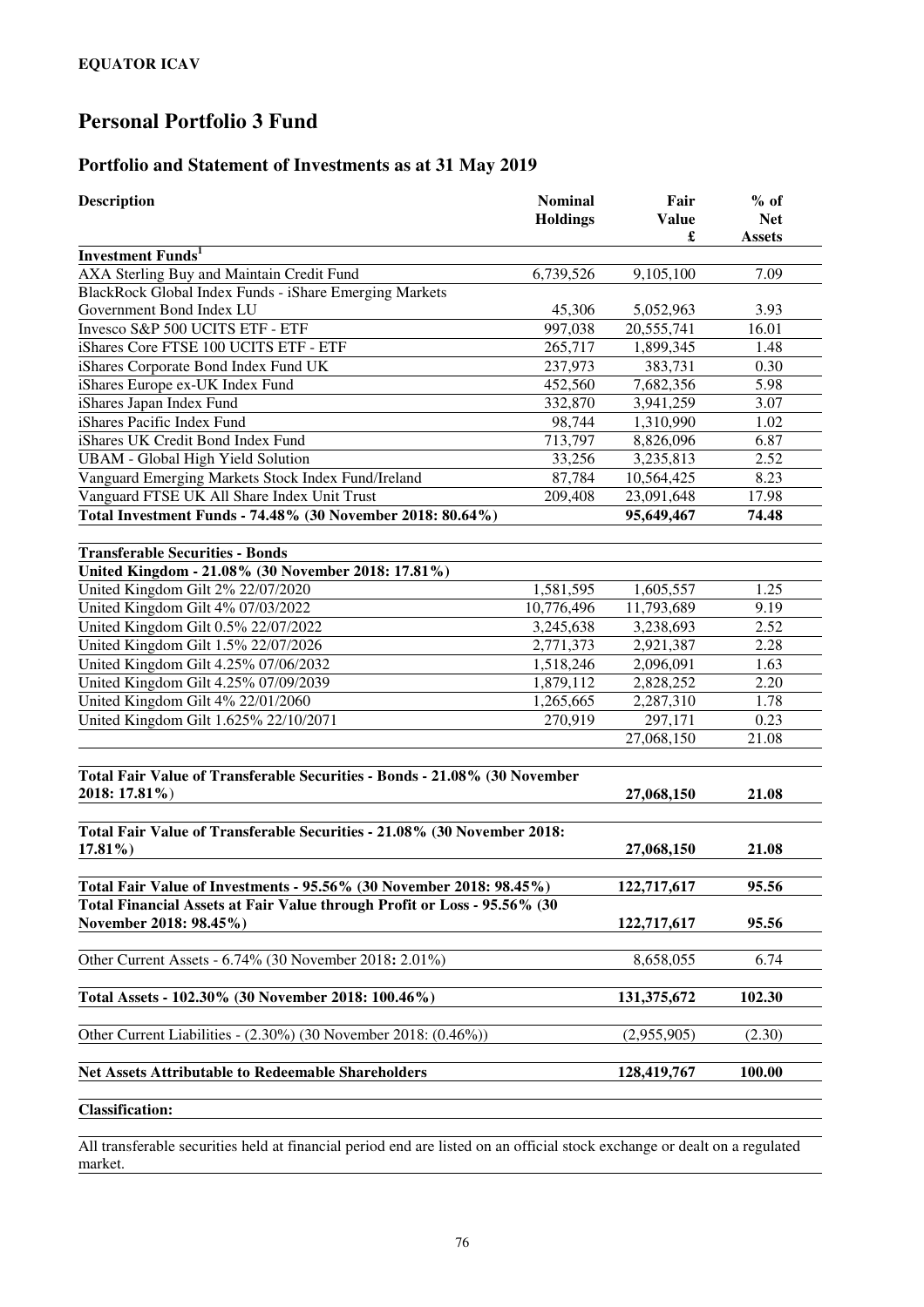**EQUATOR ICAV**

# Personal Portfolio 3 Fund

## Portfolio and Statement of Investments as at 31 May 2019

| Description | Nominal Holdings | Fair Value £ | % of Net Assets |
|---|---|---|---|
| **Investment Funds[1]** | | | |
| AXA Sterling Buy and Maintain Credit Fund | 6,739,526 | 9,105,100 | 7.09 |
| BlackRock Global Index Funds - iShare Emerging Markets Government Bond Index LU | 45,306 | 5,052,963 | 3.93 |
| Invesco S&P 500 UCITS ETF - ETF | 997,038 | 20,555,741 | 16.01 |
| iShares Core FTSE 100 UCITS ETF - ETF | 265,717 | 1,899,345 | 1.48 |
| iShares Corporate Bond Index Fund UK | 237,973 | 383,731 | 0.30 |
| iShares Europe ex-UK Index Fund | 452,560 | 7,682,356 | 5.98 |
| iShares Japan Index Fund | 332,870 | 3,941,259 | 3.07 |
| iShares Pacific Index Fund | 98,744 | 1,310,990 | 1.02 |
| iShares UK Credit Bond Index Fund | 713,797 | 8,826,096 | 6.87 |
| UBAM - Global High Yield Solution | 33,256 | 3,235,813 | 2.52 |
| Vanguard Emerging Markets Stock Index Fund/Ireland | 87,784 | 10,564,425 | 8.23 |
| Vanguard FTSE UK All Share Index Unit Trust | 209,408 | 23,091,648 | 17.98 |
| **Total Investment Funds - 74.48% (30 November 2018: 80.64%)** | | **95,649,467** | **74.48** |
| | | | |
| **Transferable Securities - Bonds** | | | |
| **United Kingdom - 21.08% (30 November 2018: 17.81%)** | | | |
| United Kingdom Gilt 2% 22/07/2020 | 1,581,595 | 1,605,557 | 1.25 |
| United Kingdom Gilt 4% 07/03/2022 | 10,776,496 | 11,793,689 | 9.19 |
| United Kingdom Gilt 0.5% 22/07/2022 | 3,245,638 | 3,238,693 | 2.52 |
| United Kingdom Gilt 1.5% 22/07/2026 | 2,771,373 | 2,921,387 | 2.28 |
| United Kingdom Gilt 4.25% 07/06/2032 | 1,518,246 | 2,096,091 | 1.63 |
| United Kingdom Gilt 4.25% 07/09/2039 | 1,879,112 | 2,828,252 | 2.20 |
| United Kingdom Gilt 4% 22/01/2060 | 1,265,665 | 2,287,310 | 1.78 |
| United Kingdom Gilt 1.625% 22/10/2071 | 270,919 | 297,171 | 0.23 |
| | | 27,068,150 | 21.08 |
| | | | |
| **Total Fair Value of Transferable Securities - Bonds - 21.08% (30 November 2018: 17.81%)** | | **27,068,150** | **21.08** |
| | | | |
| **Total Fair Value of Transferable Securities - 21.08% (30 November 2018: 17.81%)** | | **27,068,150** | **21.08** |
| | | | |
| **Total Fair Value of Investments - 95.56% (30 November 2018: 98.45%)** | | **122,717,617** | **95.56** |
| **Total Financial Assets at Fair Value through Profit or Loss - 95.56% (30 November 2018: 98.45%)** | | **122,717,617** | **95.56** |
| | | | |
| Other Current Assets - 6.74% (30 November 2018: 2.01%) | | 8,658,055 | 6.74 |
| | | | |
| **Total Assets - 102.30% (30 November 2018: 100.46%)** | | **131,375,672** | **102.30** |
| | | | |
| Other Current Liabilities - (2.30%) (30 November 2018: (0.46%)) | | (2,955,905) | (2.30) |
| | | | |
| **Net Assets Attributable to Redeemable Shareholders** | | **128,419,767** | **100.00** |

**Classification:**

All transferable securities held at financial period end are listed on an official stock exchange or dealt on a regulated market.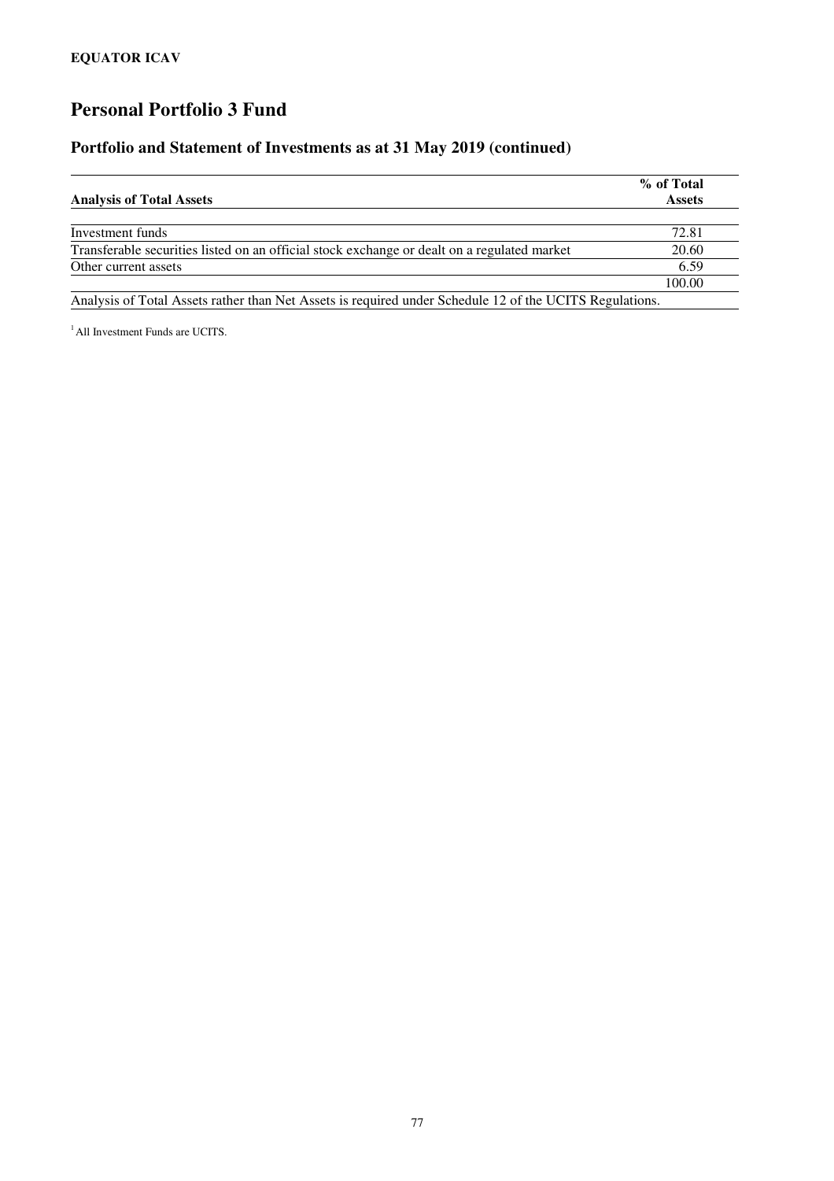**EQUATOR ICAV**

# Personal Portfolio 3 Fund

## Portfolio and Statement of Investments as at 31 May 2019 (continued)

| **Analysis of Total Assets** | **% of Total Assets** |
|---|---|
| Investment funds | 72.81 |
| Transferable securities listed on an official stock exchange or dealt on a regulated market | 20.60 |
| Other current assets | 6.59 |
| | 100.00 |

Analysis of Total Assets rather than Net Assets is required under Schedule 12 of the UCITS Regulations.

[1] All Investment Funds are UCITS.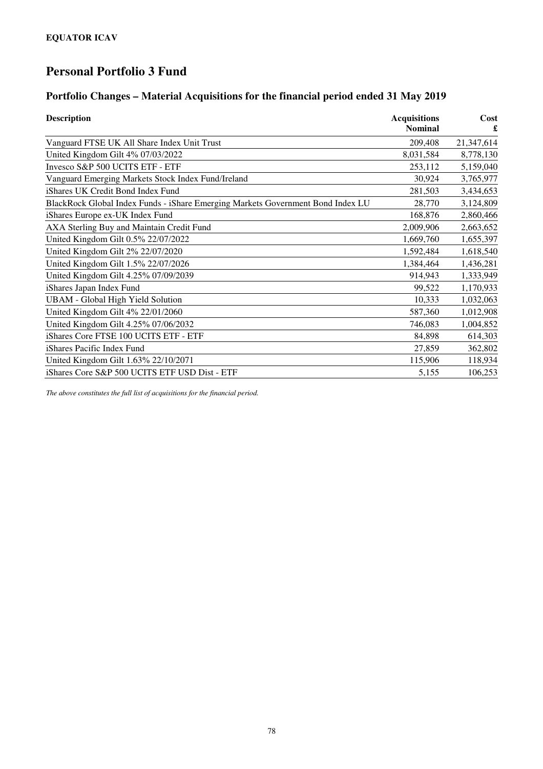**EQUATOR ICAV**

# Personal Portfolio 3 Fund

## Portfolio Changes – Material Acquisitions for the financial period ended 31 May 2019

| Description | Acquisitions Nominal | Cost £ |
|---|---|---|
| Vanguard FTSE UK All Share Index Unit Trust | 209,408 | 21,347,614 |
| United Kingdom Gilt 4% 07/03/2022 | 8,031,584 | 8,778,130 |
| Invesco S&P 500 UCITS ETF - ETF | 253,112 | 5,159,040 |
| Vanguard Emerging Markets Stock Index Fund/Ireland | 30,924 | 3,765,977 |
| iShares UK Credit Bond Index Fund | 281,503 | 3,434,653 |
| BlackRock Global Index Funds - iShare Emerging Markets Government Bond Index LU | 28,770 | 3,124,809 |
| iShares Europe ex-UK Index Fund | 168,876 | 2,860,466 |
| AXA Sterling Buy and Maintain Credit Fund | 2,009,906 | 2,663,652 |
| United Kingdom Gilt 0.5% 22/07/2022 | 1,669,760 | 1,655,397 |
| United Kingdom Gilt 2% 22/07/2020 | 1,592,484 | 1,618,540 |
| United Kingdom Gilt 1.5% 22/07/2026 | 1,384,464 | 1,436,281 |
| United Kingdom Gilt 4.25% 07/09/2039 | 914,943 | 1,333,949 |
| iShares Japan Index Fund | 99,522 | 1,170,933 |
| UBAM - Global High Yield Solution | 10,333 | 1,032,063 |
| United Kingdom Gilt 4% 22/01/2060 | 587,360 | 1,012,908 |
| United Kingdom Gilt 4.25% 07/06/2032 | 746,083 | 1,004,852 |
| iShares Core FTSE 100 UCITS ETF - ETF | 84,898 | 614,303 |
| iShares Pacific Index Fund | 27,859 | 362,802 |
| United Kingdom Gilt 1.63% 22/10/2071 | 115,906 | 118,934 |
| iShares Core S&P 500 UCITS ETF USD Dist - ETF | 5,155 | 106,253 |

*The above constitutes the full list of acquisitions for the financial period.*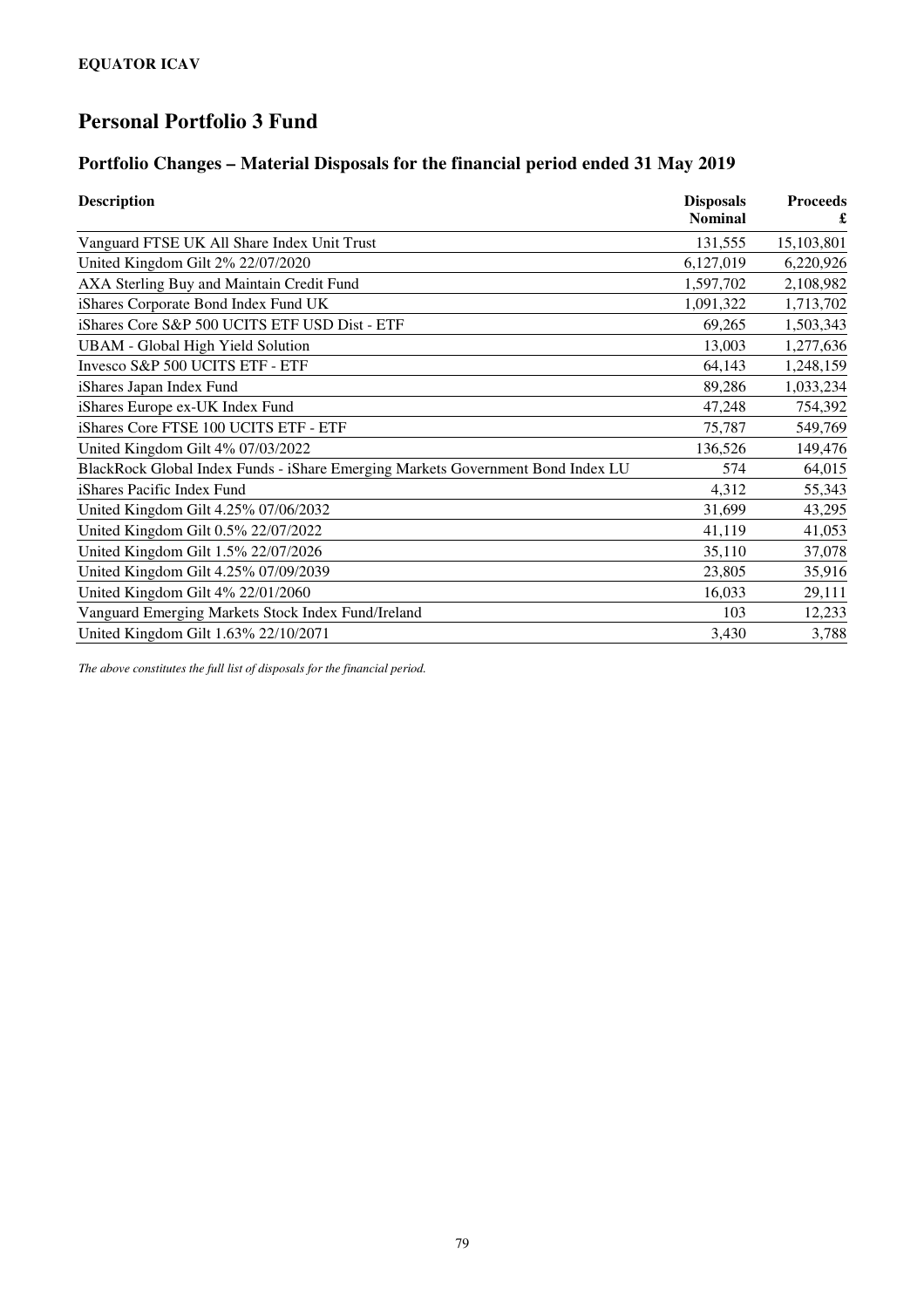**EQUATOR ICAV**

# Personal Portfolio 3 Fund

## Portfolio Changes – Material Disposals for the financial period ended 31 May 2019

| Description | Disposals Nominal | Proceeds £ |
|---|---|---|
| Vanguard FTSE UK All Share Index Unit Trust | 131,555 | 15,103,801 |
| United Kingdom Gilt 2% 22/07/2020 | 6,127,019 | 6,220,926 |
| AXA Sterling Buy and Maintain Credit Fund | 1,597,702 | 2,108,982 |
| iShares Corporate Bond Index Fund UK | 1,091,322 | 1,713,702 |
| iShares Core S&P 500 UCITS ETF USD Dist - ETF | 69,265 | 1,503,343 |
| UBAM - Global High Yield Solution | 13,003 | 1,277,636 |
| Invesco S&P 500 UCITS ETF - ETF | 64,143 | 1,248,159 |
| iShares Japan Index Fund | 89,286 | 1,033,234 |
| iShares Europe ex-UK Index Fund | 47,248 | 754,392 |
| iShares Core FTSE 100 UCITS ETF - ETF | 75,787 | 549,769 |
| United Kingdom Gilt 4% 07/03/2022 | 136,526 | 149,476 |
| BlackRock Global Index Funds - iShare Emerging Markets Government Bond Index LU | 574 | 64,015 |
| iShares Pacific Index Fund | 4,312 | 55,343 |
| United Kingdom Gilt 4.25% 07/06/2032 | 31,699 | 43,295 |
| United Kingdom Gilt 0.5% 22/07/2022 | 41,119 | 41,053 |
| United Kingdom Gilt 1.5% 22/07/2026 | 35,110 | 37,078 |
| United Kingdom Gilt 4.25% 07/09/2039 | 23,805 | 35,916 |
| United Kingdom Gilt 4% 22/01/2060 | 16,033 | 29,111 |
| Vanguard Emerging Markets Stock Index Fund/Ireland | 103 | 12,233 |
| United Kingdom Gilt 1.63% 22/10/2071 | 3,430 | 3,788 |

*The above constitutes the full list of disposals for the financial period.*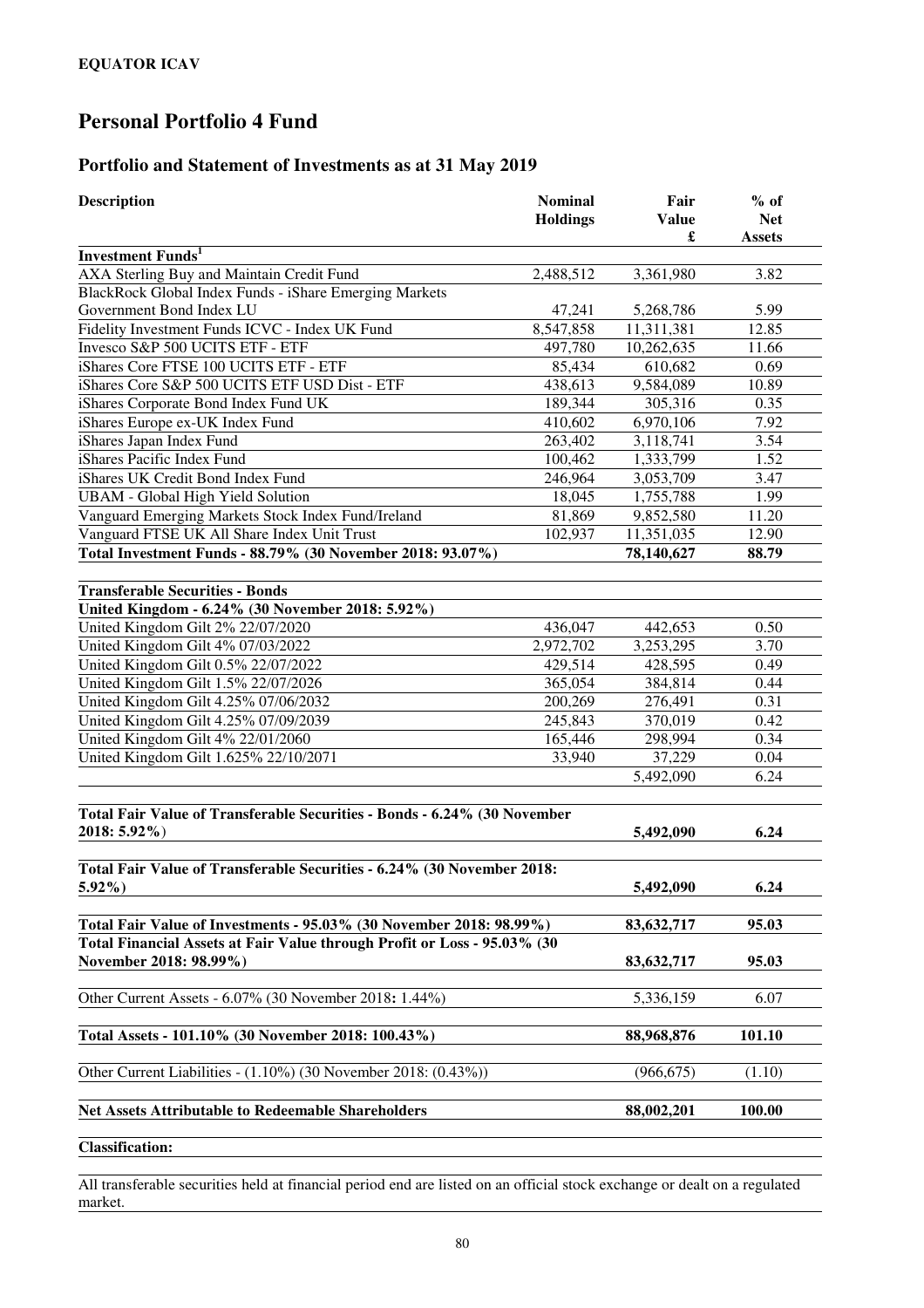**EQUATOR ICAV**

# Personal Portfolio 4 Fund

## Portfolio and Statement of Investments as at 31 May 2019

| Description | Nominal Holdings | Fair Value £ | % of Net Assets |
|---|---|---|---|
| **Investment Funds[1]** | | | |
| AXA Sterling Buy and Maintain Credit Fund | 2,488,512 | 3,361,980 | 3.82 |
| BlackRock Global Index Funds - iShare Emerging Markets Government Bond Index LU | 47,241 | 5,268,786 | 5.99 |
| Fidelity Investment Funds ICVC - Index UK Fund | 8,547,858 | 11,311,381 | 12.85 |
| Invesco S&P 500 UCITS ETF - ETF | 497,780 | 10,262,635 | 11.66 |
| iShares Core FTSE 100 UCITS ETF - ETF | 85,434 | 610,682 | 0.69 |
| iShares Core S&P 500 UCITS ETF USD Dist - ETF | 438,613 | 9,584,089 | 10.89 |
| iShares Corporate Bond Index Fund UK | 189,344 | 305,316 | 0.35 |
| iShares Europe ex-UK Index Fund | 410,602 | 6,970,106 | 7.92 |
| iShares Japan Index Fund | 263,402 | 3,118,741 | 3.54 |
| iShares Pacific Index Fund | 100,462 | 1,333,799 | 1.52 |
| iShares UK Credit Bond Index Fund | 246,964 | 3,053,709 | 3.47 |
| UBAM - Global High Yield Solution | 18,045 | 1,755,788 | 1.99 |
| Vanguard Emerging Markets Stock Index Fund/Ireland | 81,869 | 9,852,580 | 11.20 |
| Vanguard FTSE UK All Share Index Unit Trust | 102,937 | 11,351,035 | 12.90 |
| **Total Investment Funds - 88.79% (30 November 2018: 93.07%)** | | **78,140,627** | **88.79** |
| | | | |
| **Transferable Securities - Bonds** | | | |
| **United Kingdom - 6.24% (30 November 2018: 5.92%)** | | | |
| United Kingdom Gilt 2% 22/07/2020 | 436,047 | 442,653 | 0.50 |
| United Kingdom Gilt 4% 07/03/2022 | 2,972,702 | 3,253,295 | 3.70 |
| United Kingdom Gilt 0.5% 22/07/2022 | 429,514 | 428,595 | 0.49 |
| United Kingdom Gilt 1.5% 22/07/2026 | 365,054 | 384,814 | 0.44 |
| United Kingdom Gilt 4.25% 07/06/2032 | 200,269 | 276,491 | 0.31 |
| United Kingdom Gilt 4.25% 07/09/2039 | 245,843 | 370,019 | 0.42 |
| United Kingdom Gilt 4% 22/01/2060 | 165,446 | 298,994 | 0.34 |
| United Kingdom Gilt 1.625% 22/10/2071 | 33,940 | 37,229 | 0.04 |
| | | 5,492,090 | 6.24 |
| | | | |
| **Total Fair Value of Transferable Securities - Bonds - 6.24% (30 November 2018: 5.92%)** | | **5,492,090** | **6.24** |
| | | | |
| **Total Fair Value of Transferable Securities - 6.24% (30 November 2018: 5.92%)** | | **5,492,090** | **6.24** |
| | | | |
| **Total Fair Value of Investments - 95.03% (30 November 2018: 98.99%)** | | **83,632,717** | **95.03** |
| **Total Financial Assets at Fair Value through Profit or Loss - 95.03% (30 November 2018: 98.99%)** | | **83,632,717** | **95.03** |
| | | | |
| Other Current Assets - 6.07% (30 November 2018: 1.44%) | | 5,336,159 | 6.07 |
| | | | |
| **Total Assets - 101.10% (30 November 2018: 100.43%)** | | **88,968,876** | **101.10** |
| | | | |
| Other Current Liabilities - (1.10%) (30 November 2018: (0.43%)) | | (966,675) | (1.10) |
| | | | |
| **Net Assets Attributable to Redeemable Shareholders** | | **88,002,201** | **100.00** |

**Classification:**

All transferable securities held at financial period end are listed on an official stock exchange or dealt on a regulated market.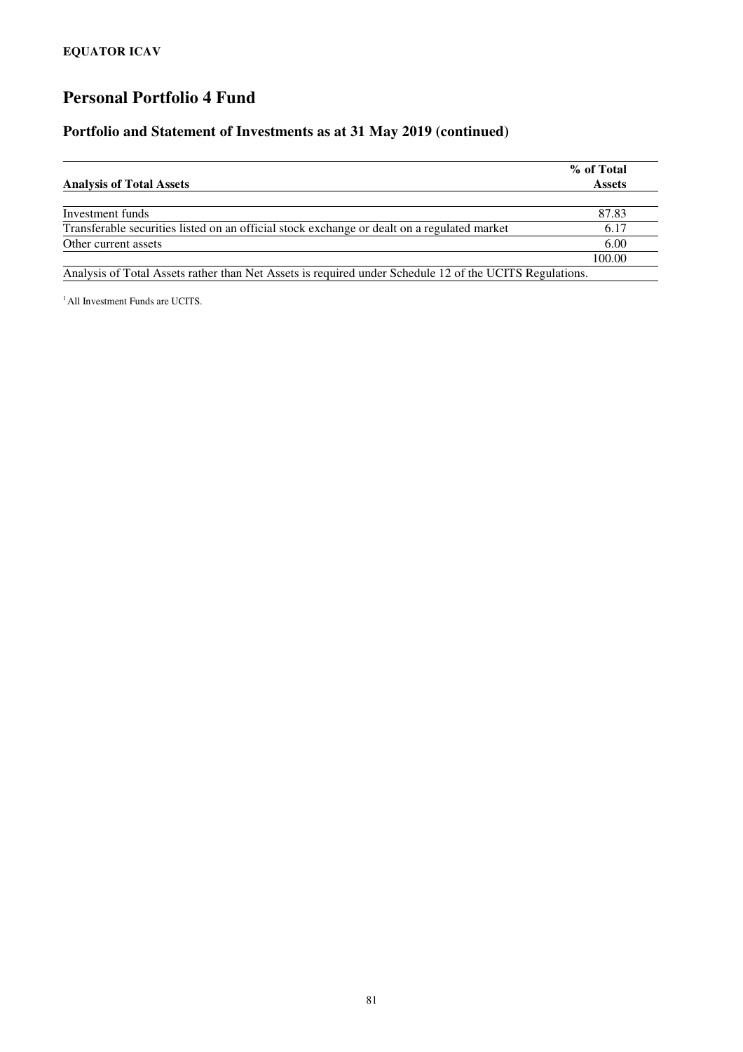**EQUATOR ICAV**

# Personal Portfolio 4 Fund

## Portfolio and Statement of Investments as at 31 May 2019 (continued)

| Analysis of Total Assets | % of Total Assets |
|---|---|
| Investment funds | 87.83 |
| Transferable securities listed on an official stock exchange or dealt on a regulated market | 6.17 |
| Other current assets | 6.00 |
| | 100.00 |

Analysis of Total Assets rather than Net Assets is required under Schedule 12 of the UCITS Regulations.

[1] All Investment Funds are UCITS.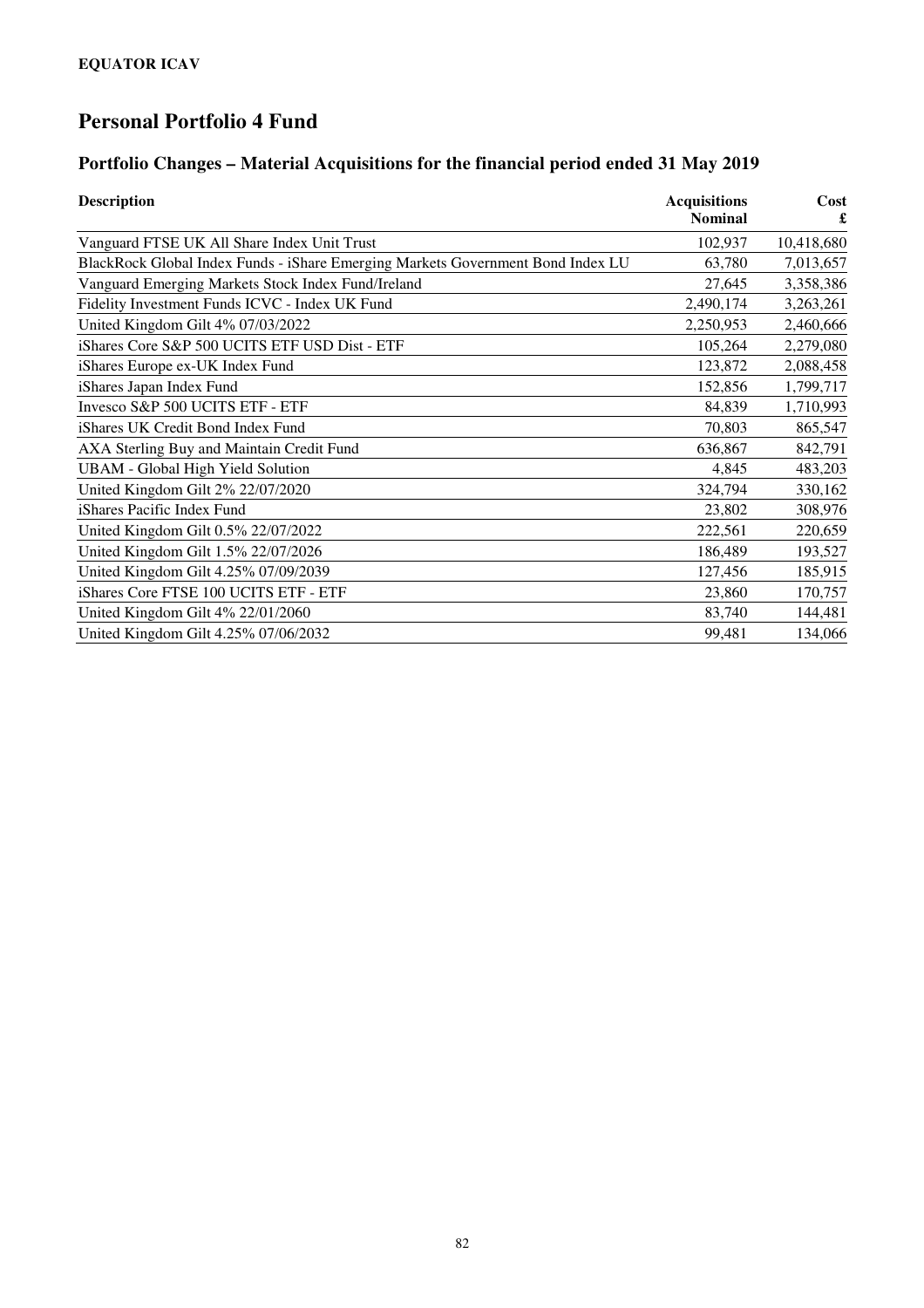**EQUATOR ICAV**

# Personal Portfolio 4 Fund

## Portfolio Changes – Material Acquisitions for the financial period ended 31 May 2019

| Description | Acquisitions Nominal | Cost £ |
|---|---:|---:|
| Vanguard FTSE UK All Share Index Unit Trust | 102,937 | 10,418,680 |
| BlackRock Global Index Funds - iShare Emerging Markets Government Bond Index LU | 63,780 | 7,013,657 |
| Vanguard Emerging Markets Stock Index Fund/Ireland | 27,645 | 3,358,386 |
| Fidelity Investment Funds ICVC - Index UK Fund | 2,490,174 | 3,263,261 |
| United Kingdom Gilt 4% 07/03/2022 | 2,250,953 | 2,460,666 |
| iShares Core S&P 500 UCITS ETF USD Dist - ETF | 105,264 | 2,279,080 |
| iShares Europe ex-UK Index Fund | 123,872 | 2,088,458 |
| iShares Japan Index Fund | 152,856 | 1,799,717 |
| Invesco S&P 500 UCITS ETF - ETF | 84,839 | 1,710,993 |
| iShares UK Credit Bond Index Fund | 70,803 | 865,547 |
| AXA Sterling Buy and Maintain Credit Fund | 636,867 | 842,791 |
| UBAM - Global High Yield Solution | 4,845 | 483,203 |
| United Kingdom Gilt 2% 22/07/2020 | 324,794 | 330,162 |
| iShares Pacific Index Fund | 23,802 | 308,976 |
| United Kingdom Gilt 0.5% 22/07/2022 | 222,561 | 220,659 |
| United Kingdom Gilt 1.5% 22/07/2026 | 186,489 | 193,527 |
| United Kingdom Gilt 4.25% 07/09/2039 | 127,456 | 185,915 |
| iShares Core FTSE 100 UCITS ETF - ETF | 23,860 | 170,757 |
| United Kingdom Gilt 4% 22/01/2060 | 83,740 | 144,481 |
| United Kingdom Gilt 4.25% 07/06/2032 | 99,481 | 134,066 |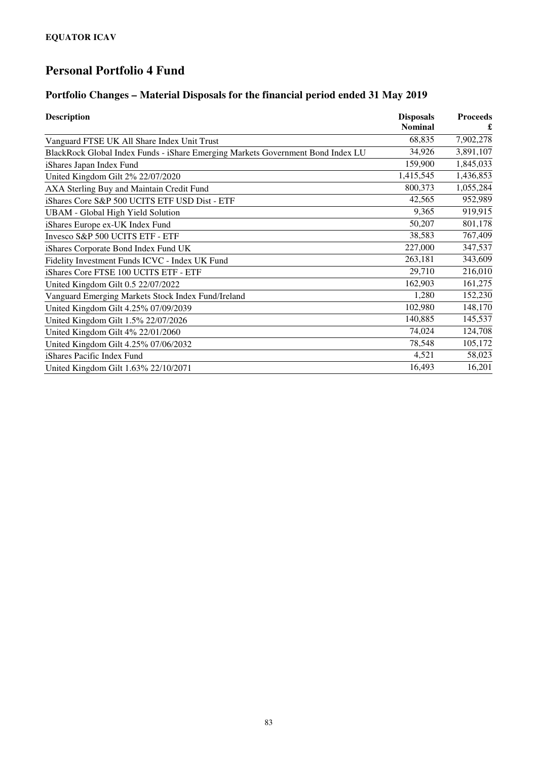**EQUATOR ICAV**

# Personal Portfolio 4 Fund

## Portfolio Changes – Material Disposals for the financial period ended 31 May 2019

| Description | Disposals Nominal | Proceeds £ |
|---|---:|---:|
| Vanguard FTSE UK All Share Index Unit Trust | 68,835 | 7,902,278 |
| BlackRock Global Index Funds - iShare Emerging Markets Government Bond Index LU | 34,926 | 3,891,107 |
| iShares Japan Index Fund | 159,900 | 1,845,033 |
| United Kingdom Gilt 2% 22/07/2020 | 1,415,545 | 1,436,853 |
| AXA Sterling Buy and Maintain Credit Fund | 800,373 | 1,055,284 |
| iShares Core S&P 500 UCITS ETF USD Dist - ETF | 42,565 | 952,989 |
| UBAM - Global High Yield Solution | 9,365 | 919,915 |
| iShares Europe ex-UK Index Fund | 50,207 | 801,178 |
| Invesco S&P 500 UCITS ETF - ETF | 38,583 | 767,409 |
| iShares Corporate Bond Index Fund UK | 227,000 | 347,537 |
| Fidelity Investment Funds ICVC - Index UK Fund | 263,181 | 343,609 |
| iShares Core FTSE 100 UCITS ETF - ETF | 29,710 | 216,010 |
| United Kingdom Gilt 0.5 22/07/2022 | 162,903 | 161,275 |
| Vanguard Emerging Markets Stock Index Fund/Ireland | 1,280 | 152,230 |
| United Kingdom Gilt 4.25% 07/09/2039 | 102,980 | 148,170 |
| United Kingdom Gilt 1.5% 22/07/2026 | 140,885 | 145,537 |
| United Kingdom Gilt 4% 22/01/2060 | 74,024 | 124,708 |
| United Kingdom Gilt 4.25% 07/06/2032 | 78,548 | 105,172 |
| iShares Pacific Index Fund | 4,521 | 58,023 |
| United Kingdom Gilt 1.63% 22/10/2071 | 16,493 | 16,201 |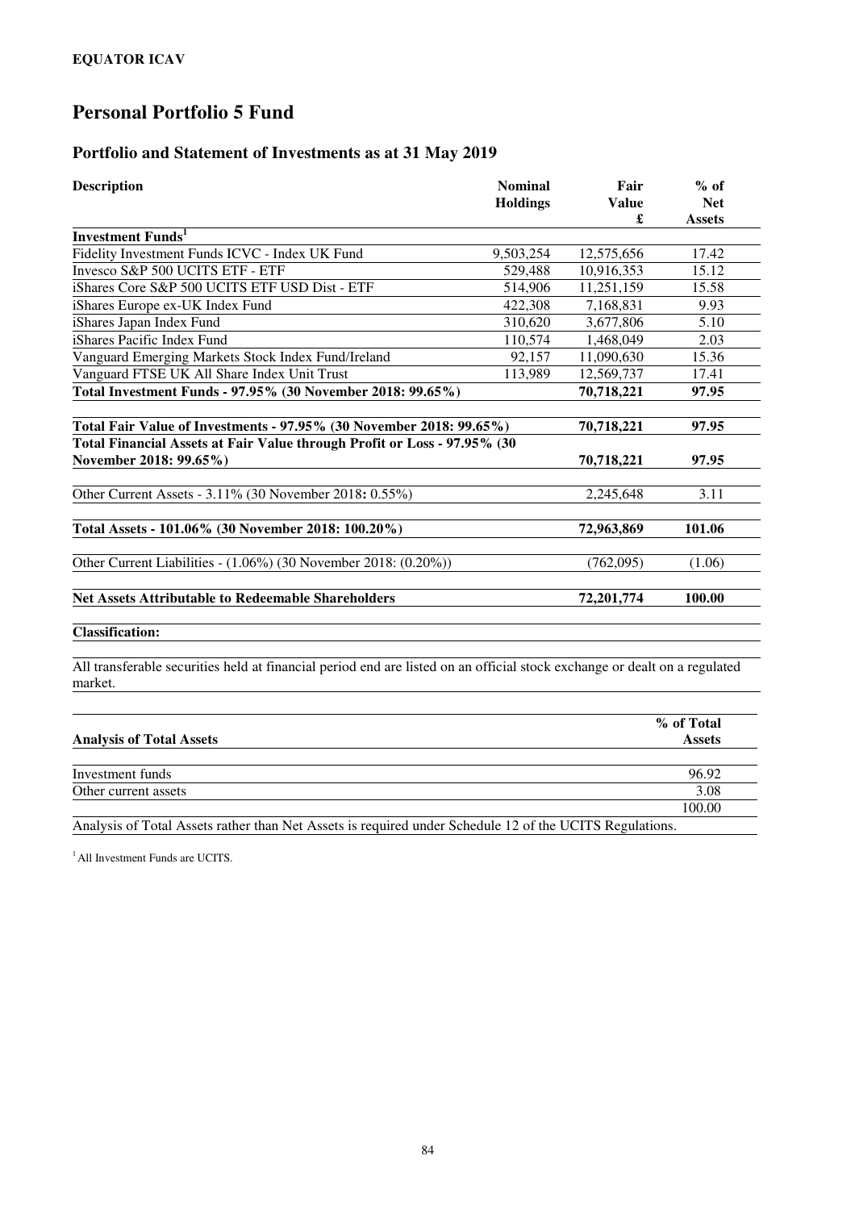**EQUATOR ICAV**

# Personal Portfolio 5 Fund

## Portfolio and Statement of Investments as at 31 May 2019

| Description | Nominal Holdings | Fair Value £ | % of Net Assets |
|---|---|---|---|
| **Investment Funds[1]** | | | |
| Fidelity Investment Funds ICVC - Index UK Fund | 9,503,254 | 12,575,656 | 17.42 |
| Invesco S&P 500 UCITS ETF - ETF | 529,488 | 10,916,353 | 15.12 |
| iShares Core S&P 500 UCITS ETF USD Dist - ETF | 514,906 | 11,251,159 | 15.58 |
| iShares Europe ex-UK Index Fund | 422,308 | 7,168,831 | 9.93 |
| iShares Japan Index Fund | 310,620 | 3,677,806 | 5.10 |
| iShares Pacific Index Fund | 110,574 | 1,468,049 | 2.03 |
| Vanguard Emerging Markets Stock Index Fund/Ireland | 92,157 | 11,090,630 | 15.36 |
| Vanguard FTSE UK All Share Index Unit Trust | 113,989 | 12,569,737 | 17.41 |
| **Total Investment Funds - 97.95% (30 November 2018: 99.65%)** | | **70,718,221** | **97.95** |
| **Total Fair Value of Investments - 97.95% (30 November 2018: 99.65%)** | | **70,718,221** | **97.95** |
| **Total Financial Assets at Fair Value through Profit or Loss - 97.95% (30 November 2018: 99.65%)** | | **70,718,221** | **97.95** |
| Other Current Assets - 3.11% (30 November 2018: 0.55%) | | 2,245,648 | 3.11 |
| **Total Assets - 101.06% (30 November 2018: 100.20%)** | | **72,963,869** | **101.06** |
| Other Current Liabilities - (1.06%) (30 November 2018: (0.20%)) | | (762,095) | (1.06) |
| **Net Assets Attributable to Redeemable Shareholders** | | **72,201,774** | **100.00** |

**Classification:**

All transferable securities held at financial period end are listed on an official stock exchange or dealt on a regulated market.

| Analysis of Total Assets | % of Total Assets |
|---|---|
| Investment funds | 96.92 |
| Other current assets | 3.08 |
| | 100.00 |

Analysis of Total Assets rather than Net Assets is required under Schedule 12 of the UCITS Regulations.

[1] All Investment Funds are UCITS.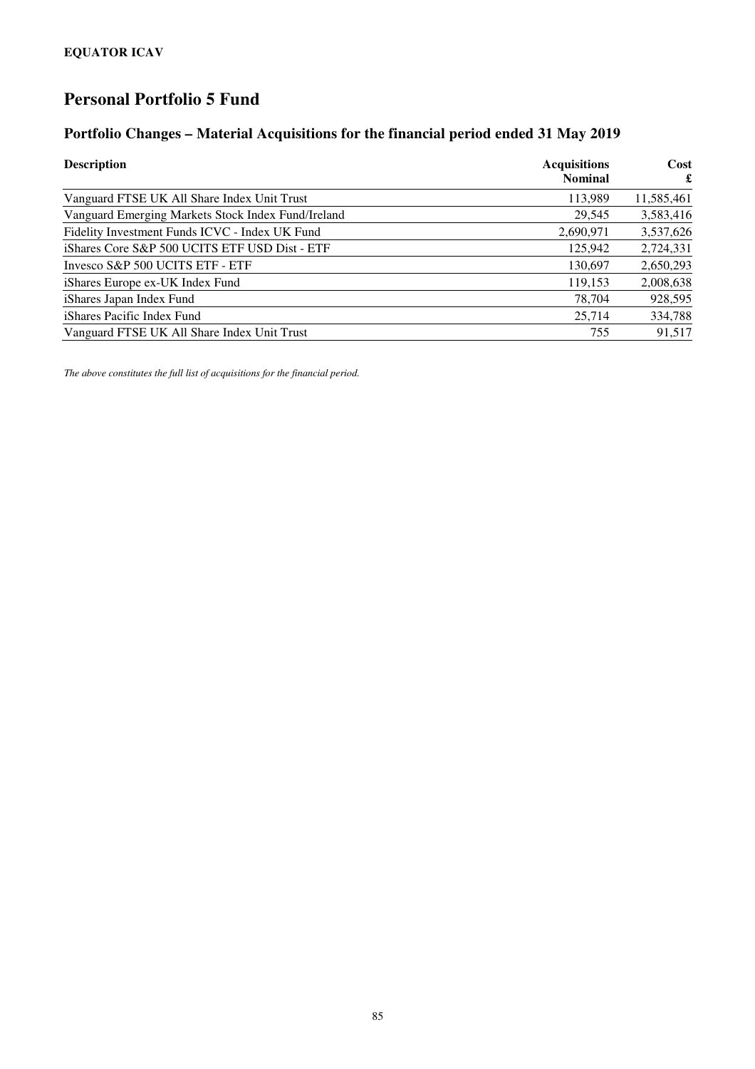**EQUATOR ICAV**

# Personal Portfolio 5 Fund

## Portfolio Changes – Material Acquisitions for the financial period ended 31 May 2019

| Description | Acquisitions Nominal | Cost £ |
|---|---|---|
| Vanguard FTSE UK All Share Index Unit Trust | 113,989 | 11,585,461 |
| Vanguard Emerging Markets Stock Index Fund/Ireland | 29,545 | 3,583,416 |
| Fidelity Investment Funds ICVC - Index UK Fund | 2,690,971 | 3,537,626 |
| iShares Core S&P 500 UCITS ETF USD Dist - ETF | 125,942 | 2,724,331 |
| Invesco S&P 500 UCITS ETF - ETF | 130,697 | 2,650,293 |
| iShares Europe ex-UK Index Fund | 119,153 | 2,008,638 |
| iShares Japan Index Fund | 78,704 | 928,595 |
| iShares Pacific Index Fund | 25,714 | 334,788 |
| Vanguard FTSE UK All Share Index Unit Trust | 755 | 91,517 |

*The above constitutes the full list of acquisitions for the financial period.*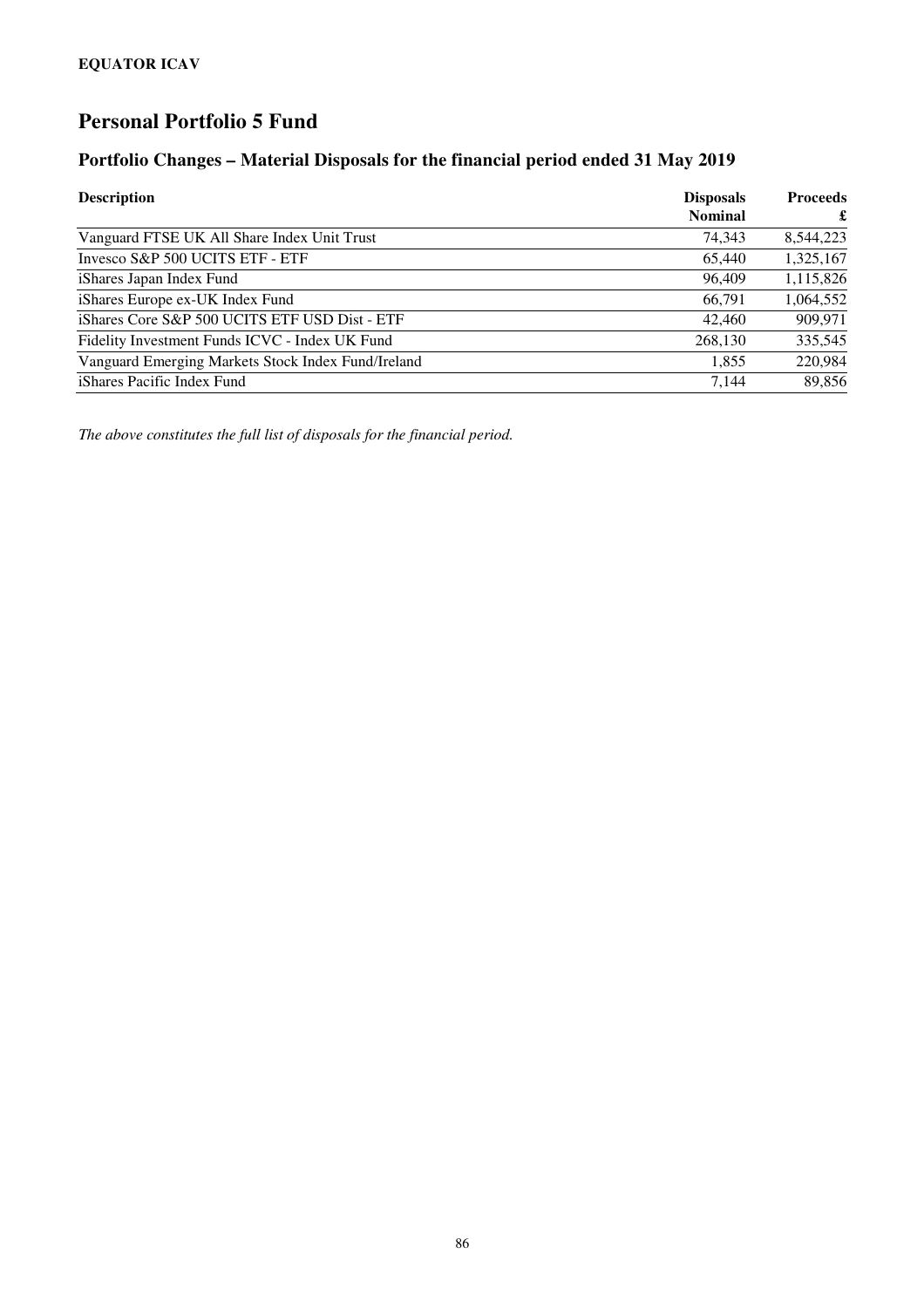**EQUATOR ICAV**

# Personal Portfolio 5 Fund

## Portfolio Changes – Material Disposals for the financial period ended 31 May 2019

| Description | Disposals Nominal | Proceeds £ |
|---|---|---|
| Vanguard FTSE UK All Share Index Unit Trust | 74,343 | 8,544,223 |
| Invesco S&P 500 UCITS ETF - ETF | 65,440 | 1,325,167 |
| iShares Japan Index Fund | 96,409 | 1,115,826 |
| iShares Europe ex-UK Index Fund | 66,791 | 1,064,552 |
| iShares Core S&P 500 UCITS ETF USD Dist - ETF | 42,460 | 909,971 |
| Fidelity Investment Funds ICVC - Index UK Fund | 268,130 | 335,545 |
| Vanguard Emerging Markets Stock Index Fund/Ireland | 1,855 | 220,984 |
| iShares Pacific Index Fund | 7,144 | 89,856 |

*The above constitutes the full list of disposals for the financial period.*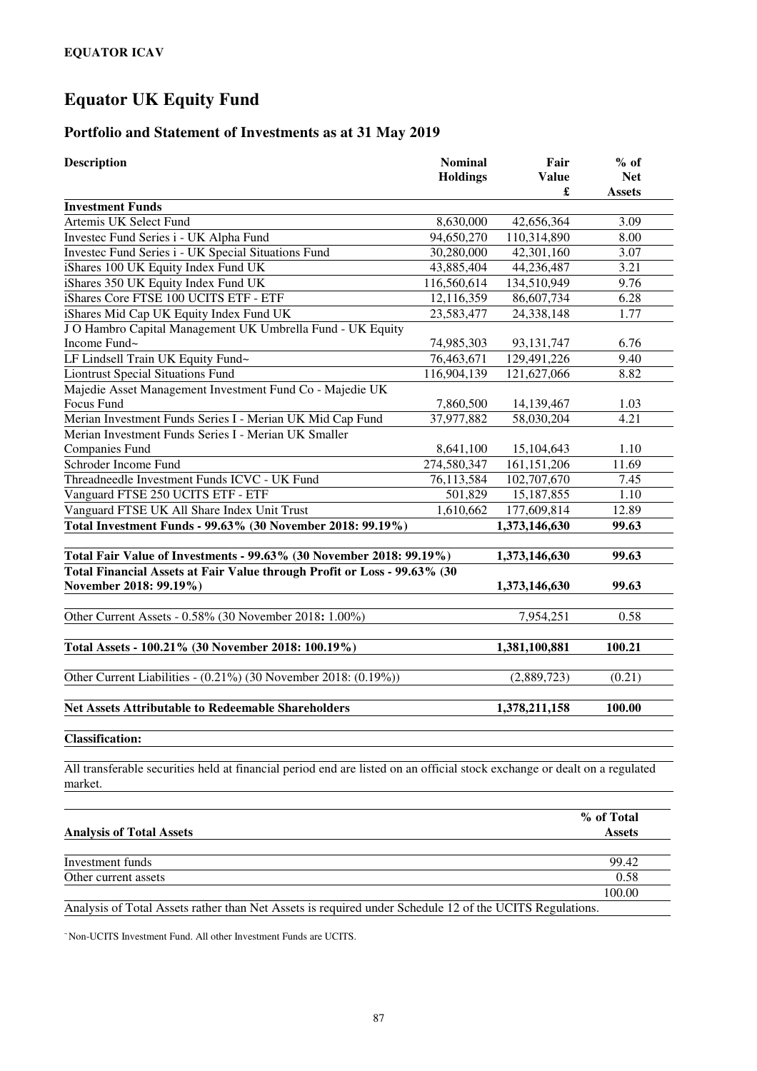**EQUATOR ICAV**

# Equator UK Equity Fund

## Portfolio and Statement of Investments as at 31 May 2019

| Description | Nominal Holdings | Fair Value £ | % of Net Assets |
|---|---|---|---|
| **Investment Funds** | | | |
| Artemis UK Select Fund | 8,630,000 | 42,656,364 | 3.09 |
| Investec Fund Series i - UK Alpha Fund | 94,650,270 | 110,314,890 | 8.00 |
| Investec Fund Series i - UK Special Situations Fund | 30,280,000 | 42,301,160 | 3.07 |
| iShares 100 UK Equity Index Fund UK | 43,885,404 | 44,236,487 | 3.21 |
| iShares 350 UK Equity Index Fund UK | 116,560,614 | 134,510,949 | 9.76 |
| iShares Core FTSE 100 UCITS ETF - ETF | 12,116,359 | 86,607,734 | 6.28 |
| iShares Mid Cap UK Equity Index Fund UK | 23,583,477 | 24,338,148 | 1.77 |
| J O Hambro Capital Management UK Umbrella Fund - UK Equity Income Fund~ | 74,985,303 | 93,131,747 | 6.76 |
| LF Lindsell Train UK Equity Fund~ | 76,463,671 | 129,491,226 | 9.40 |
| Liontrust Special Situations Fund | 116,904,139 | 121,627,066 | 8.82 |
| Majedie Asset Management Investment Fund Co - Majedie UK Focus Fund | 7,860,500 | 14,139,467 | 1.03 |
| Merian Investment Funds Series I - Merian UK Mid Cap Fund | 37,977,882 | 58,030,204 | 4.21 |
| Merian Investment Funds Series I - Merian UK Smaller Companies Fund | 8,641,100 | 15,104,643 | 1.10 |
| Schroder Income Fund | 274,580,347 | 161,151,206 | 11.69 |
| Threadneedle Investment Funds ICVC - UK Fund | 76,113,584 | 102,707,670 | 7.45 |
| Vanguard FTSE 250 UCITS ETF - ETF | 501,829 | 15,187,855 | 1.10 |
| Vanguard FTSE UK All Share Index Unit Trust | 1,610,662 | 177,609,814 | 12.89 |
| **Total Investment Funds - 99.63% (30 November 2018: 99.19%)** | | **1,373,146,630** | **99.63** |
| **Total Fair Value of Investments - 99.63% (30 November 2018: 99.19%)** | | **1,373,146,630** | **99.63** |
| **Total Financial Assets at Fair Value through Profit or Loss - 99.63% (30 November 2018: 99.19%)** | | **1,373,146,630** | **99.63** |
| Other Current Assets - 0.58% (30 November 2018: 1.00%) | | 7,954,251 | 0.58 |
| **Total Assets - 100.21% (30 November 2018: 100.19%)** | | **1,381,100,881** | **100.21** |
| Other Current Liabilities - (0.21%) (30 November 2018: (0.19%)) | | (2,889,723) | (0.21) |
| **Net Assets Attributable to Redeemable Shareholders** | | **1,378,211,158** | **100.00** |

**Classification:**

All transferable securities held at financial period end are listed on an official stock exchange or dealt on a regulated market.

| Analysis of Total Assets | % of Total Assets |
|---|---|
| Investment funds | 99.42 |
| Other current assets | 0.58 |
| | 100.00 |

Analysis of Total Assets rather than Net Assets is required under Schedule 12 of the UCITS Regulations.

~Non-UCITS Investment Fund. All other Investment Funds are UCITS.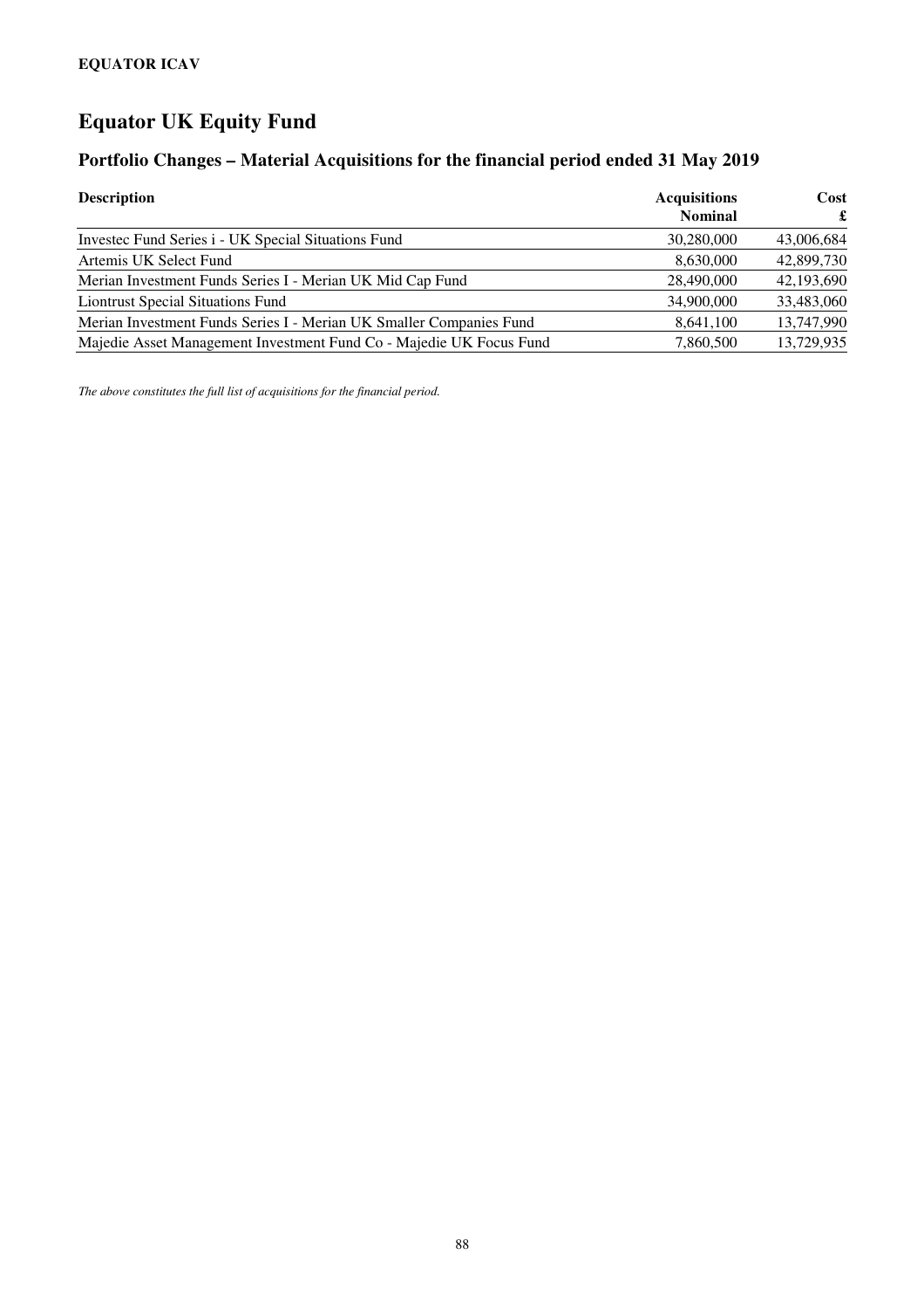**EQUATOR ICAV**

# Equator UK Equity Fund

## Portfolio Changes – Material Acquisitions for the financial period ended 31 May 2019

| Description | Acquisitions Nominal | Cost £ |
|---|---|---|
| Investec Fund Series i - UK Special Situations Fund | 30,280,000 | 43,006,684 |
| Artemis UK Select Fund | 8,630,000 | 42,899,730 |
| Merian Investment Funds Series I - Merian UK Mid Cap Fund | 28,490,000 | 42,193,690 |
| Liontrust Special Situations Fund | 34,900,000 | 33,483,060 |
| Merian Investment Funds Series I - Merian UK Smaller Companies Fund | 8,641,100 | 13,747,990 |
| Majedie Asset Management Investment Fund Co - Majedie UK Focus Fund | 7,860,500 | 13,729,935 |

*The above constitutes the full list of acquisitions for the financial period.*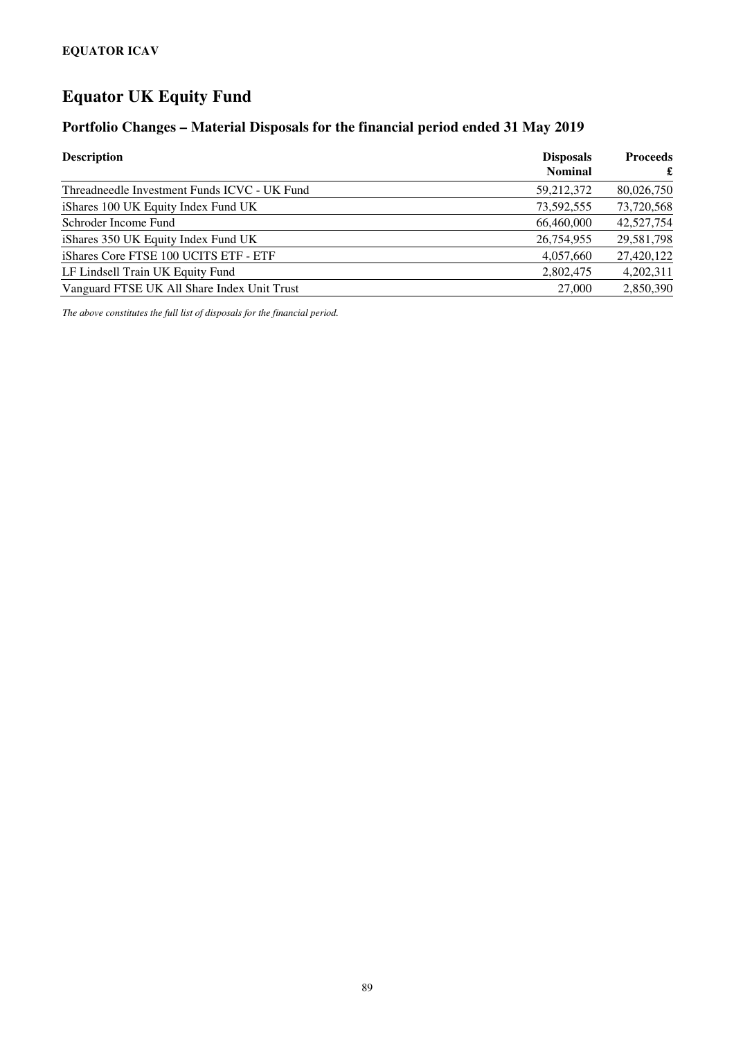**EQUATOR ICAV**

# Equator UK Equity Fund

## Portfolio Changes – Material Disposals for the financial period ended 31 May 2019

| Description | Disposals Nominal | Proceeds £ |
|---|---|---|
| Threadneedle Investment Funds ICVC - UK Fund | 59,212,372 | 80,026,750 |
| iShares 100 UK Equity Index Fund UK | 73,592,555 | 73,720,568 |
| Schroder Income Fund | 66,460,000 | 42,527,754 |
| iShares 350 UK Equity Index Fund UK | 26,754,955 | 29,581,798 |
| iShares Core FTSE 100 UCITS ETF - ETF | 4,057,660 | 27,420,122 |
| LF Lindsell Train UK Equity Fund | 2,802,475 | 4,202,311 |
| Vanguard FTSE UK All Share Index Unit Trust | 27,000 | 2,850,390 |

*The above constitutes the full list of disposals for the financial period.*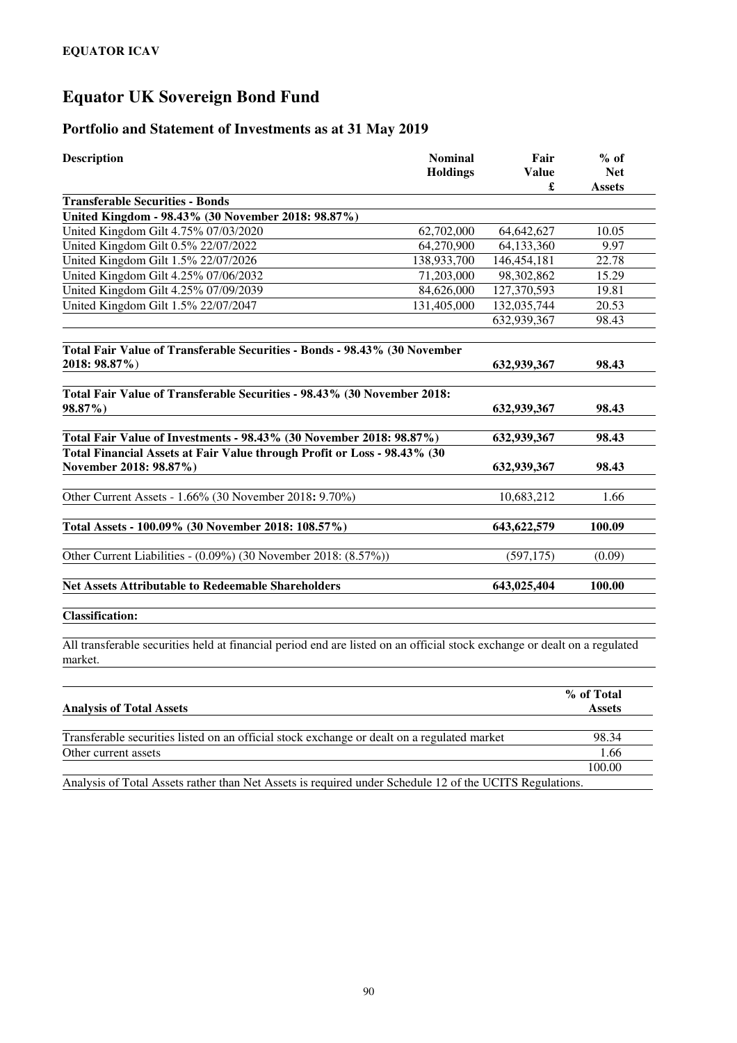**EQUATOR ICAV**

# Equator UK Sovereign Bond Fund

## Portfolio and Statement of Investments as at 31 May 2019

| Description | Nominal Holdings | Fair Value £ | % of Net Assets |
|---|---|---|---|
| **Transferable Securities - Bonds** | | | |
| **United Kingdom - 98.43% (30 November 2018: 98.87%)** | | | |
| United Kingdom Gilt 4.75% 07/03/2020 | 62,702,000 | 64,642,627 | 10.05 |
| United Kingdom Gilt 0.5% 22/07/2022 | 64,270,900 | 64,133,360 | 9.97 |
| United Kingdom Gilt 1.5% 22/07/2026 | 138,933,700 | 146,454,181 | 22.78 |
| United Kingdom Gilt 4.25% 07/06/2032 | 71,203,000 | 98,302,862 | 15.29 |
| United Kingdom Gilt 4.25% 07/09/2039 | 84,626,000 | 127,370,593 | 19.81 |
| United Kingdom Gilt 1.5% 22/07/2047 | 131,405,000 | 132,035,744 | 20.53 |
| | | 632,939,367 | 98.43 |
| **Total Fair Value of Transferable Securities - Bonds - 98.43% (30 November 2018: 98.87%)** | | **632,939,367** | **98.43** |
| **Total Fair Value of Transferable Securities - 98.43% (30 November 2018: 98.87%)** | | **632,939,367** | **98.43** |
| **Total Fair Value of Investments - 98.43% (30 November 2018: 98.87%)** | | **632,939,367** | **98.43** |
| **Total Financial Assets at Fair Value through Profit or Loss - 98.43% (30 November 2018: 98.87%)** | | **632,939,367** | **98.43** |
| Other Current Assets - 1.66% (30 November 2018: 9.70%) | | 10,683,212 | 1.66 |
| **Total Assets - 100.09% (30 November 2018: 108.57%)** | | **643,622,579** | **100.09** |
| Other Current Liabilities - (0.09%) (30 November 2018: (8.57%)) | | (597,175) | (0.09) |
| **Net Assets Attributable to Redeemable Shareholders** | | **643,025,404** | **100.00** |

**Classification:**

All transferable securities held at financial period end are listed on an official stock exchange or dealt on a regulated market.

| Analysis of Total Assets | % of Total Assets |
|---|---|
| Transferable securities listed on an official stock exchange or dealt on a regulated market | 98.34 |
| Other current assets | 1.66 |
| | 100.00 |

Analysis of Total Assets rather than Net Assets is required under Schedule 12 of the UCITS Regulations.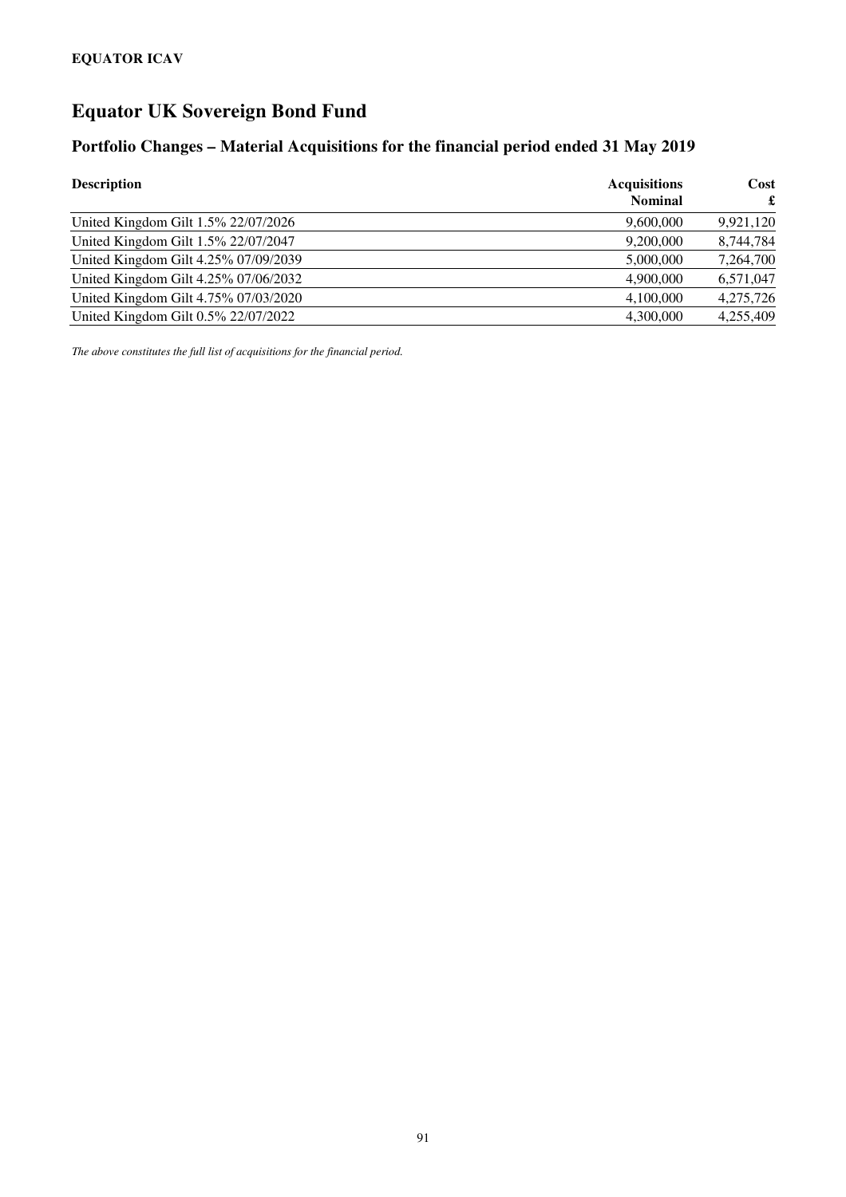**EQUATOR ICAV**

# Equator UK Sovereign Bond Fund

## Portfolio Changes – Material Acquisitions for the financial period ended 31 May 2019

| Description | Acquisitions Nominal | Cost £ |
|---|---|---|
| United Kingdom Gilt 1.5% 22/07/2026 | 9,600,000 | 9,921,120 |
| United Kingdom Gilt 1.5% 22/07/2047 | 9,200,000 | 8,744,784 |
| United Kingdom Gilt 4.25% 07/09/2039 | 5,000,000 | 7,264,700 |
| United Kingdom Gilt 4.25% 07/06/2032 | 4,900,000 | 6,571,047 |
| United Kingdom Gilt 4.75% 07/03/2020 | 4,100,000 | 4,275,726 |
| United Kingdom Gilt 0.5% 22/07/2022 | 4,300,000 | 4,255,409 |

*The above constitutes the full list of acquisitions for the financial period.*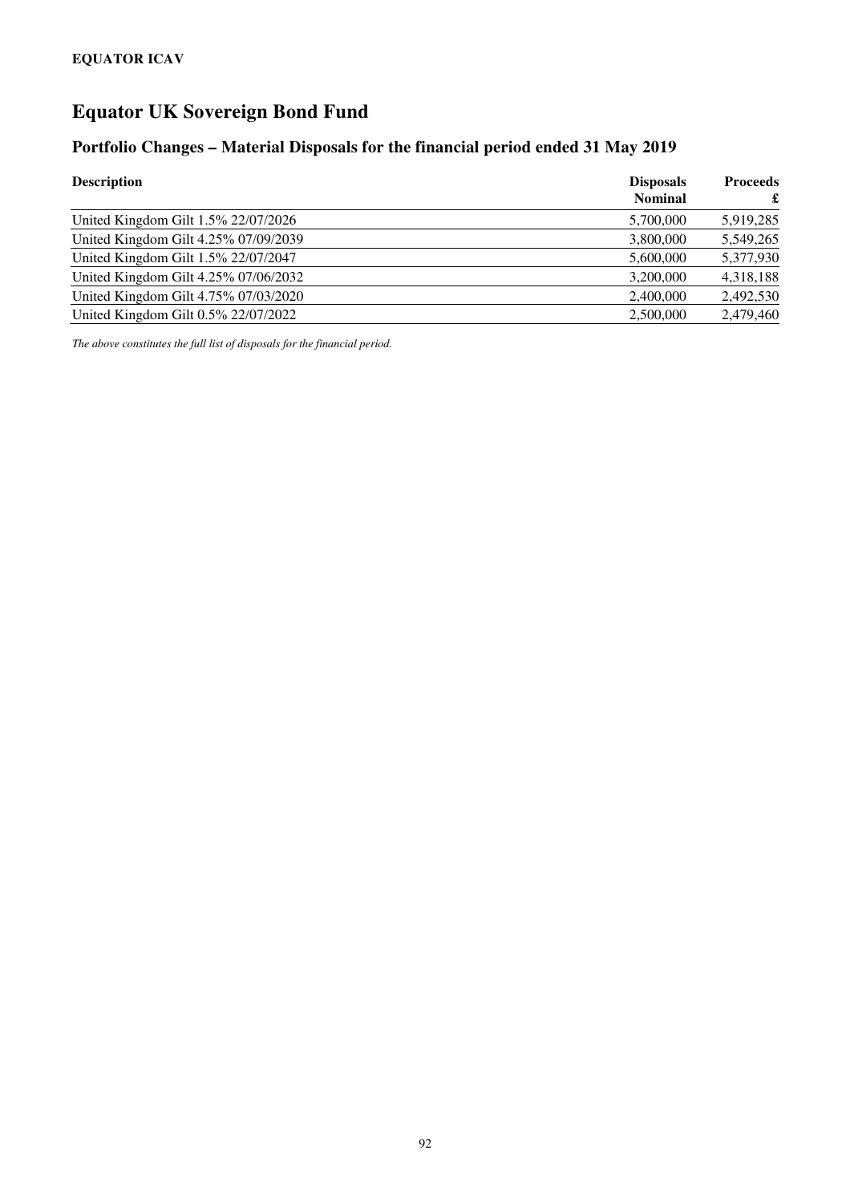**EQUATOR ICAV**

# Equator UK Sovereign Bond Fund

## Portfolio Changes – Material Disposals for the financial period ended 31 May 2019

| Description | Disposals Nominal | Proceeds £ |
|---|---|---|
| United Kingdom Gilt 1.5% 22/07/2026 | 5,700,000 | 5,919,285 |
| United Kingdom Gilt 4.25% 07/09/2039 | 3,800,000 | 5,549,265 |
| United Kingdom Gilt 1.5% 22/07/2047 | 5,600,000 | 5,377,930 |
| United Kingdom Gilt 4.25% 07/06/2032 | 3,200,000 | 4,318,188 |
| United Kingdom Gilt 4.75% 07/03/2020 | 2,400,000 | 2,492,530 |
| United Kingdom Gilt 0.5% 22/07/2022 | 2,500,000 | 2,479,460 |

*The above constitutes the full list of disposals for the financial period.*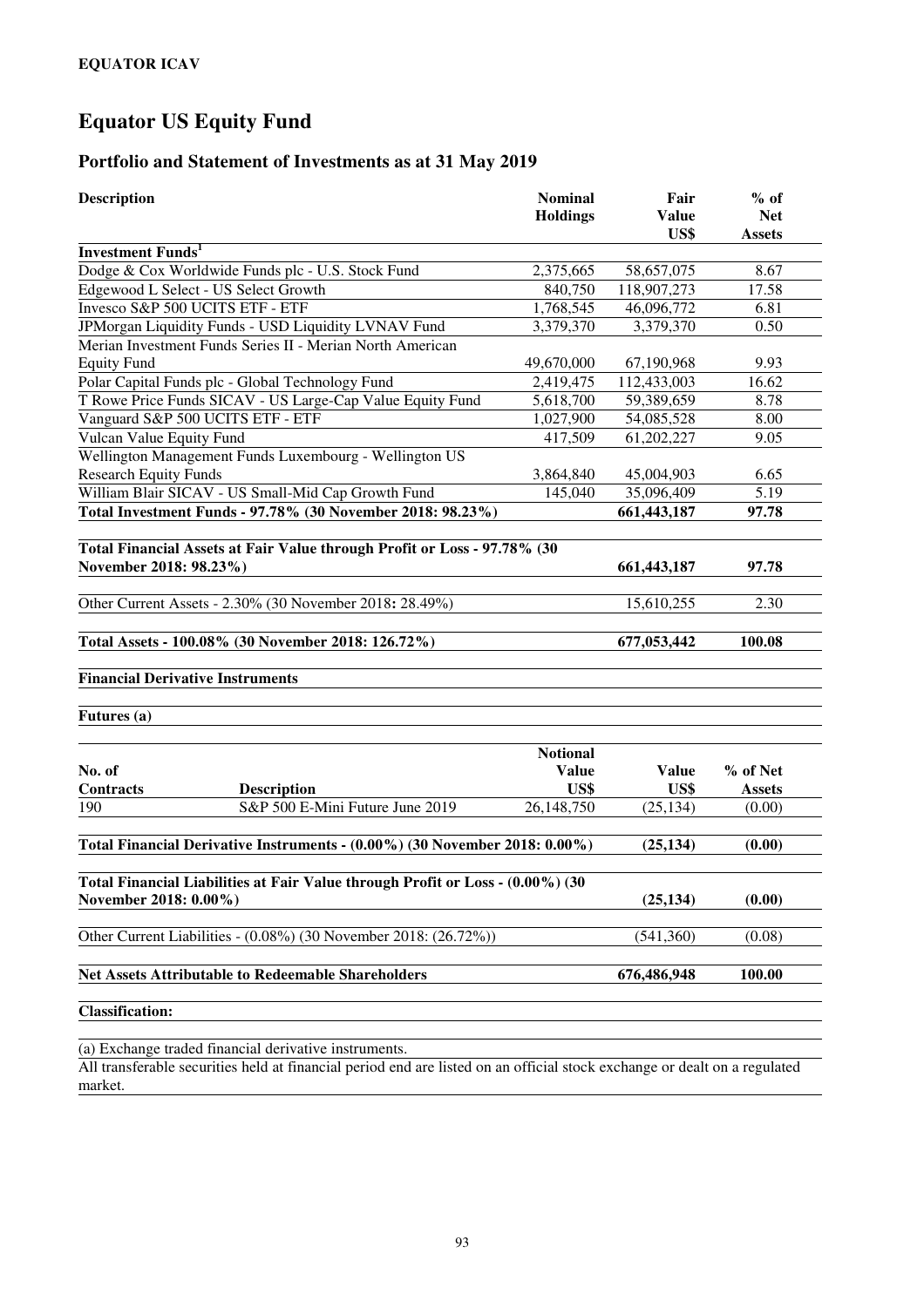**EQUATOR ICAV**

# Equator US Equity Fund

## Portfolio and Statement of Investments as at 31 May 2019

| Description | Nominal Holdings | Fair Value US$ | % of Net Assets |
|---|---|---|---|
| **Investment Funds[1]** | | | |
| Dodge & Cox Worldwide Funds plc - U.S. Stock Fund | 2,375,665 | 58,657,075 | 8.67 |
| Edgewood L Select - US Select Growth | 840,750 | 118,907,273 | 17.58 |
| Invesco S&P 500 UCITS ETF - ETF | 1,768,545 | 46,096,772 | 6.81 |
| JPMorgan Liquidity Funds - USD Liquidity LVNAV Fund | 3,379,370 | 3,379,370 | 0.50 |
| Merian Investment Funds Series II - Merian North American Equity Fund | 49,670,000 | 67,190,968 | 9.93 |
| Polar Capital Funds plc - Global Technology Fund | 2,419,475 | 112,433,003 | 16.62 |
| T Rowe Price Funds SICAV - US Large-Cap Value Equity Fund | 5,618,700 | 59,389,659 | 8.78 |
| Vanguard S&P 500 UCITS ETF - ETF | 1,027,900 | 54,085,528 | 8.00 |
| Vulcan Value Equity Fund | 417,509 | 61,202,227 | 9.05 |
| Wellington Management Funds Luxembourg - Wellington US Research Equity Funds | 3,864,840 | 45,004,903 | 6.65 |
| William Blair SICAV - US Small-Mid Cap Growth Fund | 145,040 | 35,096,409 | 5.19 |
| **Total Investment Funds - 97.78% (30 November 2018: 98.23%)** | | **661,443,187** | **97.78** |
| | | | |
| **Total Financial Assets at Fair Value through Profit or Loss - 97.78% (30 November 2018: 98.23%)** | | **661,443,187** | **97.78** |
| | | | |
| Other Current Assets - 2.30% (30 November 2018: 28.49%) | | 15,610,255 | 2.30 |
| | | | |
| **Total Assets - 100.08% (30 November 2018: 126.72%)** | | **677,053,442** | **100.08** |

**Financial Derivative Instruments**

**Futures (a)**

| No. of Contracts | Description | Notional Value US$ | Value US$ | % of Net Assets |
|---|---|---|---|---|
| 190 | S&P 500 E-Mini Future June 2019 | 26,148,750 | (25,134) | (0.00) |
| | | | | |
| **Total Financial Derivative Instruments - (0.00%) (30 November 2018: 0.00%)** | | | **(25,134)** | **(0.00)** |
| | | | | |
| **Total Financial Liabilities at Fair Value through Profit or Loss - (0.00%) (30 November 2018: 0.00%)** | | | **(25,134)** | **(0.00)** |
| | | | | |
| Other Current Liabilities - (0.08%) (30 November 2018: (26.72%)) | | | (541,360) | (0.08) |
| | | | | |
| **Net Assets Attributable to Redeemable Shareholders** | | | **676,486,948** | **100.00** |

**Classification:**

(a) Exchange traded financial derivative instruments.

All transferable securities held at financial period end are listed on an official stock exchange or dealt on a regulated market.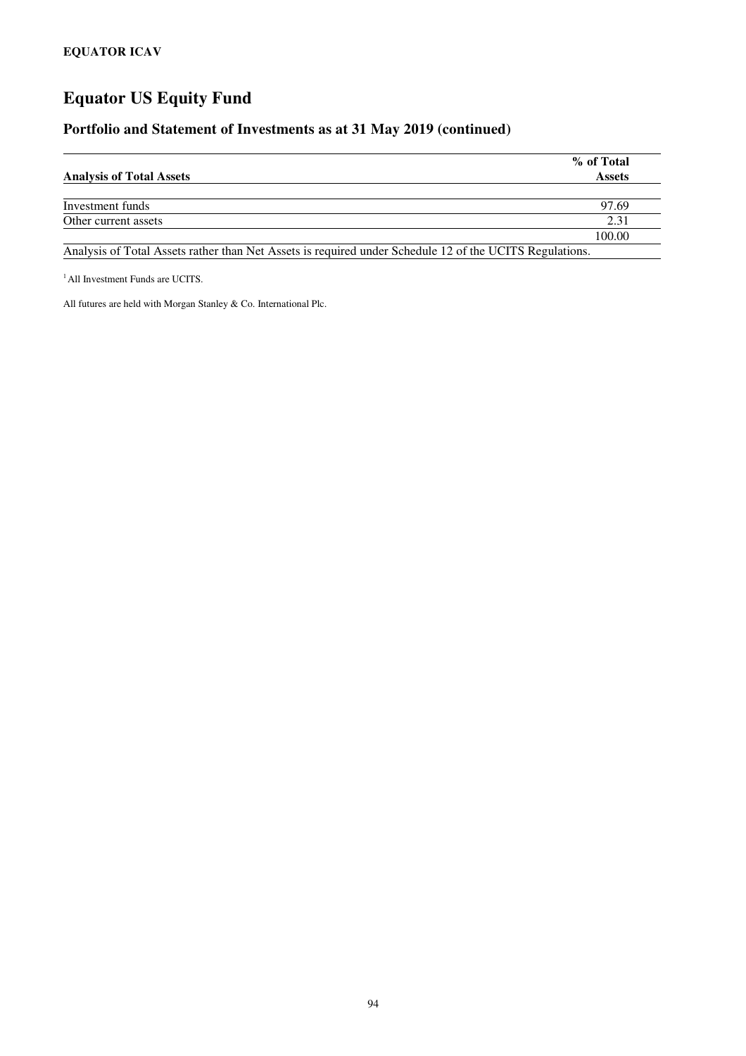# Equator US Equity Fund

## Portfolio and Statement of Investments as at 31 May 2019 (continued)

| Analysis of Total Assets | % of Total Assets |
|---|---|
| Investment funds | 97.69 |
| Other current assets | 2.31 |
| | 100.00 |

Analysis of Total Assets rather than Net Assets is required under Schedule 12 of the UCITS Regulations.

[1] All Investment Funds are UCITS.

All futures are held with Morgan Stanley & Co. International Plc.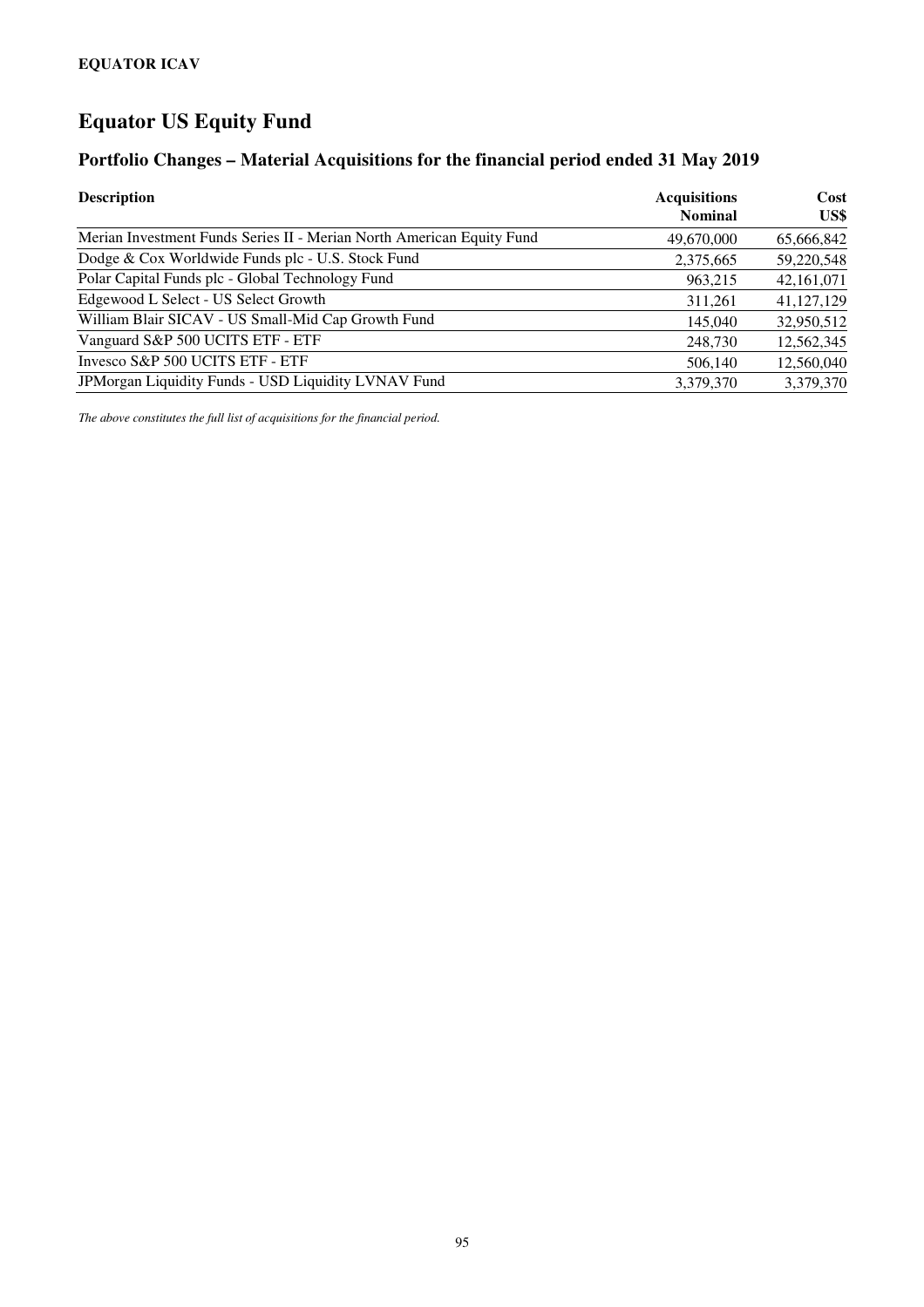**EQUATOR ICAV**

# Equator US Equity Fund

## Portfolio Changes – Material Acquisitions for the financial period ended 31 May 2019

| Description | Acquisitions Nominal | Cost US$ |
|---|---:|---:|
| Merian Investment Funds Series II - Merian North American Equity Fund | 49,670,000 | 65,666,842 |
| Dodge & Cox Worldwide Funds plc - U.S. Stock Fund | 2,375,665 | 59,220,548 |
| Polar Capital Funds plc - Global Technology Fund | 963,215 | 42,161,071 |
| Edgewood L Select - US Select Growth | 311,261 | 41,127,129 |
| William Blair SICAV - US Small-Mid Cap Growth Fund | 145,040 | 32,950,512 |
| Vanguard S&P 500 UCITS ETF - ETF | 248,730 | 12,562,345 |
| Invesco S&P 500 UCITS ETF - ETF | 506,140 | 12,560,040 |
| JPMorgan Liquidity Funds - USD Liquidity LVNAV Fund | 3,379,370 | 3,379,370 |

*The above constitutes the full list of acquisitions for the financial period.*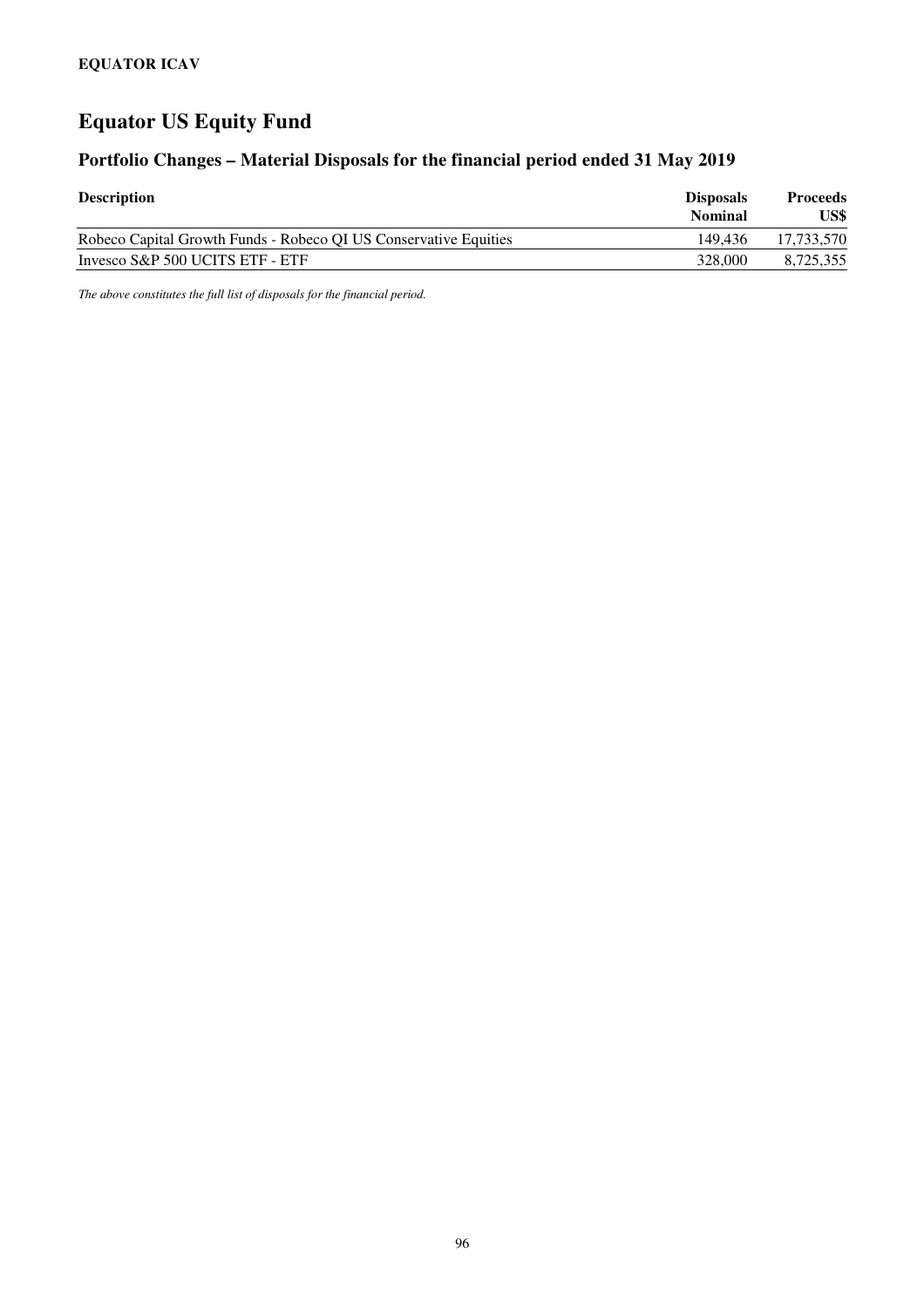**EQUATOR ICAV**

# Equator US Equity Fund

## Portfolio Changes – Material Disposals for the financial period ended 31 May 2019

| Description | Disposals Nominal | Proceeds US$ |
|---|---|---|
| Robeco Capital Growth Funds - Robeco QI US Conservative Equities | 149,436 | 17,733,570 |
| Invesco S&P 500 UCITS ETF - ETF | 328,000 | 8,725,355 |

*The above constitutes the full list of disposals for the financial period.*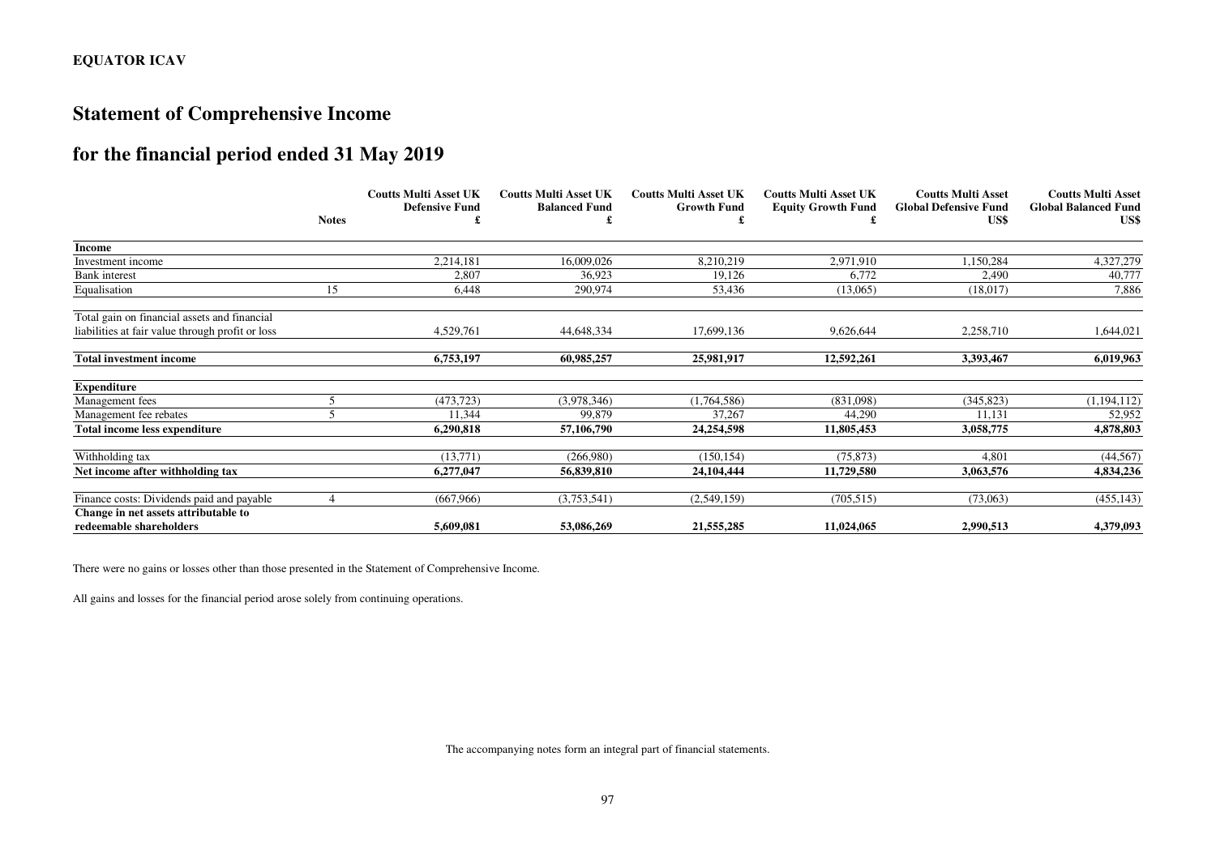**EQUATOR ICAV**

# Statement of Comprehensive Income

# for the financial period ended 31 May 2019

| | Notes | Coutts Multi Asset UK Defensive Fund £ | Coutts Multi Asset UK Balanced Fund £ | Coutts Multi Asset UK Growth Fund £ | Coutts Multi Asset UK Equity Growth Fund £ | Coutts Multi Asset Global Defensive Fund US$ | Coutts Multi Asset Global Balanced Fund US$ |
|---|---|---|---|---|---|---|---|
| **Income** | | | | | | | |
| Investment income | | 2,214,181 | 16,009,026 | 8,210,219 | 2,971,910 | 1,150,284 | 4,327,279 |
| Bank interest | | 2,807 | 36,923 | 19,126 | 6,772 | 2,490 | 40,777 |
| Equalisation | 15 | 6,448 | 290,974 | 53,436 | (13,065) | (18,017) | 7,886 |
| Total gain on financial assets and financial liabilities at fair value through profit or loss | | 4,529,761 | 44,648,334 | 17,699,136 | 9,626,644 | 2,258,710 | 1,644,021 |
| **Total investment income** | | **6,753,197** | **60,985,257** | **25,981,917** | **12,592,261** | **3,393,467** | **6,019,963** |
| **Expenditure** | | | | | | | |
| Management fees | 5 | (473,723) | (3,978,346) | (1,764,586) | (831,098) | (345,823) | (1,194,112) |
| Management fee rebates | 5 | 11,344 | 99,879 | 37,267 | 44,290 | 11,131 | 52,952 |
| **Total income less expenditure** | | **6,290,818** | **57,106,790** | **24,254,598** | **11,805,453** | **3,058,775** | **4,878,803** |
| Withholding tax | | (13,771) | (266,980) | (150,154) | (75,873) | 4,801 | (44,567) |
| **Net income after withholding tax** | | **6,277,047** | **56,839,810** | **24,104,444** | **11,729,580** | **3,063,576** | **4,834,236** |
| Finance costs: Dividends paid and payable | 4 | (667,966) | (3,753,541) | (2,549,159) | (705,515) | (73,063) | (455,143) |
| **Change in net assets attributable to redeemable shareholders** | | **5,609,081** | **53,086,269** | **21,555,285** | **11,024,065** | **2,990,513** | **4,379,093** |

There were no gains or losses other than those presented in the Statement of Comprehensive Income.

All gains and losses for the financial period arose solely from continuing operations.

The accompanying notes form an integral part of financial statements.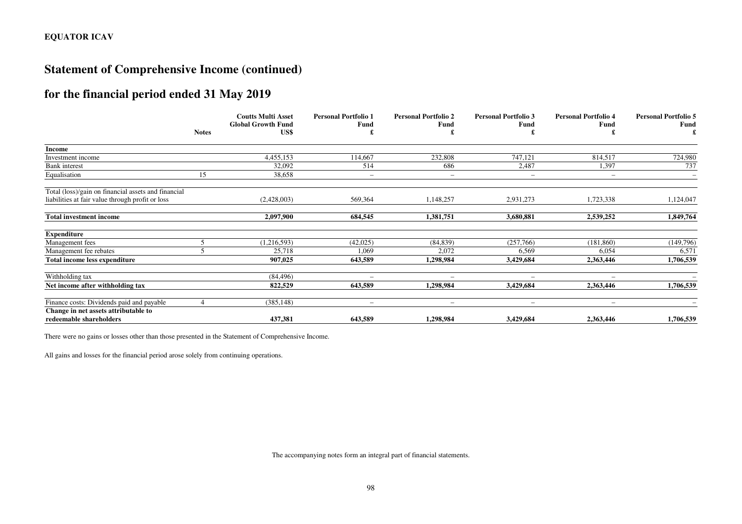# Statement of Comprehensive Income (continued)

## for the financial period ended 31 May 2019

| | Notes | Coutts Multi Asset Global Growth Fund US$ | Personal Portfolio 1 Fund £ | Personal Portfolio 2 Fund £ | Personal Portfolio 3 Fund £ | Personal Portfolio 4 Fund £ | Personal Portfolio 5 Fund £ |
|---|---|---|---|---|---|---|---|
| **Income** | | | | | | | |
| Investment income | | 4,455,153 | 114,667 | 232,808 | 747,121 | 814,517 | 724,980 |
| Bank interest | | 32,092 | 514 | 686 | 2,487 | 1,397 | 737 |
| Equalisation | 15 | 38,658 | – | – | – | – | – |
| Total (loss)/gain on financial assets and financial liabilities at fair value through profit or loss | | (2,428,003) | 569,364 | 1,148,257 | 2,931,273 | 1,723,338 | 1,124,047 |
| **Total investment income** | | **2,097,900** | **684,545** | **1,381,751** | **3,680,881** | **2,539,252** | **1,849,764** |
| **Expenditure** | | | | | | | |
| Management fees | 5 | (1,216,593) | (42,025) | (84,839) | (257,766) | (181,860) | (149,796) |
| Management fee rebates | 5 | 25,718 | 1,069 | 2,072 | 6,569 | 6,054 | 6,571 |
| **Total income less expenditure** | | **907,025** | **643,589** | **1,298,984** | **3,429,684** | **2,363,446** | **1,706,539** |
| Withholding tax | | (84,496) | – | – | – | – | – |
| **Net income after withholding tax** | | **822,529** | **643,589** | **1,298,984** | **3,429,684** | **2,363,446** | **1,706,539** |
| Finance costs: Dividends paid and payable | 4 | (385,148) | – | – | – | – | – |
| **Change in net assets attributable to redeemable shareholders** | | **437,381** | **643,589** | **1,298,984** | **3,429,684** | **2,363,446** | **1,706,539** |

There were no gains or losses other than those presented in the Statement of Comprehensive Income.

All gains and losses for the financial period arose solely from continuing operations.

The accompanying notes form an integral part of financial statements.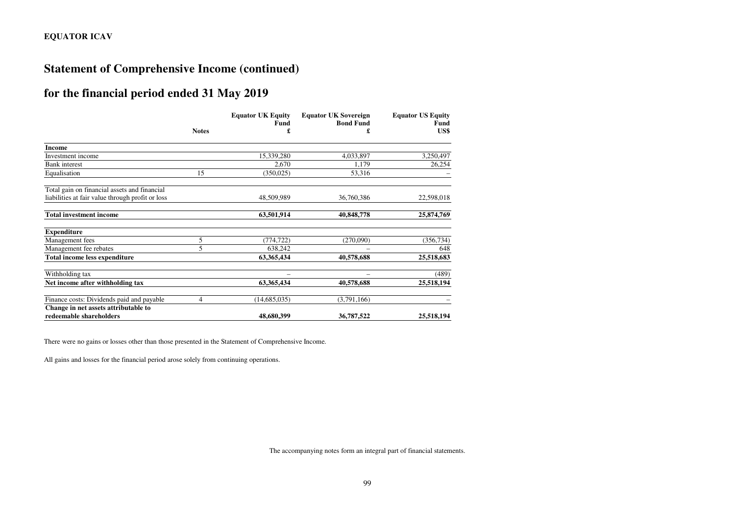## Statement of Comprehensive Income (continued)

## for the financial period ended 31 May 2019

| | Notes | Equator UK Equity Fund £ | Equator UK Sovereign Bond Fund £ | Equator US Equity Fund US$ |
|---|---|---|---|---|
| **Income** | | | | |
| Investment income | | 15,339,280 | 4,033,897 | 3,250,497 |
| Bank interest | | 2,670 | 1,179 | 26,254 |
| Equalisation | 15 | (350,025) | 53,316 | – |
| Total gain on financial assets and financial liabilities at fair value through profit or loss | | 48,509,989 | 36,760,386 | 22,598,018 |
| **Total investment income** | | **63,501,914** | **40,848,778** | **25,874,769** |
| **Expenditure** | | | | |
| Management fees | 5 | (774,722) | (270,090) | (356,734) |
| Management fee rebates | 5 | 638,242 | – | 648 |
| **Total income less expenditure** | | **63,365,434** | **40,578,688** | **25,518,683** |
| Withholding tax | | – | – | (489) |
| **Net income after withholding tax** | | **63,365,434** | **40,578,688** | **25,518,194** |
| Finance costs: Dividends paid and payable | 4 | (14,685,035) | (3,791,166) | – |
| **Change in net assets attributable to redeemable shareholders** | | **48,680,399** | **36,787,522** | **25,518,194** |

There were no gains or losses other than those presented in the Statement of Comprehensive Income.

All gains and losses for the financial period arose solely from continuing operations.

The accompanying notes form an integral part of financial statements.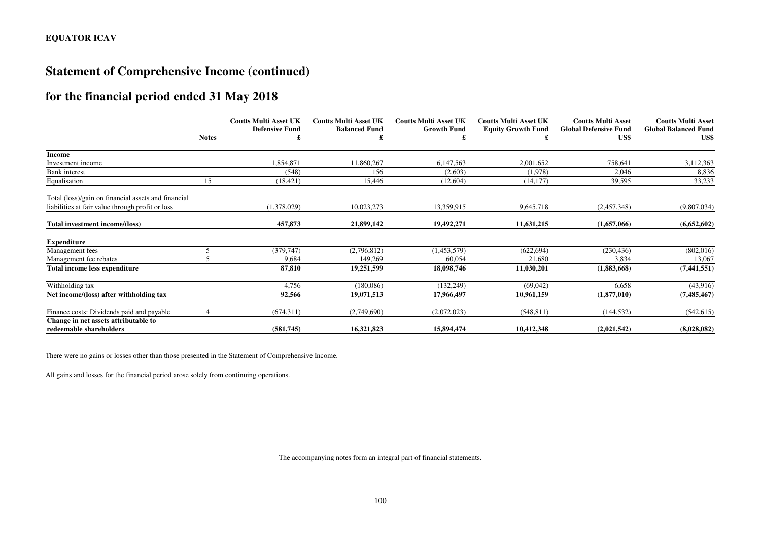**EQUATOR ICAV**

# Statement of Comprehensive Income (continued)

## for the financial period ended 31 May 2018

| | Notes | Coutts Multi Asset UK Defensive Fund £ | Coutts Multi Asset UK Balanced Fund £ | Coutts Multi Asset UK Growth Fund £ | Coutts Multi Asset UK Equity Growth Fund £ | Coutts Multi Asset Global Defensive Fund US$ | Coutts Multi Asset Global Balanced Fund US$ |
|---|---|---|---|---|---|---|---|
| **Income** | | | | | | | |
| Investment income | | 1,854,871 | 11,860,267 | 6,147,563 | 2,001,652 | 758,641 | 3,112,363 |
| Bank interest | | (548) | 156 | (2,603) | (1,978) | 2,046 | 8,836 |
| Equalisation | 15 | (18,421) | 15,446 | (12,604) | (14,177) | 39,595 | 33,233 |
| Total (loss)/gain on financial assets and financial liabilities at fair value through profit or loss | | (1,378,029) | 10,023,273 | 13,359,915 | 9,645,718 | (2,457,348) | (9,807,034) |
| **Total investment income/(loss)** | | **457,873** | **21,899,142** | **19,492,271** | **11,631,215** | **(1,657,066)** | **(6,652,602)** |
| **Expenditure** | | | | | | | |
| Management fees | 5 | (379,747) | (2,796,812) | (1,453,579) | (622,694) | (230,436) | (802,016) |
| Management fee rebates | 5 | 9,684 | 149,269 | 60,054 | 21,680 | 3,834 | 13,067 |
| **Total income less expenditure** | | **87,810** | **19,251,599** | **18,098,746** | **11,030,201** | **(1,883,668)** | **(7,441,551)** |
| Withholding tax | | 4,756 | (180,086) | (132,249) | (69,042) | 6,658 | (43,916) |
| **Net income/(loss) after withholding tax** | | **92,566** | **19,071,513** | **17,966,497** | **10,961,159** | **(1,877,010)** | **(7,485,467)** |
| Finance costs: Dividends paid and payable | 4 | (674,311) | (2,749,690) | (2,072,023) | (548,811) | (144,532) | (542,615) |
| **Change in net assets attributable to redeemable shareholders** | | **(581,745)** | **16,321,823** | **15,894,474** | **10,412,348** | **(2,021,542)** | **(8,028,082)** |

There were no gains or losses other than those presented in the Statement of Comprehensive Income.

All gains and losses for the financial period arose solely from continuing operations.

The accompanying notes form an integral part of financial statements.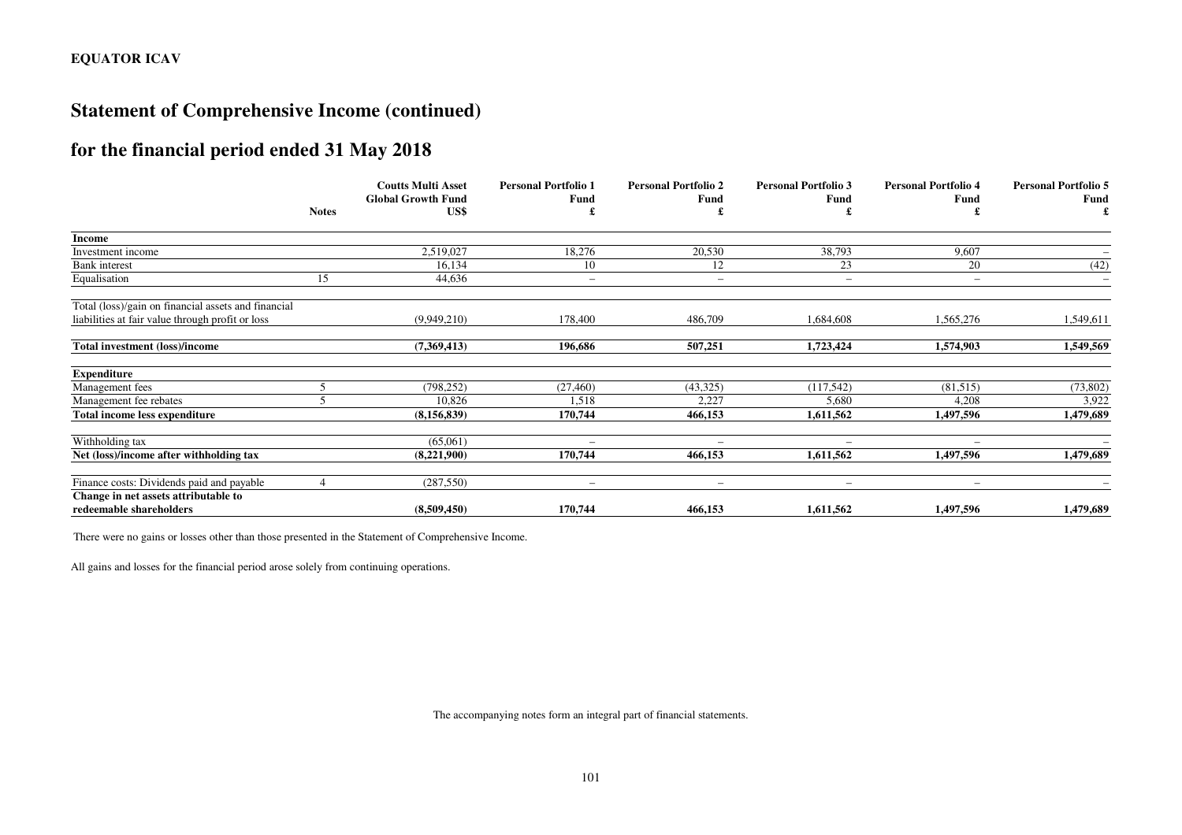**EQUATOR ICAV**

# Statement of Comprehensive Income (continued)

## for the financial period ended 31 May 2018

| | Notes | Coutts Multi Asset Global Growth Fund US$ | Personal Portfolio 1 Fund £ | Personal Portfolio 2 Fund £ | Personal Portfolio 3 Fund £ | Personal Portfolio 4 Fund £ | Personal Portfolio 5 Fund £ |
|---|---|---|---|---|---|---|---|
| **Income** | | | | | | | |
| Investment income | | 2,519,027 | 18,276 | 20,530 | 38,793 | 9,607 | – |
| Bank interest | | 16,134 | 10 | 12 | 23 | 20 | (42) |
| Equalisation | 15 | 44,636 | – | – | – | – | – |
| Total (loss)/gain on financial assets and financial liabilities at fair value through profit or loss | | (9,949,210) | 178,400 | 486,709 | 1,684,608 | 1,565,276 | 1,549,611 |
| **Total investment (loss)/income** | | **(7,369,413)** | **196,686** | **507,251** | **1,723,424** | **1,574,903** | **1,549,569** |
| **Expenditure** | | | | | | | |
| Management fees | 5 | (798,252) | (27,460) | (43,325) | (117,542) | (81,515) | (73,802) |
| Management fee rebates | 5 | 10,826 | 1,518 | 2,227 | 5,680 | 4,208 | 3,922 |
| **Total income less expenditure** | | **(8,156,839)** | **170,744** | **466,153** | **1,611,562** | **1,497,596** | **1,479,689** |
| Withholding tax | | (65,061) | – | – | – | – | – |
| **Net (loss)/income after withholding tax** | | **(8,221,900)** | **170,744** | **466,153** | **1,611,562** | **1,497,596** | **1,479,689** |
| Finance costs: Dividends paid and payable | 4 | (287,550) | – | – | – | – | – |
| **Change in net assets attributable to redeemable shareholders** | | **(8,509,450)** | **170,744** | **466,153** | **1,611,562** | **1,497,596** | **1,479,689** |

There were no gains or losses other than those presented in the Statement of Comprehensive Income.

All gains and losses for the financial period arose solely from continuing operations.

The accompanying notes form an integral part of financial statements.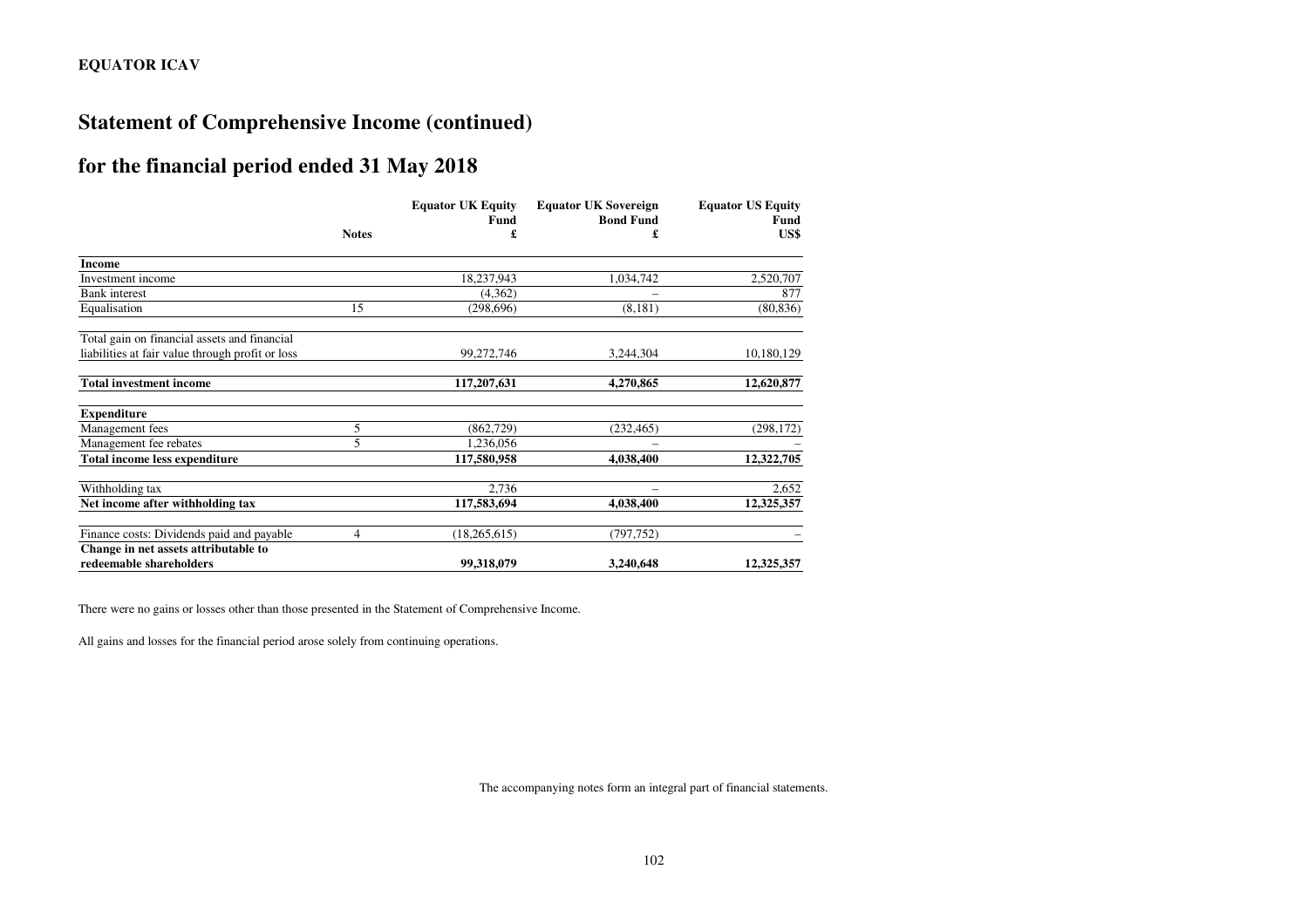**EQUATOR ICAV**

# Statement of Comprehensive Income (continued)

## for the financial period ended 31 May 2018

| | Notes | Equator UK Equity Fund £ | Equator UK Sovereign Bond Fund £ | Equator US Equity Fund US$ |
|---|---|---|---|---|
| **Income** | | | | |
| Investment income | | 18,237,943 | 1,034,742 | 2,520,707 |
| Bank interest | | (4,362) | – | 877 |
| Equalisation | 15 | (298,696) | (8,181) | (80,836) |
| Total gain on financial assets and financial liabilities at fair value through profit or loss | | 99,272,746 | 3,244,304 | 10,180,129 |
| **Total investment income** | | **117,207,631** | **4,270,865** | **12,620,877** |
| **Expenditure** | | | | |
| Management fees | 5 | (862,729) | (232,465) | (298,172) |
| Management fee rebates | 5 | 1,236,056 | – | – |
| **Total income less expenditure** | | **117,580,958** | **4,038,400** | **12,322,705** |
| Withholding tax | | 2,736 | – | 2,652 |
| **Net income after withholding tax** | | **117,583,694** | **4,038,400** | **12,325,357** |
| Finance costs: Dividends paid and payable | 4 | (18,265,615) | (797,752) | – |
| **Change in net assets attributable to redeemable shareholders** | | **99,318,079** | **3,240,648** | **12,325,357** |

There were no gains or losses other than those presented in the Statement of Comprehensive Income.

All gains and losses for the financial period arose solely from continuing operations.

The accompanying notes form an integral part of financial statements.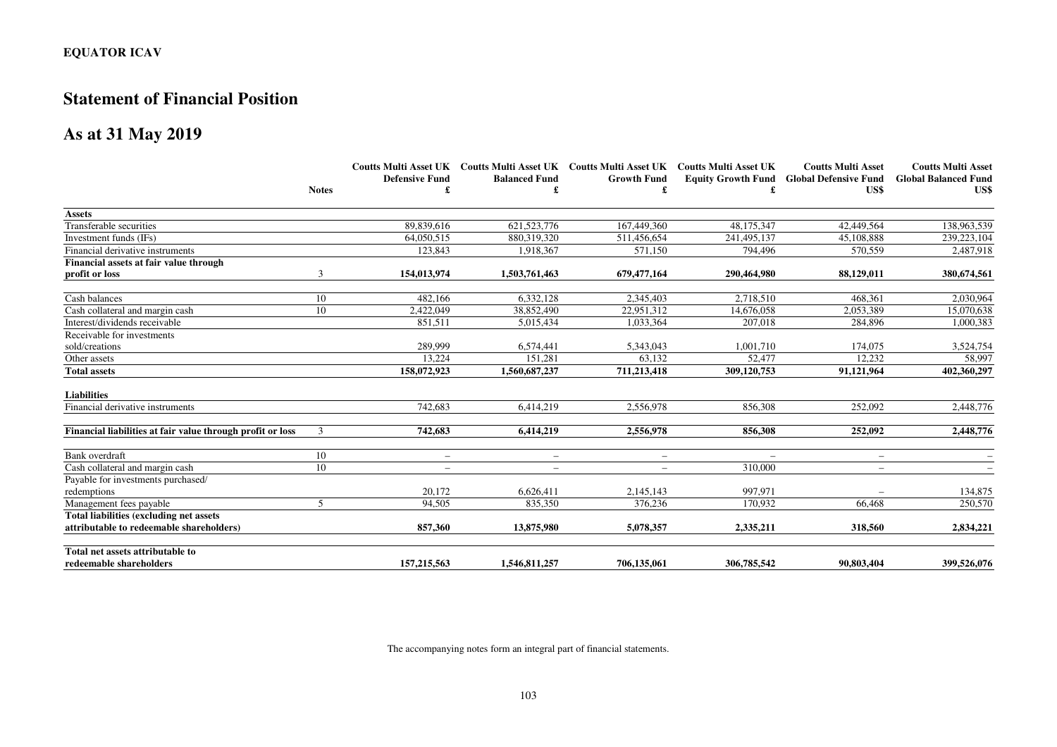**EQUATOR ICAV**

# Statement of Financial Position

## As at 31 May 2019

| | Notes | Coutts Multi Asset UK Defensive Fund £ | Coutts Multi Asset UK Balanced Fund £ | Coutts Multi Asset UK Growth Fund £ | Coutts Multi Asset UK Equity Growth Fund £ | Coutts Multi Asset Global Defensive Fund US$ | Coutts Multi Asset Global Balanced Fund US$ |
|---|---|---|---|---|---|---|---|
| **Assets** | | | | | | | |
| Transferable securities | | 89,839,616 | 621,523,776 | 167,449,360 | 48,175,347 | 42,449,564 | 138,963,539 |
| Investment funds (IFs) | | 64,050,515 | 880,319,320 | 511,456,654 | 241,495,137 | 45,108,888 | 239,223,104 |
| Financial derivative instruments | | 123,843 | 1,918,367 | 571,150 | 794,496 | 570,559 | 2,487,918 |
| **Financial assets at fair value through profit or loss** | 3 | **154,013,974** | **1,503,761,463** | **679,477,164** | **290,464,980** | **88,129,011** | **380,674,561** |
| Cash balances | 10 | 482,166 | 6,332,128 | 2,345,403 | 2,718,510 | 468,361 | 2,030,964 |
| Cash collateral and margin cash | 10 | 2,422,049 | 38,852,490 | 22,951,312 | 14,676,058 | 2,053,389 | 15,070,638 |
| Interest/dividends receivable | | 851,511 | 5,015,434 | 1,033,364 | 207,018 | 284,896 | 1,000,383 |
| Receivable for investments sold/creations | | 289,999 | 6,574,441 | 5,343,043 | 1,001,710 | 174,075 | 3,524,754 |
| Other assets | | 13,224 | 151,281 | 63,132 | 52,477 | 12,232 | 58,997 |
| **Total assets** | | **158,072,923** | **1,560,687,237** | **711,213,418** | **309,120,753** | **91,121,964** | **402,360,297** |
| **Liabilities** | | | | | | | |
| Financial derivative instruments | | 742,683 | 6,414,219 | 2,556,978 | 856,308 | 252,092 | 2,448,776 |
| **Financial liabilities at fair value through profit or loss** | 3 | **742,683** | **6,414,219** | **2,556,978** | **856,308** | **252,092** | **2,448,776** |
| Bank overdraft | 10 | – | – | – | – | – | – |
| Cash collateral and margin cash | 10 | – | – | – | 310,000 | – | – |
| Payable for investments purchased/ redemptions | | 20,172 | 6,626,411 | 2,145,143 | 997,971 | – | 134,875 |
| Management fees payable | 5 | 94,505 | 835,350 | 376,236 | 170,932 | 66,468 | 250,570 |
| **Total liabilities (excluding net assets attributable to redeemable shareholders)** | | **857,360** | **13,875,980** | **5,078,357** | **2,335,211** | **318,560** | **2,834,221** |
| **Total net assets attributable to redeemable shareholders** | | **157,215,563** | **1,546,811,257** | **706,135,061** | **306,785,542** | **90,803,404** | **399,526,076** |

The accompanying notes form an integral part of financial statements.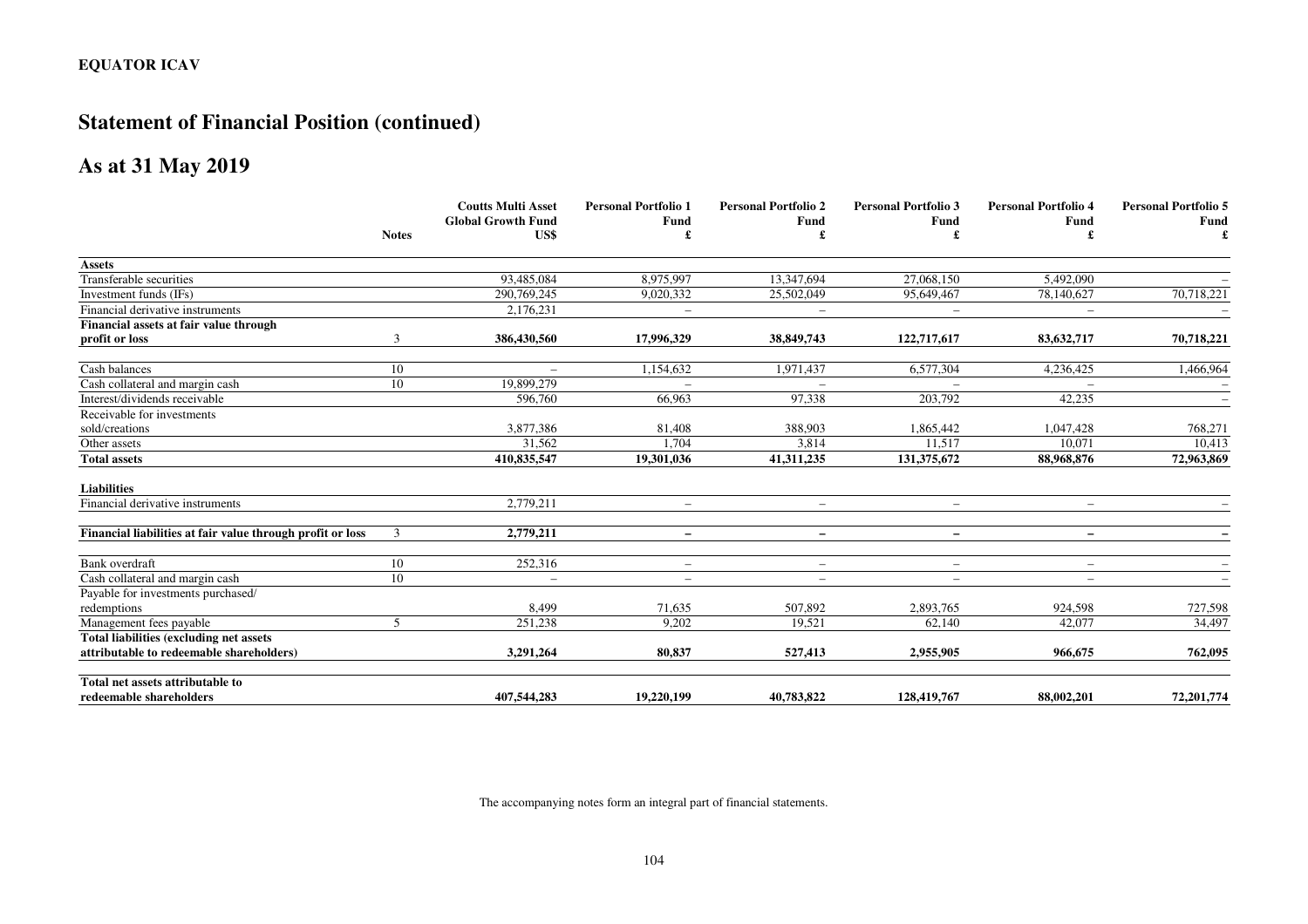# Statement of Financial Position (continued)

## As at 31 May 2019

| | Notes | Coutts Multi Asset Global Growth Fund US$ | Personal Portfolio 1 Fund £ | Personal Portfolio 2 Fund £ | Personal Portfolio 3 Fund £ | Personal Portfolio 4 Fund £ | Personal Portfolio 5 Fund £ |
|---|---|---|---|---|---|---|---|
| **Assets** | | | | | | | |
| Transferable securities | | 93,485,084 | 8,975,997 | 13,347,694 | 27,068,150 | 5,492,090 | – |
| Investment funds (IFs) | | 290,769,245 | 9,020,332 | 25,502,049 | 95,649,467 | 78,140,627 | 70,718,221 |
| Financial derivative instruments | | 2,176,231 | – | – | – | – | – |
| **Financial assets at fair value through profit or loss** | 3 | **386,430,560** | **17,996,329** | **38,849,743** | **122,717,617** | **83,632,717** | **70,718,221** |
| Cash balances | 10 | – | 1,154,632 | 1,971,437 | 6,577,304 | 4,236,425 | 1,466,964 |
| Cash collateral and margin cash | 10 | 19,899,279 | – | – | – | – | – |
| Interest/dividends receivable | | 596,760 | 66,963 | 97,338 | 203,792 | 42,235 | – |
| Receivable for investments sold/creations | | 3,877,386 | 81,408 | 388,903 | 1,865,442 | 1,047,428 | 768,271 |
| Other assets | | 31,562 | 1,704 | 3,814 | 11,517 | 10,071 | 10,413 |
| **Total assets** | | **410,835,547** | **19,301,036** | **41,311,235** | **131,375,672** | **88,968,876** | **72,963,869** |
| **Liabilities** | | | | | | | |
| Financial derivative instruments | | 2,779,211 | – | – | – | – | – |
| **Financial liabilities at fair value through profit or loss** | 3 | **2,779,211** | **–** | **–** | **–** | **–** | **–** |
| Bank overdraft | 10 | 252,316 | – | – | – | – | – |
| Cash collateral and margin cash | 10 | – | – | – | – | – | – |
| Payable for investments purchased/ redemptions | | 8,499 | 71,635 | 507,892 | 2,893,765 | 924,598 | 727,598 |
| Management fees payable | 5 | 251,238 | 9,202 | 19,521 | 62,140 | 42,077 | 34,497 |
| **Total liabilities (excluding net assets attributable to redeemable shareholders)** | | **3,291,264** | **80,837** | **527,413** | **2,955,905** | **966,675** | **762,095** |
| **Total net assets attributable to redeemable shareholders** | | **407,544,283** | **19,220,199** | **40,783,822** | **128,419,767** | **88,002,201** | **72,201,774** |

The accompanying notes form an integral part of financial statements.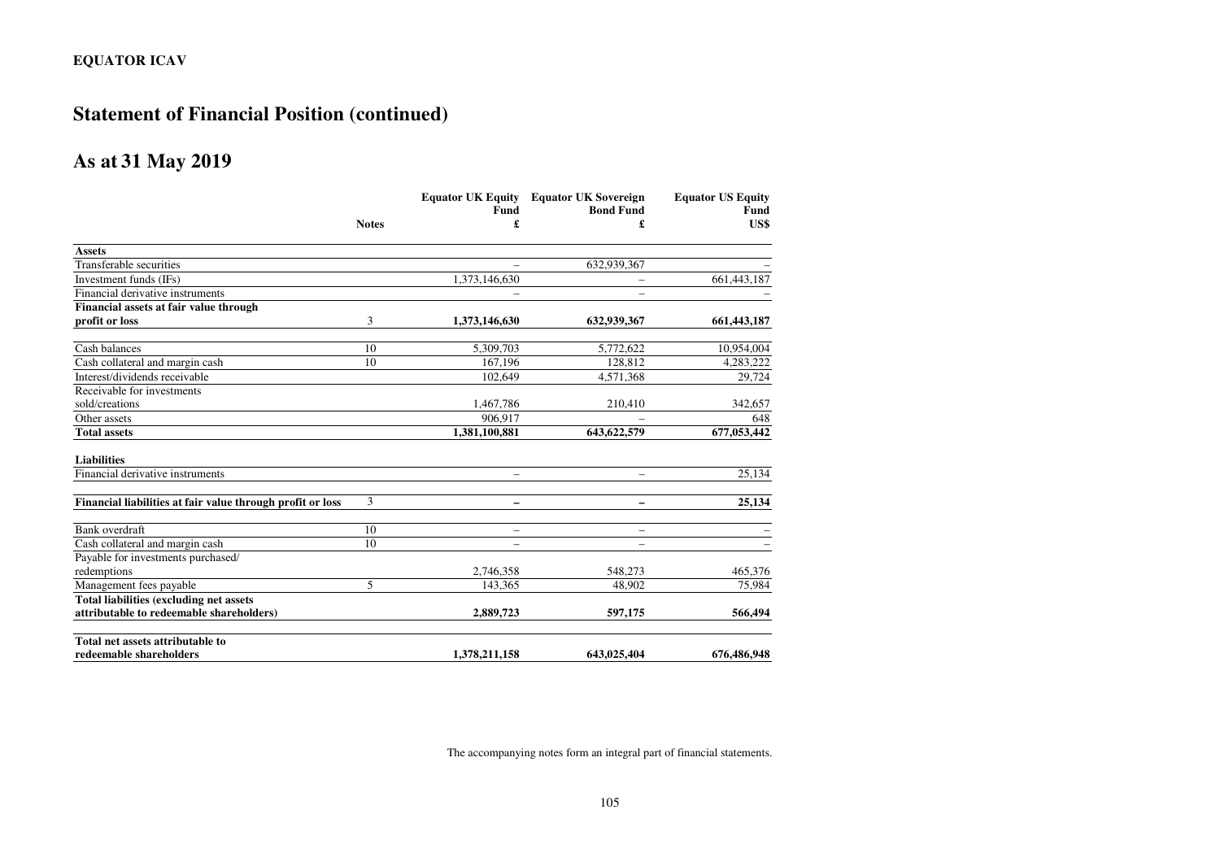**EQUATOR ICAV**

# Statement of Financial Position (continued)

## As at 31 May 2019

| | Notes | Equator UK Equity Fund £ | Equator UK Sovereign Bond Fund £ | Equator US Equity Fund US$ |
|---|---|---|---|---|
| **Assets** | | | | |
| Transferable securities | | – | 632,939,367 | – |
| Investment funds (IFs) | | 1,373,146,630 | – | 661,443,187 |
| Financial derivative instruments | | – | – | – |
| **Financial assets at fair value through profit or loss** | 3 | **1,373,146,630** | **632,939,367** | **661,443,187** |
| Cash balances | 10 | 5,309,703 | 5,772,622 | 10,954,004 |
| Cash collateral and margin cash | 10 | 167,196 | 128,812 | 4,283,222 |
| Interest/dividends receivable | | 102,649 | 4,571,368 | 29,724 |
| Receivable for investments sold/creations | | 1,467,786 | 210,410 | 342,657 |
| Other assets | | 906,917 | – | 648 |
| **Total assets** | | **1,381,100,881** | **643,622,579** | **677,053,442** |
| **Liabilities** | | | | |
| Financial derivative instruments | | – | – | 25,134 |
| **Financial liabilities at fair value through profit or loss** | 3 | **–** | **–** | **25,134** |
| Bank overdraft | 10 | – | – | – |
| Cash collateral and margin cash | 10 | – | – | – |
| Payable for investments purchased/ redemptions | | 2,746,358 | 548,273 | 465,376 |
| Management fees payable | 5 | 143,365 | 48,902 | 75,984 |
| **Total liabilities (excluding net assets attributable to redeemable shareholders)** | | **2,889,723** | **597,175** | **566,494** |
| **Total net assets attributable to redeemable shareholders** | | **1,378,211,158** | **643,025,404** | **676,486,948** |

The accompanying notes form an integral part of financial statements.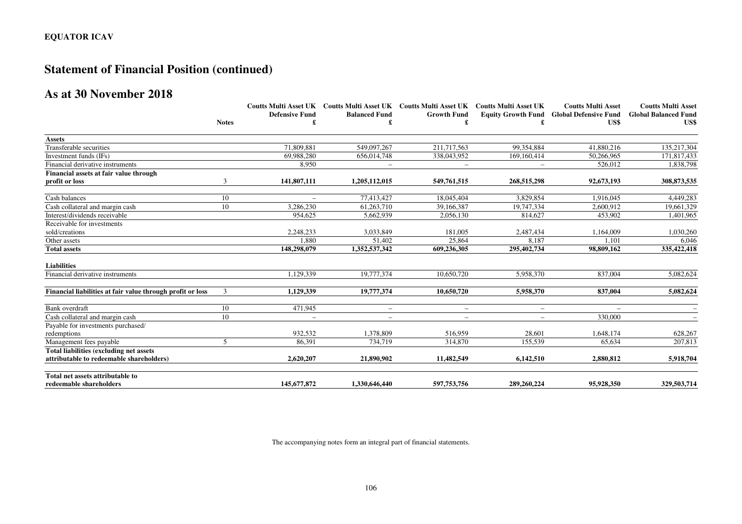**EQUATOR ICAV**

# Statement of Financial Position (continued)

## As at 30 November 2018

| | Notes | Coutts Multi Asset UK Defensive Fund £ | Coutts Multi Asset UK Balanced Fund £ | Coutts Multi Asset UK Growth Fund £ | Coutts Multi Asset UK Equity Growth Fund £ | Coutts Multi Asset Global Defensive Fund US$ | Coutts Multi Asset Global Balanced Fund US$ |
|---|---|---|---|---|---|---|---|
| **Assets** | | | | | | | |
| Transferable securities | | 71,809,881 | 549,097,267 | 211,717,563 | 99,354,884 | 41,880,216 | 135,217,304 |
| Investment funds (IFs) | | 69,988,280 | 656,014,748 | 338,043,952 | 169,160,414 | 50,266,965 | 171,817,433 |
| Financial derivative instruments | | 8,950 | – | – | – | 526,012 | 1,838,798 |
| **Financial assets at fair value through profit or loss** | 3 | **141,807,111** | **1,205,112,015** | **549,761,515** | **268,515,298** | **92,673,193** | **308,873,535** |
| Cash balances | 10 | – | 77,413,427 | 18,045,404 | 3,829,854 | 1,916,045 | 4,449,283 |
| Cash collateral and margin cash | 10 | 3,286,230 | 61,263,710 | 39,166,387 | 19,747,334 | 2,600,912 | 19,661,329 |
| Interest/dividends receivable | | 954,625 | 5,662,939 | 2,056,130 | 814,627 | 453,902 | 1,401,965 |
| Receivable for investments sold/creations | | 2,248,233 | 3,033,849 | 181,005 | 2,487,434 | 1,164,009 | 1,030,260 |
| Other assets | | 1,880 | 51,402 | 25,864 | 8,187 | 1,101 | 6,046 |
| **Total assets** | | **148,298,079** | **1,352,537,342** | **609,236,305** | **295,402,734** | **98,809,162** | **335,422,418** |
| **Liabilities** | | | | | | | |
| Financial derivative instruments | | 1,129,339 | 19,777,374 | 10,650,720 | 5,958,370 | 837,004 | 5,082,624 |
| **Financial liabilities at fair value through profit or loss** | 3 | **1,129,339** | **19,777,374** | **10,650,720** | **5,958,370** | **837,004** | **5,082,624** |
| Bank overdraft | 10 | 471,945 | – | – | – | – | – |
| Cash collateral and margin cash | 10 | – | – | – | – | 330,000 | – |
| Payable for investments purchased/ redemptions | | 932,532 | 1,378,809 | 516,959 | 28,601 | 1,648,174 | 628,267 |
| Management fees payable | 5 | 86,391 | 734,719 | 314,870 | 155,539 | 65,634 | 207,813 |
| **Total liabilities (excluding net assets attributable to redeemable shareholders)** | | **2,620,207** | **21,890,902** | **11,482,549** | **6,142,510** | **2,880,812** | **5,918,704** |
| **Total net assets attributable to redeemable shareholders** | | **145,677,872** | **1,330,646,440** | **597,753,756** | **289,260,224** | **95,928,350** | **329,503,714** |

The accompanying notes form an integral part of financial statements.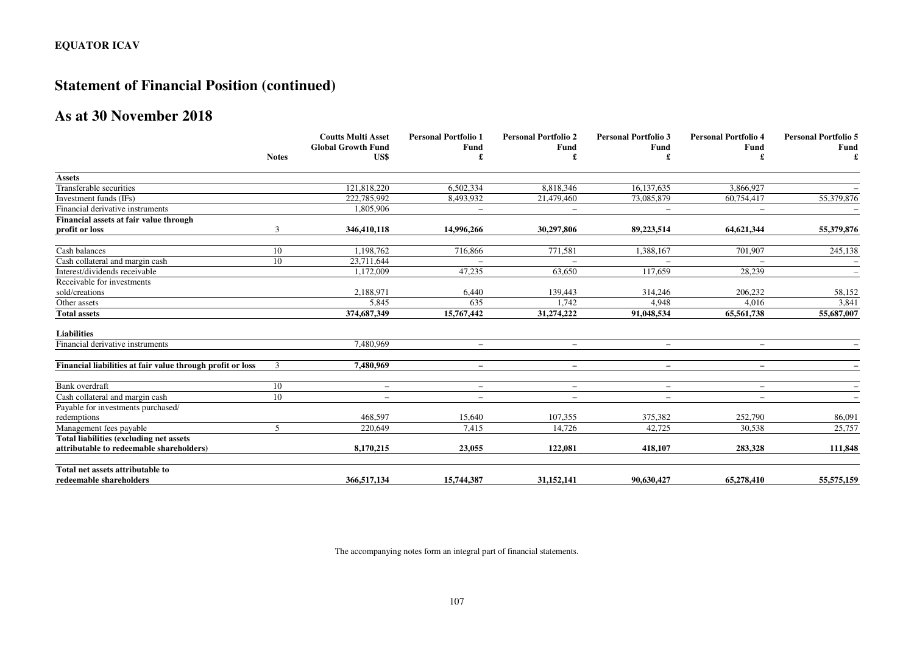**EQUATOR ICAV**

# Statement of Financial Position (continued)

## As at 30 November 2018

| | Notes | Coutts Multi Asset Global Growth Fund US$ | Personal Portfolio 1 Fund £ | Personal Portfolio 2 Fund £ | Personal Portfolio 3 Fund £ | Personal Portfolio 4 Fund £ | Personal Portfolio 5 Fund £ |
|---|---|---|---|---|---|---|---|
| **Assets** | | | | | | | |
| Transferable securities | | 121,818,220 | 6,502,334 | 8,818,346 | 16,137,635 | 3,866,927 | – |
| Investment funds (IFs) | | 222,785,992 | 8,493,932 | 21,479,460 | 73,085,879 | 60,754,417 | 55,379,876 |
| Financial derivative instruments | | 1,805,906 | – | – | – | – | – |
| **Financial assets at fair value through profit or loss** | 3 | **346,410,118** | **14,996,266** | **30,297,806** | **89,223,514** | **64,621,344** | **55,379,876** |
| Cash balances | 10 | 1,198,762 | 716,866 | 771,581 | 1,388,167 | 701,907 | 245,138 |
| Cash collateral and margin cash | 10 | 23,711,644 | – | – | – | – | – |
| Interest/dividends receivable | | 1,172,009 | 47,235 | 63,650 | 117,659 | 28,239 | – |
| Receivable for investments sold/creations | | 2,188,971 | 6,440 | 139,443 | 314,246 | 206,232 | 58,152 |
| Other assets | | 5,845 | 635 | 1,742 | 4,948 | 4,016 | 3,841 |
| **Total assets** | | **374,687,349** | **15,767,442** | **31,274,222** | **91,048,534** | **65,561,738** | **55,687,007** |
| **Liabilities** | | | | | | | |
| Financial derivative instruments | | 7,480,969 | – | – | – | – | – |
| **Financial liabilities at fair value through profit or loss** | 3 | **7,480,969** | **–** | **–** | **–** | **–** | **–** |
| Bank overdraft | 10 | – | – | – | – | – | – |
| Cash collateral and margin cash | 10 | – | – | – | – | – | – |
| Payable for investments purchased/ redemptions | | 468,597 | 15,640 | 107,355 | 375,382 | 252,790 | 86,091 |
| Management fees payable | 5 | 220,649 | 7,415 | 14,726 | 42,725 | 30,538 | 25,757 |
| **Total liabilities (excluding net assets attributable to redeemable shareholders)** | | **8,170,215** | **23,055** | **122,081** | **418,107** | **283,328** | **111,848** |
| **Total net assets attributable to redeemable shareholders** | | **366,517,134** | **15,744,387** | **31,152,141** | **90,630,427** | **65,278,410** | **55,575,159** |

The accompanying notes form an integral part of financial statements.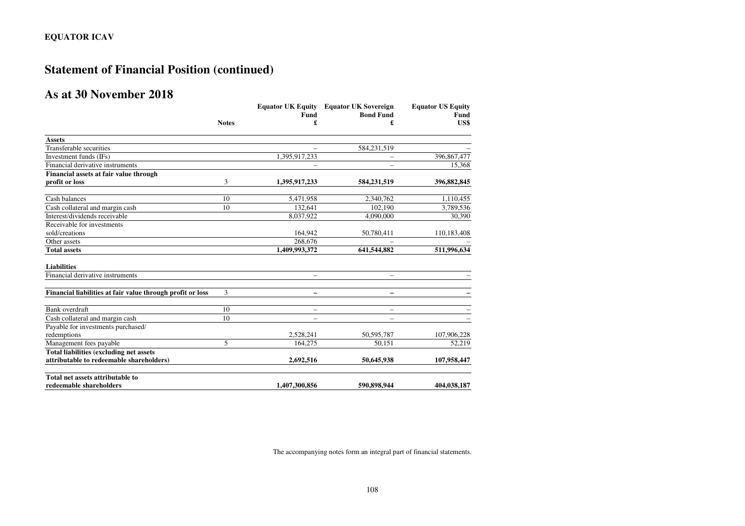**EQUATOR ICAV**

# Statement of Financial Position (continued)

## As at 30 November 2018

| | Notes | Equator UK Equity Fund £ | Equator UK Sovereign Bond Fund £ | Equator US Equity Fund US$ |
|---|---|---|---|---|
| **Assets** | | | | |
| Transferable securities | | – | 584,231,519 | – |
| Investment funds (IFs) | | 1,395,917,233 | – | 396,867,477 |
| Financial derivative instruments | | – | – | 15,368 |
| **Financial assets at fair value through profit or loss** | 3 | **1,395,917,233** | **584,231,519** | **396,882,845** |
| Cash balances | 10 | 5,471,958 | 2,340,762 | 1,110,455 |
| Cash collateral and margin cash | 10 | 132,641 | 102,190 | 3,789,536 |
| Interest/dividends receivable | | 8,037,922 | 4,090,000 | 30,390 |
| Receivable for investments sold/creations | | 164,942 | 50,780,411 | 110,183,408 |
| Other assets | | 268,676 | – | – |
| **Total assets** | | **1,409,993,372** | **641,544,882** | **511,996,634** |
| **Liabilities** | | | | |
| Financial derivative instruments | | – | – | – |
| **Financial liabilities at fair value through profit or loss** | 3 | **–** | **–** | **–** |
| Bank overdraft | 10 | – | – | – |
| Cash collateral and margin cash | 10 | – | – | – |
| Payable for investments purchased/ redemptions | | 2,528,241 | 50,595,787 | 107,906,228 |
| Management fees payable | 5 | 164,275 | 50,151 | 52,219 |
| **Total liabilities (excluding net assets attributable to redeemable shareholders)** | | **2,692,516** | **50,645,938** | **107,958,447** |
| **Total net assets attributable to redeemable shareholders** | | **1,407,300,856** | **590,898,944** | **404,038,187** |

The accompanying notes form an integral part of financial statements.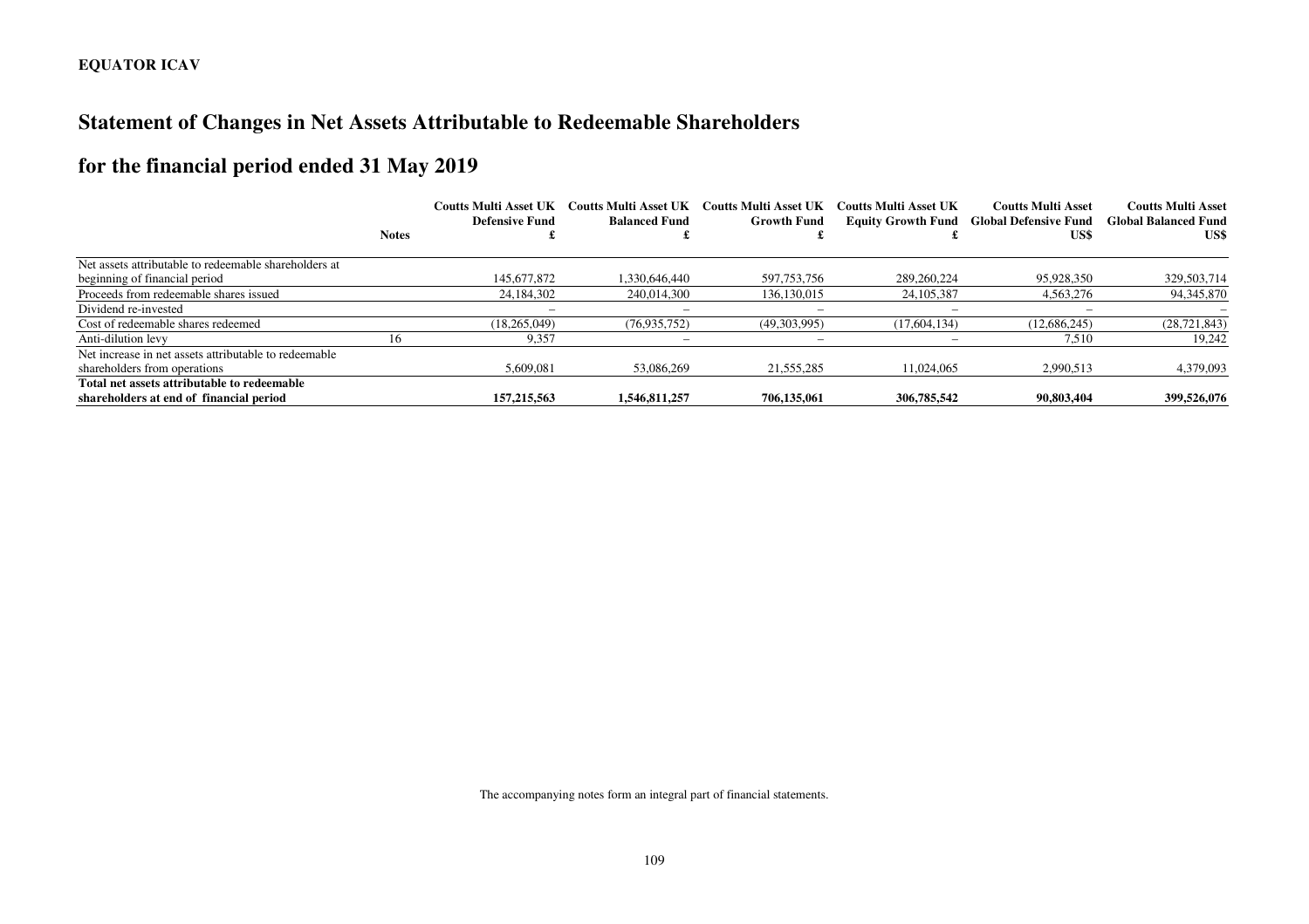**EQUATOR ICAV**

# Statement of Changes in Net Assets Attributable to Redeemable Shareholders

## for the financial period ended 31 May 2019

| | Notes | Coutts Multi Asset UK Defensive Fund £ | Coutts Multi Asset UK Balanced Fund £ | Coutts Multi Asset UK Growth Fund £ | Coutts Multi Asset UK Equity Growth Fund £ | Coutts Multi Asset Global Defensive Fund US$ | Coutts Multi Asset Global Balanced Fund US$ |
|---|---|---|---|---|---|---|---|
| Net assets attributable to redeemable shareholders at beginning of financial period | | 145,677,872 | 1,330,646,440 | 597,753,756 | 289,260,224 | 95,928,350 | 329,503,714 |
| Proceeds from redeemable shares issued | | 24,184,302 | 240,014,300 | 136,130,015 | 24,105,387 | 4,563,276 | 94,345,870 |
| Dividend re-invested | | – | – | – | – | – | – |
| Cost of redeemable shares redeemed | | (18,265,049) | (76,935,752) | (49,303,995) | (17,604,134) | (12,686,245) | (28,721,843) |
| Anti-dilution levy | 16 | 9,357 | – | – | – | 7,510 | 19,242 |
| Net increase in net assets attributable to redeemable shareholders from operations | | 5,609,081 | 53,086,269 | 21,555,285 | 11,024,065 | 2,990,513 | 4,379,093 |
| **Total net assets attributable to redeemable shareholders at end of financial period** | | **157,215,563** | **1,546,811,257** | **706,135,061** | **306,785,542** | **90,803,404** | **399,526,076** |

The accompanying notes form an integral part of financial statements.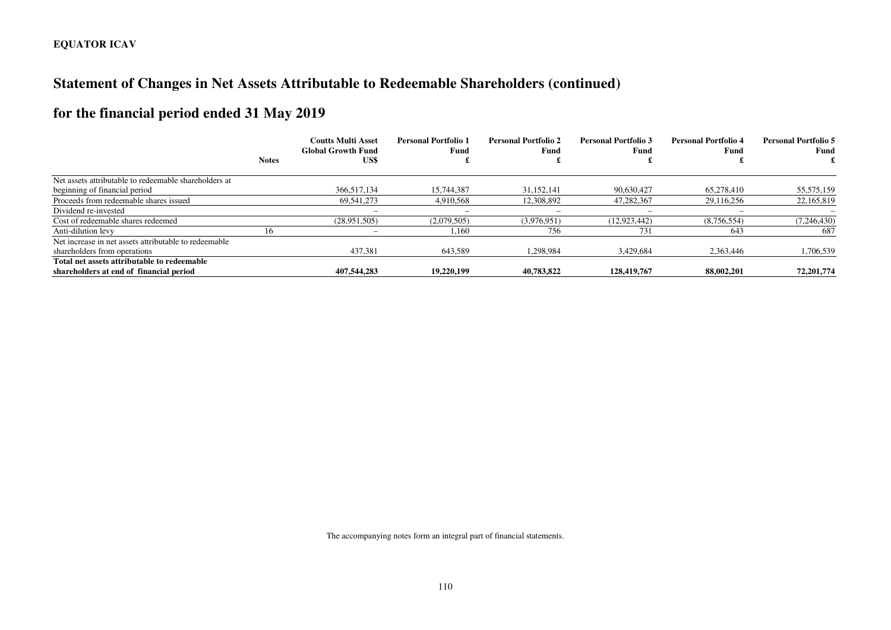**EQUATOR ICAV**

# Statement of Changes in Net Assets Attributable to Redeemable Shareholders (continued)

## for the financial period ended 31 May 2019

| | Notes | Coutts Multi Asset Global Growth Fund US$ | Personal Portfolio 1 Fund £ | Personal Portfolio 2 Fund £ | Personal Portfolio 3 Fund £ | Personal Portfolio 4 Fund £ | Personal Portfolio 5 Fund £ |
|---|---|---|---|---|---|---|---|
| Net assets attributable to redeemable shareholders at beginning of financial period | | 366,517,134 | 15,744,387 | 31,152,141 | 90,630,427 | 65,278,410 | 55,575,159 |
| Proceeds from redeemable shares issued | | 69,541,273 | 4,910,568 | 12,308,892 | 47,282,367 | 29,116,256 | 22,165,819 |
| Dividend re-invested | | – | – | – | – | – | – |
| Cost of redeemable shares redeemed | | (28,951,505) | (2,079,505) | (3,976,951) | (12,923,442) | (8,756,554) | (7,246,430) |
| Anti-dilution levy | 16 | – | 1,160 | 756 | 731 | 643 | 687 |
| Net increase in net assets attributable to redeemable shareholders from operations | | 437,381 | 643,589 | 1,298,984 | 3,429,684 | 2,363,446 | 1,706,539 |
| **Total net assets attributable to redeemable shareholders at end of financial period** | | **407,544,283** | **19,220,199** | **40,783,822** | **128,419,767** | **88,002,201** | **72,201,774** |

The accompanying notes form an integral part of financial statements.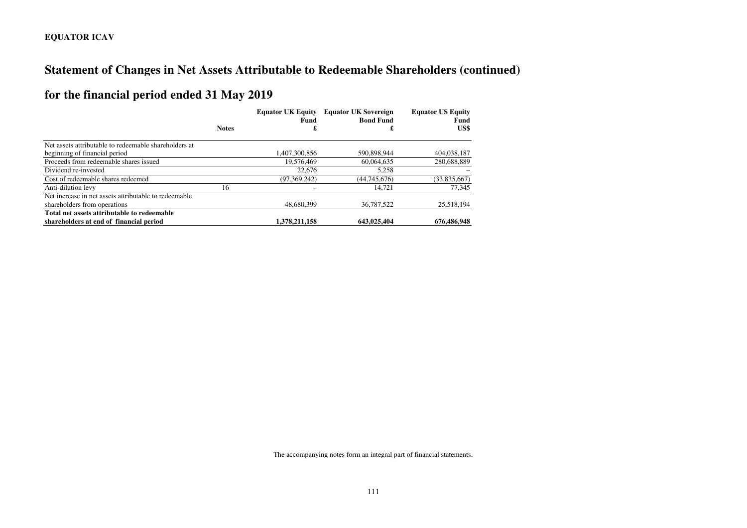# Statement of Changes in Net Assets Attributable to Redeemable Shareholders (continued)

## for the financial period ended 31 May 2019

| | Notes | Equator UK Equity Fund £ | Equator UK Sovereign Bond Fund £ | Equator US Equity Fund US$ |
|---|---|---|---|---|
| Net assets attributable to redeemable shareholders at beginning of financial period | | 1,407,300,856 | 590,898,944 | 404,038,187 |
| Proceeds from redeemable shares issued | | 19,576,469 | 60,064,635 | 280,688,889 |
| Dividend re-invested | | 22,676 | 5,258 | – |
| Cost of redeemable shares redeemed | | (97,369,242) | (44,745,676) | (33,835,667) |
| Anti-dilution levy | 16 | – | 14,721 | 77,345 |
| Net increase in net assets attributable to redeemable shareholders from operations | | 48,680,399 | 36,787,522 | 25,518,194 |
| **Total net assets attributable to redeemable shareholders at end of financial period** | | **1,378,211,158** | **643,025,404** | **676,486,948** |

The accompanying notes form an integral part of financial statements.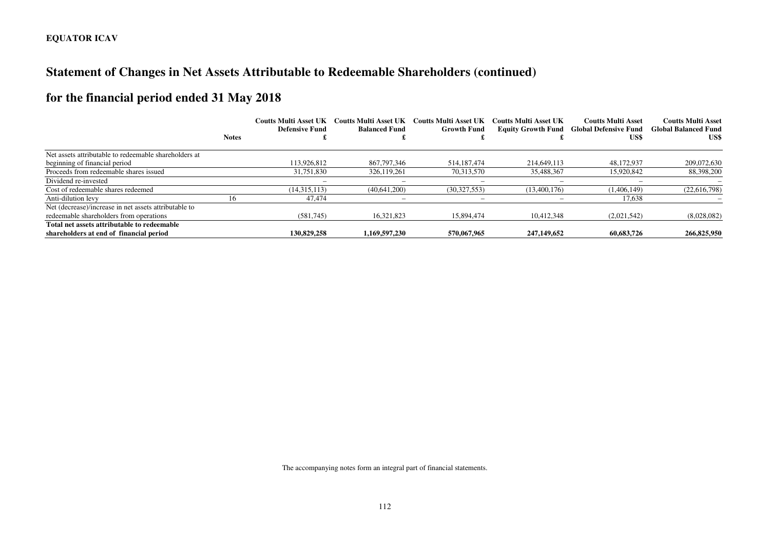**EQUATOR ICAV**

# Statement of Changes in Net Assets Attributable to Redeemable Shareholders (continued)

## for the financial period ended 31 May 2018

| | Notes | Coutts Multi Asset UK Defensive Fund £ | Coutts Multi Asset UK Balanced Fund £ | Coutts Multi Asset UK Growth Fund £ | Coutts Multi Asset UK Equity Growth Fund £ | Coutts Multi Asset Global Defensive Fund US$ | Coutts Multi Asset Global Balanced Fund US$ |
|---|---|---|---|---|---|---|---|
| Net assets attributable to redeemable shareholders at beginning of financial period | | 113,926,812 | 867,797,346 | 514,187,474 | 214,649,113 | 48,172,937 | 209,072,630 |
| Proceeds from redeemable shares issued | | 31,751,830 | 326,119,261 | 70,313,570 | 35,488,367 | 15,920,842 | 88,398,200 |
| Dividend re-invested | | – | – | – | – | – | – |
| Cost of redeemable shares redeemed | | (14,315,113) | (40,641,200) | (30,327,553) | (13,400,176) | (1,406,149) | (22,616,798) |
| Anti-dilution levy | 16 | 47,474 | – | – | – | 17,638 | – |
| Net (decrease)/increase in net assets attributable to redeemable shareholders from operations | | (581,745) | 16,321,823 | 15,894,474 | 10,412,348 | (2,021,542) | (8,028,082) |
| **Total net assets attributable to redeemable shareholders at end of financial period** | | **130,829,258** | **1,169,597,230** | **570,067,965** | **247,149,652** | **60,683,726** | **266,825,950** |

The accompanying notes form an integral part of financial statements.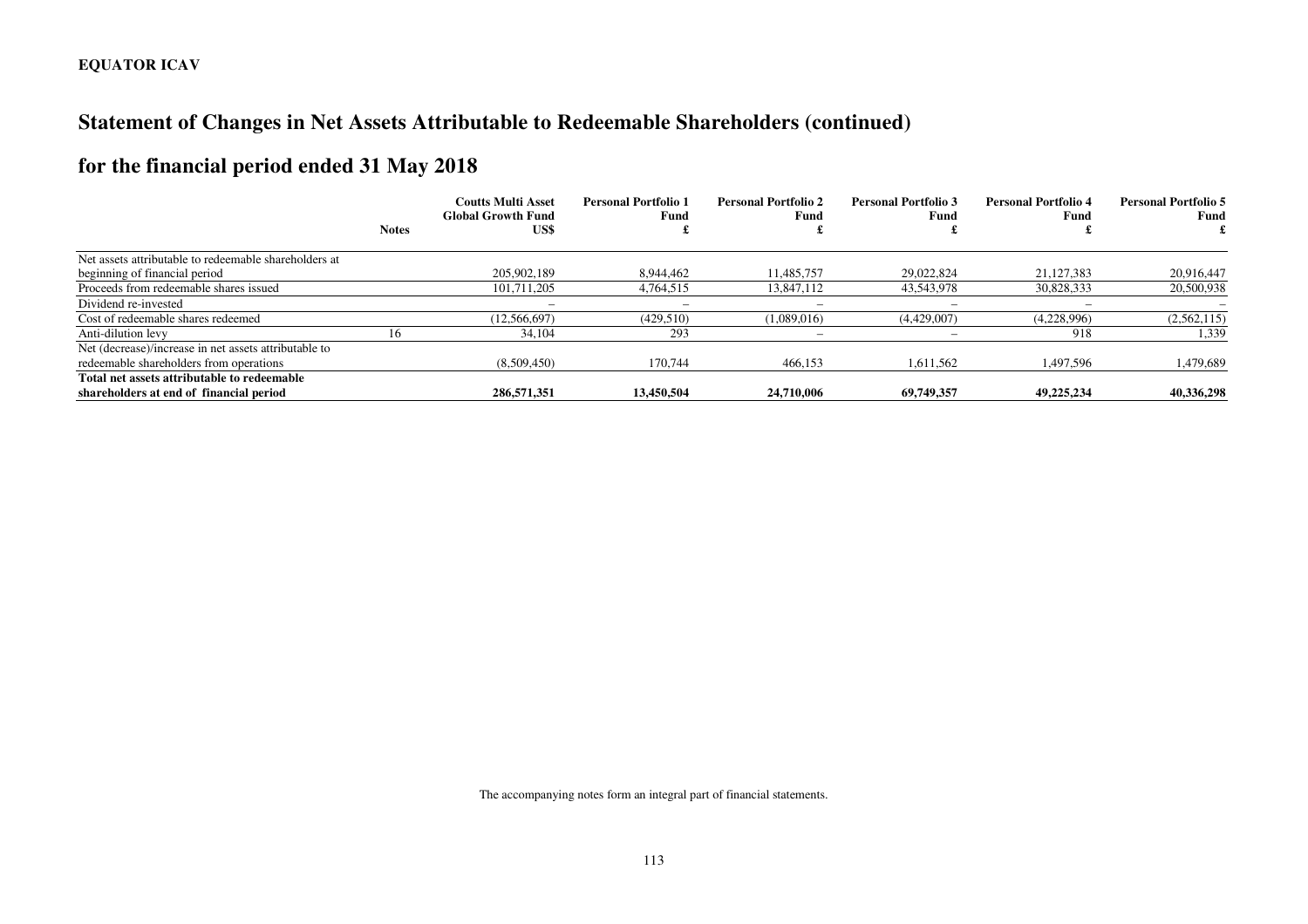**EQUATOR ICAV**

# Statement of Changes in Net Assets Attributable to Redeemable Shareholders (continued)

## for the financial period ended 31 May 2018

| | Notes | Coutts Multi Asset Global Growth Fund US$ | Personal Portfolio 1 Fund £ | Personal Portfolio 2 Fund £ | Personal Portfolio 3 Fund £ | Personal Portfolio 4 Fund £ | Personal Portfolio 5 Fund £ |
|---|---|---|---|---|---|---|---|
| Net assets attributable to redeemable shareholders at beginning of financial period | | 205,902,189 | 8,944,462 | 11,485,757 | 29,022,824 | 21,127,383 | 20,916,447 |
| Proceeds from redeemable shares issued | | 101,711,205 | 4,764,515 | 13,847,112 | 43,543,978 | 30,828,333 | 20,500,938 |
| Dividend re-invested | | – | – | – | – | – | – |
| Cost of redeemable shares redeemed | | (12,566,697) | (429,510) | (1,089,016) | (4,429,007) | (4,228,996) | (2,562,115) |
| Anti-dilution levy | 16 | 34,104 | 293 | – | – | 918 | 1,339 |
| Net (decrease)/increase in net assets attributable to redeemable shareholders from operations | | (8,509,450) | 170,744 | 466,153 | 1,611,562 | 1,497,596 | 1,479,689 |
| **Total net assets attributable to redeemable shareholders at end of financial period** | | **286,571,351** | **13,450,504** | **24,710,006** | **69,749,357** | **49,225,234** | **40,336,298** |

The accompanying notes form an integral part of financial statements.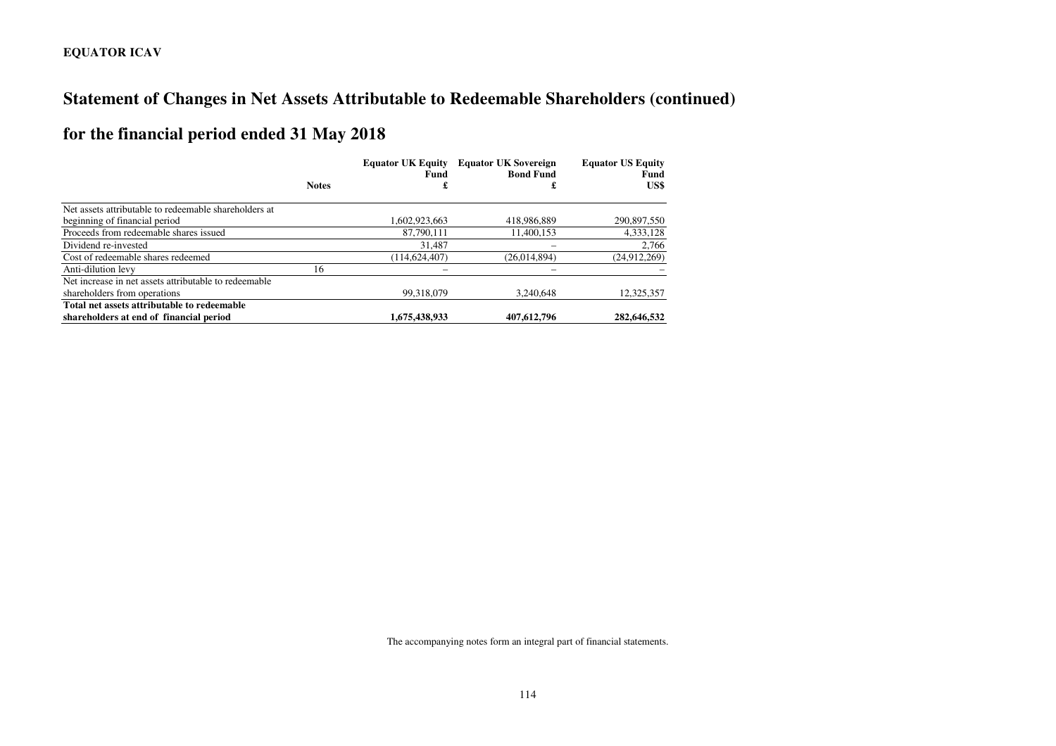## Statement of Changes in Net Assets Attributable to Redeemable Shareholders (continued)

## for the financial period ended 31 May 2018

| | Notes | Equator UK Equity Fund £ | Equator UK Sovereign Bond Fund £ | Equator US Equity Fund US$ |
|---|---|---|---|---|
| Net assets attributable to redeemable shareholders at beginning of financial period | | 1,602,923,663 | 418,986,889 | 290,897,550 |
| Proceeds from redeemable shares issued | | 87,790,111 | 11,400,153 | 4,333,128 |
| Dividend re-invested | | 31,487 | – | 2,766 |
| Cost of redeemable shares redeemed | | (114,624,407) | (26,014,894) | (24,912,269) |
| Anti-dilution levy | 16 | – | – | – |
| Net increase in net assets attributable to redeemable shareholders from operations | | 99,318,079 | 3,240,648 | 12,325,357 |
| **Total net assets attributable to redeemable shareholders at end of financial period** | | **1,675,438,933** | **407,612,796** | **282,646,532** |

The accompanying notes form an integral part of financial statements.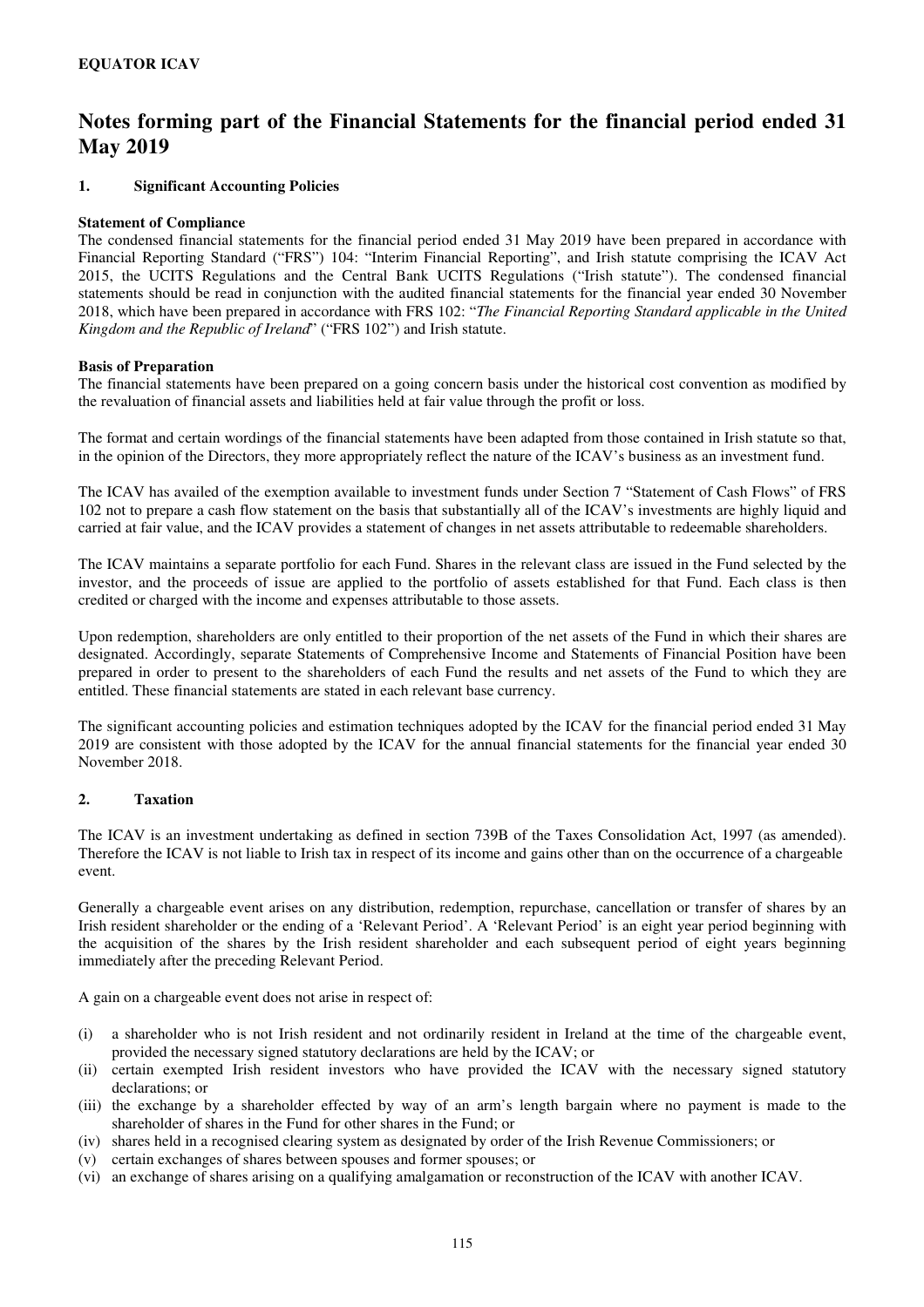# Notes forming part of the Financial Statements for the financial period ended 31 May 2019

## 1. Significant Accounting Policies

**Statement of Compliance**

The condensed financial statements for the financial period ended 31 May 2019 have been prepared in accordance with Financial Reporting Standard ("FRS") 104: "Interim Financial Reporting", and Irish statute comprising the ICAV Act 2015, the UCITS Regulations and the Central Bank UCITS Regulations ("Irish statute"). The condensed financial statements should be read in conjunction with the audited financial statements for the financial year ended 30 November 2018, which have been prepared in accordance with FRS 102: "*The Financial Reporting Standard applicable in the United Kingdom and the Republic of Ireland*" ("FRS 102") and Irish statute.

**Basis of Preparation**

The financial statements have been prepared on a going concern basis under the historical cost convention as modified by the revaluation of financial assets and liabilities held at fair value through the profit or loss.

The format and certain wordings of the financial statements have been adapted from those contained in Irish statute so that, in the opinion of the Directors, they more appropriately reflect the nature of the ICAV's business as an investment fund.

The ICAV has availed of the exemption available to investment funds under Section 7 "Statement of Cash Flows" of FRS 102 not to prepare a cash flow statement on the basis that substantially all of the ICAV's investments are highly liquid and carried at fair value, and the ICAV provides a statement of changes in net assets attributable to redeemable shareholders.

The ICAV maintains a separate portfolio for each Fund. Shares in the relevant class are issued in the Fund selected by the investor, and the proceeds of issue are applied to the portfolio of assets established for that Fund. Each class is then credited or charged with the income and expenses attributable to those assets.

Upon redemption, shareholders are only entitled to their proportion of the net assets of the Fund in which their shares are designated. Accordingly, separate Statements of Comprehensive Income and Statements of Financial Position have been prepared in order to present to the shareholders of each Fund the results and net assets of the Fund to which they are entitled. These financial statements are stated in each relevant base currency.

The significant accounting policies and estimation techniques adopted by the ICAV for the financial period ended 31 May 2019 are consistent with those adopted by the ICAV for the annual financial statements for the financial year ended 30 November 2018.

## 2. Taxation

The ICAV is an investment undertaking as defined in section 739B of the Taxes Consolidation Act, 1997 (as amended). Therefore the ICAV is not liable to Irish tax in respect of its income and gains other than on the occurrence of a chargeable event.

Generally a chargeable event arises on any distribution, redemption, repurchase, cancellation or transfer of shares by an Irish resident shareholder or the ending of a 'Relevant Period'. A 'Relevant Period' is an eight year period beginning with the acquisition of the shares by the Irish resident shareholder and each subsequent period of eight years beginning immediately after the preceding Relevant Period.

A gain on a chargeable event does not arise in respect of:

(i) a shareholder who is not Irish resident and not ordinarily resident in Ireland at the time of the chargeable event, provided the necessary signed statutory declarations are held by the ICAV; or
(ii) certain exempted Irish resident investors who have provided the ICAV with the necessary signed statutory declarations; or
(iii) the exchange by a shareholder effected by way of an arm's length bargain where no payment is made to the shareholder of shares in the Fund for other shares in the Fund; or
(iv) shares held in a recognised clearing system as designated by order of the Irish Revenue Commissioners; or
(v) certain exchanges of shares between spouses and former spouses; or
(vi) an exchange of shares arising on a qualifying amalgamation or reconstruction of the ICAV with another ICAV.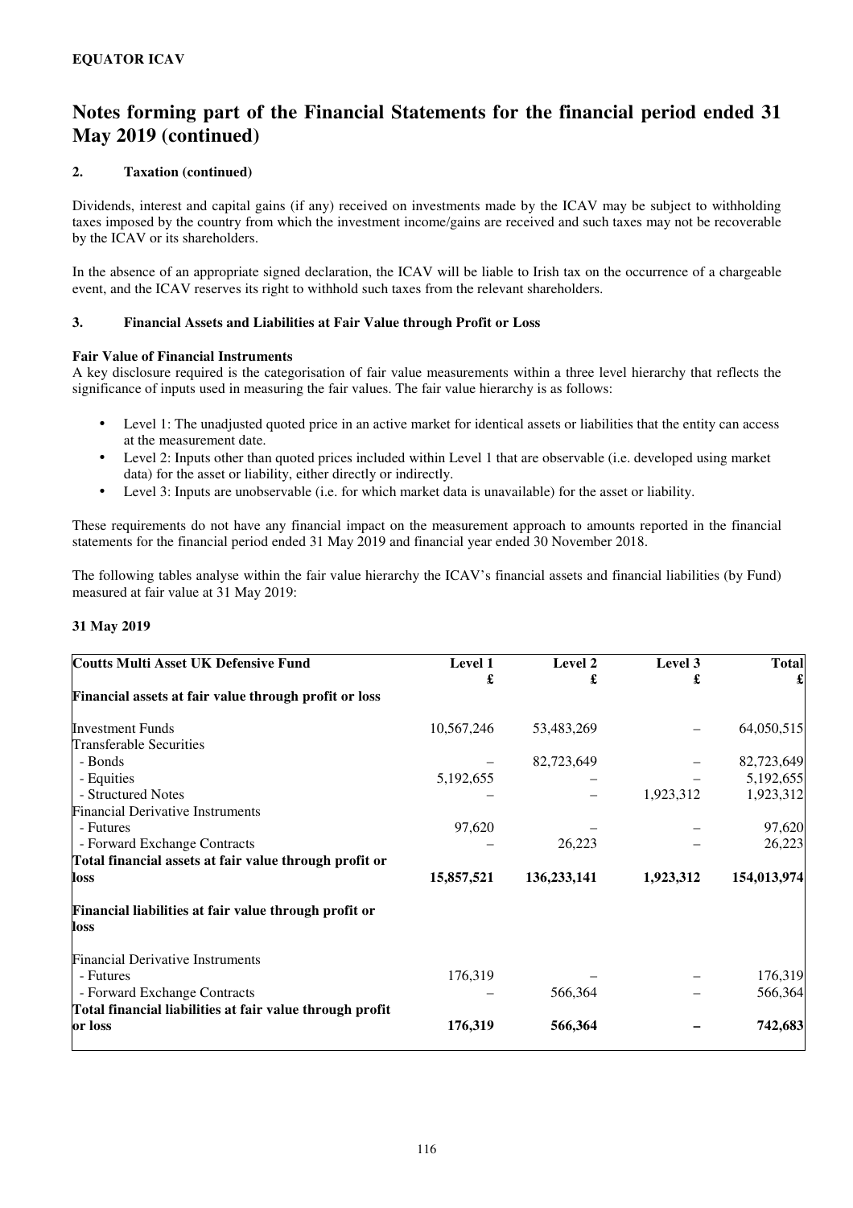**EQUATOR ICAV**

# Notes forming part of the Financial Statements for the financial period ended 31 May 2019 (continued)

## 2. Taxation (continued)

Dividends, interest and capital gains (if any) received on investments made by the ICAV may be subject to withholding taxes imposed by the country from which the investment income/gains are received and such taxes may not be recoverable by the ICAV or its shareholders.

In the absence of an appropriate signed declaration, the ICAV will be liable to Irish tax on the occurrence of a chargeable event, and the ICAV reserves its right to withhold such taxes from the relevant shareholders.

## 3. Financial Assets and Liabilities at Fair Value through Profit or Loss

**Fair Value of Financial Instruments**

A key disclosure required is the categorisation of fair value measurements within a three level hierarchy that reflects the significance of inputs used in measuring the fair values. The fair value hierarchy is as follows:

- Level 1: The unadjusted quoted price in an active market for identical assets or liabilities that the entity can access at the measurement date.
- Level 2: Inputs other than quoted prices included within Level 1 that are observable (i.e. developed using market data) for the asset or liability, either directly or indirectly.
- Level 3: Inputs are unobservable (i.e. for which market data is unavailable) for the asset or liability.

These requirements do not have any financial impact on the measurement approach to amounts reported in the financial statements for the financial period ended 31 May 2019 and financial year ended 30 November 2018.

The following tables analyse within the fair value hierarchy the ICAV's financial assets and financial liabilities (by Fund) measured at fair value at 31 May 2019:

**31 May 2019**

| Coutts Multi Asset UK Defensive Fund | Level 1<br>£ | Level 2<br>£ | Level 3<br>£ | Total<br>£ |
|---|---|---|---|---|
| **Financial assets at fair value through profit or loss** | | | | |
| Investment Funds | 10,567,246 | 53,483,269 | – | 64,050,515 |
| Transferable Securities | | | | |
| - Bonds | – | 82,723,649 | – | 82,723,649 |
| - Equities | 5,192,655 | – | – | 5,192,655 |
| - Structured Notes | – | – | 1,923,312 | 1,923,312 |
| Financial Derivative Instruments | | | | |
| - Futures | 97,620 | – | – | 97,620 |
| - Forward Exchange Contracts | – | 26,223 | – | 26,223 |
| **Total financial assets at fair value through profit or loss** | **15,857,521** | **136,233,141** | **1,923,312** | **154,013,974** |
| **Financial liabilities at fair value through profit or loss** | | | | |
| Financial Derivative Instruments | | | | |
| - Futures | 176,319 | – | – | 176,319 |
| - Forward Exchange Contracts | – | 566,364 | – | 566,364 |
| **Total financial liabilities at fair value through profit or loss** | **176,319** | **566,364** | **–** | **742,683** |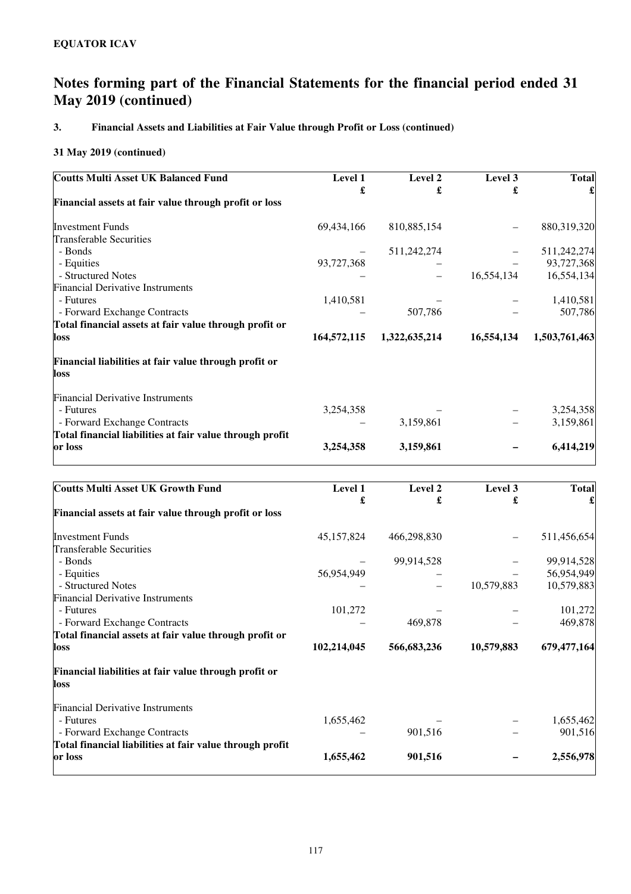**EQUATOR ICAV**

# Notes forming part of the Financial Statements for the financial period ended 31 May 2019 (continued)

### 3. Financial Assets and Liabilities at Fair Value through Profit or Loss (continued)

#### 31 May 2019 (continued)

| Coutts Multi Asset UK Balanced Fund | Level 1<br>£ | Level 2<br>£ | Level 3<br>£ | Total<br>£ |
|---|---|---|---|---|
| **Financial assets at fair value through profit or loss** | | | | |
| Investment Funds | 69,434,166 | 810,885,154 | – | 880,319,320 |
| Transferable Securities | | | | |
| - Bonds | – | 511,242,274 | – | 511,242,274 |
| - Equities | 93,727,368 | – | – | 93,727,368 |
| - Structured Notes | – | – | 16,554,134 | 16,554,134 |
| Financial Derivative Instruments | | | | |
| - Futures | 1,410,581 | – | – | 1,410,581 |
| - Forward Exchange Contracts | – | 507,786 | – | 507,786 |
| **Total financial assets at fair value through profit or loss** | **164,572,115** | **1,322,635,214** | **16,554,134** | **1,503,761,463** |
| **Financial liabilities at fair value through profit or loss** | | | | |
| Financial Derivative Instruments | | | | |
| - Futures | 3,254,358 | – | – | 3,254,358 |
| - Forward Exchange Contracts | – | 3,159,861 | – | 3,159,861 |
| **Total financial liabilities at fair value through profit or loss** | **3,254,358** | **3,159,861** | **–** | **6,414,219** |

| Coutts Multi Asset UK Growth Fund | Level 1<br>£ | Level 2<br>£ | Level 3<br>£ | Total<br>£ |
|---|---|---|---|---|
| **Financial assets at fair value through profit or loss** | | | | |
| Investment Funds | 45,157,824 | 466,298,830 | – | 511,456,654 |
| Transferable Securities | | | | |
| - Bonds | – | 99,914,528 | – | 99,914,528 |
| - Equities | 56,954,949 | – | – | 56,954,949 |
| - Structured Notes | – | – | 10,579,883 | 10,579,883 |
| Financial Derivative Instruments | | | | |
| - Futures | 101,272 | – | – | 101,272 |
| - Forward Exchange Contracts | – | 469,878 | – | 469,878 |
| **Total financial assets at fair value through profit or loss** | **102,214,045** | **566,683,236** | **10,579,883** | **679,477,164** |
| **Financial liabilities at fair value through profit or loss** | | | | |
| Financial Derivative Instruments | | | | |
| - Futures | 1,655,462 | – | – | 1,655,462 |
| - Forward Exchange Contracts | – | 901,516 | – | 901,516 |
| **Total financial liabilities at fair value through profit or loss** | **1,655,462** | **901,516** | **–** | **2,556,978** |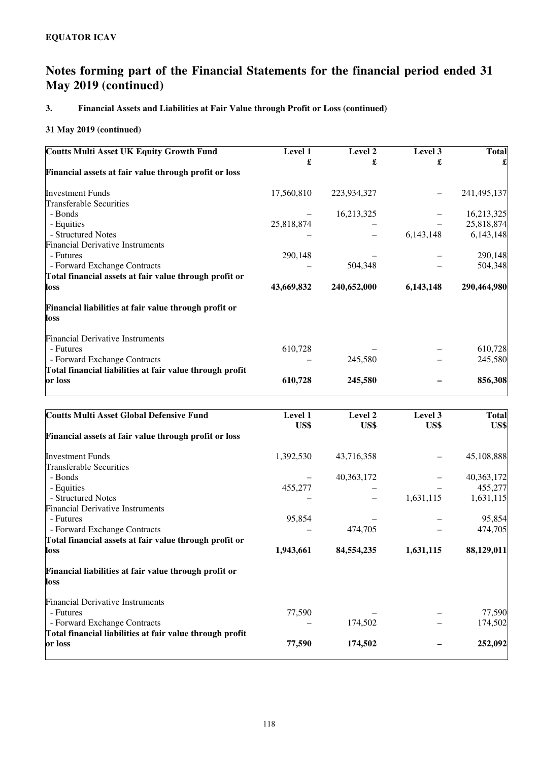**EQUATOR ICAV**

# Notes forming part of the Financial Statements for the financial period ended 31 May 2019 (continued)

### 3. Financial Assets and Liabilities at Fair Value through Profit or Loss (continued)

**31 May 2019 (continued)**

| **Coutts Multi Asset UK Equity Growth Fund** | **Level 1** | **Level 2** | **Level 3** | **Total** |
|---|---|---|---|---|
| | **£** | **£** | **£** | **£** |
| **Financial assets at fair value through profit or loss** | | | | |
| Investment Funds | 17,560,810 | 223,934,327 | – | 241,495,137 |
| Transferable Securities | | | | |
| - Bonds | – | 16,213,325 | – | 16,213,325 |
| - Equities | 25,818,874 | – | – | 25,818,874 |
| - Structured Notes | – | – | 6,143,148 | 6,143,148 |
| Financial Derivative Instruments | | | | |
| - Futures | 290,148 | – | – | 290,148 |
| - Forward Exchange Contracts | – | 504,348 | – | 504,348 |
| **Total financial assets at fair value through profit or loss** | **43,669,832** | **240,652,000** | **6,143,148** | **290,464,980** |
| **Financial liabilities at fair value through profit or loss** | | | | |
| Financial Derivative Instruments | | | | |
| - Futures | 610,728 | – | – | 610,728 |
| - Forward Exchange Contracts | – | 245,580 | – | 245,580 |
| **Total financial liabilities at fair value through profit or loss** | **610,728** | **245,580** | **–** | **856,308** |

| **Coutts Multi Asset Global Defensive Fund** | **Level 1** | **Level 2** | **Level 3** | **Total** |
|---|---|---|---|---|
| | **US$** | **US$** | **US$** | **US$** |
| **Financial assets at fair value through profit or loss** | | | | |
| Investment Funds | 1,392,530 | 43,716,358 | – | 45,108,888 |
| Transferable Securities | | | | |
| - Bonds | – | 40,363,172 | – | 40,363,172 |
| - Equities | 455,277 | – | – | 455,277 |
| - Structured Notes | – | – | 1,631,115 | 1,631,115 |
| Financial Derivative Instruments | | | | |
| - Futures | 95,854 | – | – | 95,854 |
| - Forward Exchange Contracts | – | 474,705 | – | 474,705 |
| **Total financial assets at fair value through profit or loss** | **1,943,661** | **84,554,235** | **1,631,115** | **88,129,011** |
| **Financial liabilities at fair value through profit or loss** | | | | |
| Financial Derivative Instruments | | | | |
| - Futures | 77,590 | – | – | 77,590 |
| - Forward Exchange Contracts | – | 174,502 | – | 174,502 |
| **Total financial liabilities at fair value through profit or loss** | **77,590** | **174,502** | **–** | **252,092** |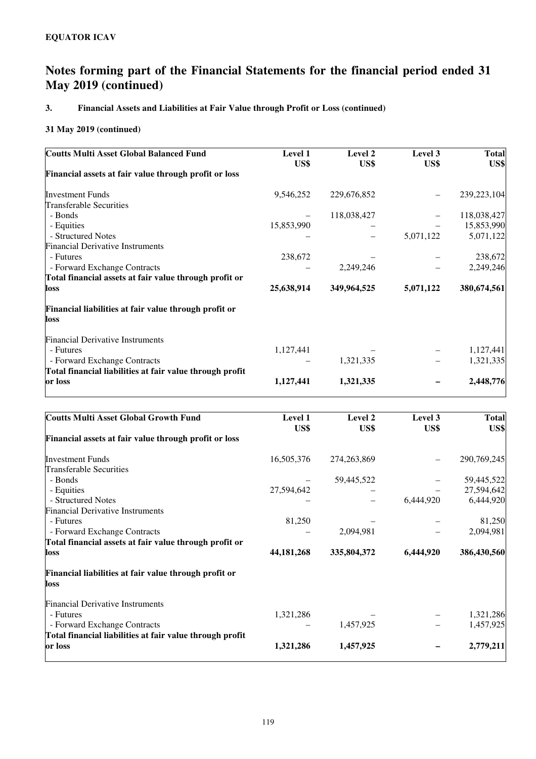**EQUATOR ICAV**

# Notes forming part of the Financial Statements for the financial period ended 31 May 2019 (continued)

### 3. Financial Assets and Liabilities at Fair Value through Profit or Loss (continued)

**31 May 2019 (continued)**

| **Coutts Multi Asset Global Balanced Fund** | **Level 1 US$** | **Level 2 US$** | **Level 3 US$** | **Total US$** |
|---|---|---|---|---|
| **Financial assets at fair value through profit or loss** | | | | |
| Investment Funds | 9,546,252 | 229,676,852 | – | 239,223,104 |
| Transferable Securities | | | | |
| - Bonds | – | 118,038,427 | – | 118,038,427 |
| - Equities | 15,853,990 | – | – | 15,853,990 |
| - Structured Notes | – | – | 5,071,122 | 5,071,122 |
| Financial Derivative Instruments | | | | |
| - Futures | 238,672 | – | – | 238,672 |
| - Forward Exchange Contracts | – | 2,249,246 | – | 2,249,246 |
| **Total financial assets at fair value through profit or loss** | **25,638,914** | **349,964,525** | **5,071,122** | **380,674,561** |
| **Financial liabilities at fair value through profit or loss** | | | | |
| Financial Derivative Instruments | | | | |
| - Futures | 1,127,441 | – | – | 1,127,441 |
| - Forward Exchange Contracts | – | 1,321,335 | – | 1,321,335 |
| **Total financial liabilities at fair value through profit or loss** | **1,127,441** | **1,321,335** | **–** | **2,448,776** |

| **Coutts Multi Asset Global Growth Fund** | **Level 1 US$** | **Level 2 US$** | **Level 3 US$** | **Total US$** |
|---|---|---|---|---|
| **Financial assets at fair value through profit or loss** | | | | |
| Investment Funds | 16,505,376 | 274,263,869 | – | 290,769,245 |
| Transferable Securities | | | | |
| - Bonds | – | 59,445,522 | – | 59,445,522 |
| - Equities | 27,594,642 | – | – | 27,594,642 |
| - Structured Notes | – | – | 6,444,920 | 6,444,920 |
| Financial Derivative Instruments | | | | |
| - Futures | 81,250 | – | – | 81,250 |
| - Forward Exchange Contracts | – | 2,094,981 | – | 2,094,981 |
| **Total financial assets at fair value through profit or loss** | **44,181,268** | **335,804,372** | **6,444,920** | **386,430,560** |
| **Financial liabilities at fair value through profit or loss** | | | | |
| Financial Derivative Instruments | | | | |
| - Futures | 1,321,286 | – | – | 1,321,286 |
| - Forward Exchange Contracts | – | 1,457,925 | – | 1,457,925 |
| **Total financial liabilities at fair value through profit or loss** | **1,321,286** | **1,457,925** | **–** | **2,779,211** |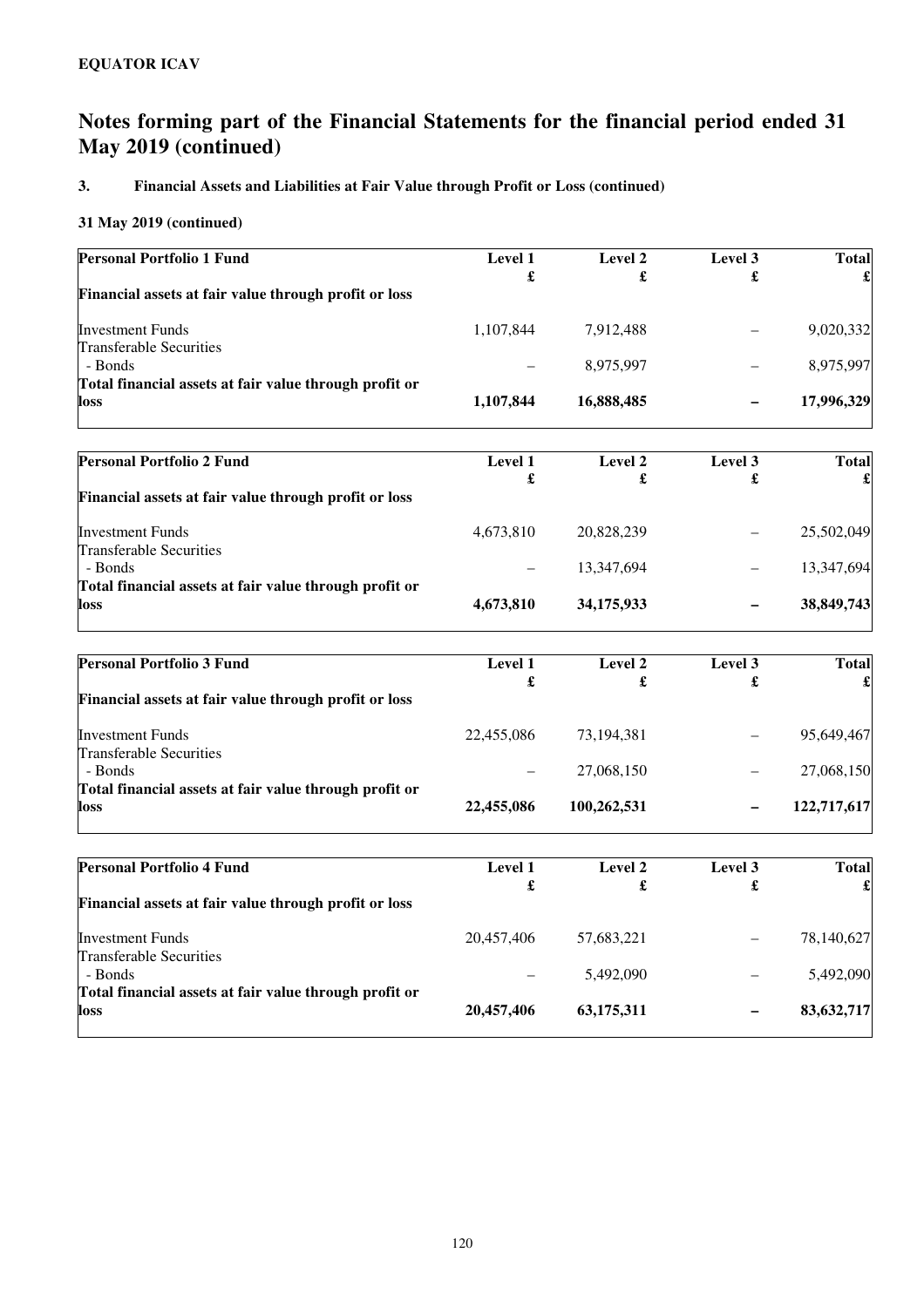**EQUATOR ICAV**

# Notes forming part of the Financial Statements for the financial period ended 31 May 2019 (continued)

### 3. Financial Assets and Liabilities at Fair Value through Profit or Loss (continued)

**31 May 2019 (continued)**

| **Personal Portfolio 1 Fund** | **Level 1** | **Level 2** | **Level 3** | **Total** |
|---|---|---|---|---|
| | **£** | **£** | **£** | **£** |
| **Financial assets at fair value through profit or loss** | | | | |
| Investment Funds | 1,107,844 | 7,912,488 | – | 9,020,332 |
| Transferable Securities | | | | |
| - Bonds | – | 8,975,997 | – | 8,975,997 |
| **Total financial assets at fair value through profit or loss** | **1,107,844** | **16,888,485** | **–** | **17,996,329** |

| **Personal Portfolio 2 Fund** | **Level 1** | **Level 2** | **Level 3** | **Total** |
|---|---|---|---|---|
| | **£** | **£** | **£** | **£** |
| **Financial assets at fair value through profit or loss** | | | | |
| Investment Funds | 4,673,810 | 20,828,239 | – | 25,502,049 |
| Transferable Securities | | | | |
| - Bonds | – | 13,347,694 | – | 13,347,694 |
| **Total financial assets at fair value through profit or loss** | **4,673,810** | **34,175,933** | **–** | **38,849,743** |

| **Personal Portfolio 3 Fund** | **Level 1** | **Level 2** | **Level 3** | **Total** |
|---|---|---|---|---|
| | **£** | **£** | **£** | **£** |
| **Financial assets at fair value through profit or loss** | | | | |
| Investment Funds | 22,455,086 | 73,194,381 | – | 95,649,467 |
| Transferable Securities | | | | |
| - Bonds | – | 27,068,150 | – | 27,068,150 |
| **Total financial assets at fair value through profit or loss** | **22,455,086** | **100,262,531** | **–** | **122,717,617** |

| **Personal Portfolio 4 Fund** | **Level 1** | **Level 2** | **Level 3** | **Total** |
|---|---|---|---|---|
| | **£** | **£** | **£** | **£** |
| **Financial assets at fair value through profit or loss** | | | | |
| Investment Funds | 20,457,406 | 57,683,221 | – | 78,140,627 |
| Transferable Securities | | | | |
| - Bonds | – | 5,492,090 | – | 5,492,090 |
| **Total financial assets at fair value through profit or loss** | **20,457,406** | **63,175,311** | **–** | **83,632,717** |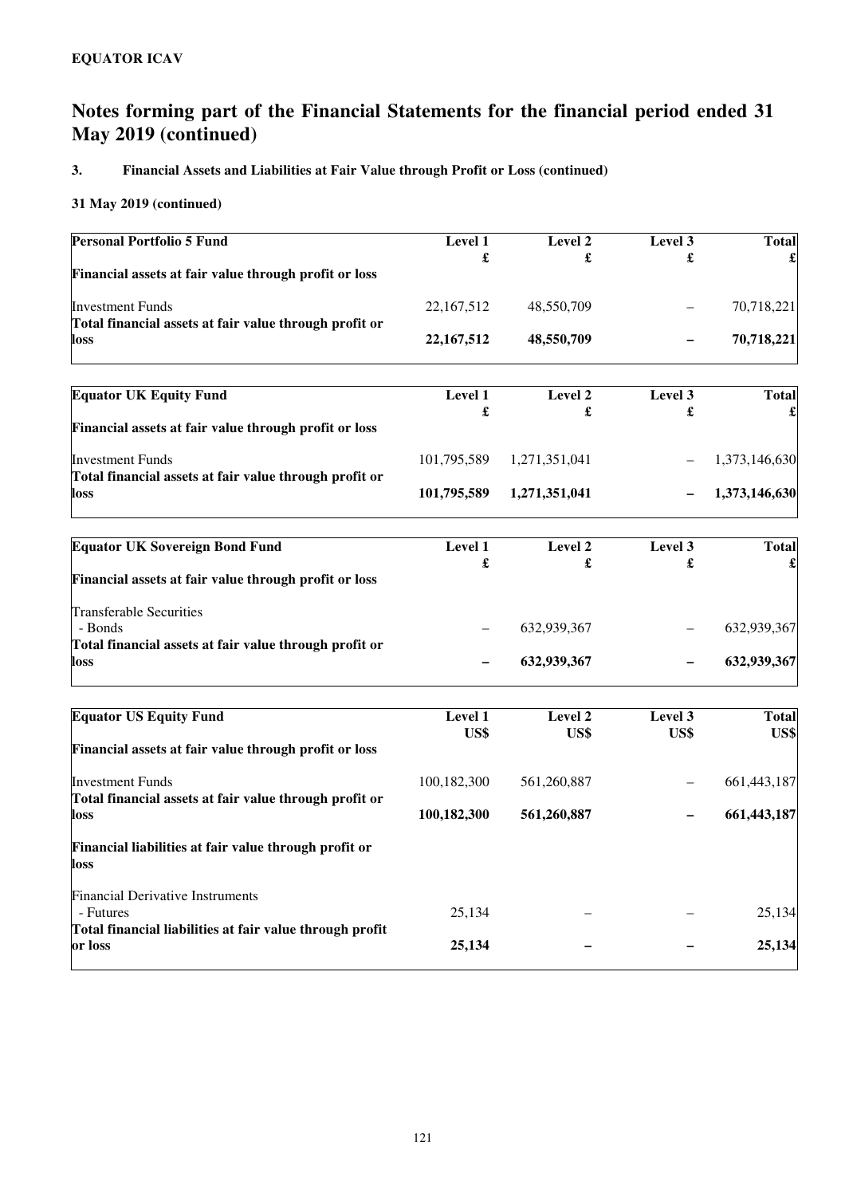**EQUATOR ICAV**

# Notes forming part of the Financial Statements for the financial period ended 31 May 2019 (continued)

## 3. Financial Assets and Liabilities at Fair Value through Profit or Loss (continued)

### 31 May 2019 (continued)

| **Personal Portfolio 5 Fund** | **Level 1** | **Level 2** | **Level 3** | **Total** |
|---|---|---|---|---|
| | **£** | **£** | **£** | **£** |
| **Financial assets at fair value through profit or loss** | | | | |
| Investment Funds | 22,167,512 | 48,550,709 | – | 70,718,221 |
| **Total financial assets at fair value through profit or loss** | **22,167,512** | **48,550,709** | **–** | **70,718,221** |

| **Equator UK Equity Fund** | **Level 1** | **Level 2** | **Level 3** | **Total** |
|---|---|---|---|---|
| | **£** | **£** | **£** | **£** |
| **Financial assets at fair value through profit or loss** | | | | |
| Investment Funds | 101,795,589 | 1,271,351,041 | – | 1,373,146,630 |
| **Total financial assets at fair value through profit or loss** | **101,795,589** | **1,271,351,041** | **–** | **1,373,146,630** |

| **Equator UK Sovereign Bond Fund** | **Level 1** | **Level 2** | **Level 3** | **Total** |
|---|---|---|---|---|
| | **£** | **£** | **£** | **£** |
| **Financial assets at fair value through profit or loss** | | | | |
| Transferable Securities | | | | |
| - Bonds | – | 632,939,367 | – | 632,939,367 |
| **Total financial assets at fair value through profit or loss** | **–** | **632,939,367** | **–** | **632,939,367** |

| **Equator US Equity Fund** | **Level 1** | **Level 2** | **Level 3** | **Total** |
|---|---|---|---|---|
| | **US$** | **US$** | **US$** | **US$** |
| **Financial assets at fair value through profit or loss** | | | | |
| Investment Funds | 100,182,300 | 561,260,887 | – | 661,443,187 |
| **Total financial assets at fair value through profit or loss** | **100,182,300** | **561,260,887** | **–** | **661,443,187** |
| **Financial liabilities at fair value through profit or loss** | | | | |
| Financial Derivative Instruments | | | | |
| - Futures | 25,134 | – | – | 25,134 |
| **Total financial liabilities at fair value through profit or loss** | **25,134** | **–** | **–** | **25,134** |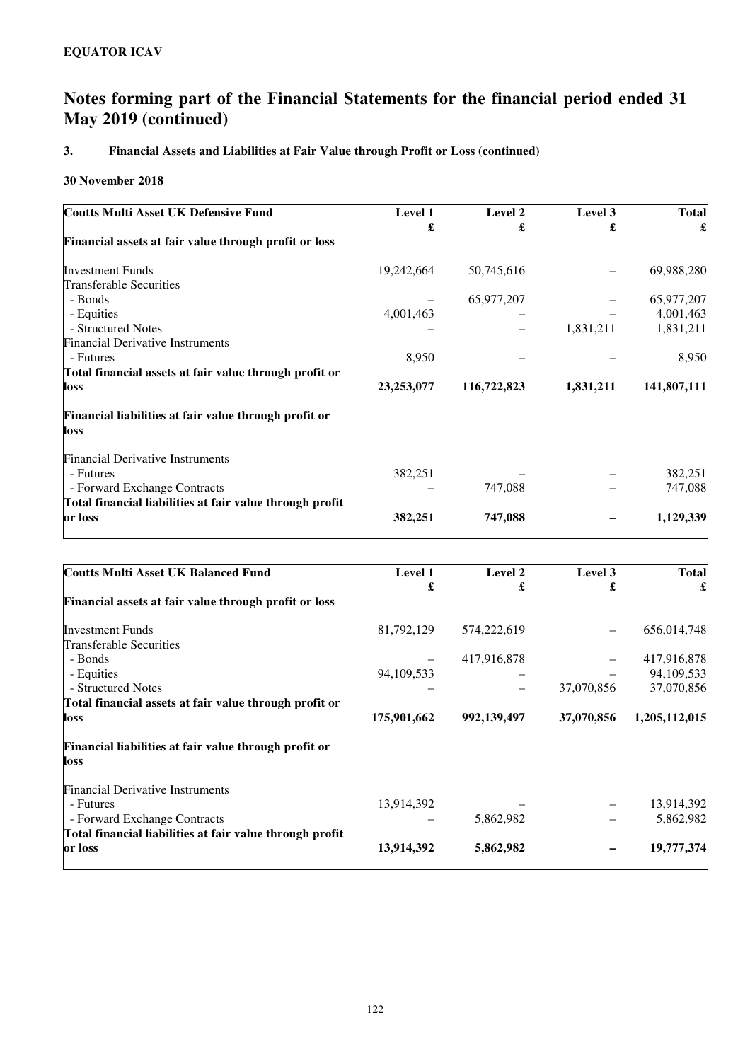**EQUATOR ICAV**

# Notes forming part of the Financial Statements for the financial period ended 31 May 2019 (continued)

### 3. Financial Assets and Liabilities at Fair Value through Profit or Loss (continued)

**30 November 2018**

| Coutts Multi Asset UK Defensive Fund | Level 1<br>£ | Level 2<br>£ | Level 3<br>£ | Total<br>£ |
|---|---|---|---|---|
| **Financial assets at fair value through profit or loss** | | | | |
| Investment Funds | 19,242,664 | 50,745,616 | – | 69,988,280 |
| Transferable Securities | | | | |
| - Bonds | – | 65,977,207 | – | 65,977,207 |
| - Equities | 4,001,463 | – | – | 4,001,463 |
| - Structured Notes | – | – | 1,831,211 | 1,831,211 |
| Financial Derivative Instruments | | | | |
| - Futures | 8,950 | – | – | 8,950 |
| **Total financial assets at fair value through profit or loss** | **23,253,077** | **116,722,823** | **1,831,211** | **141,807,111** |
| **Financial liabilities at fair value through profit or loss** | | | | |
| Financial Derivative Instruments | | | | |
| - Futures | 382,251 | – | – | 382,251 |
| - Forward Exchange Contracts | – | 747,088 | – | 747,088 |
| **Total financial liabilities at fair value through profit or loss** | **382,251** | **747,088** | **–** | **1,129,339** |

| Coutts Multi Asset UK Balanced Fund | Level 1<br>£ | Level 2<br>£ | Level 3<br>£ | Total<br>£ |
|---|---|---|---|---|
| **Financial assets at fair value through profit or loss** | | | | |
| Investment Funds | 81,792,129 | 574,222,619 | – | 656,014,748 |
| Transferable Securities | | | | |
| - Bonds | – | 417,916,878 | – | 417,916,878 |
| - Equities | 94,109,533 | – | – | 94,109,533 |
| - Structured Notes | – | – | 37,070,856 | 37,070,856 |
| **Total financial assets at fair value through profit or loss** | **175,901,662** | **992,139,497** | **37,070,856** | **1,205,112,015** |
| **Financial liabilities at fair value through profit or loss** | | | | |
| Financial Derivative Instruments | | | | |
| - Futures | 13,914,392 | – | – | 13,914,392 |
| - Forward Exchange Contracts | – | 5,862,982 | – | 5,862,982 |
| **Total financial liabilities at fair value through profit or loss** | **13,914,392** | **5,862,982** | **–** | **19,777,374** |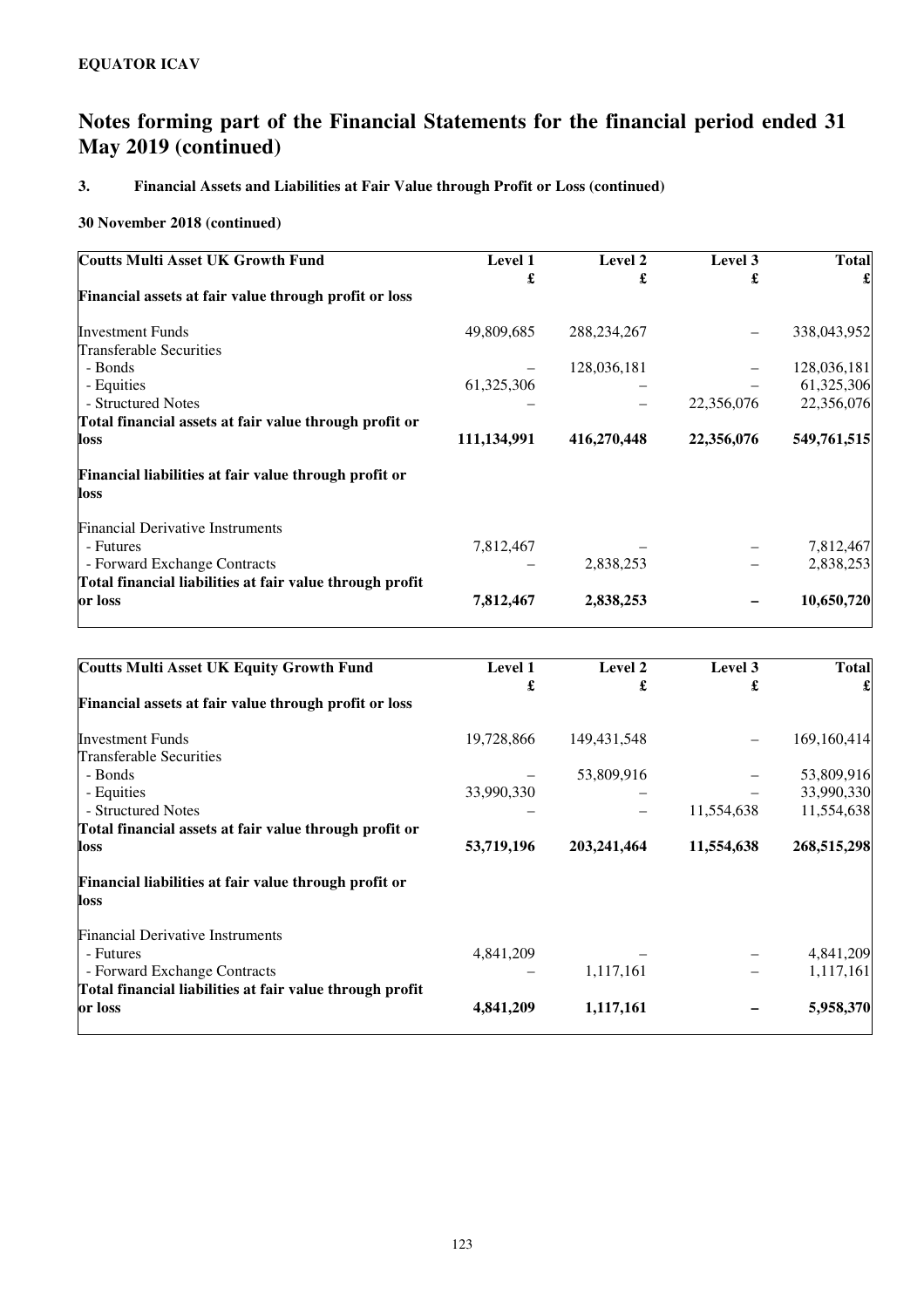**EQUATOR ICAV**

# Notes forming part of the Financial Statements for the financial period ended 31 May 2019 (continued)

### 3. Financial Assets and Liabilities at Fair Value through Profit or Loss (continued)

**30 November 2018 (continued)**

| **Coutts Multi Asset UK Growth Fund** | **Level 1** | **Level 2** | **Level 3** | **Total** |
|---|---|---|---|---|
| | **£** | **£** | **£** | **£** |
| **Financial assets at fair value through profit or loss** | | | | |
| Investment Funds | 49,809,685 | 288,234,267 | – | 338,043,952 |
| Transferable Securities | | | | |
| - Bonds | – | 128,036,181 | – | 128,036,181 |
| - Equities | 61,325,306 | – | – | 61,325,306 |
| - Structured Notes | – | – | 22,356,076 | 22,356,076 |
| **Total financial assets at fair value through profit or loss** | **111,134,991** | **416,270,448** | **22,356,076** | **549,761,515** |
| **Financial liabilities at fair value through profit or loss** | | | | |
| Financial Derivative Instruments | | | | |
| - Futures | 7,812,467 | – | – | 7,812,467 |
| - Forward Exchange Contracts | – | 2,838,253 | – | 2,838,253 |
| **Total financial liabilities at fair value through profit or loss** | **7,812,467** | **2,838,253** | **–** | **10,650,720** |

| **Coutts Multi Asset UK Equity Growth Fund** | **Level 1** | **Level 2** | **Level 3** | **Total** |
|---|---|---|---|---|
| | **£** | **£** | **£** | **£** |
| **Financial assets at fair value through profit or loss** | | | | |
| Investment Funds | 19,728,866 | 149,431,548 | – | 169,160,414 |
| Transferable Securities | | | | |
| - Bonds | – | 53,809,916 | – | 53,809,916 |
| - Equities | 33,990,330 | – | – | 33,990,330 |
| - Structured Notes | – | – | 11,554,638 | 11,554,638 |
| **Total financial assets at fair value through profit or loss** | **53,719,196** | **203,241,464** | **11,554,638** | **268,515,298** |
| **Financial liabilities at fair value through profit or loss** | | | | |
| Financial Derivative Instruments | | | | |
| - Futures | 4,841,209 | – | – | 4,841,209 |
| - Forward Exchange Contracts | – | 1,117,161 | – | 1,117,161 |
| **Total financial liabilities at fair value through profit or loss** | **4,841,209** | **1,117,161** | **–** | **5,958,370** |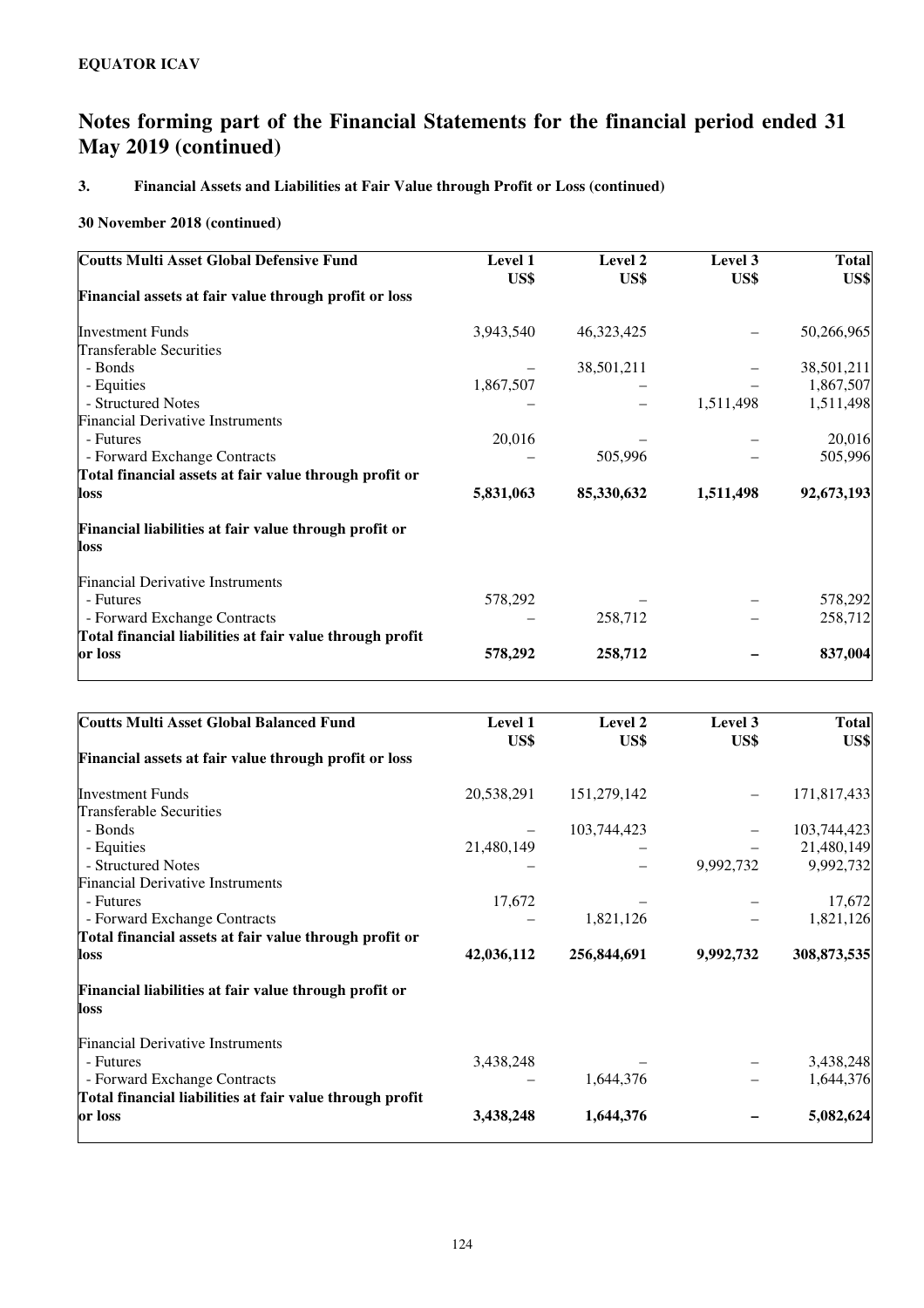**EQUATOR ICAV**

# Notes forming part of the Financial Statements for the financial period ended 31 May 2019 (continued)

### 3. Financial Assets and Liabilities at Fair Value through Profit or Loss (continued)

**30 November 2018 (continued)**

| Coutts Multi Asset Global Defensive Fund | Level 1 US$ | Level 2 US$ | Level 3 US$ | Total US$ |
|---|---|---|---|---|
| **Financial assets at fair value through profit or loss** | | | | |
| Investment Funds | 3,943,540 | 46,323,425 | – | 50,266,965 |
| Transferable Securities | | | | |
| - Bonds | – | 38,501,211 | – | 38,501,211 |
| - Equities | 1,867,507 | – | – | 1,867,507 |
| - Structured Notes | – | – | 1,511,498 | 1,511,498 |
| Financial Derivative Instruments | | | | |
| - Futures | 20,016 | – | – | 20,016 |
| - Forward Exchange Contracts | – | 505,996 | – | 505,996 |
| **Total financial assets at fair value through profit or loss** | **5,831,063** | **85,330,632** | **1,511,498** | **92,673,193** |
| **Financial liabilities at fair value through profit or loss** | | | | |
| Financial Derivative Instruments | | | | |
| - Futures | 578,292 | – | – | 578,292 |
| - Forward Exchange Contracts | – | 258,712 | – | 258,712 |
| **Total financial liabilities at fair value through profit or loss** | **578,292** | **258,712** | **–** | **837,004** |

| Coutts Multi Asset Global Balanced Fund | Level 1 US$ | Level 2 US$ | Level 3 US$ | Total US$ |
|---|---|---|---|---|
| **Financial assets at fair value through profit or loss** | | | | |
| Investment Funds | 20,538,291 | 151,279,142 | – | 171,817,433 |
| Transferable Securities | | | | |
| - Bonds | – | 103,744,423 | – | 103,744,423 |
| - Equities | 21,480,149 | – | – | 21,480,149 |
| - Structured Notes | – | – | 9,992,732 | 9,992,732 |
| Financial Derivative Instruments | | | | |
| - Futures | 17,672 | – | – | 17,672 |
| - Forward Exchange Contracts | – | 1,821,126 | – | 1,821,126 |
| **Total financial assets at fair value through profit or loss** | **42,036,112** | **256,844,691** | **9,992,732** | **308,873,535** |
| **Financial liabilities at fair value through profit or loss** | | | | |
| Financial Derivative Instruments | | | | |
| - Futures | 3,438,248 | – | – | 3,438,248 |
| - Forward Exchange Contracts | – | 1,644,376 | – | 1,644,376 |
| **Total financial liabilities at fair value through profit or loss** | **3,438,248** | **1,644,376** | **–** | **5,082,624** |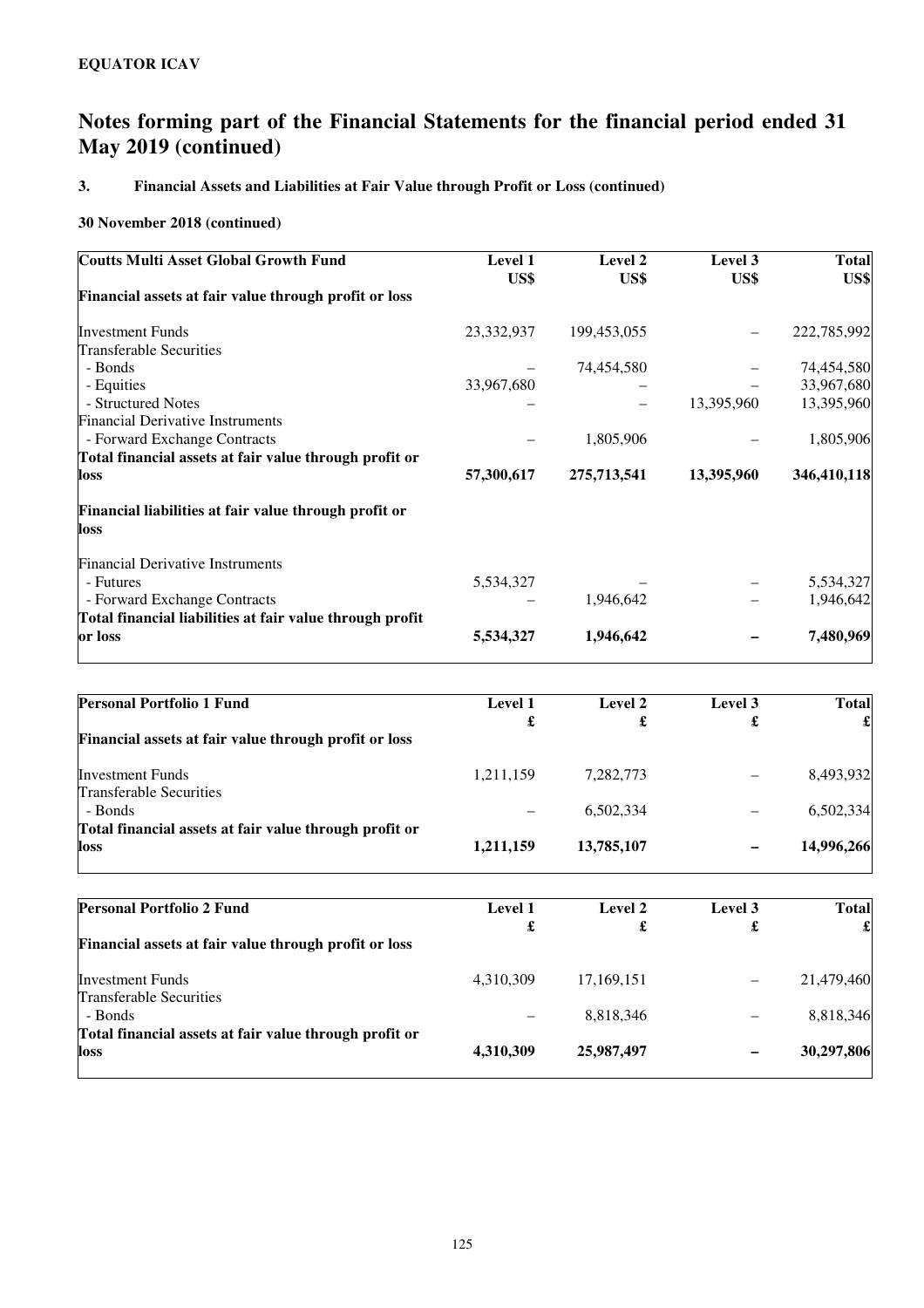**EQUATOR ICAV**

# Notes forming part of the Financial Statements for the financial period ended 31 May 2019 (continued)

## 3. Financial Assets and Liabilities at Fair Value through Profit or Loss (continued)

### 30 November 2018 (continued)

| Coutts Multi Asset Global Growth Fund | Level 1 US$ | Level 2 US$ | Level 3 US$ | Total US$ |
|---|---|---|---|---|
| **Financial assets at fair value through profit or loss** | | | | |
| Investment Funds | 23,332,937 | 199,453,055 | – | 222,785,992 |
| Transferable Securities | | | | |
| - Bonds | – | 74,454,580 | – | 74,454,580 |
| - Equities | 33,967,680 | – | – | 33,967,680 |
| - Structured Notes | – | – | 13,395,960 | 13,395,960 |
| Financial Derivative Instruments | | | | |
| - Forward Exchange Contracts | – | 1,805,906 | – | 1,805,906 |
| **Total financial assets at fair value through profit or loss** | **57,300,617** | **275,713,541** | **13,395,960** | **346,410,118** |
| **Financial liabilities at fair value through profit or loss** | | | | |
| Financial Derivative Instruments | | | | |
| - Futures | 5,534,327 | – | – | 5,534,327 |
| - Forward Exchange Contracts | – | 1,946,642 | – | 1,946,642 |
| **Total financial liabilities at fair value through profit or loss** | **5,534,327** | **1,946,642** | **–** | **7,480,969** |

| Personal Portfolio 1 Fund | Level 1 £ | Level 2 £ | Level 3 £ | Total £ |
|---|---|---|---|---|
| **Financial assets at fair value through profit or loss** | | | | |
| Investment Funds | 1,211,159 | 7,282,773 | – | 8,493,932 |
| Transferable Securities | | | | |
| - Bonds | – | 6,502,334 | – | 6,502,334 |
| **Total financial assets at fair value through profit or loss** | **1,211,159** | **13,785,107** | **–** | **14,996,266** |

| Personal Portfolio 2 Fund | Level 1 £ | Level 2 £ | Level 3 £ | Total £ |
|---|---|---|---|---|
| **Financial assets at fair value through profit or loss** | | | | |
| Investment Funds | 4,310,309 | 17,169,151 | – | 21,479,460 |
| Transferable Securities | | | | |
| - Bonds | – | 8,818,346 | – | 8,818,346 |
| **Total financial assets at fair value through profit or loss** | **4,310,309** | **25,987,497** | **–** | **30,297,806** |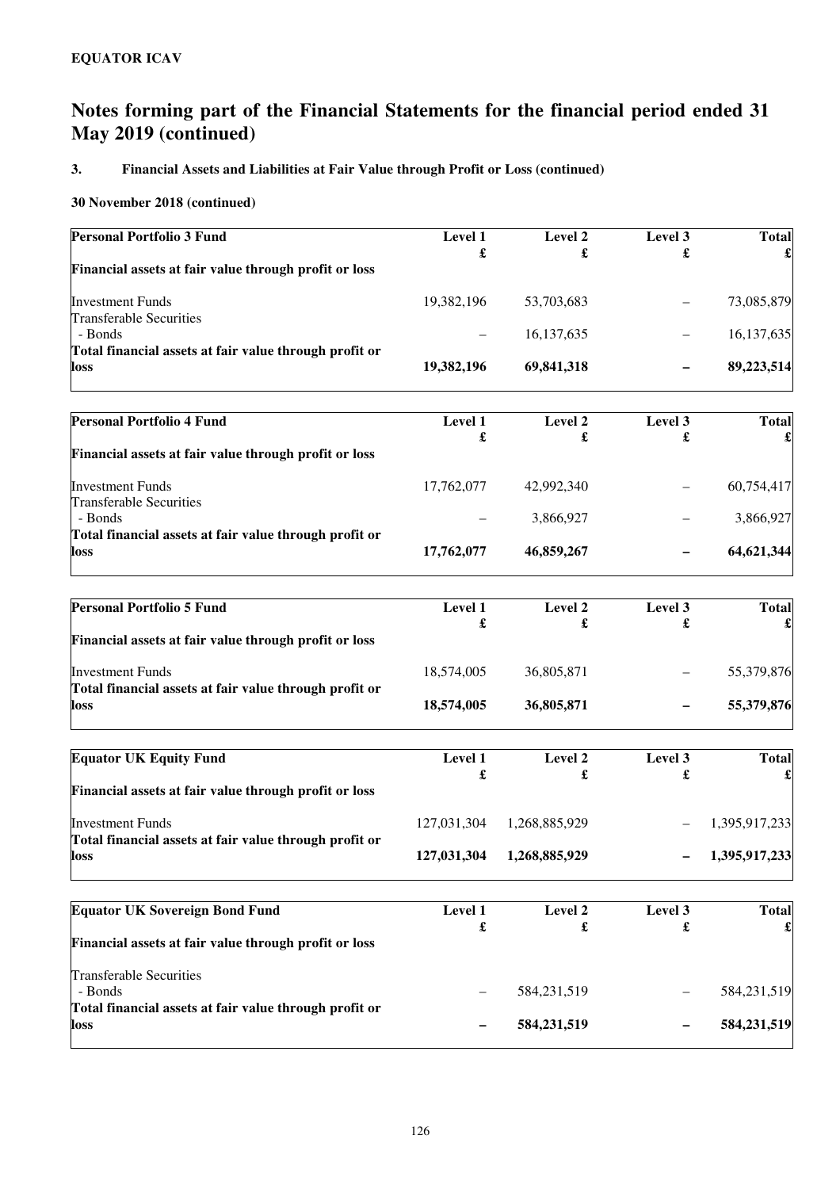**EQUATOR ICAV**

# Notes forming part of the Financial Statements for the financial period ended 31 May 2019 (continued)

## 3. Financial Assets and Liabilities at Fair Value through Profit or Loss (continued)

### 30 November 2018 (continued)

| Personal Portfolio 3 Fund | Level 1 £ | Level 2 £ | Level 3 £ | Total £ |
|---|---|---|---|---|
| **Financial assets at fair value through profit or loss** | | | | |
| Investment Funds | 19,382,196 | 53,703,683 | – | 73,085,879 |
| Transferable Securities | | | | |
| - Bonds | – | 16,137,635 | – | 16,137,635 |
| **Total financial assets at fair value through profit or loss** | **19,382,196** | **69,841,318** | **–** | **89,223,514** |

| Personal Portfolio 4 Fund | Level 1 £ | Level 2 £ | Level 3 £ | Total £ |
|---|---|---|---|---|
| **Financial assets at fair value through profit or loss** | | | | |
| Investment Funds | 17,762,077 | 42,992,340 | – | 60,754,417 |
| Transferable Securities | | | | |
| - Bonds | – | 3,866,927 | – | 3,866,927 |
| **Total financial assets at fair value through profit or loss** | **17,762,077** | **46,859,267** | **–** | **64,621,344** |

| Personal Portfolio 5 Fund | Level 1 £ | Level 2 £ | Level 3 £ | Total £ |
|---|---|---|---|---|
| **Financial assets at fair value through profit or loss** | | | | |
| Investment Funds | 18,574,005 | 36,805,871 | – | 55,379,876 |
| **Total financial assets at fair value through profit or loss** | **18,574,005** | **36,805,871** | **–** | **55,379,876** |

| Equator UK Equity Fund | Level 1 £ | Level 2 £ | Level 3 £ | Total £ |
|---|---|---|---|---|
| **Financial assets at fair value through profit or loss** | | | | |
| Investment Funds | 127,031,304 | 1,268,885,929 | – | 1,395,917,233 |
| **Total financial assets at fair value through profit or loss** | **127,031,304** | **1,268,885,929** | **–** | **1,395,917,233** |

| Equator UK Sovereign Bond Fund | Level 1 £ | Level 2 £ | Level 3 £ | Total £ |
|---|---|---|---|---|
| **Financial assets at fair value through profit or loss** | | | | |
| Transferable Securities | | | | |
| - Bonds | – | 584,231,519 | – | 584,231,519 |
| **Total financial assets at fair value through profit or loss** | **–** | **584,231,519** | **–** | **584,231,519** |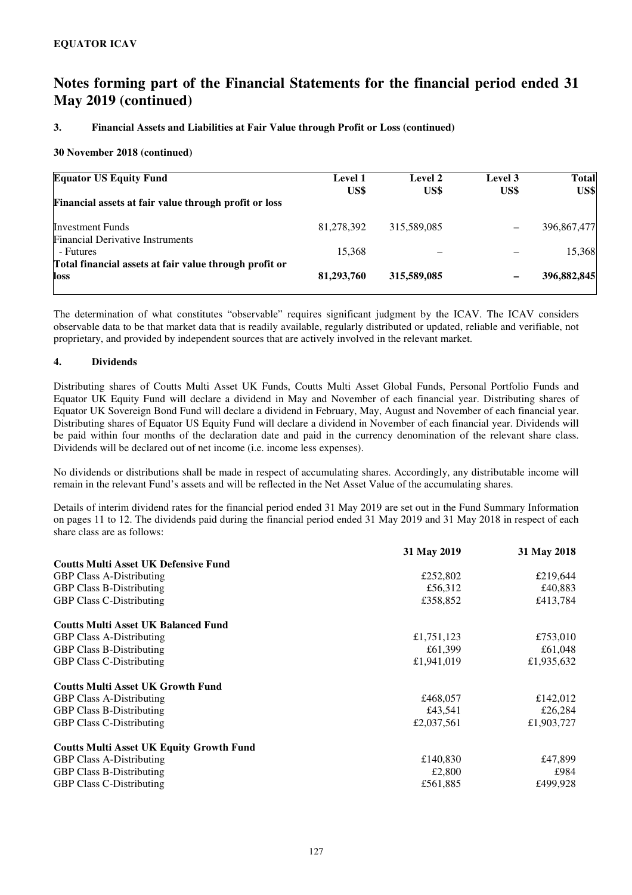**EQUATOR ICAV**

# Notes forming part of the Financial Statements for the financial period ended 31 May 2019 (continued)

### 3. Financial Assets and Liabilities at Fair Value through Profit or Loss (continued)

**30 November 2018 (continued)**

| Equator US Equity Fund | Level 1 US$ | Level 2 US$ | Level 3 US$ | Total US$ |
|---|---|---|---|---|
| **Financial assets at fair value through profit or loss** | | | | |
| Investment Funds | 81,278,392 | 315,589,085 | – | 396,867,477 |
| Financial Derivative Instruments | | | | |
| - Futures | 15,368 | – | – | 15,368 |
| **Total financial assets at fair value through profit or loss** | **81,293,760** | **315,589,085** | **–** | **396,882,845** |

The determination of what constitutes "observable" requires significant judgment by the ICAV. The ICAV considers observable data to be that market data that is readily available, regularly distributed or updated, reliable and verifiable, not proprietary, and provided by independent sources that are actively involved in the relevant market.

### 4. Dividends

Distributing shares of Coutts Multi Asset UK Funds, Coutts Multi Asset Global Funds, Personal Portfolio Funds and Equator UK Equity Fund will declare a dividend in May and November of each financial year. Distributing shares of Equator UK Sovereign Bond Fund will declare a dividend in February, May, August and November of each financial year. Distributing shares of Equator US Equity Fund will declare a dividend in November of each financial year. Dividends will be paid within four months of the declaration date and paid in the currency denomination of the relevant share class. Dividends will be declared out of net income (i.e. income less expenses).

No dividends or distributions shall be made in respect of accumulating shares. Accordingly, any distributable income will remain in the relevant Fund's assets and will be reflected in the Net Asset Value of the accumulating shares.

Details of interim dividend rates for the financial period ended 31 May 2019 are set out in the Fund Summary Information on pages 11 to 12. The dividends paid during the financial period ended 31 May 2019 and 31 May 2018 in respect of each share class are as follows:

| | 31 May 2019 | 31 May 2018 |
|---|---|---|
| **Coutts Multi Asset UK Defensive Fund** | | |
| GBP Class A-Distributing | £252,802 | £219,644 |
| GBP Class B-Distributing | £56,312 | £40,883 |
| GBP Class C-Distributing | £358,852 | £413,784 |
| **Coutts Multi Asset UK Balanced Fund** | | |
| GBP Class A-Distributing | £1,751,123 | £753,010 |
| GBP Class B-Distributing | £61,399 | £61,048 |
| GBP Class C-Distributing | £1,941,019 | £1,935,632 |
| **Coutts Multi Asset UK Growth Fund** | | |
| GBP Class A-Distributing | £468,057 | £142,012 |
| GBP Class B-Distributing | £43,541 | £26,284 |
| GBP Class C-Distributing | £2,037,561 | £1,903,727 |
| **Coutts Multi Asset UK Equity Growth Fund** | | |
| GBP Class A-Distributing | £140,830 | £47,899 |
| GBP Class B-Distributing | £2,800 | £984 |
| GBP Class C-Distributing | £561,885 | £499,928 |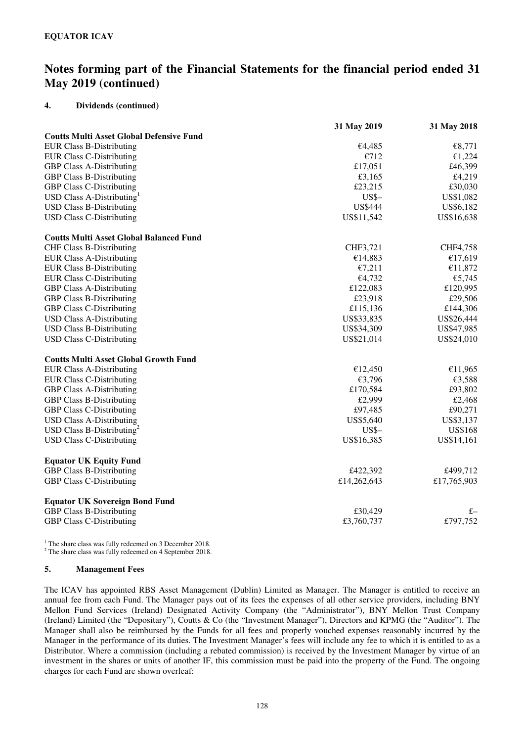**EQUATOR ICAV**

# Notes forming part of the Financial Statements for the financial period ended 31 May 2019 (continued)

## 4. Dividends (continued)

| | 31 May 2019 | 31 May 2018 |
|---|---|---|
| **Coutts Multi Asset Global Defensive Fund** | | |
| EUR Class B-Distributing | €4,485 | €8,771 |
| EUR Class C-Distributing | €712 | €1,224 |
| GBP Class A-Distributing | £17,051 | £46,399 |
| GBP Class B-Distributing | £3,165 | £4,219 |
| GBP Class C-Distributing | £23,215 | £30,030 |
| USD Class A-Distributing[1] | US$– | US$1,082 |
| USD Class B-Distributing | US$444 | US$6,182 |
| USD Class C-Distributing | US$11,542 | US$16,638 |
| **Coutts Multi Asset Global Balanced Fund** | | |
| CHF Class B-Distributing | CHF3,721 | CHF4,758 |
| EUR Class A-Distributing | €14,883 | €17,619 |
| EUR Class B-Distributing | €7,211 | €11,872 |
| EUR Class C-Distributing | €4,732 | €5,745 |
| GBP Class A-Distributing | £122,083 | £120,995 |
| GBP Class B-Distributing | £23,918 | £29,506 |
| GBP Class C-Distributing | £115,136 | £144,306 |
| USD Class A-Distributing | US$33,835 | US$26,444 |
| USD Class B-Distributing | US$34,309 | US$47,985 |
| USD Class C-Distributing | US$21,014 | US$24,010 |
| **Coutts Multi Asset Global Growth Fund** | | |
| EUR Class A-Distributing | €12,450 | €11,965 |
| EUR Class C-Distributing | €3,796 | €3,588 |
| GBP Class A-Distributing | £170,584 | £93,802 |
| GBP Class B-Distributing | £2,999 | £2,468 |
| GBP Class C-Distributing | £97,485 | £90,271 |
| USD Class A-Distributing | US$5,640 | US$3,137 |
| USD Class B-Distributing[2] | US$– | US$168 |
| USD Class C-Distributing | US$16,385 | US$14,161 |
| **Equator UK Equity Fund** | | |
| GBP Class B-Distributing | £422,392 | £499,712 |
| GBP Class C-Distributing | £14,262,643 | £17,765,903 |
| **Equator UK Sovereign Bond Fund** | | |
| GBP Class B-Distributing | £30,429 | £– |
| GBP Class C-Distributing | £3,760,737 | £797,752 |

[1] The share class was fully redeemed on 3 December 2018.
[2] The share class was fully redeemed on 4 September 2018.

## 5. Management Fees

The ICAV has appointed RBS Asset Management (Dublin) Limited as Manager. The Manager is entitled to receive an annual fee from each Fund. The Manager pays out of its fees the expenses of all other service providers, including BNY Mellon Fund Services (Ireland) Designated Activity Company (the "Administrator"), BNY Mellon Trust Company (Ireland) Limited (the "Depositary"), Coutts & Co (the "Investment Manager"), Directors and KPMG (the "Auditor"). The Manager shall also be reimbursed by the Funds for all fees and properly vouched expenses reasonably incurred by the Manager in the performance of its duties. The Investment Manager's fees will include any fee to which it is entitled to as a Distributor. Where a commission (including a rebated commission) is received by the Investment Manager by virtue of an investment in the shares or units of another IF, this commission must be paid into the property of the Fund. The ongoing charges for each Fund are shown overleaf: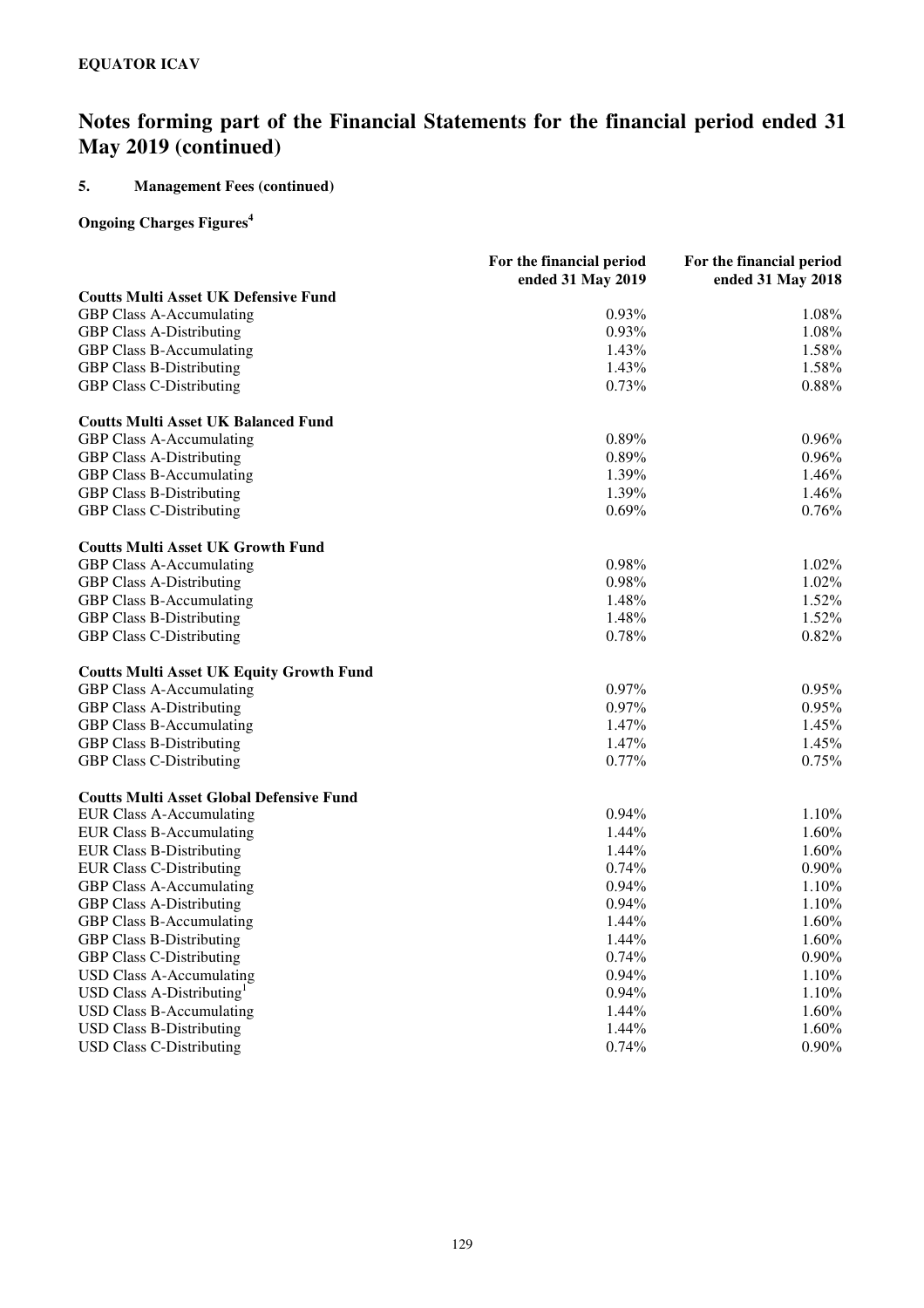**EQUATOR ICAV**

# Notes forming part of the Financial Statements for the financial period ended 31 May 2019 (continued)

## 5. Management Fees (continued)

### Ongoing Charges Figures[4]

| | For the financial period ended 31 May 2019 | For the financial period ended 31 May 2018 |
|---|---|---|
| **Coutts Multi Asset UK Defensive Fund** | | |
| GBP Class A-Accumulating | 0.93% | 1.08% |
| GBP Class A-Distributing | 0.93% | 1.08% |
| GBP Class B-Accumulating | 1.43% | 1.58% |
| GBP Class B-Distributing | 1.43% | 1.58% |
| GBP Class C-Distributing | 0.73% | 0.88% |
| | | |
| **Coutts Multi Asset UK Balanced Fund** | | |
| GBP Class A-Accumulating | 0.89% | 0.96% |
| GBP Class A-Distributing | 0.89% | 0.96% |
| GBP Class B-Accumulating | 1.39% | 1.46% |
| GBP Class B-Distributing | 1.39% | 1.46% |
| GBP Class C-Distributing | 0.69% | 0.76% |
| | | |
| **Coutts Multi Asset UK Growth Fund** | | |
| GBP Class A-Accumulating | 0.98% | 1.02% |
| GBP Class A-Distributing | 0.98% | 1.02% |
| GBP Class B-Accumulating | 1.48% | 1.52% |
| GBP Class B-Distributing | 1.48% | 1.52% |
| GBP Class C-Distributing | 0.78% | 0.82% |
| | | |
| **Coutts Multi Asset UK Equity Growth Fund** | | |
| GBP Class A-Accumulating | 0.97% | 0.95% |
| GBP Class A-Distributing | 0.97% | 0.95% |
| GBP Class B-Accumulating | 1.47% | 1.45% |
| GBP Class B-Distributing | 1.47% | 1.45% |
| GBP Class C-Distributing | 0.77% | 0.75% |
| | | |
| **Coutts Multi Asset Global Defensive Fund** | | |
| EUR Class A-Accumulating | 0.94% | 1.10% |
| EUR Class B-Accumulating | 1.44% | 1.60% |
| EUR Class B-Distributing | 1.44% | 1.60% |
| EUR Class C-Distributing | 0.74% | 0.90% |
| GBP Class A-Accumulating | 0.94% | 1.10% |
| GBP Class A-Distributing | 0.94% | 1.10% |
| GBP Class B-Accumulating | 1.44% | 1.60% |
| GBP Class B-Distributing | 1.44% | 1.60% |
| GBP Class C-Distributing | 0.74% | 0.90% |
| USD Class A-Accumulating | 0.94% | 1.10% |
| USD Class A-Distributing[1] | 0.94% | 1.10% |
| USD Class B-Accumulating | 1.44% | 1.60% |
| USD Class B-Distributing | 1.44% | 1.60% |
| USD Class C-Distributing | 0.74% | 0.90% |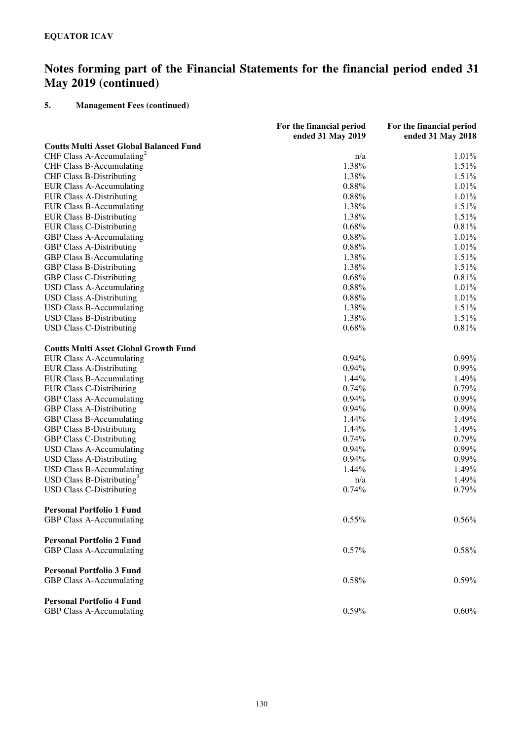**EQUATOR ICAV**

# Notes forming part of the Financial Statements for the financial period ended 31 May 2019 (continued)

## 5. Management Fees (continued)

| | For the financial period ended 31 May 2019 | For the financial period ended 31 May 2018 |
|---|---|---|
| **Coutts Multi Asset Global Balanced Fund** | | |
| CHF Class A-Accumulating[2] | n/a | 1.01% |
| CHF Class B-Accumulating | 1.38% | 1.51% |
| CHF Class B-Distributing | 1.38% | 1.51% |
| EUR Class A-Accumulating | 0.88% | 1.01% |
| EUR Class A-Distributing | 0.88% | 1.01% |
| EUR Class B-Accumulating | 1.38% | 1.51% |
| EUR Class B-Distributing | 1.38% | 1.51% |
| EUR Class C-Distributing | 0.68% | 0.81% |
| GBP Class A-Accumulating | 0.88% | 1.01% |
| GBP Class A-Distributing | 0.88% | 1.01% |
| GBP Class B-Accumulating | 1.38% | 1.51% |
| GBP Class B-Distributing | 1.38% | 1.51% |
| GBP Class C-Distributing | 0.68% | 0.81% |
| USD Class A-Accumulating | 0.88% | 1.01% |
| USD Class A-Distributing | 0.88% | 1.01% |
| USD Class B-Accumulating | 1.38% | 1.51% |
| USD Class B-Distributing | 1.38% | 1.51% |
| USD Class C-Distributing | 0.68% | 0.81% |
| | | |
| **Coutts Multi Asset Global Growth Fund** | | |
| EUR Class A-Accumulating | 0.94% | 0.99% |
| EUR Class A-Distributing | 0.94% | 0.99% |
| EUR Class B-Accumulating | 1.44% | 1.49% |
| EUR Class C-Distributing | 0.74% | 0.79% |
| GBP Class A-Accumulating | 0.94% | 0.99% |
| GBP Class A-Distributing | 0.94% | 0.99% |
| GBP Class B-Accumulating | 1.44% | 1.49% |
| GBP Class B-Distributing | 1.44% | 1.49% |
| GBP Class C-Distributing | 0.74% | 0.79% |
| USD Class A-Accumulating | 0.94% | 0.99% |
| USD Class A-Distributing | 0.94% | 0.99% |
| USD Class B-Accumulating | 1.44% | 1.49% |
| USD Class B-Distributing[3] | n/a | 1.49% |
| USD Class C-Distributing | 0.74% | 0.79% |
| | | |
| **Personal Portfolio 1 Fund** | | |
| GBP Class A-Accumulating | 0.55% | 0.56% |
| | | |
| **Personal Portfolio 2 Fund** | | |
| GBP Class A-Accumulating | 0.57% | 0.58% |
| | | |
| **Personal Portfolio 3 Fund** | | |
| GBP Class A-Accumulating | 0.58% | 0.59% |
| | | |
| **Personal Portfolio 4 Fund** | | |
| GBP Class A-Accumulating | 0.59% | 0.60% |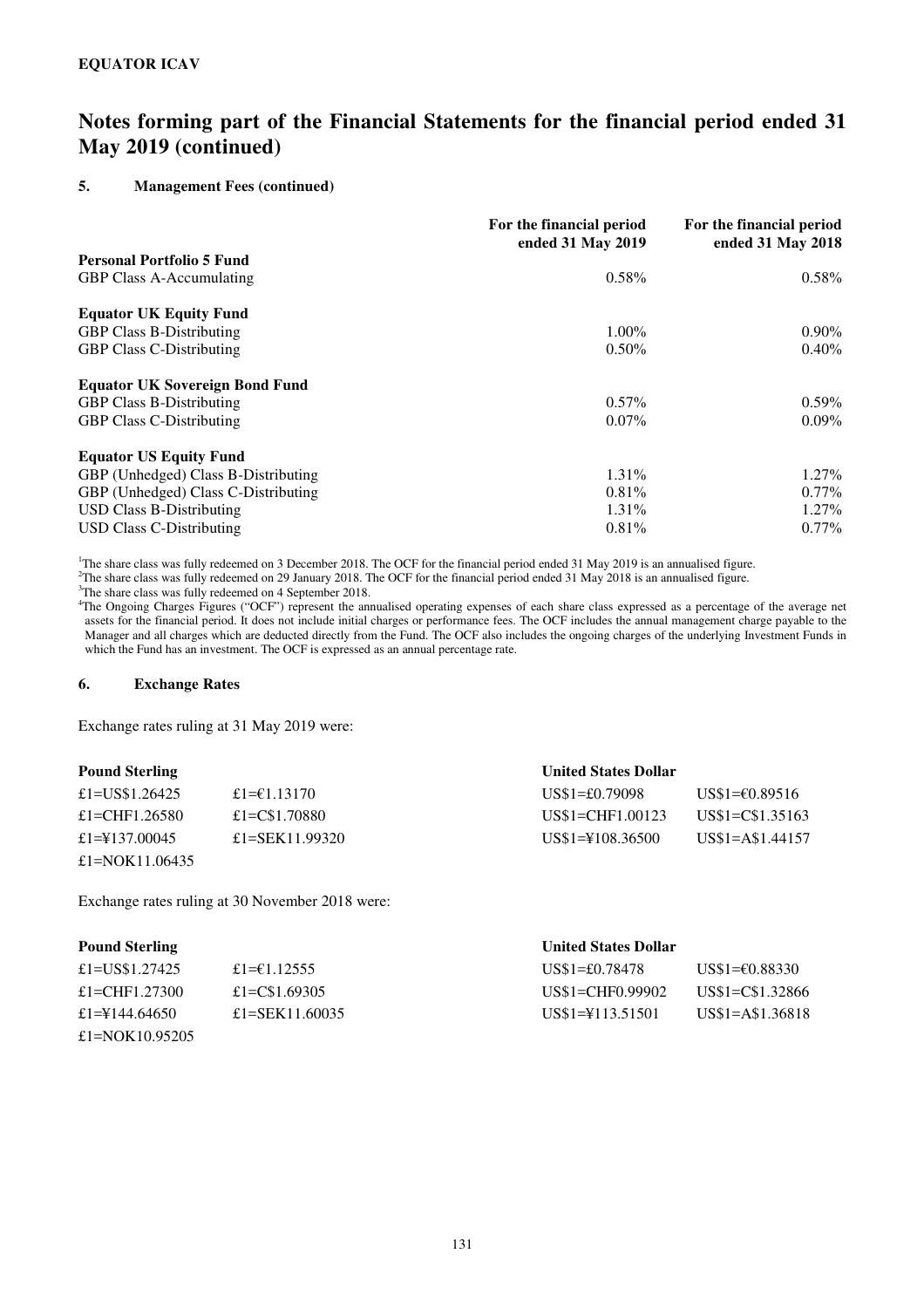**EQUATOR ICAV**

# Notes forming part of the Financial Statements for the financial period ended 31 May 2019 (continued)

## 5. Management Fees (continued)

| | For the financial period ended 31 May 2019 | For the financial period ended 31 May 2018 |
|---|---|---|
| **Personal Portfolio 5 Fund** | | |
| GBP Class A-Accumulating | 0.58% | 0.58% |
| **Equator UK Equity Fund** | | |
| GBP Class B-Distributing | 1.00% | 0.90% |
| GBP Class C-Distributing | 0.50% | 0.40% |
| **Equator UK Sovereign Bond Fund** | | |
| GBP Class B-Distributing | 0.57% | 0.59% |
| GBP Class C-Distributing | 0.07% | 0.09% |
| **Equator US Equity Fund** | | |
| GBP (Unhedged) Class B-Distributing | 1.31% | 1.27% |
| GBP (Unhedged) Class C-Distributing | 0.81% | 0.77% |
| USD Class B-Distributing | 1.31% | 1.27% |
| USD Class C-Distributing | 0.81% | 0.77% |

[1]The share class was fully redeemed on 3 December 2018. The OCF for the financial period ended 31 May 2019 is an annualised figure.
[2]The share class was fully redeemed on 29 January 2018. The OCF for the financial period ended 31 May 2018 is an annualised figure.
[3]The share class was fully redeemed on 4 September 2018.
[4]The Ongoing Charges Figures ("OCF") represent the annualised operating expenses of each share class expressed as a percentage of the average net assets for the financial period. It does not include initial charges or performance fees. The OCF includes the annual management charge payable to the Manager and all charges which are deducted directly from the Fund. The OCF also includes the ongoing charges of the underlying Investment Funds in which the Fund has an investment. The OCF is expressed as an annual percentage rate.

## 6. Exchange Rates

Exchange rates ruling at 31 May 2019 were:

| **Pound Sterling** | | **United States Dollar** | |
|---|---|---|---|
| £1=US$1.26425 | £1=€1.13170 | US$1=£0.79098 | US$1=€0.89516 |
| £1=CHF1.26580 | £1=C$1.70880 | US$1=CHF1.00123 | US$1=C$1.35163 |
| £1=¥137.00045 | £1=SEK11.99320 | US$1=¥108.36500 | US$1=A$1.44157 |
| £1=NOK11.06435 | | | |

Exchange rates ruling at 30 November 2018 were:

| **Pound Sterling** | | **United States Dollar** | |
|---|---|---|---|
| £1=US$1.27425 | £1=€1.12555 | US$1=£0.78478 | US$1=€0.88330 |
| £1=CHF1.27300 | £1=C$1.69305 | US$1=CHF0.99902 | US$1=C$1.32866 |
| £1=¥144.64650 | £1=SEK11.60035 | US$1=¥113.51501 | US$1=A$1.36818 |
| £1=NOK10.95205 | | | |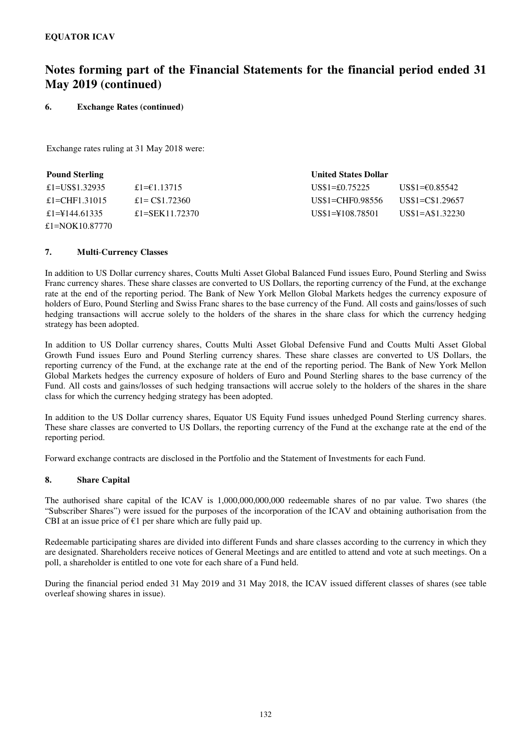# Notes forming part of the Financial Statements for the financial period ended 31 May 2019 (continued)

## 6. Exchange Rates (continued)

Exchange rates ruling at 31 May 2018 were:

| **Pound Sterling** | | **United States Dollar** | |
|---|---|---|---|
| £1=US$1.32935 | £1=€1.13715 | US$1=£0.75225 | US$1=€0.85542 |
| £1=CHF1.31015 | £1= C$1.72360 | US$1=CHF0.98556 | US$1=C$1.29657 |
| £1=¥144.61335 | £1=SEK11.72370 | US$1=¥108.78501 | US$1=A$1.32230 |
| £1=NOK10.87770 | | | |

## 7. Multi-Currency Classes

In addition to US Dollar currency shares, Coutts Multi Asset Global Balanced Fund issues Euro, Pound Sterling and Swiss Franc currency shares. These share classes are converted to US Dollars, the reporting currency of the Fund, at the exchange rate at the end of the reporting period. The Bank of New York Mellon Global Markets hedges the currency exposure of holders of Euro, Pound Sterling and Swiss Franc shares to the base currency of the Fund. All costs and gains/losses of such hedging transactions will accrue solely to the holders of the shares in the share class for which the currency hedging strategy has been adopted.

In addition to US Dollar currency shares, Coutts Multi Asset Global Defensive Fund and Coutts Multi Asset Global Growth Fund issues Euro and Pound Sterling currency shares. These share classes are converted to US Dollars, the reporting currency of the Fund, at the exchange rate at the end of the reporting period. The Bank of New York Mellon Global Markets hedges the currency exposure of holders of Euro and Pound Sterling shares to the base currency of the Fund. All costs and gains/losses of such hedging transactions will accrue solely to the holders of the shares in the share class for which the currency hedging strategy has been adopted.

In addition to the US Dollar currency shares, Equator US Equity Fund issues unhedged Pound Sterling currency shares. These share classes are converted to US Dollars, the reporting currency of the Fund at the exchange rate at the end of the reporting period.

Forward exchange contracts are disclosed in the Portfolio and the Statement of Investments for each Fund.

## 8. Share Capital

The authorised share capital of the ICAV is 1,000,000,000,000 redeemable shares of no par value. Two shares (the "Subscriber Shares") were issued for the purposes of the incorporation of the ICAV and obtaining authorisation from the CBI at an issue price of €1 per share which are fully paid up.

Redeemable participating shares are divided into different Funds and share classes according to the currency in which they are designated. Shareholders receive notices of General Meetings and are entitled to attend and vote at such meetings. On a poll, a shareholder is entitled to one vote for each share of a Fund held.

During the financial period ended 31 May 2019 and 31 May 2018, the ICAV issued different classes of shares (see table overleaf showing shares in issue).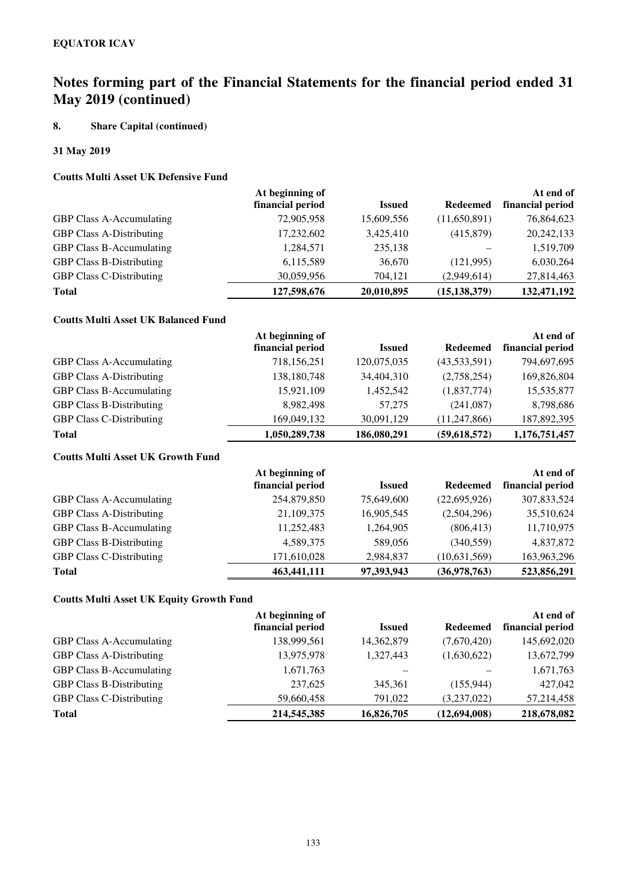**EQUATOR ICAV**

# Notes forming part of the Financial Statements for the financial period ended 31 May 2019 (continued)

## 8. Share Capital (continued)

### 31 May 2019

**Coutts Multi Asset UK Defensive Fund**

| | At beginning of financial period | Issued | Redeemed | At end of financial period |
|---|---|---|---|---|
| GBP Class A-Accumulating | 72,905,958 | 15,609,556 | (11,650,891) | 76,864,623 |
| GBP Class A-Distributing | 17,232,602 | 3,425,410 | (415,879) | 20,242,133 |
| GBP Class B-Accumulating | 1,284,571 | 235,138 | – | 1,519,709 |
| GBP Class B-Distributing | 6,115,589 | 36,670 | (121,995) | 6,030,264 |
| GBP Class C-Distributing | 30,059,956 | 704,121 | (2,949,614) | 27,814,463 |
| **Total** | **127,598,676** | **20,010,895** | **(15,138,379)** | **132,471,192** |

**Coutts Multi Asset UK Balanced Fund**

| | At beginning of financial period | Issued | Redeemed | At end of financial period |
|---|---|---|---|---|
| GBP Class A-Accumulating | 718,156,251 | 120,075,035 | (43,533,591) | 794,697,695 |
| GBP Class A-Distributing | 138,180,748 | 34,404,310 | (2,758,254) | 169,826,804 |
| GBP Class B-Accumulating | 15,921,109 | 1,452,542 | (1,837,774) | 15,535,877 |
| GBP Class B-Distributing | 8,982,498 | 57,275 | (241,087) | 8,798,686 |
| GBP Class C-Distributing | 169,049,132 | 30,091,129 | (11,247,866) | 187,892,395 |
| **Total** | **1,050,289,738** | **186,080,291** | **(59,618,572)** | **1,176,751,457** |

**Coutts Multi Asset UK Growth Fund**

| | At beginning of financial period | Issued | Redeemed | At end of financial period |
|---|---|---|---|---|
| GBP Class A-Accumulating | 254,879,850 | 75,649,600 | (22,695,926) | 307,833,524 |
| GBP Class A-Distributing | 21,109,375 | 16,905,545 | (2,504,296) | 35,510,624 |
| GBP Class B-Accumulating | 11,252,483 | 1,264,905 | (806,413) | 11,710,975 |
| GBP Class B-Distributing | 4,589,375 | 589,056 | (340,559) | 4,837,872 |
| GBP Class C-Distributing | 171,610,028 | 2,984,837 | (10,631,569) | 163,963,296 |
| **Total** | **463,441,111** | **97,393,943** | **(36,978,763)** | **523,856,291** |

**Coutts Multi Asset UK Equity Growth Fund**

| | At beginning of financial period | Issued | Redeemed | At end of financial period |
|---|---|---|---|---|
| GBP Class A-Accumulating | 138,999,561 | 14,362,879 | (7,670,420) | 145,692,020 |
| GBP Class A-Distributing | 13,975,978 | 1,327,443 | (1,630,622) | 13,672,799 |
| GBP Class B-Accumulating | 1,671,763 | – | – | 1,671,763 |
| GBP Class B-Distributing | 237,625 | 345,361 | (155,944) | 427,042 |
| GBP Class C-Distributing | 59,660,458 | 791,022 | (3,237,022) | 57,214,458 |
| **Total** | **214,545,385** | **16,826,705** | **(12,694,008)** | **218,678,082** |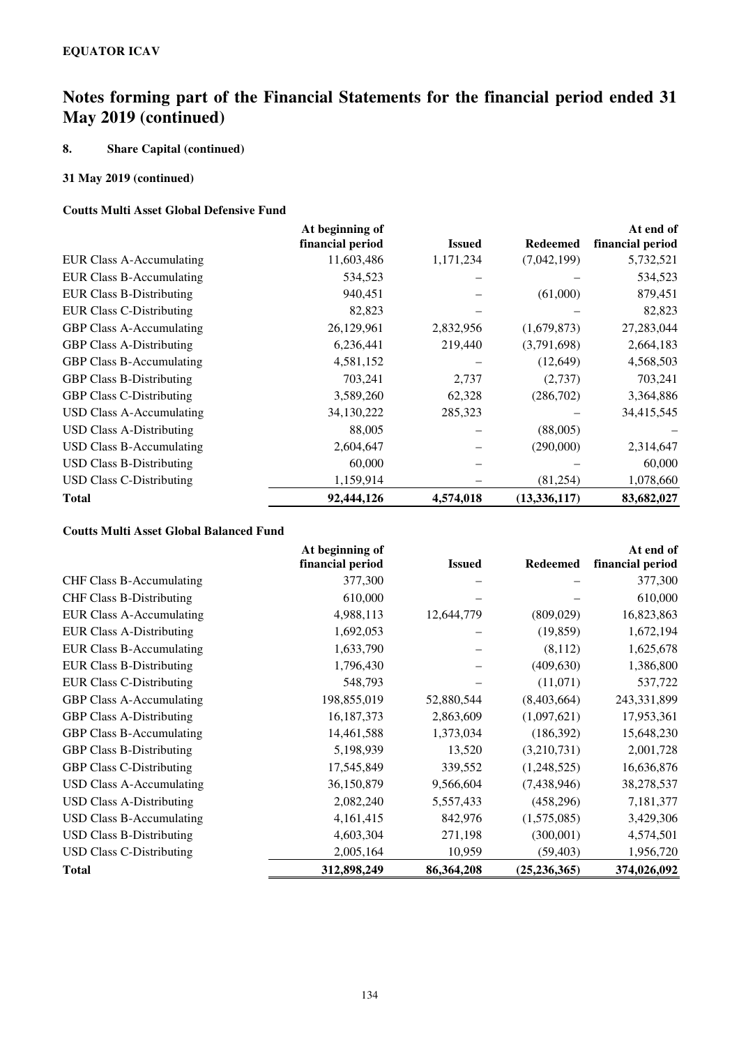**EQUATOR ICAV**

# Notes forming part of the Financial Statements for the financial period ended 31 May 2019 (continued)

## 8. Share Capital (continued)

### 31 May 2019 (continued)

#### Coutts Multi Asset Global Defensive Fund

| | At beginning of financial period | Issued | Redeemed | At end of financial period |
|---|---|---|---|---|
| EUR Class A-Accumulating | 11,603,486 | 1,171,234 | (7,042,199) | 5,732,521 |
| EUR Class B-Accumulating | 534,523 | – | – | 534,523 |
| EUR Class B-Distributing | 940,451 | – | (61,000) | 879,451 |
| EUR Class C-Distributing | 82,823 | – | – | 82,823 |
| GBP Class A-Accumulating | 26,129,961 | 2,832,956 | (1,679,873) | 27,283,044 |
| GBP Class A-Distributing | 6,236,441 | 219,440 | (3,791,698) | 2,664,183 |
| GBP Class B-Accumulating | 4,581,152 | – | (12,649) | 4,568,503 |
| GBP Class B-Distributing | 703,241 | 2,737 | (2,737) | 703,241 |
| GBP Class C-Distributing | 3,589,260 | 62,328 | (286,702) | 3,364,886 |
| USD Class A-Accumulating | 34,130,222 | 285,323 | – | 34,415,545 |
| USD Class A-Distributing | 88,005 | – | (88,005) | – |
| USD Class B-Accumulating | 2,604,647 | – | (290,000) | 2,314,647 |
| USD Class B-Distributing | 60,000 | – | – | 60,000 |
| USD Class C-Distributing | 1,159,914 | – | (81,254) | 1,078,660 |
| **Total** | **92,444,126** | **4,574,018** | **(13,336,117)** | **83,682,027** |

#### Coutts Multi Asset Global Balanced Fund

| | At beginning of financial period | Issued | Redeemed | At end of financial period |
|---|---|---|---|---|
| CHF Class B-Accumulating | 377,300 | – | – | 377,300 |
| CHF Class B-Distributing | 610,000 | – | – | 610,000 |
| EUR Class A-Accumulating | 4,988,113 | 12,644,779 | (809,029) | 16,823,863 |
| EUR Class A-Distributing | 1,692,053 | – | (19,859) | 1,672,194 |
| EUR Class B-Accumulating | 1,633,790 | – | (8,112) | 1,625,678 |
| EUR Class B-Distributing | 1,796,430 | – | (409,630) | 1,386,800 |
| EUR Class C-Distributing | 548,793 | – | (11,071) | 537,722 |
| GBP Class A-Accumulating | 198,855,019 | 52,880,544 | (8,403,664) | 243,331,899 |
| GBP Class A-Distributing | 16,187,373 | 2,863,609 | (1,097,621) | 17,953,361 |
| GBP Class B-Accumulating | 14,461,588 | 1,373,034 | (186,392) | 15,648,230 |
| GBP Class B-Distributing | 5,198,939 | 13,520 | (3,210,731) | 2,001,728 |
| GBP Class C-Distributing | 17,545,849 | 339,552 | (1,248,525) | 16,636,876 |
| USD Class A-Accumulating | 36,150,879 | 9,566,604 | (7,438,946) | 38,278,537 |
| USD Class A-Distributing | 2,082,240 | 5,557,433 | (458,296) | 7,181,377 |
| USD Class B-Accumulating | 4,161,415 | 842,976 | (1,575,085) | 3,429,306 |
| USD Class B-Distributing | 4,603,304 | 271,198 | (300,001) | 4,574,501 |
| USD Class C-Distributing | 2,005,164 | 10,959 | (59,403) | 1,956,720 |
| **Total** | **312,898,249** | **86,364,208** | **(25,236,365)** | **374,026,092** |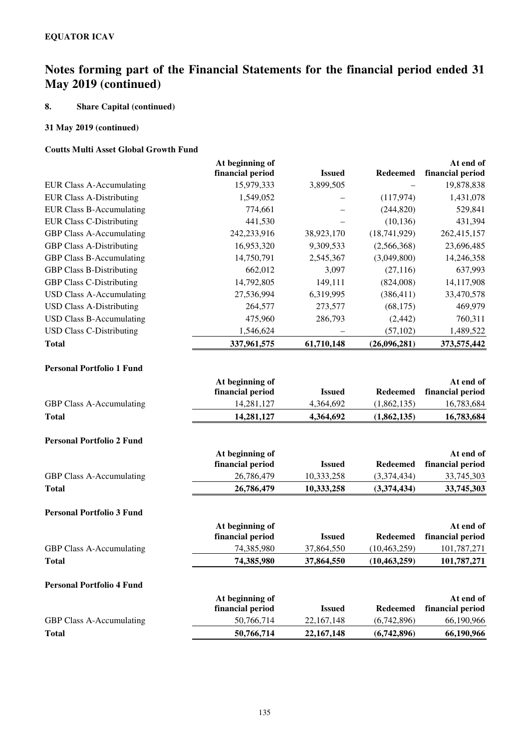**EQUATOR ICAV**

# Notes forming part of the Financial Statements for the financial period ended 31 May 2019 (continued)

## 8. Share Capital (continued)

### 31 May 2019 (continued)

#### Coutts Multi Asset Global Growth Fund

| | At beginning of financial period | Issued | Redeemed | At end of financial period |
|---|---|---|---|---|
| EUR Class A-Accumulating | 15,979,333 | 3,899,505 | – | 19,878,838 |
| EUR Class A-Distributing | 1,549,052 | – | (117,974) | 1,431,078 |
| EUR Class B-Accumulating | 774,661 | – | (244,820) | 529,841 |
| EUR Class C-Distributing | 441,530 | – | (10,136) | 431,394 |
| GBP Class A-Accumulating | 242,233,916 | 38,923,170 | (18,741,929) | 262,415,157 |
| GBP Class A-Distributing | 16,953,320 | 9,309,533 | (2,566,368) | 23,696,485 |
| GBP Class B-Accumulating | 14,750,791 | 2,545,367 | (3,049,800) | 14,246,358 |
| GBP Class B-Distributing | 662,012 | 3,097 | (27,116) | 637,993 |
| GBP Class C-Distributing | 14,792,805 | 149,111 | (824,008) | 14,117,908 |
| USD Class A-Accumulating | 27,536,994 | 6,319,995 | (386,411) | 33,470,578 |
| USD Class A-Distributing | 264,577 | 273,577 | (68,175) | 469,979 |
| USD Class B-Accumulating | 475,960 | 286,793 | (2,442) | 760,311 |
| USD Class C-Distributing | 1,546,624 | – | (57,102) | 1,489,522 |
| **Total** | **337,961,575** | **61,710,148** | **(26,096,281)** | **373,575,442** |

#### Personal Portfolio 1 Fund

| | At beginning of financial period | Issued | Redeemed | At end of financial period |
|---|---|---|---|---|
| GBP Class A-Accumulating | 14,281,127 | 4,364,692 | (1,862,135) | 16,783,684 |
| **Total** | **14,281,127** | **4,364,692** | **(1,862,135)** | **16,783,684** |

#### Personal Portfolio 2 Fund

| | At beginning of financial period | Issued | Redeemed | At end of financial period |
|---|---|---|---|---|
| GBP Class A-Accumulating | 26,786,479 | 10,333,258 | (3,374,434) | 33,745,303 |
| **Total** | **26,786,479** | **10,333,258** | **(3,374,434)** | **33,745,303** |

#### Personal Portfolio 3 Fund

| | At beginning of financial period | Issued | Redeemed | At end of financial period |
|---|---|---|---|---|
| GBP Class A-Accumulating | 74,385,980 | 37,864,550 | (10,463,259) | 101,787,271 |
| **Total** | **74,385,980** | **37,864,550** | **(10,463,259)** | **101,787,271** |

#### Personal Portfolio 4 Fund

| | At beginning of financial period | Issued | Redeemed | At end of financial period |
|---|---|---|---|---|
| GBP Class A-Accumulating | 50,766,714 | 22,167,148 | (6,742,896) | 66,190,966 |
| **Total** | **50,766,714** | **22,167,148** | **(6,742,896)** | **66,190,966** |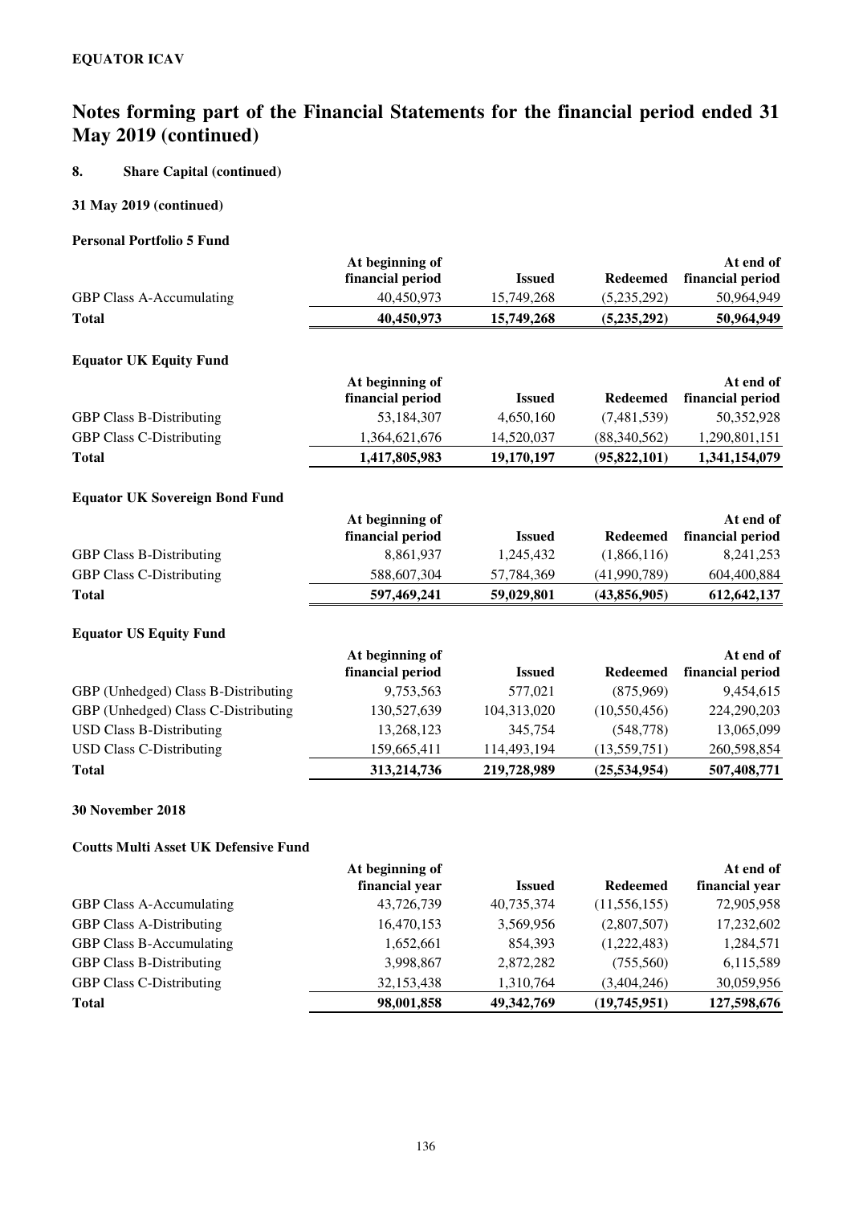**EQUATOR ICAV**

# Notes forming part of the Financial Statements for the financial period ended 31 May 2019 (continued)

## 8. Share Capital (continued)

### 31 May 2019 (continued)

**Personal Portfolio 5 Fund**

| | At beginning of financial period | Issued | Redeemed | At end of financial period |
|---|---|---|---|---|
| GBP Class A-Accumulating | 40,450,973 | 15,749,268 | (5,235,292) | 50,964,949 |
| **Total** | **40,450,973** | **15,749,268** | **(5,235,292)** | **50,964,949** |

**Equator UK Equity Fund**

| | At beginning of financial period | Issued | Redeemed | At end of financial period |
|---|---|---|---|---|
| GBP Class B-Distributing | 53,184,307 | 4,650,160 | (7,481,539) | 50,352,928 |
| GBP Class C-Distributing | 1,364,621,676 | 14,520,037 | (88,340,562) | 1,290,801,151 |
| **Total** | **1,417,805,983** | **19,170,197** | **(95,822,101)** | **1,341,154,079** |

**Equator UK Sovereign Bond Fund**

| | At beginning of financial period | Issued | Redeemed | At end of financial period |
|---|---|---|---|---|
| GBP Class B-Distributing | 8,861,937 | 1,245,432 | (1,866,116) | 8,241,253 |
| GBP Class C-Distributing | 588,607,304 | 57,784,369 | (41,990,789) | 604,400,884 |
| **Total** | **597,469,241** | **59,029,801** | **(43,856,905)** | **612,642,137** |

**Equator US Equity Fund**

| | At beginning of financial period | Issued | Redeemed | At end of financial period |
|---|---|---|---|---|
| GBP (Unhedged) Class B-Distributing | 9,753,563 | 577,021 | (875,969) | 9,454,615 |
| GBP (Unhedged) Class C-Distributing | 130,527,639 | 104,313,020 | (10,550,456) | 224,290,203 |
| USD Class B-Distributing | 13,268,123 | 345,754 | (548,778) | 13,065,099 |
| USD Class C-Distributing | 159,665,411 | 114,493,194 | (13,559,751) | 260,598,854 |
| **Total** | **313,214,736** | **219,728,989** | **(25,534,954)** | **507,408,771** |

### 30 November 2018

**Coutts Multi Asset UK Defensive Fund**

| | At beginning of financial year | Issued | Redeemed | At end of financial year |
|---|---|---|---|---|
| GBP Class A-Accumulating | 43,726,739 | 40,735,374 | (11,556,155) | 72,905,958 |
| GBP Class A-Distributing | 16,470,153 | 3,569,956 | (2,807,507) | 17,232,602 |
| GBP Class B-Accumulating | 1,652,661 | 854,393 | (1,222,483) | 1,284,571 |
| GBP Class B-Distributing | 3,998,867 | 2,872,282 | (755,560) | 6,115,589 |
| GBP Class C-Distributing | 32,153,438 | 1,310,764 | (3,404,246) | 30,059,956 |
| **Total** | **98,001,858** | **49,342,769** | **(19,745,951)** | **127,598,676** |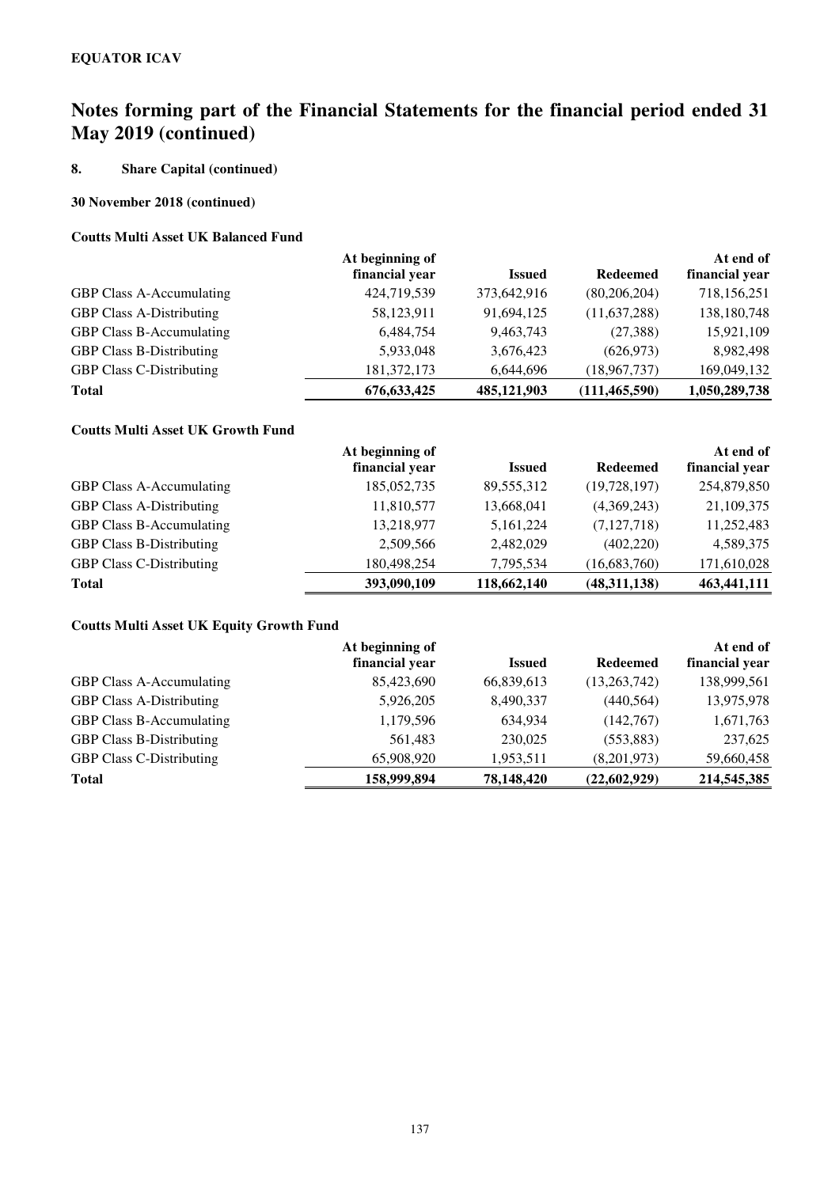**EQUATOR ICAV**

# Notes forming part of the Financial Statements for the financial period ended 31 May 2019 (continued)

## 8. Share Capital (continued)

### 30 November 2018 (continued)

#### Coutts Multi Asset UK Balanced Fund

| | At beginning of financial year | Issued | Redeemed | At end of financial year |
|---|---|---|---|---|
| GBP Class A-Accumulating | 424,719,539 | 373,642,916 | (80,206,204) | 718,156,251 |
| GBP Class A-Distributing | 58,123,911 | 91,694,125 | (11,637,288) | 138,180,748 |
| GBP Class B-Accumulating | 6,484,754 | 9,463,743 | (27,388) | 15,921,109 |
| GBP Class B-Distributing | 5,933,048 | 3,676,423 | (626,973) | 8,982,498 |
| GBP Class C-Distributing | 181,372,173 | 6,644,696 | (18,967,737) | 169,049,132 |
| **Total** | **676,633,425** | **485,121,903** | **(111,465,590)** | **1,050,289,738** |

#### Coutts Multi Asset UK Growth Fund

| | At beginning of financial year | Issued | Redeemed | At end of financial year |
|---|---|---|---|---|
| GBP Class A-Accumulating | 185,052,735 | 89,555,312 | (19,728,197) | 254,879,850 |
| GBP Class A-Distributing | 11,810,577 | 13,668,041 | (4,369,243) | 21,109,375 |
| GBP Class B-Accumulating | 13,218,977 | 5,161,224 | (7,127,718) | 11,252,483 |
| GBP Class B-Distributing | 2,509,566 | 2,482,029 | (402,220) | 4,589,375 |
| GBP Class C-Distributing | 180,498,254 | 7,795,534 | (16,683,760) | 171,610,028 |
| **Total** | **393,090,109** | **118,662,140** | **(48,311,138)** | **463,441,111** |

#### Coutts Multi Asset UK Equity Growth Fund

| | At beginning of financial year | Issued | Redeemed | At end of financial year |
|---|---|---|---|---|
| GBP Class A-Accumulating | 85,423,690 | 66,839,613 | (13,263,742) | 138,999,561 |
| GBP Class A-Distributing | 5,926,205 | 8,490,337 | (440,564) | 13,975,978 |
| GBP Class B-Accumulating | 1,179,596 | 634,934 | (142,767) | 1,671,763 |
| GBP Class B-Distributing | 561,483 | 230,025 | (553,883) | 237,625 |
| GBP Class C-Distributing | 65,908,920 | 1,953,511 | (8,201,973) | 59,660,458 |
| **Total** | **158,999,894** | **78,148,420** | **(22,602,929)** | **214,545,385** |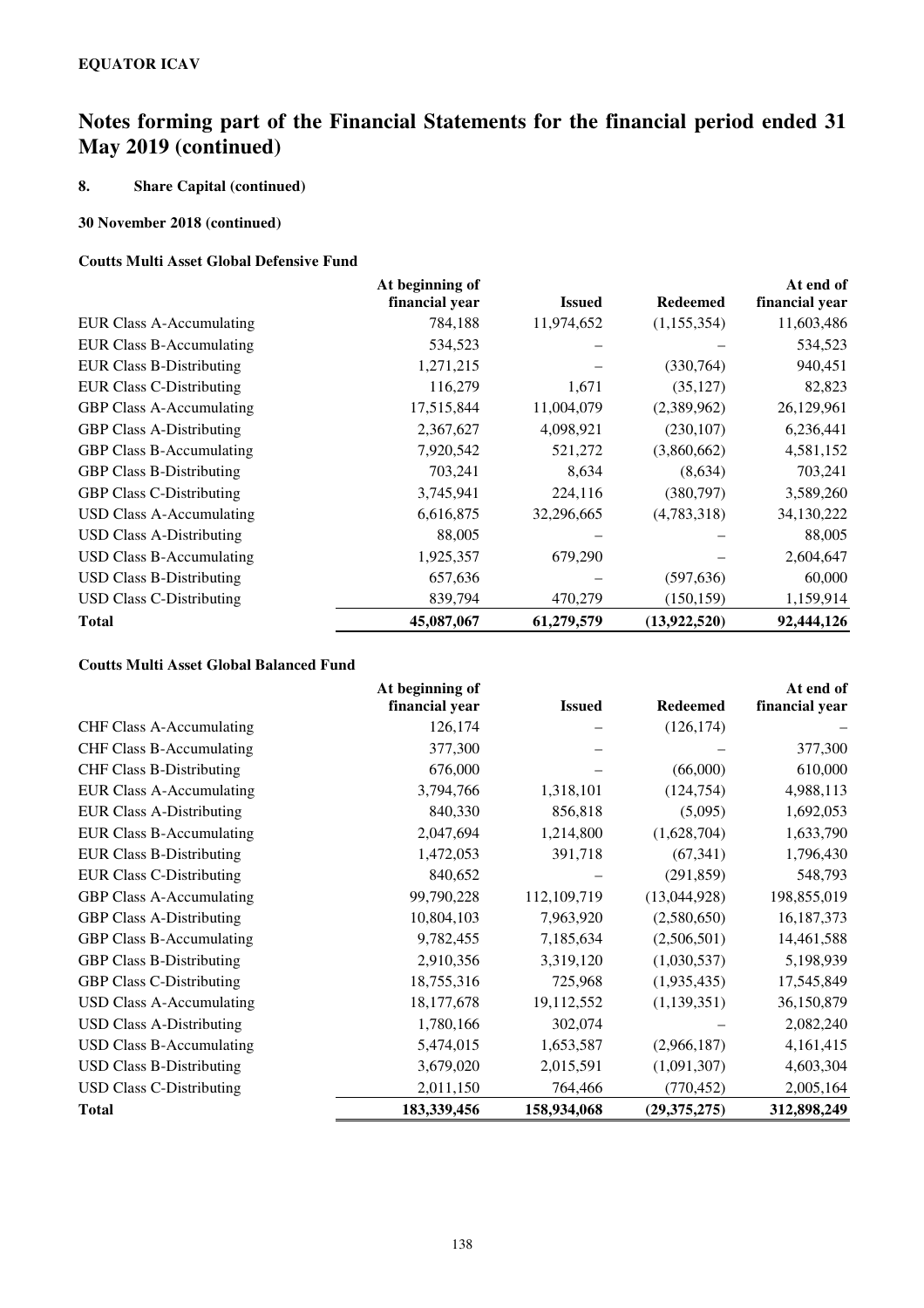**EQUATOR ICAV**

# Notes forming part of the Financial Statements for the financial period ended 31 May 2019 (continued)

## 8. Share Capital (continued)

### 30 November 2018 (continued)

#### Coutts Multi Asset Global Defensive Fund

| | At beginning of financial year | Issued | Redeemed | At end of financial year |
|---|---|---|---|---|
| EUR Class A-Accumulating | 784,188 | 11,974,652 | (1,155,354) | 11,603,486 |
| EUR Class B-Accumulating | 534,523 | – | – | 534,523 |
| EUR Class B-Distributing | 1,271,215 | – | (330,764) | 940,451 |
| EUR Class C-Distributing | 116,279 | 1,671 | (35,127) | 82,823 |
| GBP Class A-Accumulating | 17,515,844 | 11,004,079 | (2,389,962) | 26,129,961 |
| GBP Class A-Distributing | 2,367,627 | 4,098,921 | (230,107) | 6,236,441 |
| GBP Class B-Accumulating | 7,920,542 | 521,272 | (3,860,662) | 4,581,152 |
| GBP Class B-Distributing | 703,241 | 8,634 | (8,634) | 703,241 |
| GBP Class C-Distributing | 3,745,941 | 224,116 | (380,797) | 3,589,260 |
| USD Class A-Accumulating | 6,616,875 | 32,296,665 | (4,783,318) | 34,130,222 |
| USD Class A-Distributing | 88,005 | – | – | 88,005 |
| USD Class B-Accumulating | 1,925,357 | 679,290 | – | 2,604,647 |
| USD Class B-Distributing | 657,636 | – | (597,636) | 60,000 |
| USD Class C-Distributing | 839,794 | 470,279 | (150,159) | 1,159,914 |
| **Total** | **45,087,067** | **61,279,579** | **(13,922,520)** | **92,444,126** |

#### Coutts Multi Asset Global Balanced Fund

| | At beginning of financial year | Issued | Redeemed | At end of financial year |
|---|---|---|---|---|
| CHF Class A-Accumulating | 126,174 | – | (126,174) | – |
| CHF Class B-Accumulating | 377,300 | – | – | 377,300 |
| CHF Class B-Distributing | 676,000 | – | (66,000) | 610,000 |
| EUR Class A-Accumulating | 3,794,766 | 1,318,101 | (124,754) | 4,988,113 |
| EUR Class A-Distributing | 840,330 | 856,818 | (5,095) | 1,692,053 |
| EUR Class B-Accumulating | 2,047,694 | 1,214,800 | (1,628,704) | 1,633,790 |
| EUR Class B-Distributing | 1,472,053 | 391,718 | (67,341) | 1,796,430 |
| EUR Class C-Distributing | 840,652 | – | (291,859) | 548,793 |
| GBP Class A-Accumulating | 99,790,228 | 112,109,719 | (13,044,928) | 198,855,019 |
| GBP Class A-Distributing | 10,804,103 | 7,963,920 | (2,580,650) | 16,187,373 |
| GBP Class B-Accumulating | 9,782,455 | 7,185,634 | (2,506,501) | 14,461,588 |
| GBP Class B-Distributing | 2,910,356 | 3,319,120 | (1,030,537) | 5,198,939 |
| GBP Class C-Distributing | 18,755,316 | 725,968 | (1,935,435) | 17,545,849 |
| USD Class A-Accumulating | 18,177,678 | 19,112,552 | (1,139,351) | 36,150,879 |
| USD Class A-Distributing | 1,780,166 | 302,074 | – | 2,082,240 |
| USD Class B-Accumulating | 5,474,015 | 1,653,587 | (2,966,187) | 4,161,415 |
| USD Class B-Distributing | 3,679,020 | 2,015,591 | (1,091,307) | 4,603,304 |
| USD Class C-Distributing | 2,011,150 | 764,466 | (770,452) | 2,005,164 |
| **Total** | **183,339,456** | **158,934,068** | **(29,375,275)** | **312,898,249** |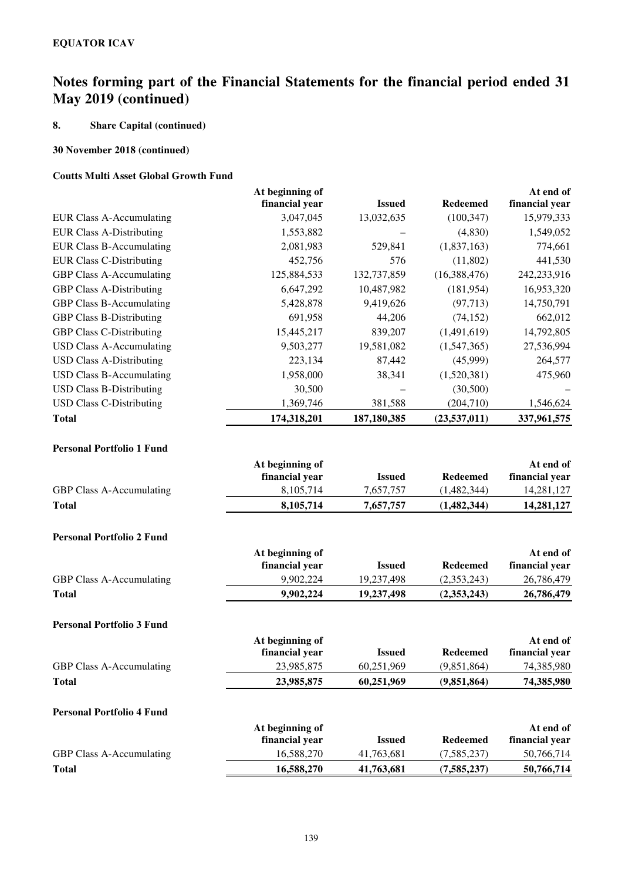**EQUATOR ICAV**

# Notes forming part of the Financial Statements for the financial period ended 31 May 2019 (continued)

## 8. Share Capital (continued)

### 30 November 2018 (continued)

#### Coutts Multi Asset Global Growth Fund

| | At beginning of financial year | Issued | Redeemed | At end of financial year |
|---|---|---|---|---|
| EUR Class A-Accumulating | 3,047,045 | 13,032,635 | (100,347) | 15,979,333 |
| EUR Class A-Distributing | 1,553,882 | – | (4,830) | 1,549,052 |
| EUR Class B-Accumulating | 2,081,983 | 529,841 | (1,837,163) | 774,661 |
| EUR Class C-Distributing | 452,756 | 576 | (11,802) | 441,530 |
| GBP Class A-Accumulating | 125,884,533 | 132,737,859 | (16,388,476) | 242,233,916 |
| GBP Class A-Distributing | 6,647,292 | 10,487,982 | (181,954) | 16,953,320 |
| GBP Class B-Accumulating | 5,428,878 | 9,419,626 | (97,713) | 14,750,791 |
| GBP Class B-Distributing | 691,958 | 44,206 | (74,152) | 662,012 |
| GBP Class C-Distributing | 15,445,217 | 839,207 | (1,491,619) | 14,792,805 |
| USD Class A-Accumulating | 9,503,277 | 19,581,082 | (1,547,365) | 27,536,994 |
| USD Class A-Distributing | 223,134 | 87,442 | (45,999) | 264,577 |
| USD Class B-Accumulating | 1,958,000 | 38,341 | (1,520,381) | 475,960 |
| USD Class B-Distributing | 30,500 | – | (30,500) | – |
| USD Class C-Distributing | 1,369,746 | 381,588 | (204,710) | 1,546,624 |
| **Total** | **174,318,201** | **187,180,385** | **(23,537,011)** | **337,961,575** |

#### Personal Portfolio 1 Fund

| | At beginning of financial year | Issued | Redeemed | At end of financial year |
|---|---|---|---|---|
| GBP Class A-Accumulating | 8,105,714 | 7,657,757 | (1,482,344) | 14,281,127 |
| **Total** | **8,105,714** | **7,657,757** | **(1,482,344)** | **14,281,127** |

#### Personal Portfolio 2 Fund

| | At beginning of financial year | Issued | Redeemed | At end of financial year |
|---|---|---|---|---|
| GBP Class A-Accumulating | 9,902,224 | 19,237,498 | (2,353,243) | 26,786,479 |
| **Total** | **9,902,224** | **19,237,498** | **(2,353,243)** | **26,786,479** |

#### Personal Portfolio 3 Fund

| | At beginning of financial year | Issued | Redeemed | At end of financial year |
|---|---|---|---|---|
| GBP Class A-Accumulating | 23,985,875 | 60,251,969 | (9,851,864) | 74,385,980 |
| **Total** | **23,985,875** | **60,251,969** | **(9,851,864)** | **74,385,980** |

#### Personal Portfolio 4 Fund

| | At beginning of financial year | Issued | Redeemed | At end of financial year |
|---|---|---|---|---|
| GBP Class A-Accumulating | 16,588,270 | 41,763,681 | (7,585,237) | 50,766,714 |
| **Total** | **16,588,270** | **41,763,681** | **(7,585,237)** | **50,766,714** |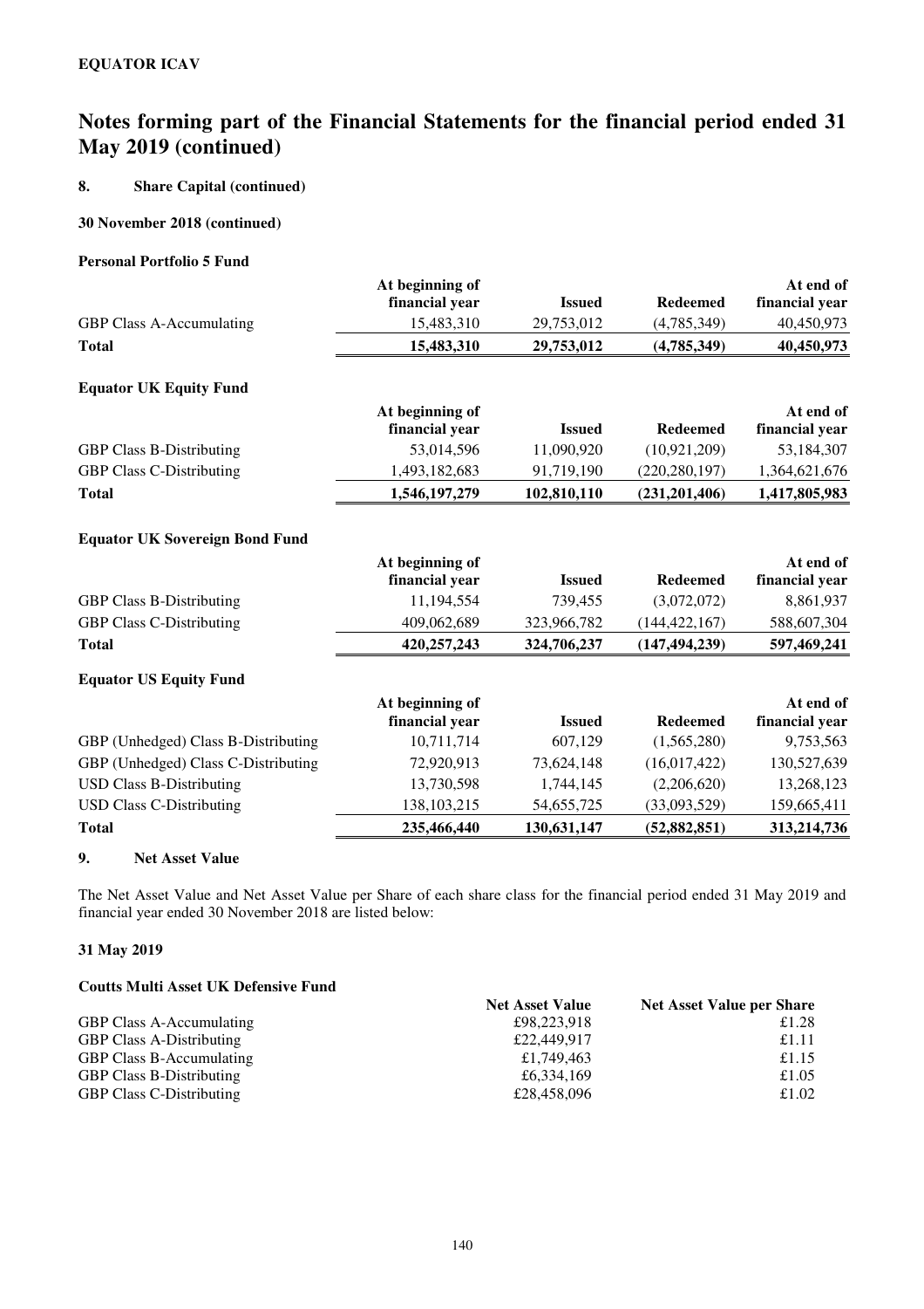# Notes forming part of the Financial Statements for the financial period ended 31 May 2019 (continued)

## 8. Share Capital (continued)

### 30 November 2018 (continued)

**Personal Portfolio 5 Fund**

| | At beginning of financial year | Issued | Redeemed | At end of financial year |
|---|---|---|---|---|
| GBP Class A-Accumulating | 15,483,310 | 29,753,012 | (4,785,349) | 40,450,973 |
| **Total** | **15,483,310** | **29,753,012** | **(4,785,349)** | **40,450,973** |

**Equator UK Equity Fund**

| | At beginning of financial year | Issued | Redeemed | At end of financial year |
|---|---|---|---|---|
| GBP Class B-Distributing | 53,014,596 | 11,090,920 | (10,921,209) | 53,184,307 |
| GBP Class C-Distributing | 1,493,182,683 | 91,719,190 | (220,280,197) | 1,364,621,676 |
| **Total** | **1,546,197,279** | **102,810,110** | **(231,201,406)** | **1,417,805,983** |

**Equator UK Sovereign Bond Fund**

| | At beginning of financial year | Issued | Redeemed | At end of financial year |
|---|---|---|---|---|
| GBP Class B-Distributing | 11,194,554 | 739,455 | (3,072,072) | 8,861,937 |
| GBP Class C-Distributing | 409,062,689 | 323,966,782 | (144,422,167) | 588,607,304 |
| **Total** | **420,257,243** | **324,706,237** | **(147,494,239)** | **597,469,241** |

**Equator US Equity Fund**

| | At beginning of financial year | Issued | Redeemed | At end of financial year |
|---|---|---|---|---|
| GBP (Unhedged) Class B-Distributing | 10,711,714 | 607,129 | (1,565,280) | 9,753,563 |
| GBP (Unhedged) Class C-Distributing | 72,920,913 | 73,624,148 | (16,017,422) | 130,527,639 |
| USD Class B-Distributing | 13,730,598 | 1,744,145 | (2,206,620) | 13,268,123 |
| USD Class C-Distributing | 138,103,215 | 54,655,725 | (33,093,529) | 159,665,411 |
| **Total** | **235,466,440** | **130,631,147** | **(52,882,851)** | **313,214,736** |

## 9. Net Asset Value

The Net Asset Value and Net Asset Value per Share of each share class for the financial period ended 31 May 2019 and financial year ended 30 November 2018 are listed below:

### 31 May 2019

**Coutts Multi Asset UK Defensive Fund**

| | Net Asset Value | Net Asset Value per Share |
|---|---|---|
| GBP Class A-Accumulating | £98,223,918 | £1.28 |
| GBP Class A-Distributing | £22,449,917 | £1.11 |
| GBP Class B-Accumulating | £1,749,463 | £1.15 |
| GBP Class B-Distributing | £6,334,169 | £1.05 |
| GBP Class C-Distributing | £28,458,096 | £1.02 |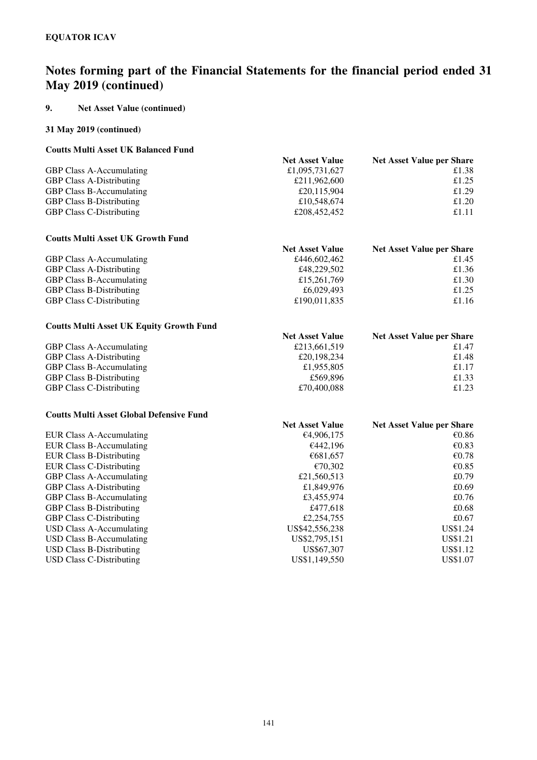**EQUATOR ICAV**

# Notes forming part of the Financial Statements for the financial period ended 31 May 2019 (continued)

## 9. Net Asset Value (continued)

### 31 May 2019 (continued)

**Coutts Multi Asset UK Balanced Fund**

| | Net Asset Value | Net Asset Value per Share |
|---|---|---|
| GBP Class A-Accumulating | £1,095,731,627 | £1.38 |
| GBP Class A-Distributing | £211,962,600 | £1.25 |
| GBP Class B-Accumulating | £20,115,904 | £1.29 |
| GBP Class B-Distributing | £10,548,674 | £1.20 |
| GBP Class C-Distributing | £208,452,452 | £1.11 |

**Coutts Multi Asset UK Growth Fund**

| | Net Asset Value | Net Asset Value per Share |
|---|---|---|
| GBP Class A-Accumulating | £446,602,462 | £1.45 |
| GBP Class A-Distributing | £48,229,502 | £1.36 |
| GBP Class B-Accumulating | £15,261,769 | £1.30 |
| GBP Class B-Distributing | £6,029,493 | £1.25 |
| GBP Class C-Distributing | £190,011,835 | £1.16 |

**Coutts Multi Asset UK Equity Growth Fund**

| | Net Asset Value | Net Asset Value per Share |
|---|---|---|
| GBP Class A-Accumulating | £213,661,519 | £1.47 |
| GBP Class A-Distributing | £20,198,234 | £1.48 |
| GBP Class B-Accumulating | £1,955,805 | £1.17 |
| GBP Class B-Distributing | £569,896 | £1.33 |
| GBP Class C-Distributing | £70,400,088 | £1.23 |

**Coutts Multi Asset Global Defensive Fund**

| | Net Asset Value | Net Asset Value per Share |
|---|---|---|
| EUR Class A-Accumulating | €4,906,175 | €0.86 |
| EUR Class B-Accumulating | €442,196 | €0.83 |
| EUR Class B-Distributing | €681,657 | €0.78 |
| EUR Class C-Distributing | €70,302 | €0.85 |
| GBP Class A-Accumulating | £21,560,513 | £0.79 |
| GBP Class A-Distributing | £1,849,976 | £0.69 |
| GBP Class B-Accumulating | £3,455,974 | £0.76 |
| GBP Class B-Distributing | £477,618 | £0.68 |
| GBP Class C-Distributing | £2,254,755 | £0.67 |
| USD Class A-Accumulating | US$42,556,238 | US$1.24 |
| USD Class B-Accumulating | US$2,795,151 | US$1.21 |
| USD Class B-Distributing | US$67,307 | US$1.12 |
| USD Class C-Distributing | US$1,149,550 | US$1.07 |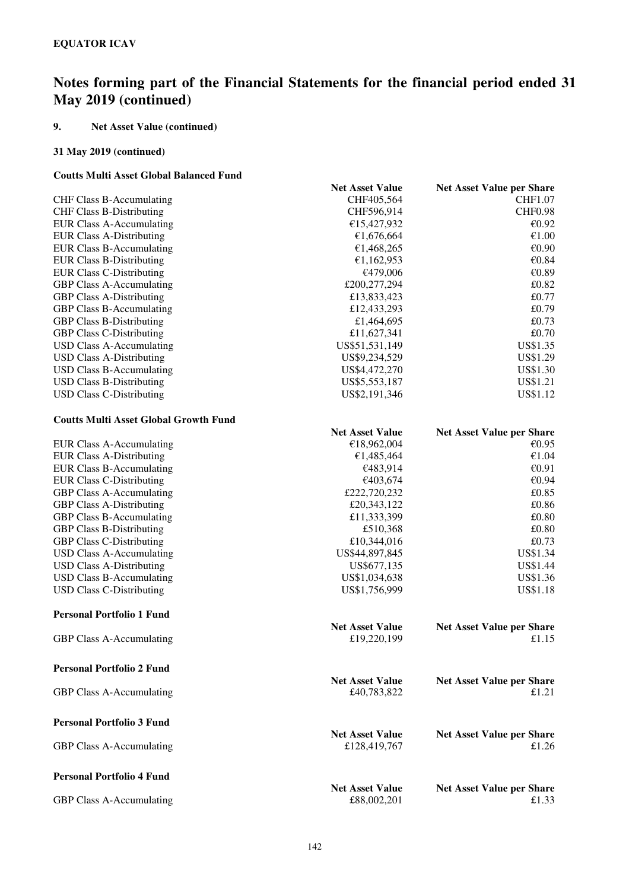**EQUATOR ICAV**

# Notes forming part of the Financial Statements for the financial period ended 31 May 2019 (continued)

## 9. Net Asset Value (continued)

### 31 May 2019 (continued)

**Coutts Multi Asset Global Balanced Fund**

| | Net Asset Value | Net Asset Value per Share |
|---|---|---|
| CHF Class B-Accumulating | CHF405,564 | CHF1.07 |
| CHF Class B-Distributing | CHF596,914 | CHF0.98 |
| EUR Class A-Accumulating | €15,427,932 | €0.92 |
| EUR Class A-Distributing | €1,676,664 | €1.00 |
| EUR Class B-Accumulating | €1,468,265 | €0.90 |
| EUR Class B-Distributing | €1,162,953 | €0.84 |
| EUR Class C-Distributing | €479,006 | €0.89 |
| GBP Class A-Accumulating | £200,277,294 | £0.82 |
| GBP Class A-Distributing | £13,833,423 | £0.77 |
| GBP Class B-Accumulating | £12,433,293 | £0.79 |
| GBP Class B-Distributing | £1,464,695 | £0.73 |
| GBP Class C-Distributing | £11,627,341 | £0.70 |
| USD Class A-Accumulating | US$51,531,149 | US$1.35 |
| USD Class A-Distributing | US$9,234,529 | US$1.29 |
| USD Class B-Accumulating | US$4,472,270 | US$1.30 |
| USD Class B-Distributing | US$5,553,187 | US$1.21 |
| USD Class C-Distributing | US$2,191,346 | US$1.12 |

**Coutts Multi Asset Global Growth Fund**

| | Net Asset Value | Net Asset Value per Share |
|---|---|---|
| EUR Class A-Accumulating | €18,962,004 | €0.95 |
| EUR Class A-Distributing | €1,485,464 | €1.04 |
| EUR Class B-Accumulating | €483,914 | €0.91 |
| EUR Class C-Distributing | €403,674 | €0.94 |
| GBP Class A-Accumulating | £222,720,232 | £0.85 |
| GBP Class A-Distributing | £20,343,122 | £0.86 |
| GBP Class B-Accumulating | £11,333,399 | £0.80 |
| GBP Class B-Distributing | £510,368 | £0.80 |
| GBP Class C-Distributing | £10,344,016 | £0.73 |
| USD Class A-Accumulating | US$44,897,845 | US$1.34 |
| USD Class A-Distributing | US$677,135 | US$1.44 |
| USD Class B-Accumulating | US$1,034,638 | US$1.36 |
| USD Class C-Distributing | US$1,756,999 | US$1.18 |

**Personal Portfolio 1 Fund**

| | Net Asset Value | Net Asset Value per Share |
|---|---|---|
| GBP Class A-Accumulating | £19,220,199 | £1.15 |

**Personal Portfolio 2 Fund**

| | Net Asset Value | Net Asset Value per Share |
|---|---|---|
| GBP Class A-Accumulating | £40,783,822 | £1.21 |

**Personal Portfolio 3 Fund**

| | Net Asset Value | Net Asset Value per Share |
|---|---|---|
| GBP Class A-Accumulating | £128,419,767 | £1.26 |

**Personal Portfolio 4 Fund**

| | Net Asset Value | Net Asset Value per Share |
|---|---|---|
| GBP Class A-Accumulating | £88,002,201 | £1.33 |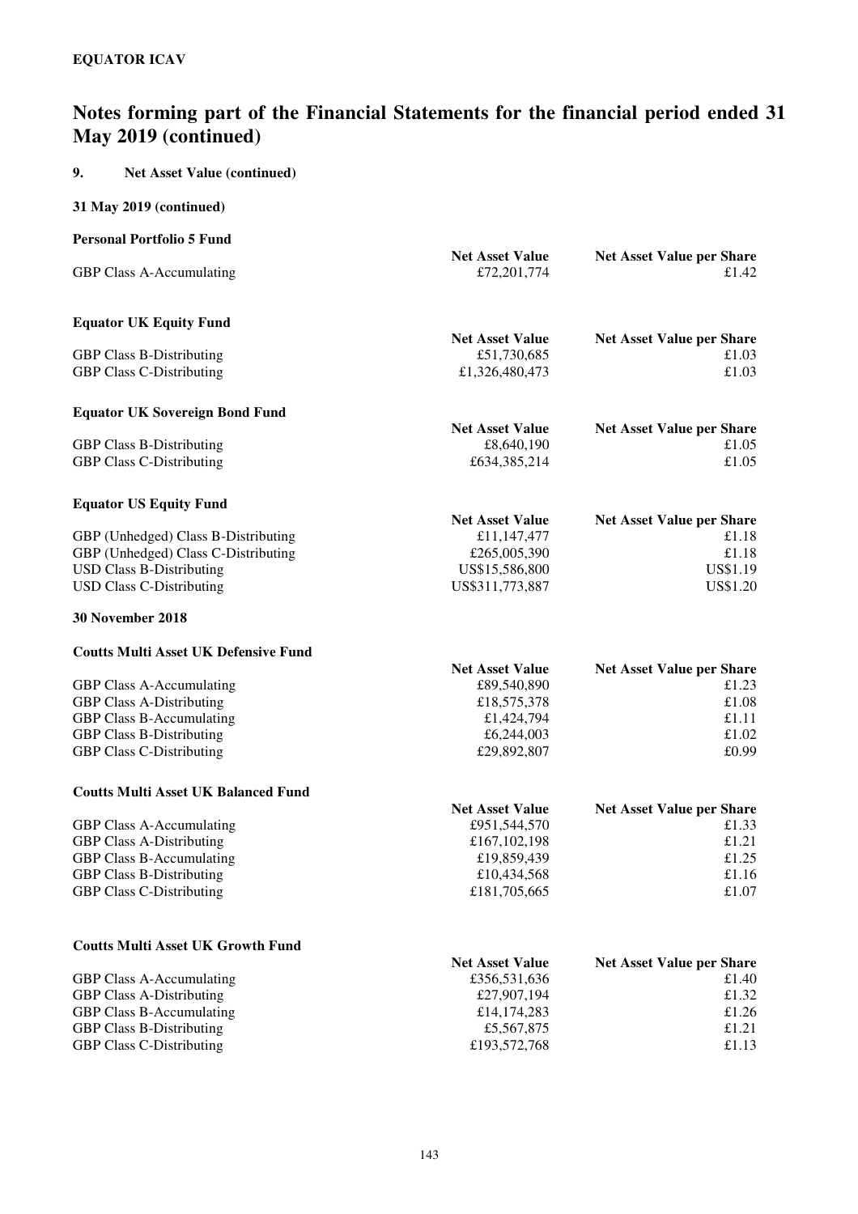**EQUATOR ICAV**

# Notes forming part of the Financial Statements for the financial period ended 31 May 2019 (continued)

## 9. Net Asset Value (continued)

**31 May 2019 (continued)**

**Personal Portfolio 5 Fund**

| | Net Asset Value | Net Asset Value per Share |
|---|---|---|
| GBP Class A-Accumulating | £72,201,774 | £1.42 |

**Equator UK Equity Fund**

| | Net Asset Value | Net Asset Value per Share |
|---|---|---|
| GBP Class B-Distributing | £51,730,685 | £1.03 |
| GBP Class C-Distributing | £1,326,480,473 | £1.03 |

**Equator UK Sovereign Bond Fund**

| | Net Asset Value | Net Asset Value per Share |
|---|---|---|
| GBP Class B-Distributing | £8,640,190 | £1.05 |
| GBP Class C-Distributing | £634,385,214 | £1.05 |

**Equator US Equity Fund**

| | Net Asset Value | Net Asset Value per Share |
|---|---|---|
| GBP (Unhedged) Class B-Distributing | £11,147,477 | £1.18 |
| GBP (Unhedged) Class C-Distributing | £265,005,390 | £1.18 |
| USD Class B-Distributing | US$15,586,800 | US$1.19 |
| USD Class C-Distributing | US$311,773,887 | US$1.20 |

**30 November 2018**

**Coutts Multi Asset UK Defensive Fund**

| | Net Asset Value | Net Asset Value per Share |
|---|---|---|
| GBP Class A-Accumulating | £89,540,890 | £1.23 |
| GBP Class A-Distributing | £18,575,378 | £1.08 |
| GBP Class B-Accumulating | £1,424,794 | £1.11 |
| GBP Class B-Distributing | £6,244,003 | £1.02 |
| GBP Class C-Distributing | £29,892,807 | £0.99 |

**Coutts Multi Asset UK Balanced Fund**

| | Net Asset Value | Net Asset Value per Share |
|---|---|---|
| GBP Class A-Accumulating | £951,544,570 | £1.33 |
| GBP Class A-Distributing | £167,102,198 | £1.21 |
| GBP Class B-Accumulating | £19,859,439 | £1.25 |
| GBP Class B-Distributing | £10,434,568 | £1.16 |
| GBP Class C-Distributing | £181,705,665 | £1.07 |

**Coutts Multi Asset UK Growth Fund**

| | Net Asset Value | Net Asset Value per Share |
|---|---|---|
| GBP Class A-Accumulating | £356,531,636 | £1.40 |
| GBP Class A-Distributing | £27,907,194 | £1.32 |
| GBP Class B-Accumulating | £14,174,283 | £1.26 |
| GBP Class B-Distributing | £5,567,875 | £1.21 |
| GBP Class C-Distributing | £193,572,768 | £1.13 |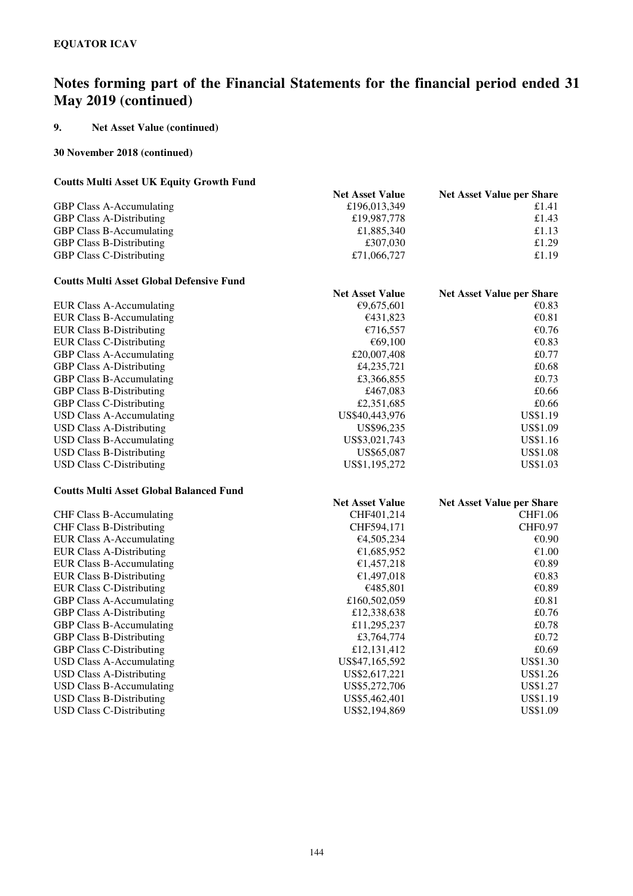**EQUATOR ICAV**

# Notes forming part of the Financial Statements for the financial period ended 31 May 2019 (continued)

## 9. Net Asset Value (continued)

**30 November 2018 (continued)**

**Coutts Multi Asset UK Equity Growth Fund**

| | Net Asset Value | Net Asset Value per Share |
|---|---|---|
| GBP Class A-Accumulating | £196,013,349 | £1.41 |
| GBP Class A-Distributing | £19,987,778 | £1.43 |
| GBP Class B-Accumulating | £1,885,340 | £1.13 |
| GBP Class B-Distributing | £307,030 | £1.29 |
| GBP Class C-Distributing | £71,066,727 | £1.19 |

**Coutts Multi Asset Global Defensive Fund**

| | Net Asset Value | Net Asset Value per Share |
|---|---|---|
| EUR Class A-Accumulating | €9,675,601 | €0.83 |
| EUR Class B-Accumulating | €431,823 | €0.81 |
| EUR Class B-Distributing | €716,557 | €0.76 |
| EUR Class C-Distributing | €69,100 | €0.83 |
| GBP Class A-Accumulating | £20,007,408 | £0.77 |
| GBP Class A-Distributing | £4,235,721 | £0.68 |
| GBP Class B-Accumulating | £3,366,855 | £0.73 |
| GBP Class B-Distributing | £467,083 | £0.66 |
| GBP Class C-Distributing | £2,351,685 | £0.66 |
| USD Class A-Accumulating | US$40,443,976 | US$1.19 |
| USD Class A-Distributing | US$96,235 | US$1.09 |
| USD Class B-Accumulating | US$3,021,743 | US$1.16 |
| USD Class B-Distributing | US$65,087 | US$1.08 |
| USD Class C-Distributing | US$1,195,272 | US$1.03 |

**Coutts Multi Asset Global Balanced Fund**

| | Net Asset Value | Net Asset Value per Share |
|---|---|---|
| CHF Class B-Accumulating | CHF401,214 | CHF1.06 |
| CHF Class B-Distributing | CHF594,171 | CHF0.97 |
| EUR Class A-Accumulating | €4,505,234 | €0.90 |
| EUR Class A-Distributing | €1,685,952 | €1.00 |
| EUR Class B-Accumulating | €1,457,218 | €0.89 |
| EUR Class B-Distributing | €1,497,018 | €0.83 |
| EUR Class C-Distributing | €485,801 | €0.89 |
| GBP Class A-Accumulating | £160,502,059 | £0.81 |
| GBP Class A-Distributing | £12,338,638 | £0.76 |
| GBP Class B-Accumulating | £11,295,237 | £0.78 |
| GBP Class B-Distributing | £3,764,774 | £0.72 |
| GBP Class C-Distributing | £12,131,412 | £0.69 |
| USD Class A-Accumulating | US$47,165,592 | US$1.30 |
| USD Class A-Distributing | US$2,617,221 | US$1.26 |
| USD Class B-Accumulating | US$5,272,706 | US$1.27 |
| USD Class B-Distributing | US$5,462,401 | US$1.19 |
| USD Class C-Distributing | US$2,194,869 | US$1.09 |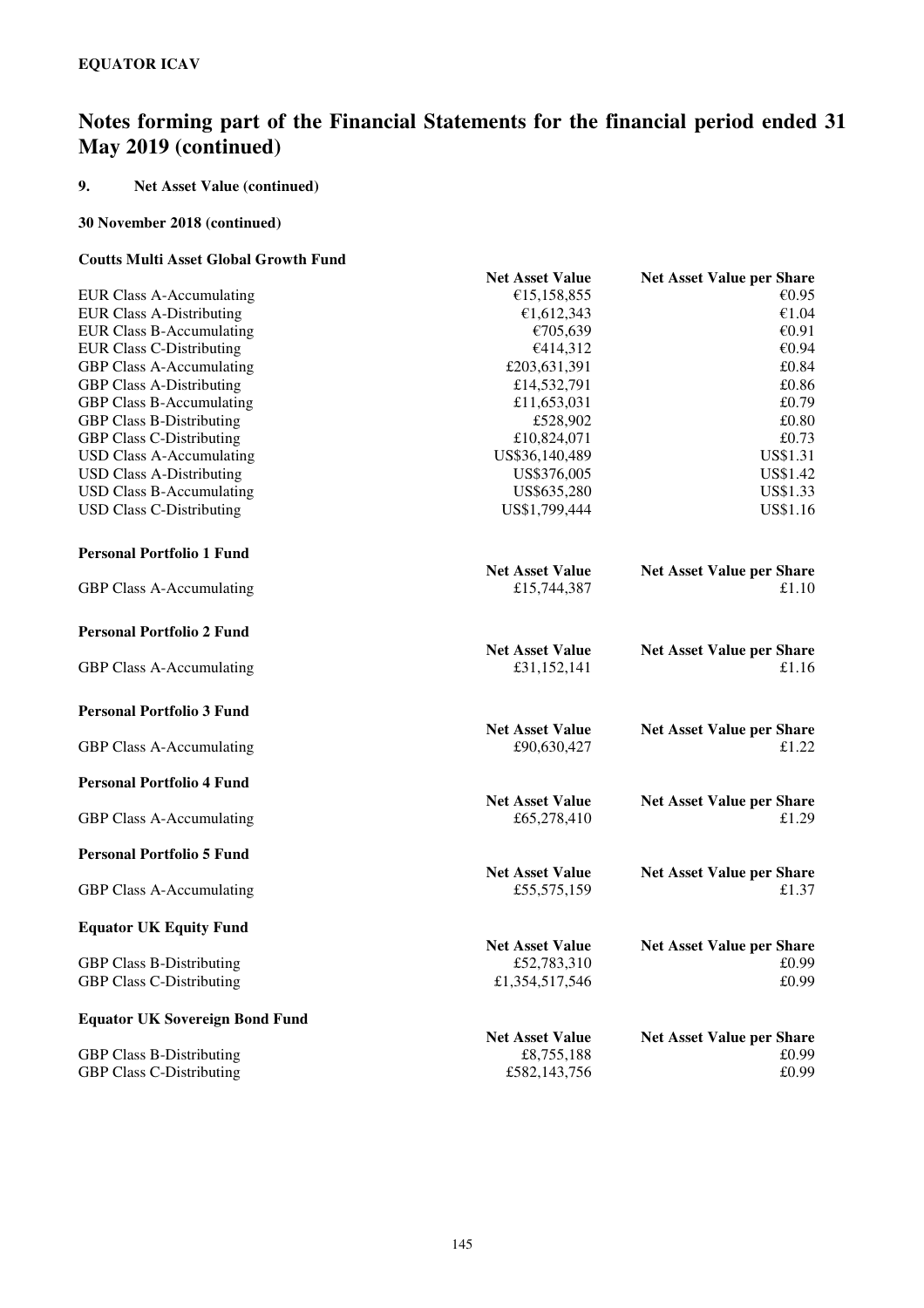**EQUATOR ICAV**

# Notes forming part of the Financial Statements for the financial period ended 31 May 2019 (continued)

## 9. Net Asset Value (continued)

### 30 November 2018 (continued)

**Coutts Multi Asset Global Growth Fund**

| | Net Asset Value | Net Asset Value per Share |
|---|---|---|
| EUR Class A-Accumulating | €15,158,855 | €0.95 |
| EUR Class A-Distributing | €1,612,343 | €1.04 |
| EUR Class B-Accumulating | €705,639 | €0.91 |
| EUR Class C-Distributing | €414,312 | €0.94 |
| GBP Class A-Accumulating | £203,631,391 | £0.84 |
| GBP Class A-Distributing | £14,532,791 | £0.86 |
| GBP Class B-Accumulating | £11,653,031 | £0.79 |
| GBP Class B-Distributing | £528,902 | £0.80 |
| GBP Class C-Distributing | £10,824,071 | £0.73 |
| USD Class A-Accumulating | US$36,140,489 | US$1.31 |
| USD Class A-Distributing | US$376,005 | US$1.42 |
| USD Class B-Accumulating | US$635,280 | US$1.33 |
| USD Class C-Distributing | US$1,799,444 | US$1.16 |

**Personal Portfolio 1 Fund**

| | Net Asset Value | Net Asset Value per Share |
|---|---|---|
| GBP Class A-Accumulating | £15,744,387 | £1.10 |

**Personal Portfolio 2 Fund**

| | Net Asset Value | Net Asset Value per Share |
|---|---|---|
| GBP Class A-Accumulating | £31,152,141 | £1.16 |

**Personal Portfolio 3 Fund**

| | Net Asset Value | Net Asset Value per Share |
|---|---|---|
| GBP Class A-Accumulating | £90,630,427 | £1.22 |

**Personal Portfolio 4 Fund**

| | Net Asset Value | Net Asset Value per Share |
|---|---|---|
| GBP Class A-Accumulating | £65,278,410 | £1.29 |

**Personal Portfolio 5 Fund**

| | Net Asset Value | Net Asset Value per Share |
|---|---|---|
| GBP Class A-Accumulating | £55,575,159 | £1.37 |

**Equator UK Equity Fund**

| | Net Asset Value | Net Asset Value per Share |
|---|---|---|
| GBP Class B-Distributing | £52,783,310 | £0.99 |
| GBP Class C-Distributing | £1,354,517,546 | £0.99 |

**Equator UK Sovereign Bond Fund**

| | Net Asset Value | Net Asset Value per Share |
|---|---|---|
| GBP Class B-Distributing | £8,755,188 | £0.99 |
| GBP Class C-Distributing | £582,143,756 | £0.99 |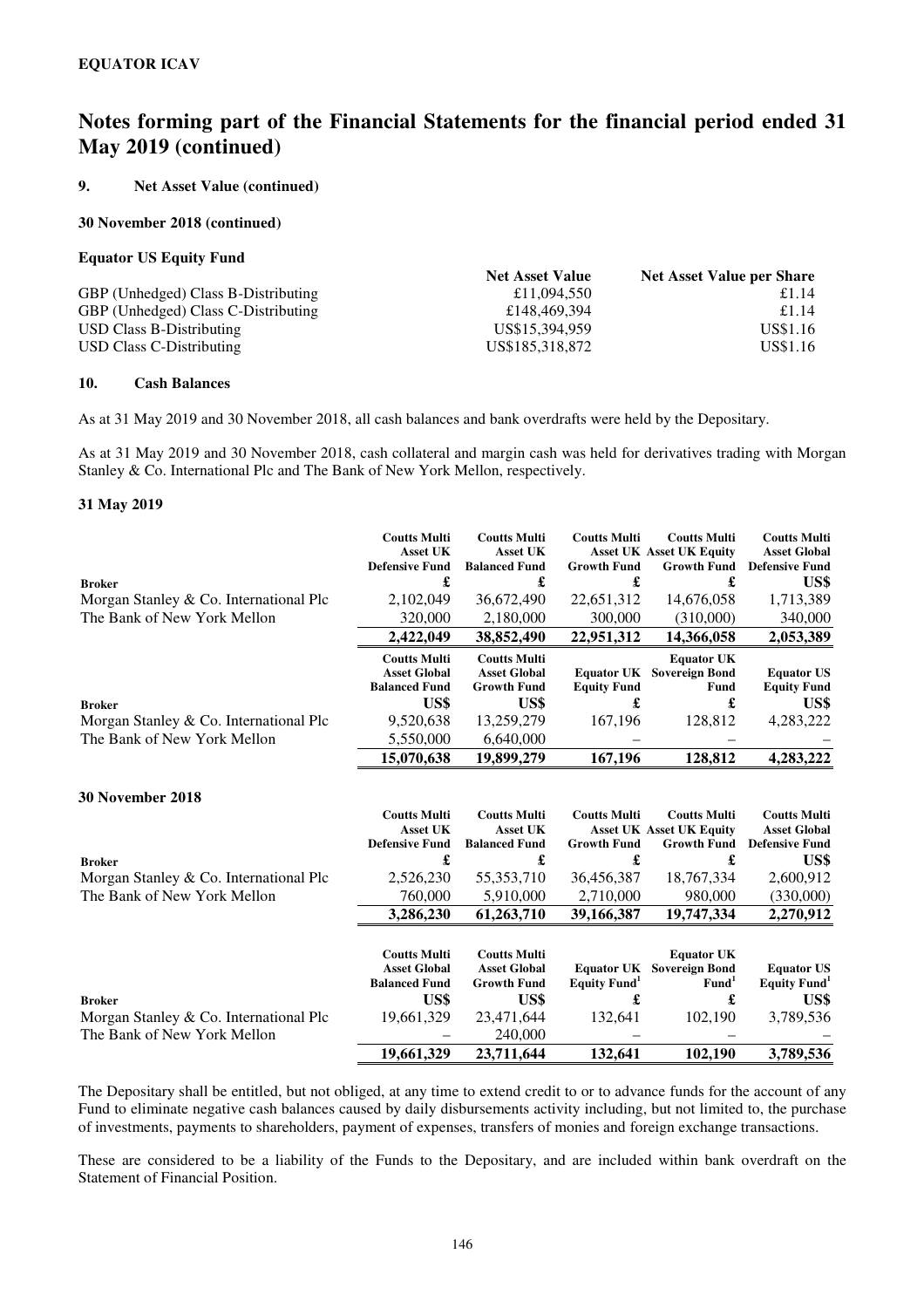**EQUATOR ICAV**

# Notes forming part of the Financial Statements for the financial period ended 31 May 2019 (continued)

## 9. Net Asset Value (continued)

### 30 November 2018 (continued)

**Equator US Equity Fund**

| | Net Asset Value | Net Asset Value per Share |
|---|---|---|
| GBP (Unhedged) Class B-Distributing | £11,094,550 | £1.14 |
| GBP (Unhedged) Class C-Distributing | £148,469,394 | £1.14 |
| USD Class B-Distributing | US$15,394,959 | US$1.16 |
| USD Class C-Distributing | US$185,318,872 | US$1.16 |

## 10. Cash Balances

As at 31 May 2019 and 30 November 2018, all cash balances and bank overdrafts were held by the Depositary.

As at 31 May 2019 and 30 November 2018, cash collateral and margin cash was held for derivatives trading with Morgan Stanley & Co. International Plc and The Bank of New York Mellon, respectively.

### 31 May 2019

| Broker | Coutts Multi Asset UK Defensive Fund £ | Coutts Multi Asset UK Balanced Fund £ | Coutts Multi Asset UK Growth Fund £ | Coutts Multi Asset UK Equity Growth Fund £ | Coutts Multi Asset Global Defensive Fund US$ |
|---|---|---|---|---|---|
| Morgan Stanley & Co. International Plc | 2,102,049 | 36,672,490 | 22,651,312 | 14,676,058 | 1,713,389 |
| The Bank of New York Mellon | 320,000 | 2,180,000 | 300,000 | (310,000) | 340,000 |
| | **2,422,049** | **38,852,490** | **22,951,312** | **14,366,058** | **2,053,389** |

| Broker | Coutts Multi Asset Global Balanced Fund US$ | Coutts Multi Asset Global Growth Fund US$ | Equator UK Equity Fund £ | Equator UK Sovereign Bond Fund £ | Equator US Equity Fund US$ |
|---|---|---|---|---|---|
| Morgan Stanley & Co. International Plc | 9,520,638 | 13,259,279 | 167,196 | 128,812 | 4,283,222 |
| The Bank of New York Mellon | 5,550,000 | 6,640,000 | – | – | – |
| | **15,070,638** | **19,899,279** | **167,196** | **128,812** | **4,283,222** |

### 30 November 2018

| Broker | Coutts Multi Asset UK Defensive Fund £ | Coutts Multi Asset UK Balanced Fund £ | Coutts Multi Asset UK Growth Fund £ | Coutts Multi Asset UK Equity Growth Fund £ | Coutts Multi Asset Global Defensive Fund US$ |
|---|---|---|---|---|---|
| Morgan Stanley & Co. International Plc | 2,526,230 | 55,353,710 | 36,456,387 | 18,767,334 | 2,600,912 |
| The Bank of New York Mellon | 760,000 | 5,910,000 | 2,710,000 | 980,000 | (330,000) |
| | **3,286,230** | **61,263,710** | **39,166,387** | **19,747,334** | **2,270,912** |

| Broker | Coutts Multi Asset Global Balanced Fund US$ | Coutts Multi Asset Global Growth Fund US$ | Equator UK Equity Fund[1] £ | Equator UK Sovereign Bond Fund[1] £ | Equator US Equity Fund[1] US$ |
|---|---|---|---|---|---|
| Morgan Stanley & Co. International Plc | 19,661,329 | 23,471,644 | 132,641 | 102,190 | 3,789,536 |
| The Bank of New York Mellon | – | 240,000 | – | – | – |
| | **19,661,329** | **23,711,644** | **132,641** | **102,190** | **3,789,536** |

The Depositary shall be entitled, but not obliged, at any time to extend credit to or to advance funds for the account of any Fund to eliminate negative cash balances caused by daily disbursements activity including, but not limited to, the purchase of investments, payments to shareholders, payment of expenses, transfers of monies and foreign exchange transactions.

These are considered to be a liability of the Funds to the Depositary, and are included within bank overdraft on the Statement of Financial Position.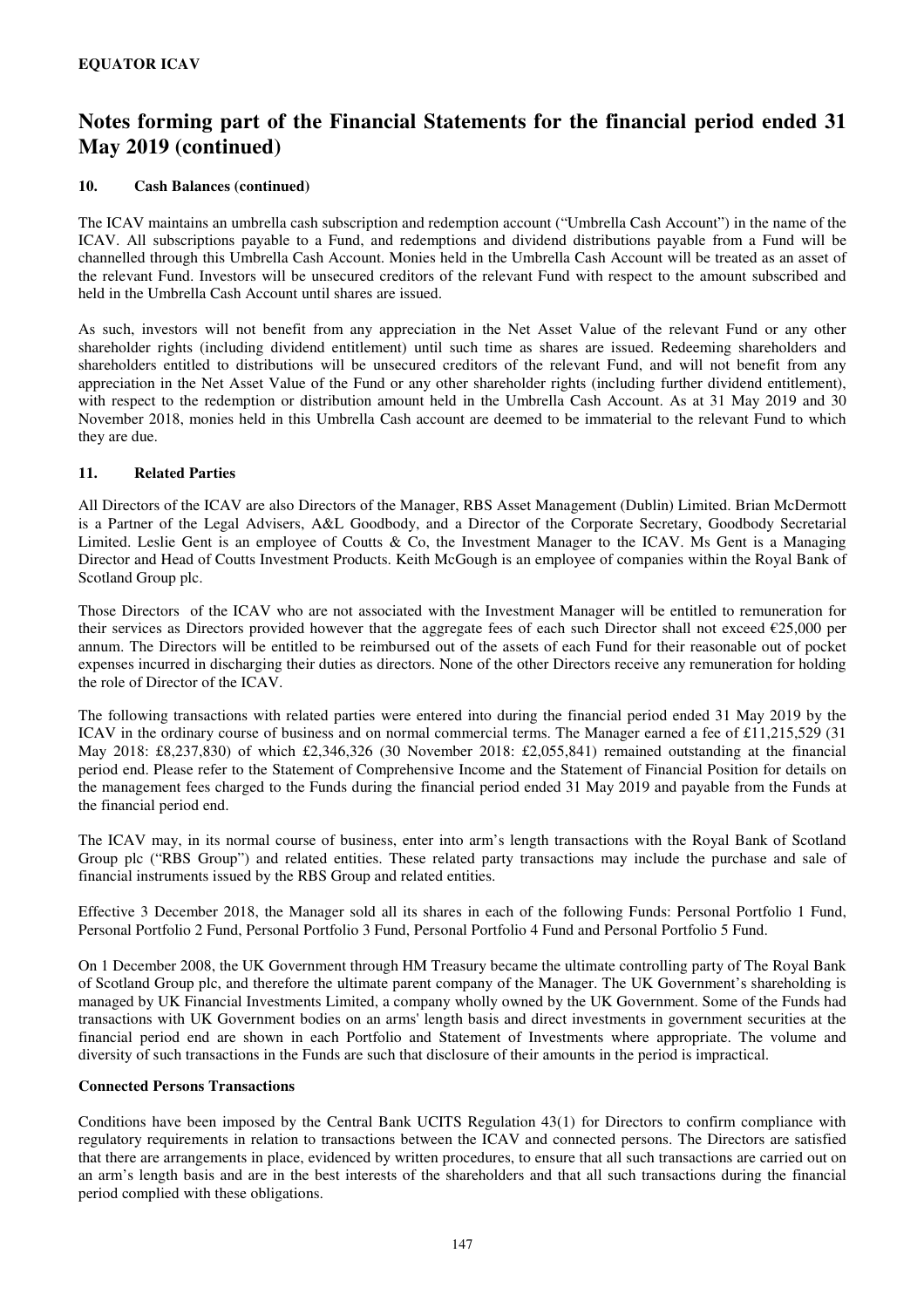**EQUATOR ICAV**

# Notes forming part of the Financial Statements for the financial period ended 31 May 2019 (continued)

### 10. Cash Balances (continued)

The ICAV maintains an umbrella cash subscription and redemption account ("Umbrella Cash Account") in the name of the ICAV. All subscriptions payable to a Fund, and redemptions and dividend distributions payable from a Fund will be channelled through this Umbrella Cash Account. Monies held in the Umbrella Cash Account will be treated as an asset of the relevant Fund. Investors will be unsecured creditors of the relevant Fund with respect to the amount subscribed and held in the Umbrella Cash Account until shares are issued.

As such, investors will not benefit from any appreciation in the Net Asset Value of the relevant Fund or any other shareholder rights (including dividend entitlement) until such time as shares are issued. Redeeming shareholders and shareholders entitled to distributions will be unsecured creditors of the relevant Fund, and will not benefit from any appreciation in the Net Asset Value of the Fund or any other shareholder rights (including further dividend entitlement), with respect to the redemption or distribution amount held in the Umbrella Cash Account. As at 31 May 2019 and 30 November 2018, monies held in this Umbrella Cash account are deemed to be immaterial to the relevant Fund to which they are due.

### 11. Related Parties

All Directors of the ICAV are also Directors of the Manager, RBS Asset Management (Dublin) Limited. Brian McDermott is a Partner of the Legal Advisers, A&L Goodbody, and a Director of the Corporate Secretary, Goodbody Secretarial Limited. Leslie Gent is an employee of Coutts & Co, the Investment Manager to the ICAV. Ms Gent is a Managing Director and Head of Coutts Investment Products. Keith McGough is an employee of companies within the Royal Bank of Scotland Group plc.

Those Directors of the ICAV who are not associated with the Investment Manager will be entitled to remuneration for their services as Directors provided however that the aggregate fees of each such Director shall not exceed €25,000 per annum. The Directors will be entitled to be reimbursed out of the assets of each Fund for their reasonable out of pocket expenses incurred in discharging their duties as directors. None of the other Directors receive any remuneration for holding the role of Director of the ICAV.

The following transactions with related parties were entered into during the financial period ended 31 May 2019 by the ICAV in the ordinary course of business and on normal commercial terms. The Manager earned a fee of £11,215,529 (31 May 2018: £8,237,830) of which £2,346,326 (30 November 2018: £2,055,841) remained outstanding at the financial period end. Please refer to the Statement of Comprehensive Income and the Statement of Financial Position for details on the management fees charged to the Funds during the financial period ended 31 May 2019 and payable from the Funds at the financial period end.

The ICAV may, in its normal course of business, enter into arm's length transactions with the Royal Bank of Scotland Group plc ("RBS Group") and related entities. These related party transactions may include the purchase and sale of financial instruments issued by the RBS Group and related entities.

Effective 3 December 2018, the Manager sold all its shares in each of the following Funds: Personal Portfolio 1 Fund, Personal Portfolio 2 Fund, Personal Portfolio 3 Fund, Personal Portfolio 4 Fund and Personal Portfolio 5 Fund.

On 1 December 2008, the UK Government through HM Treasury became the ultimate controlling party of The Royal Bank of Scotland Group plc, and therefore the ultimate parent company of the Manager. The UK Government's shareholding is managed by UK Financial Investments Limited, a company wholly owned by the UK Government. Some of the Funds had transactions with UK Government bodies on an arms' length basis and direct investments in government securities at the financial period end are shown in each Portfolio and Statement of Investments where appropriate. The volume and diversity of such transactions in the Funds are such that disclosure of their amounts in the period is impractical.

#### Connected Persons Transactions

Conditions have been imposed by the Central Bank UCITS Regulation 43(1) for Directors to confirm compliance with regulatory requirements in relation to transactions between the ICAV and connected persons. The Directors are satisfied that there are arrangements in place, evidenced by written procedures, to ensure that all such transactions are carried out on an arm's length basis and are in the best interests of the shareholders and that all such transactions during the financial period complied with these obligations.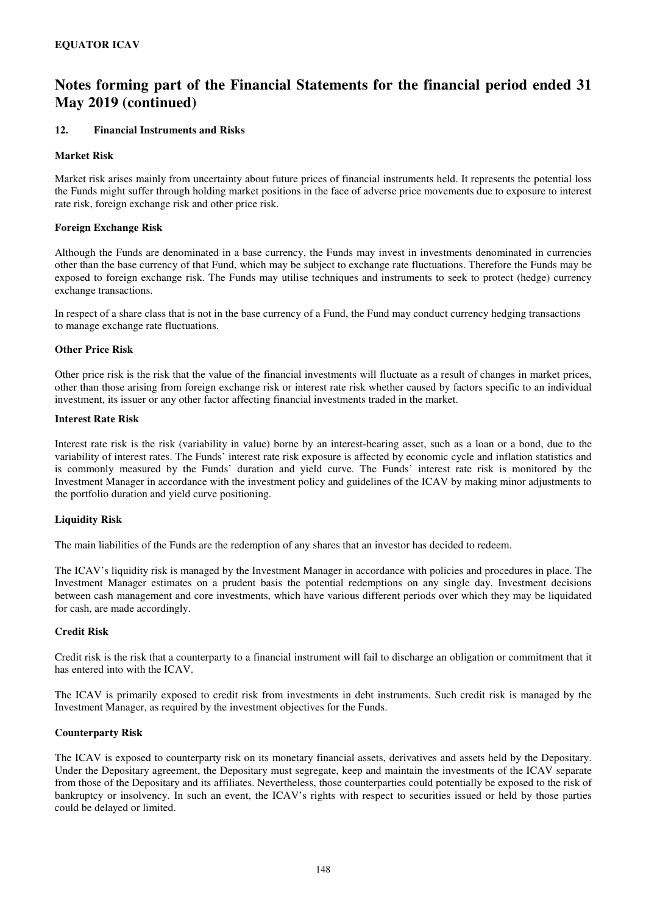**EQUATOR ICAV**

# Notes forming part of the Financial Statements for the financial period ended 31 May 2019 (continued)

## 12. Financial Instruments and Risks

### Market Risk

Market risk arises mainly from uncertainty about future prices of financial instruments held. It represents the potential loss the Funds might suffer through holding market positions in the face of adverse price movements due to exposure to interest rate risk, foreign exchange risk and other price risk.

### Foreign Exchange Risk

Although the Funds are denominated in a base currency, the Funds may invest in investments denominated in currencies other than the base currency of that Fund, which may be subject to exchange rate fluctuations. Therefore the Funds may be exposed to foreign exchange risk. The Funds may utilise techniques and instruments to seek to protect (hedge) currency exchange transactions.

In respect of a share class that is not in the base currency of a Fund, the Fund may conduct currency hedging transactions to manage exchange rate fluctuations.

### Other Price Risk

Other price risk is the risk that the value of the financial investments will fluctuate as a result of changes in market prices, other than those arising from foreign exchange risk or interest rate risk whether caused by factors specific to an individual investment, its issuer or any other factor affecting financial investments traded in the market.

### Interest Rate Risk

Interest rate risk is the risk (variability in value) borne by an interest-bearing asset, such as a loan or a bond, due to the variability of interest rates. The Funds' interest rate risk exposure is affected by economic cycle and inflation statistics and is commonly measured by the Funds' duration and yield curve. The Funds' interest rate risk is monitored by the Investment Manager in accordance with the investment policy and guidelines of the ICAV by making minor adjustments to the portfolio duration and yield curve positioning.

### Liquidity Risk

The main liabilities of the Funds are the redemption of any shares that an investor has decided to redeem.

The ICAV's liquidity risk is managed by the Investment Manager in accordance with policies and procedures in place. The Investment Manager estimates on a prudent basis the potential redemptions on any single day. Investment decisions between cash management and core investments, which have various different periods over which they may be liquidated for cash, are made accordingly.

### Credit Risk

Credit risk is the risk that a counterparty to a financial instrument will fail to discharge an obligation or commitment that it has entered into with the ICAV.

The ICAV is primarily exposed to credit risk from investments in debt instruments. Such credit risk is managed by the Investment Manager, as required by the investment objectives for the Funds.

### Counterparty Risk

The ICAV is exposed to counterparty risk on its monetary financial assets, derivatives and assets held by the Depositary. Under the Depositary agreement, the Depositary must segregate, keep and maintain the investments of the ICAV separate from those of the Depositary and its affiliates. Nevertheless, those counterparties could potentially be exposed to the risk of bankruptcy or insolvency. In such an event, the ICAV's rights with respect to securities issued or held by those parties could be delayed or limited.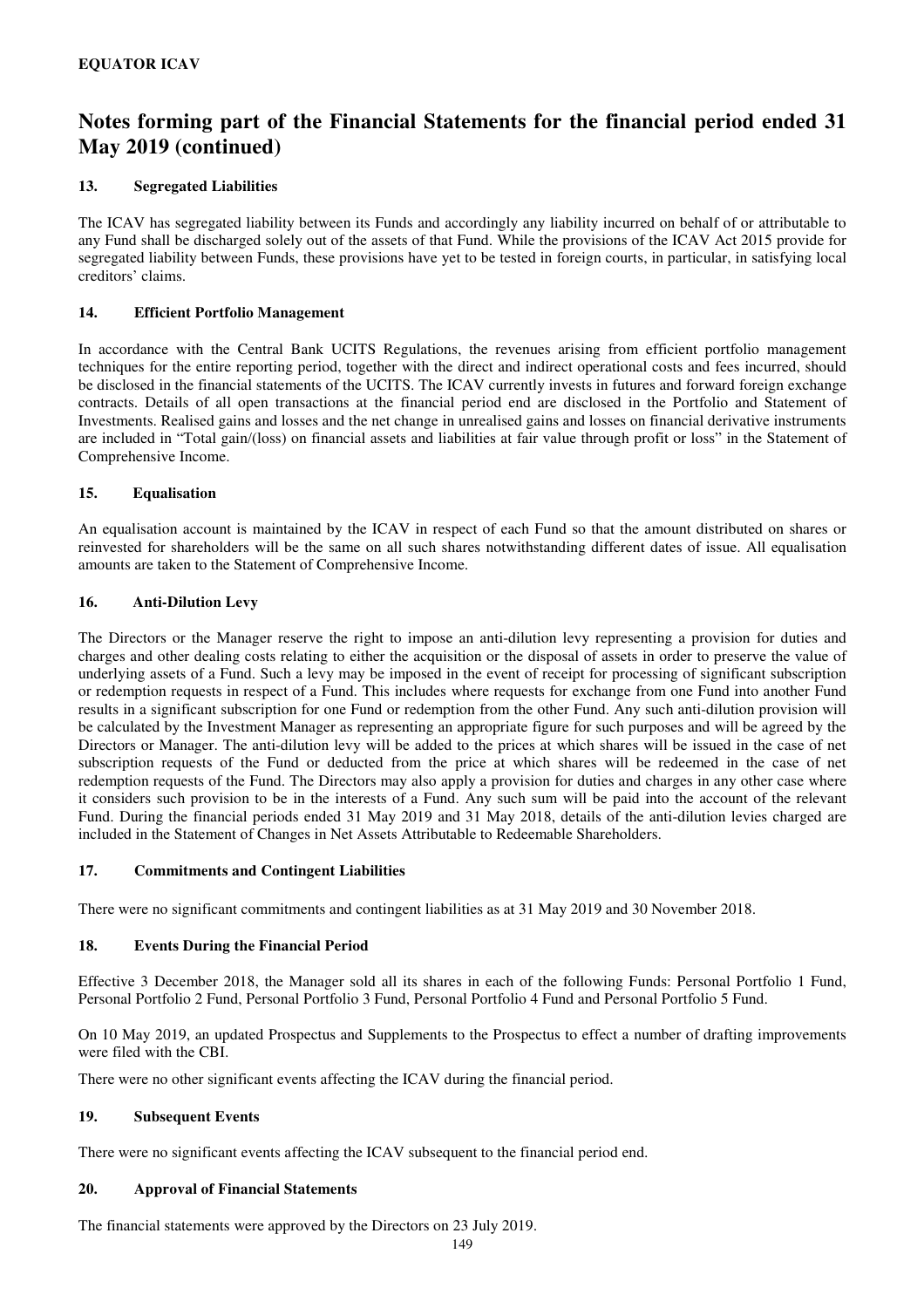## Notes forming part of the Financial Statements for the financial period ended 31 May 2019 (continued)

### 13. Segregated Liabilities

The ICAV has segregated liability between its Funds and accordingly any liability incurred on behalf of or attributable to any Fund shall be discharged solely out of the assets of that Fund. While the provisions of the ICAV Act 2015 provide for segregated liability between Funds, these provisions have yet to be tested in foreign courts, in particular, in satisfying local creditors' claims.

### 14. Efficient Portfolio Management

In accordance with the Central Bank UCITS Regulations, the revenues arising from efficient portfolio management techniques for the entire reporting period, together with the direct and indirect operational costs and fees incurred, should be disclosed in the financial statements of the UCITS. The ICAV currently invests in futures and forward foreign exchange contracts. Details of all open transactions at the financial period end are disclosed in the Portfolio and Statement of Investments. Realised gains and losses and the net change in unrealised gains and losses on financial derivative instruments are included in "Total gain/(loss) on financial assets and liabilities at fair value through profit or loss" in the Statement of Comprehensive Income.

### 15. Equalisation

An equalisation account is maintained by the ICAV in respect of each Fund so that the amount distributed on shares or reinvested for shareholders will be the same on all such shares notwithstanding different dates of issue. All equalisation amounts are taken to the Statement of Comprehensive Income.

### 16. Anti-Dilution Levy

The Directors or the Manager reserve the right to impose an anti-dilution levy representing a provision for duties and charges and other dealing costs relating to either the acquisition or the disposal of assets in order to preserve the value of underlying assets of a Fund. Such a levy may be imposed in the event of receipt for processing of significant subscription or redemption requests in respect of a Fund. This includes where requests for exchange from one Fund into another Fund results in a significant subscription for one Fund or redemption from the other Fund. Any such anti-dilution provision will be calculated by the Investment Manager as representing an appropriate figure for such purposes and will be agreed by the Directors or Manager. The anti-dilution levy will be added to the prices at which shares will be issued in the case of net subscription requests of the Fund or deducted from the price at which shares will be redeemed in the case of net redemption requests of the Fund. The Directors may also apply a provision for duties and charges in any other case where it considers such provision to be in the interests of a Fund. Any such sum will be paid into the account of the relevant Fund. During the financial periods ended 31 May 2019 and 31 May 2018, details of the anti-dilution levies charged are included in the Statement of Changes in Net Assets Attributable to Redeemable Shareholders.

### 17. Commitments and Contingent Liabilities

There were no significant commitments and contingent liabilities as at 31 May 2019 and 30 November 2018.

### 18. Events During the Financial Period

Effective 3 December 2018, the Manager sold all its shares in each of the following Funds: Personal Portfolio 1 Fund, Personal Portfolio 2 Fund, Personal Portfolio 3 Fund, Personal Portfolio 4 Fund and Personal Portfolio 5 Fund.

On 10 May 2019, an updated Prospectus and Supplements to the Prospectus to effect a number of drafting improvements were filed with the CBI.

There were no other significant events affecting the ICAV during the financial period.

### 19. Subsequent Events

There were no significant events affecting the ICAV subsequent to the financial period end.

### 20. Approval of Financial Statements

The financial statements were approved by the Directors on 23 July 2019.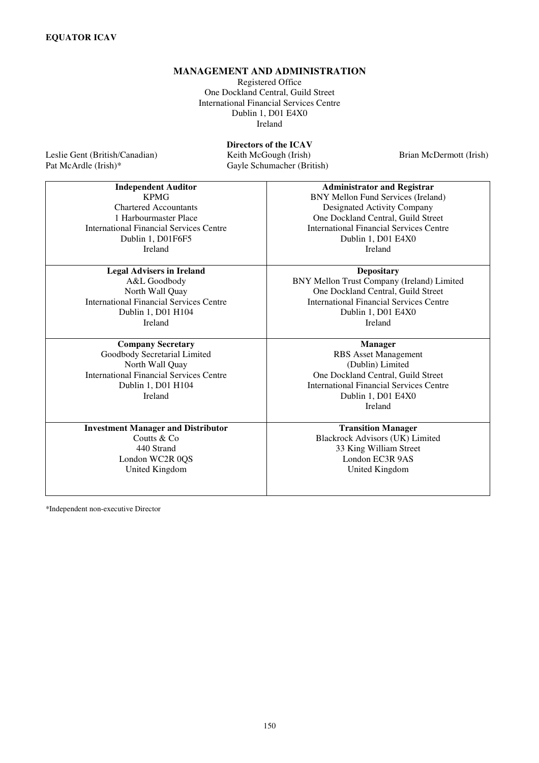**EQUATOR ICAV**

## MANAGEMENT AND ADMINISTRATION

Registered Office
One Dockland Central, Guild Street
International Financial Services Centre
Dublin 1, D01 E4X0
Ireland

**Directors of the ICAV**

Leslie Gent (British/Canadian)
Keith McGough (Irish)
Brian McDermott (Irish)
Pat McArdle (Irish)*
Gayle Schumacher (British)

| | |
|---|---|
| **Independent Auditor**<br>KPMG<br>Chartered Accountants<br>1 Harbourmaster Place<br>International Financial Services Centre<br>Dublin 1, D01F6F5<br>Ireland | **Administrator and Registrar**<br>BNY Mellon Fund Services (Ireland)<br>Designated Activity Company<br>One Dockland Central, Guild Street<br>International Financial Services Centre<br>Dublin 1, D01 E4X0<br>Ireland |
| **Legal Advisers in Ireland**<br>A&L Goodbody<br>North Wall Quay<br>International Financial Services Centre<br>Dublin 1, D01 H104<br>Ireland | **Depositary**<br>BNY Mellon Trust Company (Ireland) Limited<br>One Dockland Central, Guild Street<br>International Financial Services Centre<br>Dublin 1, D01 E4X0<br>Ireland |
| **Company Secretary**<br>Goodbody Secretarial Limited<br>North Wall Quay<br>International Financial Services Centre<br>Dublin 1, D01 H104<br>Ireland | **Manager**<br>RBS Asset Management<br>(Dublin) Limited<br>One Dockland Central, Guild Street<br>International Financial Services Centre<br>Dublin 1, D01 E4X0<br>Ireland |
| **Investment Manager and Distributor**<br>Coutts & Co<br>440 Strand<br>London WC2R 0QS<br>United Kingdom | **Transition Manager**<br>Blackrock Advisors (UK) Limited<br>33 King William Street<br>London EC3R 9AS<br>United Kingdom |

*Independent non-executive Director